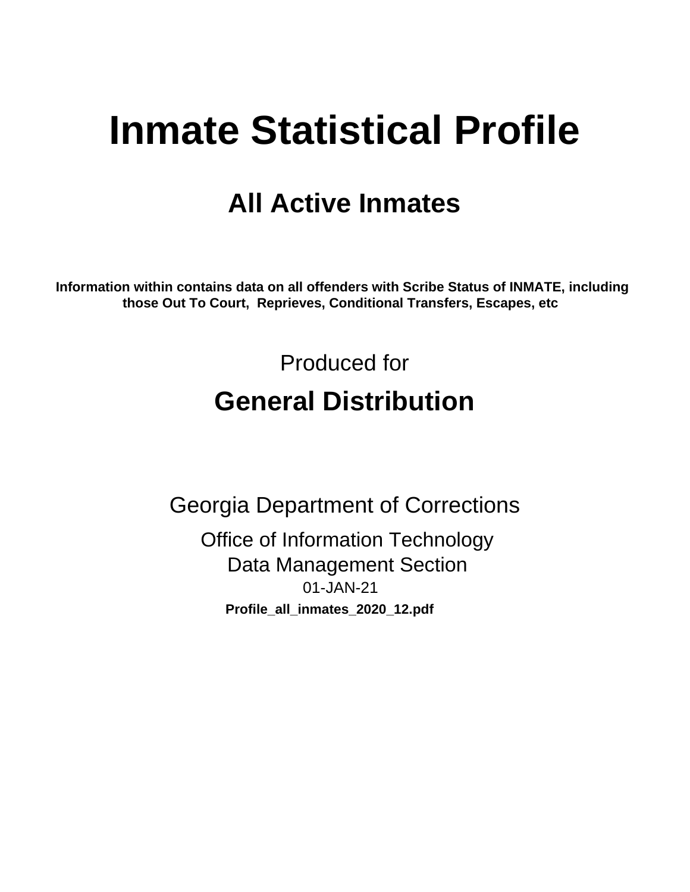# Inmate Statistical Profile

## All Active Inmates

**Information within contains data on all offenders with Scribe Status of INMATE, including those Out To Court, Reprieves, Conditional Transfers, Escapes, etc**

Produced for

## General Distribution

Georgia Department of Corrections

Office of Information Technology

Data Management Section

01-JAN-21

**Profile_all_inmates_2020_12.pdf**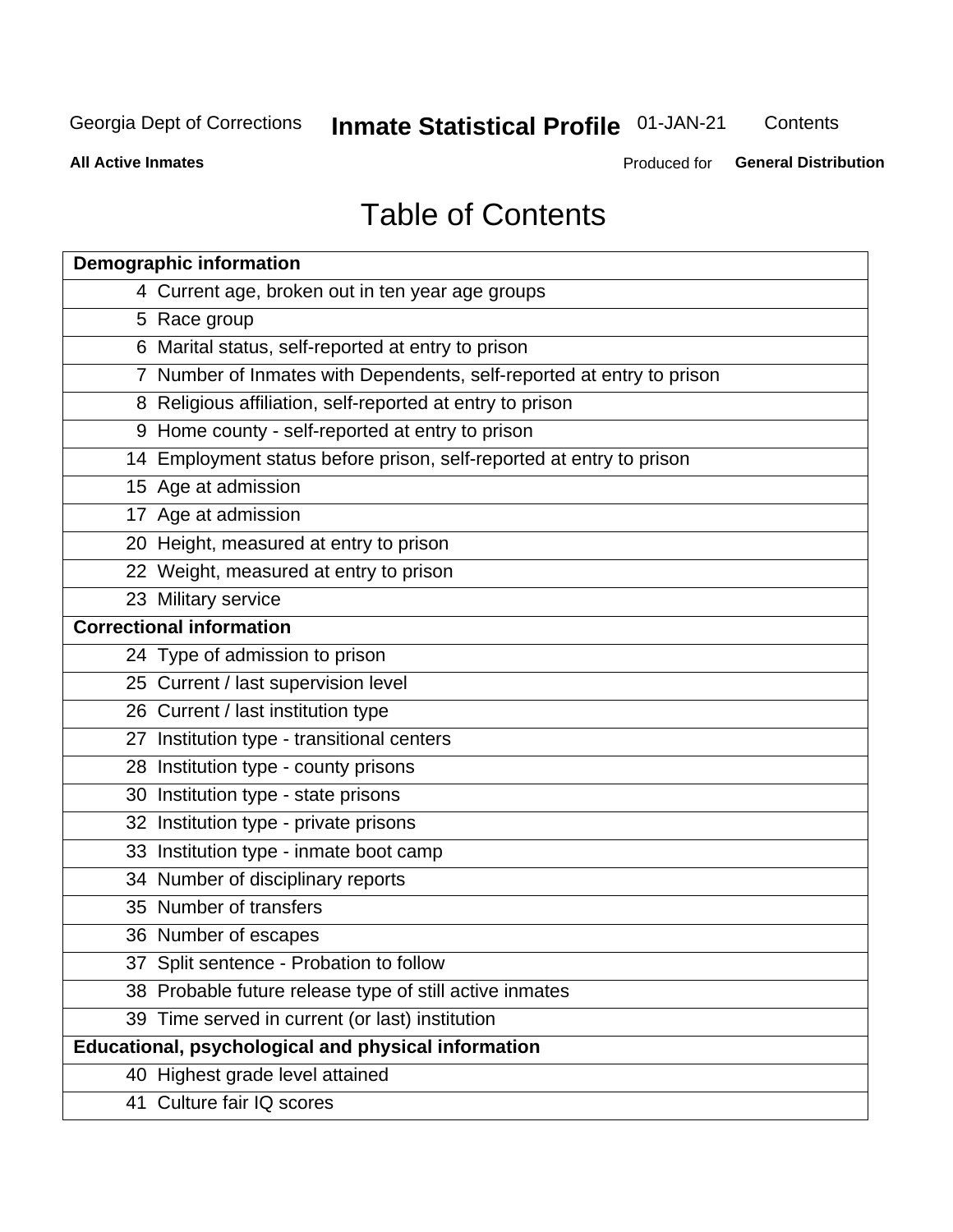# Table of Contents

| Page | Section |
|---|---|
| **Demographic information** | |
| 4 | Current age, broken out in ten year age groups |
| 5 | Race group |
| 6 | Marital status, self-reported at entry to prison |
| 7 | Number of Inmates with Dependents, self-reported at entry to prison |
| 8 | Religious affiliation, self-reported at entry to prison |
| 9 | Home county - self-reported at entry to prison |
| 14 | Employment status before prison, self-reported at entry to prison |
| 15 | Age at admission |
| 17 | Age at admission |
| 20 | Height, measured at entry to prison |
| 22 | Weight, measured at entry to prison |
| 23 | Military service |
| **Correctional information** | |
| 24 | Type of admission to prison |
| 25 | Current / last supervision level |
| 26 | Current / last institution type |
| 27 | Institution type - transitional centers |
| 28 | Institution type - county prisons |
| 30 | Institution type - state prisons |
| 32 | Institution type - private prisons |
| 33 | Institution type - inmate boot camp |
| 34 | Number of disciplinary reports |
| 35 | Number of transfers |
| 36 | Number of escapes |
| 37 | Split sentence - Probation to follow |
| 38 | Probable future release type of still active inmates |
| 39 | Time served in current (or last) institution |
| **Educational, psychological and physical information** | |
| 40 | Highest grade level attained |
| 41 | Culture fair IQ scores |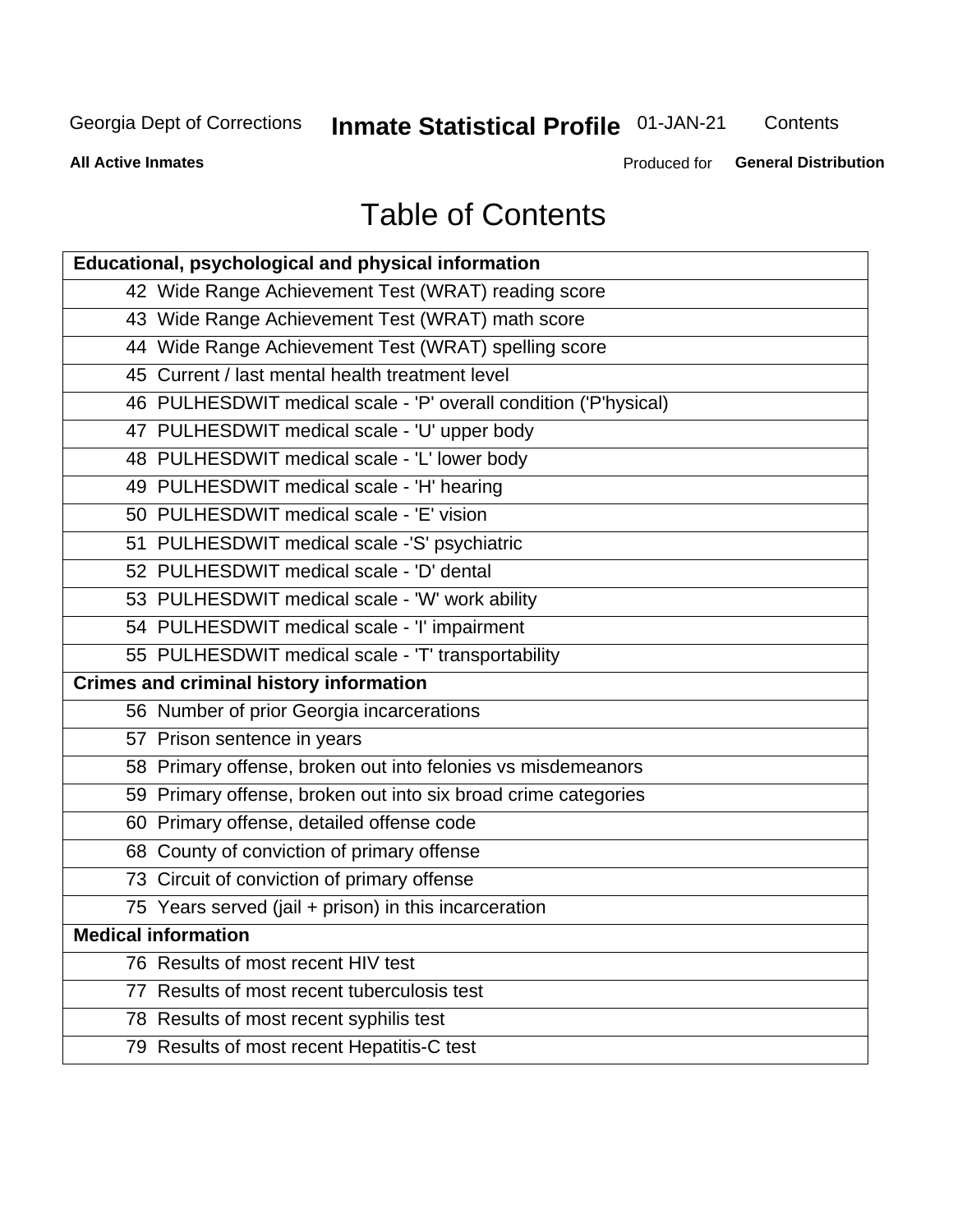# Table of Contents

| Educational, psychological and physical information | |
|---|---|
| 42 | Wide Range Achievement Test (WRAT) reading score |
| 43 | Wide Range Achievement Test (WRAT) math score |
| 44 | Wide Range Achievement Test (WRAT) spelling score |
| 45 | Current / last mental health treatment level |
| 46 | PULHESDWIT medical scale - 'P' overall condition ('P'hysical) |
| 47 | PULHESDWIT medical scale - 'U' upper body |
| 48 | PULHESDWIT medical scale - 'L' lower body |
| 49 | PULHESDWIT medical scale - 'H' hearing |
| 50 | PULHESDWIT medical scale - 'E' vision |
| 51 | PULHESDWIT medical scale -'S' psychiatric |
| 52 | PULHESDWIT medical scale - 'D' dental |
| 53 | PULHESDWIT medical scale - 'W' work ability |
| 54 | PULHESDWIT medical scale - 'I' impairment |
| 55 | PULHESDWIT medical scale - 'T' transportability |
| **Crimes and criminal history information** | |
| 56 | Number of prior Georgia incarcerations |
| 57 | Prison sentence in years |
| 58 | Primary offense, broken out into felonies vs misdemeanors |
| 59 | Primary offense, broken out into six broad crime categories |
| 60 | Primary offense, detailed offense code |
| 68 | County of conviction of primary offense |
| 73 | Circuit of conviction of primary offense |
| 75 | Years served (jail + prison) in this incarceration |
| **Medical information** | |
| 76 | Results of most recent HIV test |
| 77 | Results of most recent tuberculosis test |
| 78 | Results of most recent syphilis test |
| 79 | Results of most recent Hepatitis-C test |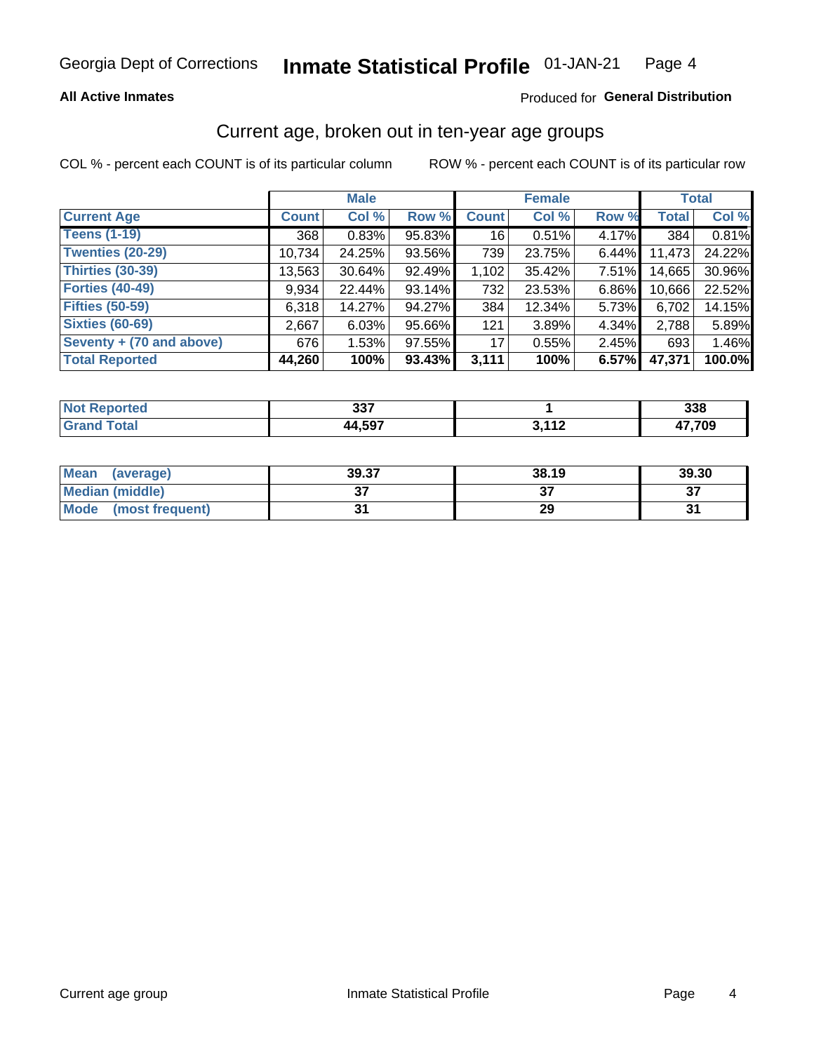Georgia Dept of Corrections **Inmate Statistical Profile** 01-JAN-21

**All Active Inmates**

Produced for **General Distribution**

## Current age, broken out in ten-year age groups

COL % - percent each COUNT is of its particular column

ROW % - percent each COUNT is of its particular row

| | Male | | | Female | | | Total | |
|---|---|---|---|---|---|---|---|---|
| **Current Age** | **Count** | **Col %** | **Row %** | **Count** | **Col %** | **Row %** | **Total** | **Col %** |
| **Teens (1-19)** | 368 | 0.83% | 95.83% | 16 | 0.51% | 4.17% | 384 | 0.81% |
| **Twenties (20-29)** | 10,734 | 24.25% | 93.56% | 739 | 23.75% | 6.44% | 11,473 | 24.22% |
| **Thirties (30-39)** | 13,563 | 30.64% | 92.49% | 1,102 | 35.42% | 7.51% | 14,665 | 30.96% |
| **Forties (40-49)** | 9,934 | 22.44% | 93.14% | 732 | 23.53% | 6.86% | 10,666 | 22.52% |
| **Fifties (50-59)** | 6,318 | 14.27% | 94.27% | 384 | 12.34% | 5.73% | 6,702 | 14.15% |
| **Sixties (60-69)** | 2,667 | 6.03% | 95.66% | 121 | 3.89% | 4.34% | 2,788 | 5.89% |
| **Seventy + (70 and above)** | 676 | 1.53% | 97.55% | 17 | 0.55% | 2.45% | 693 | 1.46% |
| **Total Reported** | **44,260** | **100%** | **93.43%** | **3,111** | **100%** | **6.57%** | **47,371** | **100.0%** |

| | Male | Female | Total |
|---|---|---|---|
| **Not Reported** | **337** | **1** | **338** |
| **Grand Total** | **44,597** | **3,112** | **47,709** |

| | Male | Female | Total |
|---|---|---|---|
| **Mean (average)** | **39.37** | **38.19** | **39.30** |
| **Median (middle)** | **37** | **37** | **37** |
| **Mode (most frequent)** | **31** | **29** | **31** |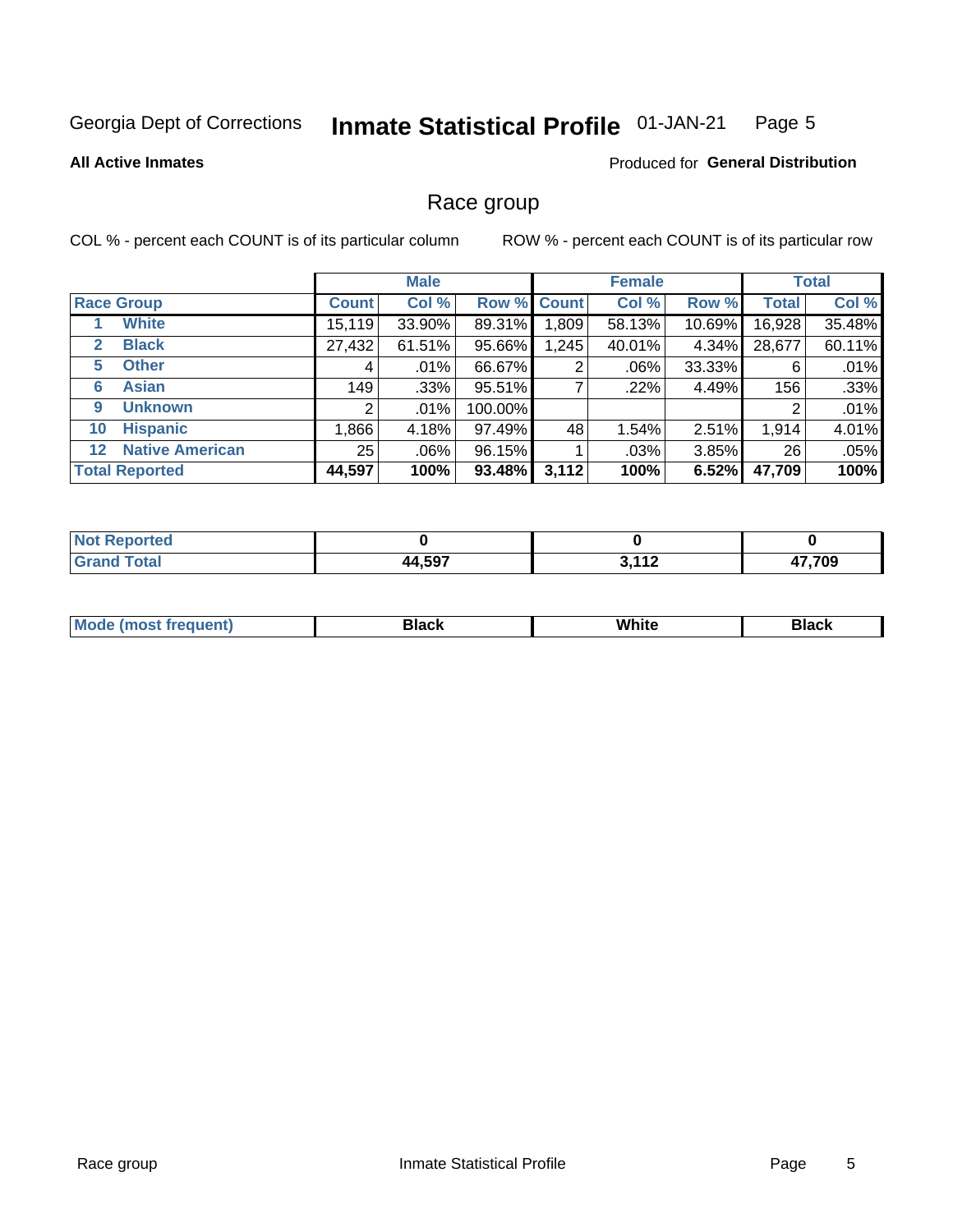Georgia Dept of Corrections **Inmate Statistical Profile** 01-JAN-21

**All Active Inmates**

Produced for **General Distribution**

## Race group

COL % - percent each COUNT is of its particular column

ROW % - percent each COUNT is of its particular row

| | | Male | | | Female | | | Total | |
|---|---|---|---|---|---|---|---|---|---|
| **Race Group** | | **Count** | **Col %** | **Row %** | **Count** | **Col %** | **Row %** | **Total** | **Col %** |
| 1 | White | 15,119 | 33.90% | 89.31% | 1,809 | 58.13% | 10.69% | 16,928 | 35.48% |
| 2 | Black | 27,432 | 61.51% | 95.66% | 1,245 | 40.01% | 4.34% | 28,677 | 60.11% |
| 5 | Other | 4 | .01% | 66.67% | 2 | .06% | 33.33% | 6 | .01% |
| 6 | Asian | 149 | .33% | 95.51% | 7 | .22% | 4.49% | 156 | .33% |
| 9 | Unknown | 2 | .01% | 100.00% | | | | 2 | .01% |
| 10 | Hispanic | 1,866 | 4.18% | 97.49% | 48 | 1.54% | 2.51% | 1,914 | 4.01% |
| 12 | Native American | 25 | .06% | 96.15% | 1 | .03% | 3.85% | 26 | .05% |
| **Total Reported** | | **44,597** | **100%** | **93.48%** | **3,112** | **100%** | **6.52%** | **47,709** | **100%** |

| | Male | Female | Total |
|---|---|---|---|
| Not Reported | **0** | **0** | **0** |
| Grand Total | **44,597** | **3,112** | **47,709** |

| | Male | Female | Total |
|---|---|---|---|
| Mode (most frequent) | **Black** | **White** | **Black** |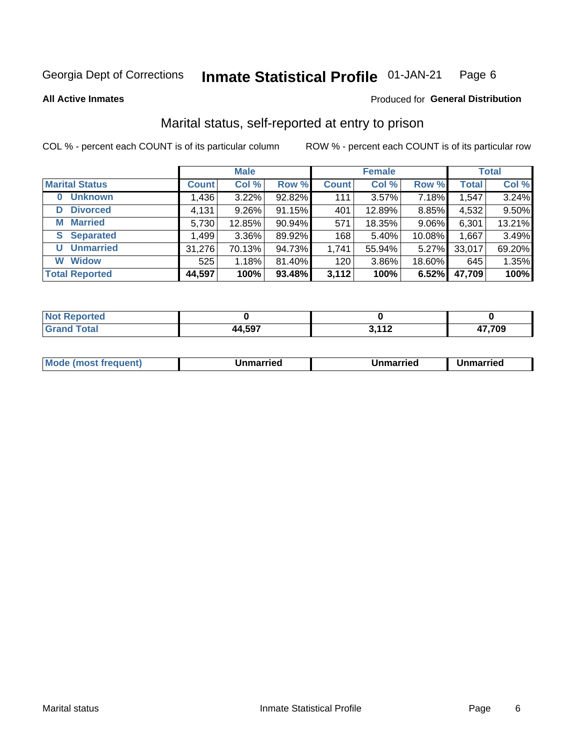Georgia Dept of Corrections **Inmate Statistical Profile** 01-JAN-21

**All Active Inmates**

Produced for **General Distribution**

## Marital status, self-reported at entry to prison

COL % - percent each COUNT is of its particular column

ROW % - percent each COUNT is of its particular row

| | Male | | | Female | | | Total | |
|---|---|---|---|---|---|---|---|---|
| **Marital Status** | **Count** | **Col %** | **Row %** | **Count** | **Col %** | **Row %** | **Total** | **Col %** |
| **0 Unknown** | 1,436 | 3.22% | 92.82% | 111 | 3.57% | 7.18% | 1,547 | 3.24% |
| **D Divorced** | 4,131 | 9.26% | 91.15% | 401 | 12.89% | 8.85% | 4,532 | 9.50% |
| **M Married** | 5,730 | 12.85% | 90.94% | 571 | 18.35% | 9.06% | 6,301 | 13.21% |
| **S Separated** | 1,499 | 3.36% | 89.92% | 168 | 5.40% | 10.08% | 1,667 | 3.49% |
| **U Unmarried** | 31,276 | 70.13% | 94.73% | 1,741 | 55.94% | 5.27% | 33,017 | 69.20% |
| **W Widow** | 525 | 1.18% | 81.40% | 120 | 3.86% | 18.60% | 645 | 1.35% |
| **Total Reported** | **44,597** | **100%** | **93.48%** | **3,112** | **100%** | **6.52%** | **47,709** | **100%** |

| | Male | Female | Total |
|---|---|---|---|
| **Not Reported** | **0** | **0** | **0** |
| **Grand Total** | **44,597** | **3,112** | **47,709** |

| | Male | Female | Total |
|---|---|---|---|
| **Mode (most frequent)** | **Unmarried** | **Unmarried** | **Unmarried** |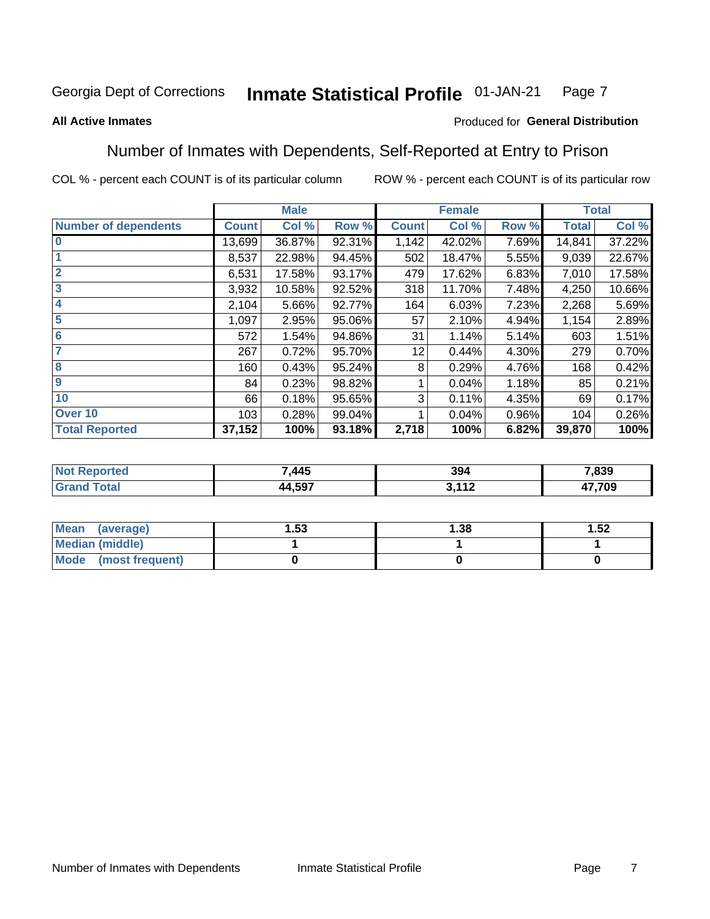Georgia Dept of Corrections **Inmate Statistical Profile** 01-JAN-21

**All Active Inmates**

Produced for **General Distribution**

## Number of Inmates with Dependents, Self-Reported at Entry to Prison

COL % - percent each COUNT is of its particular column ROW % - percent each COUNT is of its particular row

| | Male | | | Female | | | Total | |
|---|---|---|---|---|---|---|---|---|
| **Number of dependents** | **Count** | **Col %** | **Row %** | **Count** | **Col %** | **Row %** | **Total** | **Col %** |
| **0** | 13,699 | 36.87% | 92.31% | 1,142 | 42.02% | 7.69% | 14,841 | 37.22% |
| **1** | 8,537 | 22.98% | 94.45% | 502 | 18.47% | 5.55% | 9,039 | 22.67% |
| **2** | 6,531 | 17.58% | 93.17% | 479 | 17.62% | 6.83% | 7,010 | 17.58% |
| **3** | 3,932 | 10.58% | 92.52% | 318 | 11.70% | 7.48% | 4,250 | 10.66% |
| **4** | 2,104 | 5.66% | 92.77% | 164 | 6.03% | 7.23% | 2,268 | 5.69% |
| **5** | 1,097 | 2.95% | 95.06% | 57 | 2.10% | 4.94% | 1,154 | 2.89% |
| **6** | 572 | 1.54% | 94.86% | 31 | 1.14% | 5.14% | 603 | 1.51% |
| **7** | 267 | 0.72% | 95.70% | 12 | 0.44% | 4.30% | 279 | 0.70% |
| **8** | 160 | 0.43% | 95.24% | 8 | 0.29% | 4.76% | 168 | 0.42% |
| **9** | 84 | 0.23% | 98.82% | 1 | 0.04% | 1.18% | 85 | 0.21% |
| **10** | 66 | 0.18% | 95.65% | 3 | 0.11% | 4.35% | 69 | 0.17% |
| **Over 10** | 103 | 0.28% | 99.04% | 1 | 0.04% | 0.96% | 104 | 0.26% |
| **Total Reported** | **37,152** | **100%** | **93.18%** | **2,718** | **100%** | **6.82%** | **39,870** | **100%** |

| | Male | Female | Total |
|---|---|---|---|
| **Not Reported** | **7,445** | **394** | **7,839** |
| **Grand Total** | **44,597** | **3,112** | **47,709** |

| | Male | Female | Total |
|---|---|---|---|
| **Mean (average)** | **1.53** | **1.38** | **1.52** |
| **Median (middle)** | **1** | **1** | **1** |
| **Mode (most frequent)** | **0** | **0** | **0** |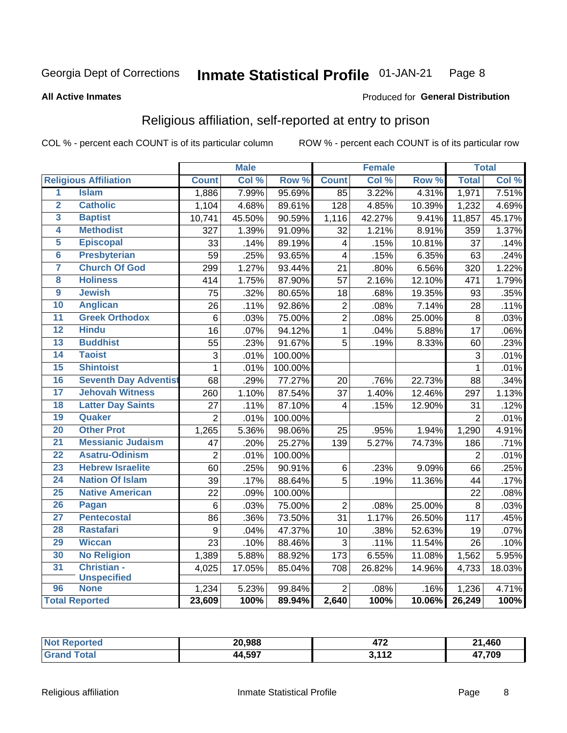Georgia Dept of Corrections **Inmate Statistical Profile** 01-JAN-21

**All Active Inmates**

Produced for **General Distribution**

## Religious affiliation, self-reported at entry to prison

COL % - percent each COUNT is of its particular column    ROW % - percent each COUNT is of its particular row

| | | Male | | | Female | | | Total | |
|---|---|---|---|---|---|---|---|---|---|
| **Religious Affiliation** | | **Count** | **Col %** | **Row %** | **Count** | **Col %** | **Row %** | **Total** | **Col %** |
| 1 | Islam | 1,886 | 7.99% | 95.69% | 85 | 3.22% | 4.31% | 1,971 | 7.51% |
| 2 | Catholic | 1,104 | 4.68% | 89.61% | 128 | 4.85% | 10.39% | 1,232 | 4.69% |
| 3 | Baptist | 10,741 | 45.50% | 90.59% | 1,116 | 42.27% | 9.41% | 11,857 | 45.17% |
| 4 | Methodist | 327 | 1.39% | 91.09% | 32 | 1.21% | 8.91% | 359 | 1.37% |
| 5 | Episcopal | 33 | .14% | 89.19% | 4 | .15% | 10.81% | 37 | .14% |
| 6 | Presbyterian | 59 | .25% | 93.65% | 4 | .15% | 6.35% | 63 | .24% |
| 7 | Church Of God | 299 | 1.27% | 93.44% | 21 | .80% | 6.56% | 320 | 1.22% |
| 8 | Holiness | 414 | 1.75% | 87.90% | 57 | 2.16% | 12.10% | 471 | 1.79% |
| 9 | Jewish | 75 | .32% | 80.65% | 18 | .68% | 19.35% | 93 | .35% |
| 10 | Anglican | 26 | .11% | 92.86% | 2 | .08% | 7.14% | 28 | .11% |
| 11 | Greek Orthodox | 6 | .03% | 75.00% | 2 | .08% | 25.00% | 8 | .03% |
| 12 | Hindu | 16 | .07% | 94.12% | 1 | .04% | 5.88% | 17 | .06% |
| 13 | Buddhist | 55 | .23% | 91.67% | 5 | .19% | 8.33% | 60 | .23% |
| 14 | Taoist | 3 | .01% | 100.00% | | | | 3 | .01% |
| 15 | Shintoist | 1 | .01% | 100.00% | | | | 1 | .01% |
| 16 | Seventh Day Adventist | 68 | .29% | 77.27% | 20 | .76% | 22.73% | 88 | .34% |
| 17 | Jehovah Witness | 260 | 1.10% | 87.54% | 37 | 1.40% | 12.46% | 297 | 1.13% |
| 18 | Latter Day Saints | 27 | .11% | 87.10% | 4 | .15% | 12.90% | 31 | .12% |
| 19 | Quaker | 2 | .01% | 100.00% | | | | 2 | .01% |
| 20 | Other Prot | 1,265 | 5.36% | 98.06% | 25 | .95% | 1.94% | 1,290 | 4.91% |
| 21 | Messianic Judaism | 47 | .20% | 25.27% | 139 | 5.27% | 74.73% | 186 | .71% |
| 22 | Asatru-Odinism | 2 | .01% | 100.00% | | | | 2 | .01% |
| 23 | Hebrew Israelite | 60 | .25% | 90.91% | 6 | .23% | 9.09% | 66 | .25% |
| 24 | Nation Of Islam | 39 | .17% | 88.64% | 5 | .19% | 11.36% | 44 | .17% |
| 25 | Native American | 22 | .09% | 100.00% | | | | 22 | .08% |
| 26 | Pagan | 6 | .03% | 75.00% | 2 | .08% | 25.00% | 8 | .03% |
| 27 | Pentecostal | 86 | .36% | 73.50% | 31 | 1.17% | 26.50% | 117 | .45% |
| 28 | Rastafari | 9 | .04% | 47.37% | 10 | .38% | 52.63% | 19 | .07% |
| 29 | Wiccan | 23 | .10% | 88.46% | 3 | .11% | 11.54% | 26 | .10% |
| 30 | No Religion | 1,389 | 5.88% | 88.92% | 173 | 6.55% | 11.08% | 1,562 | 5.95% |
| 31 | Christian - Unspecified | 4,025 | 17.05% | 85.04% | 708 | 26.82% | 14.96% | 4,733 | 18.03% |
| 96 | None | 1,234 | 5.23% | 99.84% | 2 | .08% | .16% | 1,236 | 4.71% |
| **Total Reported** | | **23,609** | **100%** | **89.94%** | **2,640** | **100%** | **10.06%** | **26,249** | **100%** |

| | Male | Female | Total |
|---|---|---|---|
| **Not Reported** | **20,988** | **472** | **21,460** |
| **Grand Total** | **44,597** | **3,112** | **47,709** |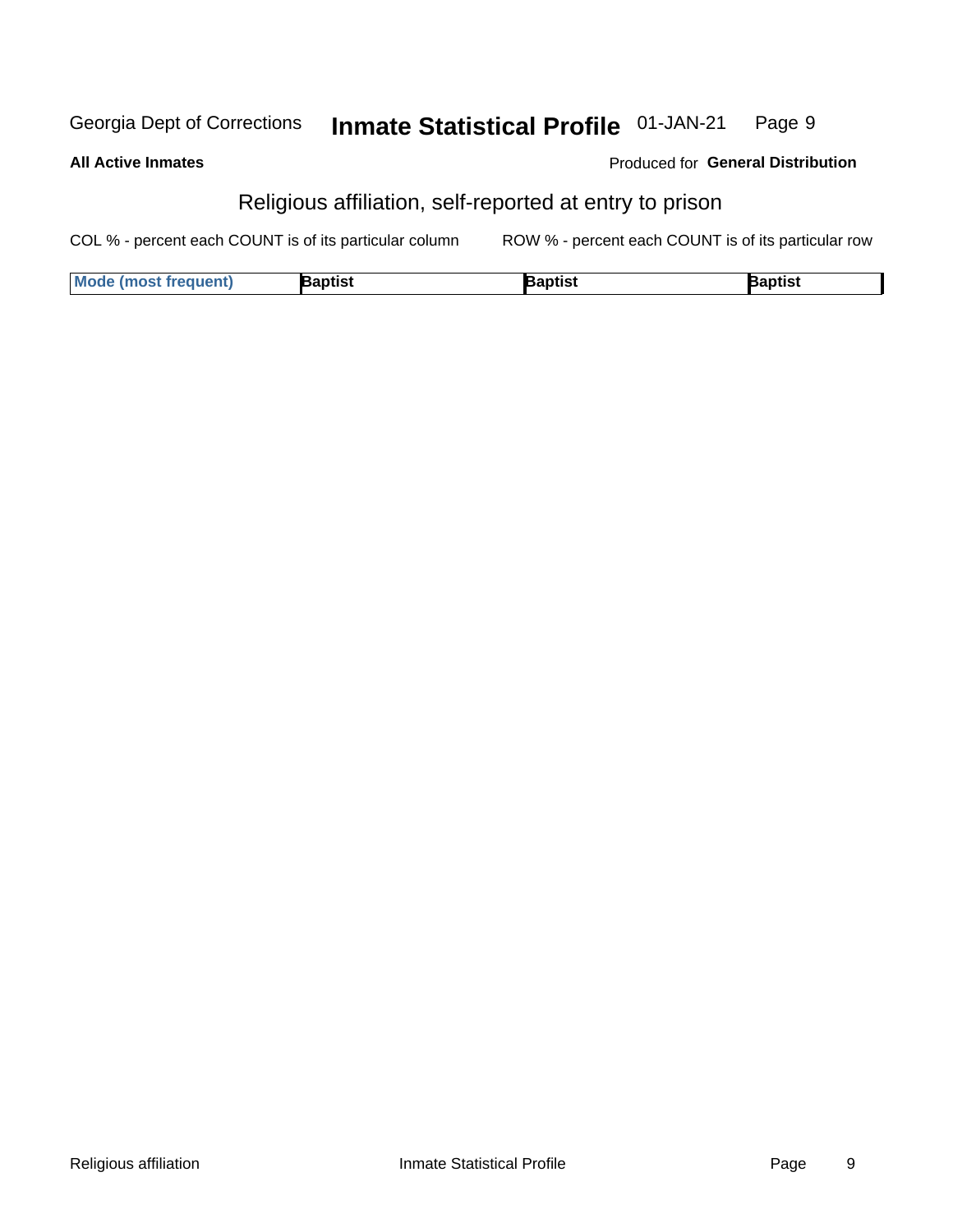## All Active Inmates

Produced for **General Distribution**

# Religious affiliation, self-reported at entry to prison

COL % - percent each COUNT is of its particular column

ROW % - percent each COUNT is of its particular row

| Mode (most frequent) | Baptist | Baptist | Baptist |
|---|---|---|---|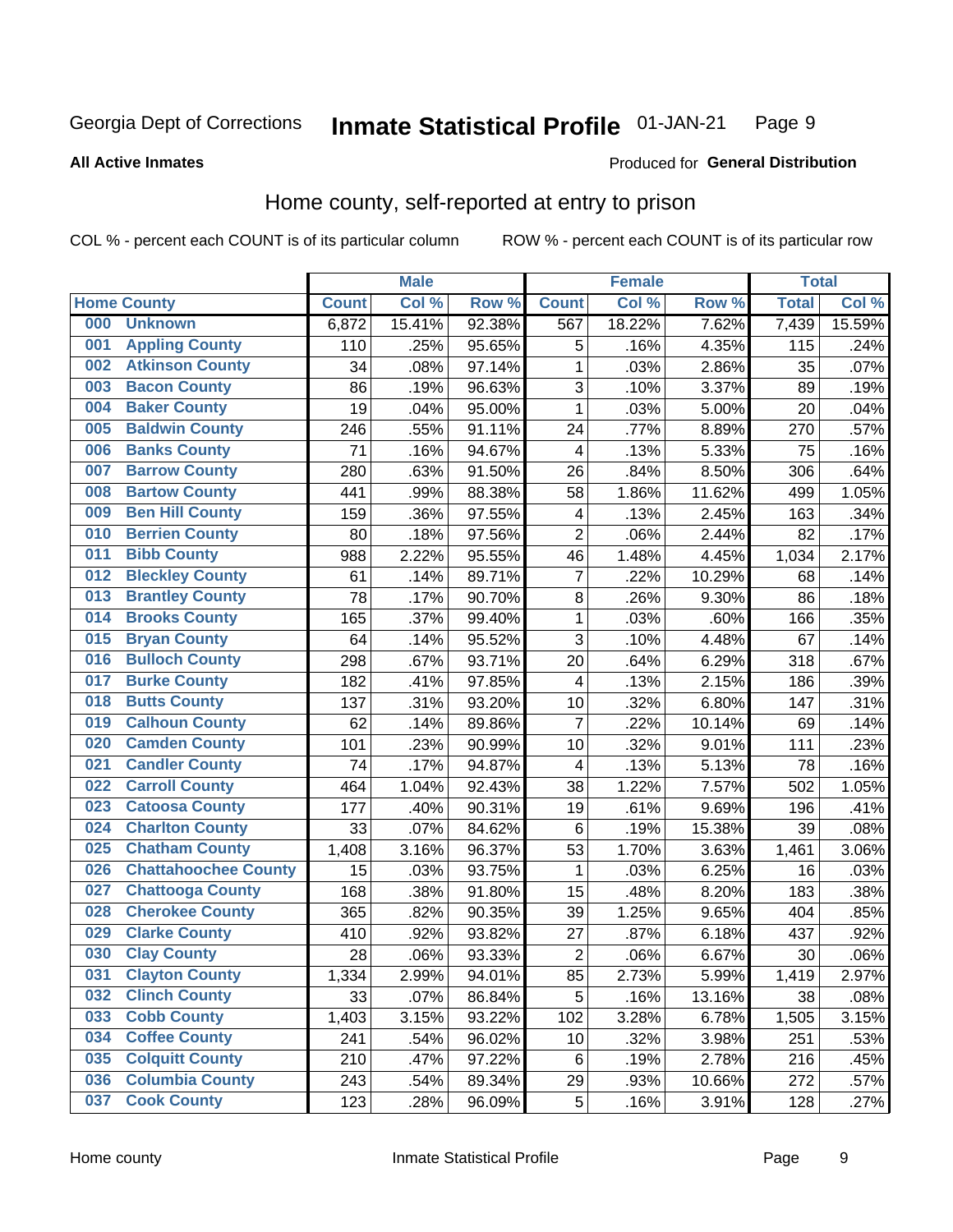Georgia Dept of Corrections **Inmate Statistical Profile** 01-JAN-21

**All Active Inmates**

Produced for **General Distribution**

## Home county, self-reported at entry to prison

COL % - percent each COUNT is of its particular column ROW % - percent each COUNT is of its particular row

| Home County | | Male | | | Female | | | Total | |
|---|---|---|---|---|---|---|---|---|---|
| | | Count | Col % | Row % | Count | Col % | Row % | Total | Col % |
| 000 | Unknown | 6,872 | 15.41% | 92.38% | 567 | 18.22% | 7.62% | 7,439 | 15.59% |
| 001 | Appling County | 110 | .25% | 95.65% | 5 | .16% | 4.35% | 115 | .24% |
| 002 | Atkinson County | 34 | .08% | 97.14% | 1 | .03% | 2.86% | 35 | .07% |
| 003 | Bacon County | 86 | .19% | 96.63% | 3 | .10% | 3.37% | 89 | .19% |
| 004 | Baker County | 19 | .04% | 95.00% | 1 | .03% | 5.00% | 20 | .04% |
| 005 | Baldwin County | 246 | .55% | 91.11% | 24 | .77% | 8.89% | 270 | .57% |
| 006 | Banks County | 71 | .16% | 94.67% | 4 | .13% | 5.33% | 75 | .16% |
| 007 | Barrow County | 280 | .63% | 91.50% | 26 | .84% | 8.50% | 306 | .64% |
| 008 | Bartow County | 441 | .99% | 88.38% | 58 | 1.86% | 11.62% | 499 | 1.05% |
| 009 | Ben Hill County | 159 | .36% | 97.55% | 4 | .13% | 2.45% | 163 | .34% |
| 010 | Berrien County | 80 | .18% | 97.56% | 2 | .06% | 2.44% | 82 | .17% |
| 011 | Bibb County | 988 | 2.22% | 95.55% | 46 | 1.48% | 4.45% | 1,034 | 2.17% |
| 012 | Bleckley County | 61 | .14% | 89.71% | 7 | .22% | 10.29% | 68 | .14% |
| 013 | Brantley County | 78 | .17% | 90.70% | 8 | .26% | 9.30% | 86 | .18% |
| 014 | Brooks County | 165 | .37% | 99.40% | 1 | .03% | .60% | 166 | .35% |
| 015 | Bryan County | 64 | .14% | 95.52% | 3 | .10% | 4.48% | 67 | .14% |
| 016 | Bulloch County | 298 | .67% | 93.71% | 20 | .64% | 6.29% | 318 | .67% |
| 017 | Burke County | 182 | .41% | 97.85% | 4 | .13% | 2.15% | 186 | .39% |
| 018 | Butts County | 137 | .31% | 93.20% | 10 | .32% | 6.80% | 147 | .31% |
| 019 | Calhoun County | 62 | .14% | 89.86% | 7 | .22% | 10.14% | 69 | .14% |
| 020 | Camden County | 101 | .23% | 90.99% | 10 | .32% | 9.01% | 111 | .23% |
| 021 | Candler County | 74 | .17% | 94.87% | 4 | .13% | 5.13% | 78 | .16% |
| 022 | Carroll County | 464 | 1.04% | 92.43% | 38 | 1.22% | 7.57% | 502 | 1.05% |
| 023 | Catoosa County | 177 | .40% | 90.31% | 19 | .61% | 9.69% | 196 | .41% |
| 024 | Charlton County | 33 | .07% | 84.62% | 6 | .19% | 15.38% | 39 | .08% |
| 025 | Chatham County | 1,408 | 3.16% | 96.37% | 53 | 1.70% | 3.63% | 1,461 | 3.06% |
| 026 | Chattahoochee County | 15 | .03% | 93.75% | 1 | .03% | 6.25% | 16 | .03% |
| 027 | Chattooga County | 168 | .38% | 91.80% | 15 | .48% | 8.20% | 183 | .38% |
| 028 | Cherokee County | 365 | .82% | 90.35% | 39 | 1.25% | 9.65% | 404 | .85% |
| 029 | Clarke County | 410 | .92% | 93.82% | 27 | .87% | 6.18% | 437 | .92% |
| 030 | Clay County | 28 | .06% | 93.33% | 2 | .06% | 6.67% | 30 | .06% |
| 031 | Clayton County | 1,334 | 2.99% | 94.01% | 85 | 2.73% | 5.99% | 1,419 | 2.97% |
| 032 | Clinch County | 33 | .07% | 86.84% | 5 | .16% | 13.16% | 38 | .08% |
| 033 | Cobb County | 1,403 | 3.15% | 93.22% | 102 | 3.28% | 6.78% | 1,505 | 3.15% |
| 034 | Coffee County | 241 | .54% | 96.02% | 10 | .32% | 3.98% | 251 | .53% |
| 035 | Colquitt County | 210 | .47% | 97.22% | 6 | .19% | 2.78% | 216 | .45% |
| 036 | Columbia County | 243 | .54% | 89.34% | 29 | .93% | 10.66% | 272 | .57% |
| 037 | Cook County | 123 | .28% | 96.09% | 5 | .16% | 3.91% | 128 | .27% |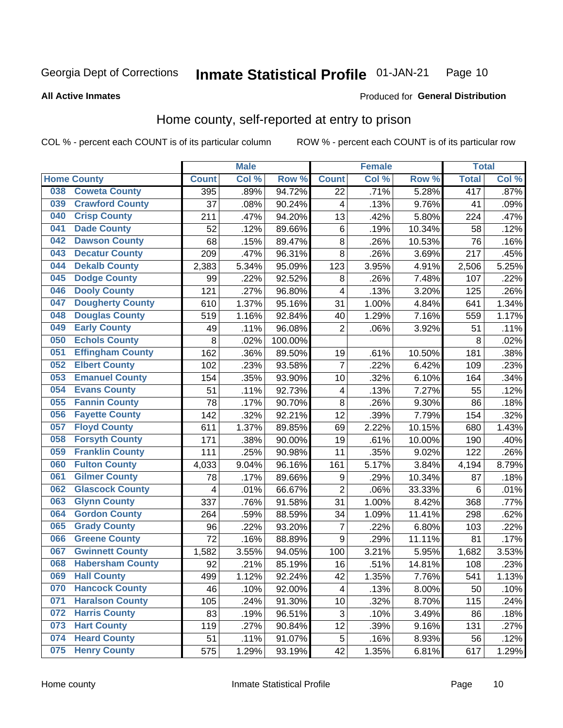Georgia Dept of Corrections **Inmate Statistical Profile** 01-JAN-21

**All Active Inmates**

Produced for **General Distribution**

## Home county, self-reported at entry to prison

COL % - percent each COUNT is of its particular column ROW % - percent each COUNT is of its particular row

| Home County | | Male | | | Female | | | Total | |
|---|---|---|---|---|---|---|---|---|---|
| | | Count | Col % | Row % | Count | Col % | Row % | Total | Col % |
| 038 | Coweta County | 395 | .89% | 94.72% | 22 | .71% | 5.28% | 417 | .87% |
| 039 | Crawford County | 37 | .08% | 90.24% | 4 | .13% | 9.76% | 41 | .09% |
| 040 | Crisp County | 211 | .47% | 94.20% | 13 | .42% | 5.80% | 224 | .47% |
| 041 | Dade County | 52 | .12% | 89.66% | 6 | .19% | 10.34% | 58 | .12% |
| 042 | Dawson County | 68 | .15% | 89.47% | 8 | .26% | 10.53% | 76 | .16% |
| 043 | Decatur County | 209 | .47% | 96.31% | 8 | .26% | 3.69% | 217 | .45% |
| 044 | Dekalb County | 2,383 | 5.34% | 95.09% | 123 | 3.95% | 4.91% | 2,506 | 5.25% |
| 045 | Dodge County | 99 | .22% | 92.52% | 8 | .26% | 7.48% | 107 | .22% |
| 046 | Dooly County | 121 | .27% | 96.80% | 4 | .13% | 3.20% | 125 | .26% |
| 047 | Dougherty County | 610 | 1.37% | 95.16% | 31 | 1.00% | 4.84% | 641 | 1.34% |
| 048 | Douglas County | 519 | 1.16% | 92.84% | 40 | 1.29% | 7.16% | 559 | 1.17% |
| 049 | Early County | 49 | .11% | 96.08% | 2 | .06% | 3.92% | 51 | .11% |
| 050 | Echols County | 8 | .02% | 100.00% | | | | 8 | .02% |
| 051 | Effingham County | 162 | .36% | 89.50% | 19 | .61% | 10.50% | 181 | .38% |
| 052 | Elbert County | 102 | .23% | 93.58% | 7 | .22% | 6.42% | 109 | .23% |
| 053 | Emanuel County | 154 | .35% | 93.90% | 10 | .32% | 6.10% | 164 | .34% |
| 054 | Evans County | 51 | .11% | 92.73% | 4 | .13% | 7.27% | 55 | .12% |
| 055 | Fannin County | 78 | .17% | 90.70% | 8 | .26% | 9.30% | 86 | .18% |
| 056 | Fayette County | 142 | .32% | 92.21% | 12 | .39% | 7.79% | 154 | .32% |
| 057 | Floyd County | 611 | 1.37% | 89.85% | 69 | 2.22% | 10.15% | 680 | 1.43% |
| 058 | Forsyth County | 171 | .38% | 90.00% | 19 | .61% | 10.00% | 190 | .40% |
| 059 | Franklin County | 111 | .25% | 90.98% | 11 | .35% | 9.02% | 122 | .26% |
| 060 | Fulton County | 4,033 | 9.04% | 96.16% | 161 | 5.17% | 3.84% | 4,194 | 8.79% |
| 061 | Gilmer County | 78 | .17% | 89.66% | 9 | .29% | 10.34% | 87 | .18% |
| 062 | Glascock County | 4 | .01% | 66.67% | 2 | .06% | 33.33% | 6 | .01% |
| 063 | Glynn County | 337 | .76% | 91.58% | 31 | 1.00% | 8.42% | 368 | .77% |
| 064 | Gordon County | 264 | .59% | 88.59% | 34 | 1.09% | 11.41% | 298 | .62% |
| 065 | Grady County | 96 | .22% | 93.20% | 7 | .22% | 6.80% | 103 | .22% |
| 066 | Greene County | 72 | .16% | 88.89% | 9 | .29% | 11.11% | 81 | .17% |
| 067 | Gwinnett County | 1,582 | 3.55% | 94.05% | 100 | 3.21% | 5.95% | 1,682 | 3.53% |
| 068 | Habersham County | 92 | .21% | 85.19% | 16 | .51% | 14.81% | 108 | .23% |
| 069 | Hall County | 499 | 1.12% | 92.24% | 42 | 1.35% | 7.76% | 541 | 1.13% |
| 070 | Hancock County | 46 | .10% | 92.00% | 4 | .13% | 8.00% | 50 | .10% |
| 071 | Haralson County | 105 | .24% | 91.30% | 10 | .32% | 8.70% | 115 | .24% |
| 072 | Harris County | 83 | .19% | 96.51% | 3 | .10% | 3.49% | 86 | .18% |
| 073 | Hart County | 119 | .27% | 90.84% | 12 | .39% | 9.16% | 131 | .27% |
| 074 | Heard County | 51 | .11% | 91.07% | 5 | .16% | 8.93% | 56 | .12% |
| 075 | Henry County | 575 | 1.29% | 93.19% | 42 | 1.35% | 6.81% | 617 | 1.29% |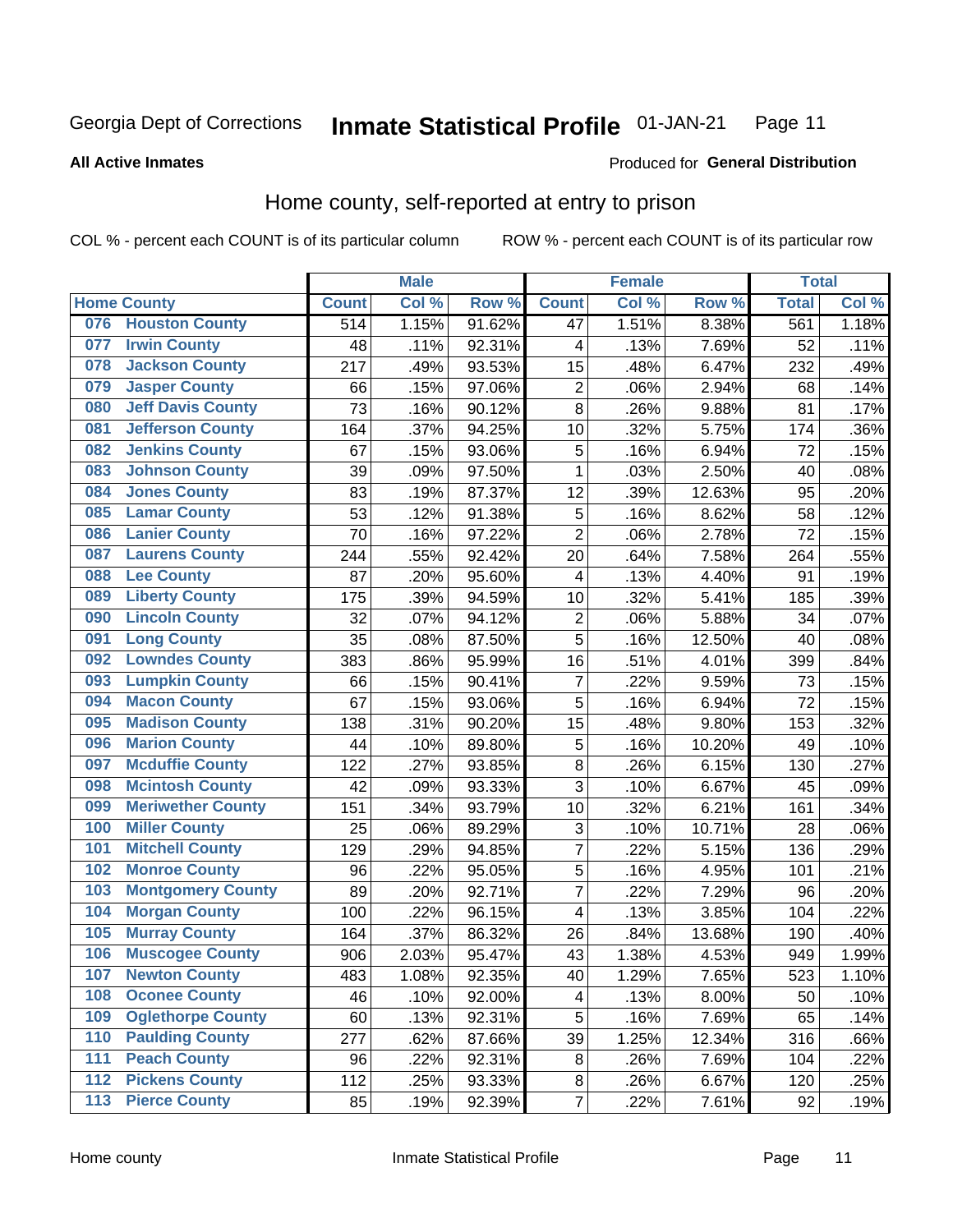Georgia Dept of Corrections **Inmate Statistical Profile** 01-JAN-21

**All Active Inmates**

Produced for **General Distribution**

## Home county, self-reported at entry to prison

COL % - percent each COUNT is of its particular column ROW % - percent each COUNT is of its particular row

| Home County | | Male | | | Female | | | Total | |
|---|---|---|---|---|---|---|---|---|---|
| | | Count | Col % | Row % | Count | Col % | Row % | Total | Col % |
| 076 | Houston County | 514 | 1.15% | 91.62% | 47 | 1.51% | 8.38% | 561 | 1.18% |
| 077 | Irwin County | 48 | .11% | 92.31% | 4 | .13% | 7.69% | 52 | .11% |
| 078 | Jackson County | 217 | .49% | 93.53% | 15 | .48% | 6.47% | 232 | .49% |
| 079 | Jasper County | 66 | .15% | 97.06% | 2 | .06% | 2.94% | 68 | .14% |
| 080 | Jeff Davis County | 73 | .16% | 90.12% | 8 | .26% | 9.88% | 81 | .17% |
| 081 | Jefferson County | 164 | .37% | 94.25% | 10 | .32% | 5.75% | 174 | .36% |
| 082 | Jenkins County | 67 | .15% | 93.06% | 5 | .16% | 6.94% | 72 | .15% |
| 083 | Johnson County | 39 | .09% | 97.50% | 1 | .03% | 2.50% | 40 | .08% |
| 084 | Jones County | 83 | .19% | 87.37% | 12 | .39% | 12.63% | 95 | .20% |
| 085 | Lamar County | 53 | .12% | 91.38% | 5 | .16% | 8.62% | 58 | .12% |
| 086 | Lanier County | 70 | .16% | 97.22% | 2 | .06% | 2.78% | 72 | .15% |
| 087 | Laurens County | 244 | .55% | 92.42% | 20 | .64% | 7.58% | 264 | .55% |
| 088 | Lee County | 87 | .20% | 95.60% | 4 | .13% | 4.40% | 91 | .19% |
| 089 | Liberty County | 175 | .39% | 94.59% | 10 | .32% | 5.41% | 185 | .39% |
| 090 | Lincoln County | 32 | .07% | 94.12% | 2 | .06% | 5.88% | 34 | .07% |
| 091 | Long County | 35 | .08% | 87.50% | 5 | .16% | 12.50% | 40 | .08% |
| 092 | Lowndes County | 383 | .86% | 95.99% | 16 | .51% | 4.01% | 399 | .84% |
| 093 | Lumpkin County | 66 | .15% | 90.41% | 7 | .22% | 9.59% | 73 | .15% |
| 094 | Macon County | 67 | .15% | 93.06% | 5 | .16% | 6.94% | 72 | .15% |
| 095 | Madison County | 138 | .31% | 90.20% | 15 | .48% | 9.80% | 153 | .32% |
| 096 | Marion County | 44 | .10% | 89.80% | 5 | .16% | 10.20% | 49 | .10% |
| 097 | Mcduffie County | 122 | .27% | 93.85% | 8 | .26% | 6.15% | 130 | .27% |
| 098 | Mcintosh County | 42 | .09% | 93.33% | 3 | .10% | 6.67% | 45 | .09% |
| 099 | Meriwether County | 151 | .34% | 93.79% | 10 | .32% | 6.21% | 161 | .34% |
| 100 | Miller County | 25 | .06% | 89.29% | 3 | .10% | 10.71% | 28 | .06% |
| 101 | Mitchell County | 129 | .29% | 94.85% | 7 | .22% | 5.15% | 136 | .29% |
| 102 | Monroe County | 96 | .22% | 95.05% | 5 | .16% | 4.95% | 101 | .21% |
| 103 | Montgomery County | 89 | .20% | 92.71% | 7 | .22% | 7.29% | 96 | .20% |
| 104 | Morgan County | 100 | .22% | 96.15% | 4 | .13% | 3.85% | 104 | .22% |
| 105 | Murray County | 164 | .37% | 86.32% | 26 | .84% | 13.68% | 190 | .40% |
| 106 | Muscogee County | 906 | 2.03% | 95.47% | 43 | 1.38% | 4.53% | 949 | 1.99% |
| 107 | Newton County | 483 | 1.08% | 92.35% | 40 | 1.29% | 7.65% | 523 | 1.10% |
| 108 | Oconee County | 46 | .10% | 92.00% | 4 | .13% | 8.00% | 50 | .10% |
| 109 | Oglethorpe County | 60 | .13% | 92.31% | 5 | .16% | 7.69% | 65 | .14% |
| 110 | Paulding County | 277 | .62% | 87.66% | 39 | 1.25% | 12.34% | 316 | .66% |
| 111 | Peach County | 96 | .22% | 92.31% | 8 | .26% | 7.69% | 104 | .22% |
| 112 | Pickens County | 112 | .25% | 93.33% | 8 | .26% | 6.67% | 120 | .25% |
| 113 | Pierce County | 85 | .19% | 92.39% | 7 | .22% | 7.61% | 92 | .19% |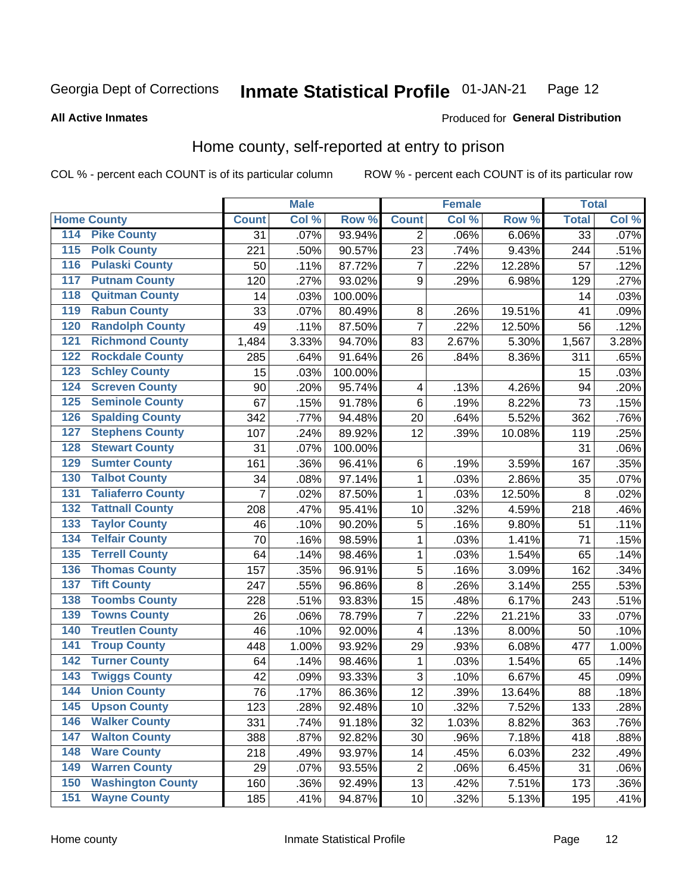Georgia Dept of Corrections **Inmate Statistical Profile** 01-JAN-21

**All Active Inmates**

Produced for **General Distribution**

## Home county, self-reported at entry to prison

COL % - percent each COUNT is of its particular column ROW % - percent each COUNT is of its particular row

| Home County | | Male | | | Female | | | Total | |
|---|---|---|---|---|---|---|---|---|---|
| | | Count | Col % | Row % | Count | Col % | Row % | Total | Col % |
| 114 | Pike County | 31 | .07% | 93.94% | 2 | .06% | 6.06% | 33 | .07% |
| 115 | Polk County | 221 | .50% | 90.57% | 23 | .74% | 9.43% | 244 | .51% |
| 116 | Pulaski County | 50 | .11% | 87.72% | 7 | .22% | 12.28% | 57 | .12% |
| 117 | Putnam County | 120 | .27% | 93.02% | 9 | .29% | 6.98% | 129 | .27% |
| 118 | Quitman County | 14 | .03% | 100.00% | | | | 14 | .03% |
| 119 | Rabun County | 33 | .07% | 80.49% | 8 | .26% | 19.51% | 41 | .09% |
| 120 | Randolph County | 49 | .11% | 87.50% | 7 | .22% | 12.50% | 56 | .12% |
| 121 | Richmond County | 1,484 | 3.33% | 94.70% | 83 | 2.67% | 5.30% | 1,567 | 3.28% |
| 122 | Rockdale County | 285 | .64% | 91.64% | 26 | .84% | 8.36% | 311 | .65% |
| 123 | Schley County | 15 | .03% | 100.00% | | | | 15 | .03% |
| 124 | Screven County | 90 | .20% | 95.74% | 4 | .13% | 4.26% | 94 | .20% |
| 125 | Seminole County | 67 | .15% | 91.78% | 6 | .19% | 8.22% | 73 | .15% |
| 126 | Spalding County | 342 | .77% | 94.48% | 20 | .64% | 5.52% | 362 | .76% |
| 127 | Stephens County | 107 | .24% | 89.92% | 12 | .39% | 10.08% | 119 | .25% |
| 128 | Stewart County | 31 | .07% | 100.00% | | | | 31 | .06% |
| 129 | Sumter County | 161 | .36% | 96.41% | 6 | .19% | 3.59% | 167 | .35% |
| 130 | Talbot County | 34 | .08% | 97.14% | 1 | .03% | 2.86% | 35 | .07% |
| 131 | Taliaferro County | 7 | .02% | 87.50% | 1 | .03% | 12.50% | 8 | .02% |
| 132 | Tattnall County | 208 | .47% | 95.41% | 10 | .32% | 4.59% | 218 | .46% |
| 133 | Taylor County | 46 | .10% | 90.20% | 5 | .16% | 9.80% | 51 | .11% |
| 134 | Telfair County | 70 | .16% | 98.59% | 1 | .03% | 1.41% | 71 | .15% |
| 135 | Terrell County | 64 | .14% | 98.46% | 1 | .03% | 1.54% | 65 | .14% |
| 136 | Thomas County | 157 | .35% | 96.91% | 5 | .16% | 3.09% | 162 | .34% |
| 137 | Tift County | 247 | .55% | 96.86% | 8 | .26% | 3.14% | 255 | .53% |
| 138 | Toombs County | 228 | .51% | 93.83% | 15 | .48% | 6.17% | 243 | .51% |
| 139 | Towns County | 26 | .06% | 78.79% | 7 | .22% | 21.21% | 33 | .07% |
| 140 | Treutlen County | 46 | .10% | 92.00% | 4 | .13% | 8.00% | 50 | .10% |
| 141 | Troup County | 448 | 1.00% | 93.92% | 29 | .93% | 6.08% | 477 | 1.00% |
| 142 | Turner County | 64 | .14% | 98.46% | 1 | .03% | 1.54% | 65 | .14% |
| 143 | Twiggs County | 42 | .09% | 93.33% | 3 | .10% | 6.67% | 45 | .09% |
| 144 | Union County | 76 | .17% | 86.36% | 12 | .39% | 13.64% | 88 | .18% |
| 145 | Upson County | 123 | .28% | 92.48% | 10 | .32% | 7.52% | 133 | .28% |
| 146 | Walker County | 331 | .74% | 91.18% | 32 | 1.03% | 8.82% | 363 | .76% |
| 147 | Walton County | 388 | .87% | 92.82% | 30 | .96% | 7.18% | 418 | .88% |
| 148 | Ware County | 218 | .49% | 93.97% | 14 | .45% | 6.03% | 232 | .49% |
| 149 | Warren County | 29 | .07% | 93.55% | 2 | .06% | 6.45% | 31 | .06% |
| 150 | Washington County | 160 | .36% | 92.49% | 13 | .42% | 7.51% | 173 | .36% |
| 151 | Wayne County | 185 | .41% | 94.87% | 10 | .32% | 5.13% | 195 | .41% |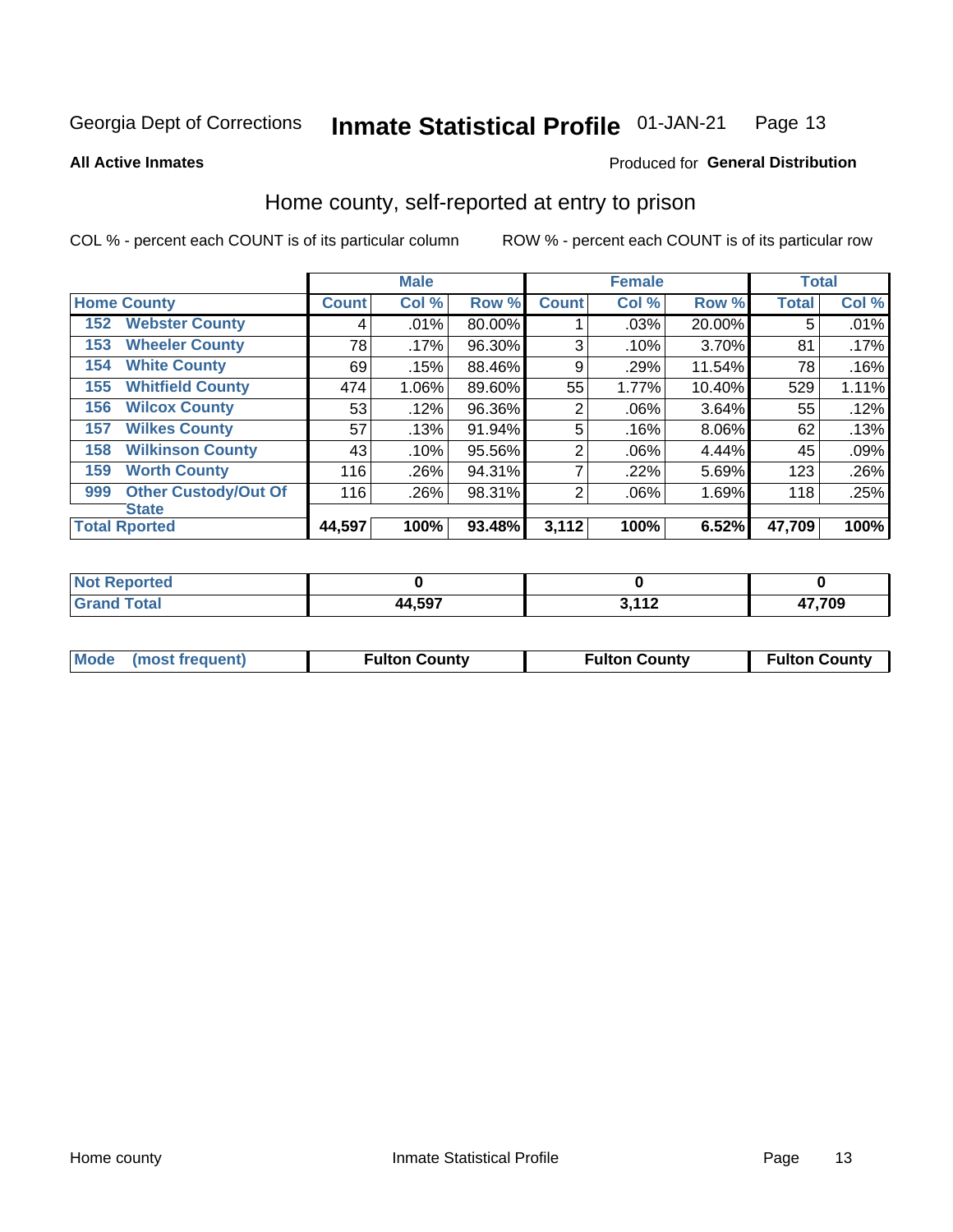Georgia Dept of Corrections **Inmate Statistical Profile** 01-JAN-21

**All Active Inmates**

Produced for **General Distribution**

## Home county, self-reported at entry to prison

COL % - percent each COUNT is of its particular column ROW % - percent each COUNT is of its particular row

| Home County | | Male | | | Female | | | Total | |
|---|---|---|---|---|---|---|---|---|---|
| | | Count | Col % | Row % | Count | Col % | Row % | Total | Col % |
| 152 | Webster County | 4 | .01% | 80.00% | 1 | .03% | 20.00% | 5 | .01% |
| 153 | Wheeler County | 78 | .17% | 96.30% | 3 | .10% | 3.70% | 81 | .17% |
| 154 | White County | 69 | .15% | 88.46% | 9 | .29% | 11.54% | 78 | .16% |
| 155 | Whitfield County | 474 | 1.06% | 89.60% | 55 | 1.77% | 10.40% | 529 | 1.11% |
| 156 | Wilcox County | 53 | .12% | 96.36% | 2 | .06% | 3.64% | 55 | .12% |
| 157 | Wilkes County | 57 | .13% | 91.94% | 5 | .16% | 8.06% | 62 | .13% |
| 158 | Wilkinson County | 43 | .10% | 95.56% | 2 | .06% | 4.44% | 45 | .09% |
| 159 | Worth County | 116 | .26% | 94.31% | 7 | .22% | 5.69% | 123 | .26% |
| 999 | Other Custody/Out Of State | 116 | .26% | 98.31% | 2 | .06% | 1.69% | 118 | .25% |
| **Total Rported** | | **44,597** | **100%** | **93.48%** | **3,112** | **100%** | **6.52%** | **47,709** | **100%** |

| | Male | Female | Total |
|---|---|---|---|
| Not Reported | 0 | 0 | 0 |
| Grand Total | 44,597 | 3,112 | 47,709 |

| | Male | Female | Total |
|---|---|---|---|
| Mode (most frequent) | Fulton County | Fulton County | Fulton County |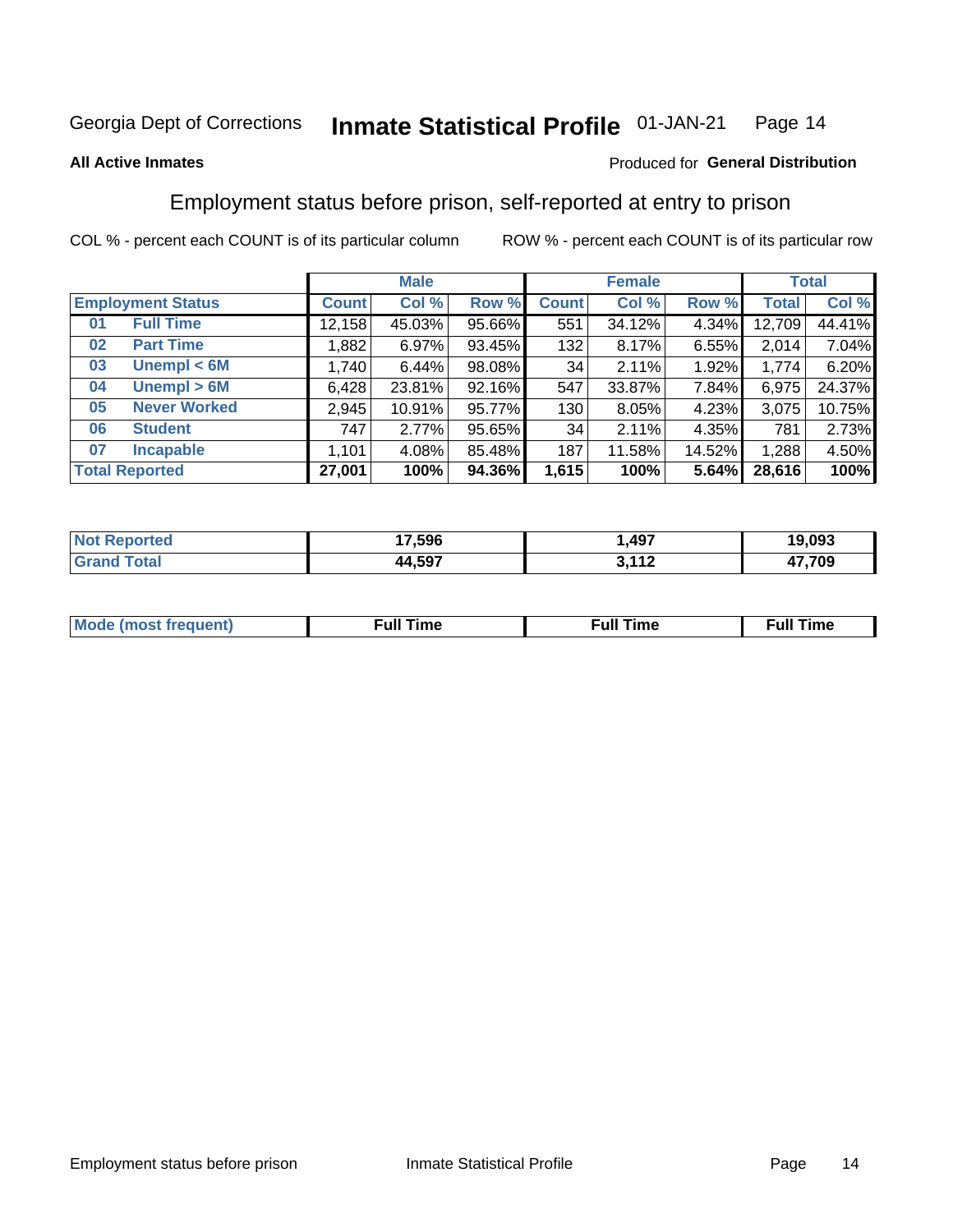Georgia Dept of Corrections **Inmate Statistical Profile** 01-JAN-21

**All Active Inmates**

Produced for **General Distribution**

## Employment status before prison, self-reported at entry to prison

COL % - percent each COUNT is of its particular column    ROW % - percent each COUNT is of its particular row

| Employment Status | | Male | | | Female | | | Total | |
|---|---|---|---|---|---|---|---|---|---|
| | | Count | Col % | Row % | Count | Col % | Row % | Total | Col % |
| 01 | Full Time | 12,158 | 45.03% | 95.66% | 551 | 34.12% | 4.34% | 12,709 | 44.41% |
| 02 | Part Time | 1,882 | 6.97% | 93.45% | 132 | 8.17% | 6.55% | 2,014 | 7.04% |
| 03 | Unempl < 6M | 1,740 | 6.44% | 98.08% | 34 | 2.11% | 1.92% | 1,774 | 6.20% |
| 04 | Unempl > 6M | 6,428 | 23.81% | 92.16% | 547 | 33.87% | 7.84% | 6,975 | 24.37% |
| 05 | Never Worked | 2,945 | 10.91% | 95.77% | 130 | 8.05% | 4.23% | 3,075 | 10.75% |
| 06 | Student | 747 | 2.77% | 95.65% | 34 | 2.11% | 4.35% | 781 | 2.73% |
| 07 | Incapable | 1,101 | 4.08% | 85.48% | 187 | 11.58% | 14.52% | 1,288 | 4.50% |
| **Total Reported** | | **27,001** | **100%** | **94.36%** | **1,615** | **100%** | **5.64%** | **28,616** | **100%** |

| | Male | Female | Total |
|---|---|---|---|
| Not Reported | 17,596 | 1,497 | 19,093 |
| Grand Total | 44,597 | 3,112 | 47,709 |

| | Male | Female | Total |
|---|---|---|---|
| Mode (most frequent) | Full Time | Full Time | Full Time |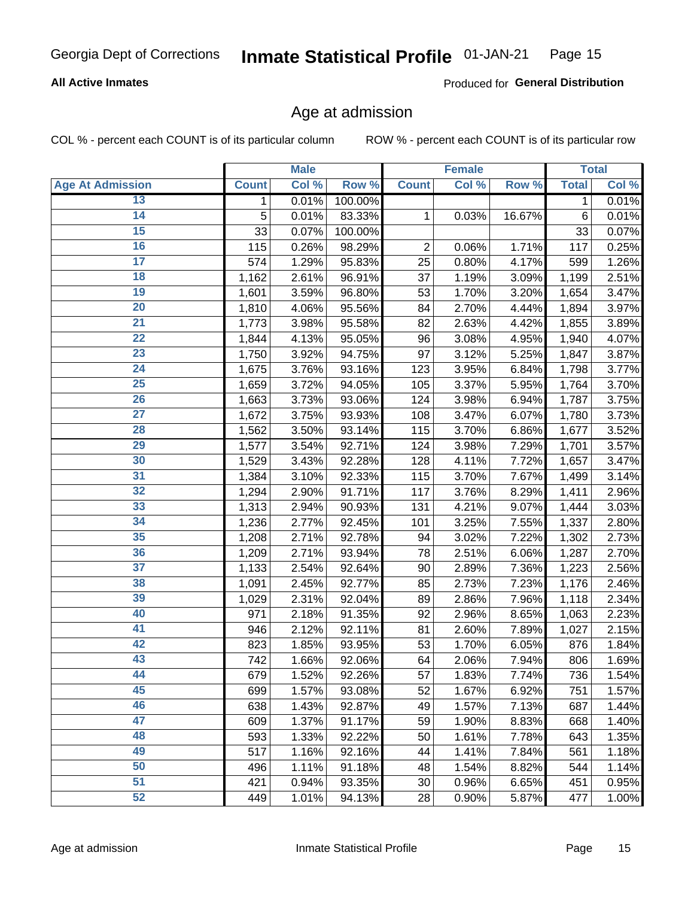# Age at admission

COL % - percent each COUNT is of its particular column ROW % - percent each COUNT is of its particular row

| | Male | | | Female | | | Total | |
|---|---|---|---|---|---|---|---|---|
| Age At Admission | Count | Col % | Row % | Count | Col % | Row % | Total | Col % |
| 13 | 1 | 0.01% | 100.00% | | | | 1 | 0.01% |
| 14 | 5 | 0.01% | 83.33% | 1 | 0.03% | 16.67% | 6 | 0.01% |
| 15 | 33 | 0.07% | 100.00% | | | | 33 | 0.07% |
| 16 | 115 | 0.26% | 98.29% | 2 | 0.06% | 1.71% | 117 | 0.25% |
| 17 | 574 | 1.29% | 95.83% | 25 | 0.80% | 4.17% | 599 | 1.26% |
| 18 | 1,162 | 2.61% | 96.91% | 37 | 1.19% | 3.09% | 1,199 | 2.51% |
| 19 | 1,601 | 3.59% | 96.80% | 53 | 1.70% | 3.20% | 1,654 | 3.47% |
| 20 | 1,810 | 4.06% | 95.56% | 84 | 2.70% | 4.44% | 1,894 | 3.97% |
| 21 | 1,773 | 3.98% | 95.58% | 82 | 2.63% | 4.42% | 1,855 | 3.89% |
| 22 | 1,844 | 4.13% | 95.05% | 96 | 3.08% | 4.95% | 1,940 | 4.07% |
| 23 | 1,750 | 3.92% | 94.75% | 97 | 3.12% | 5.25% | 1,847 | 3.87% |
| 24 | 1,675 | 3.76% | 93.16% | 123 | 3.95% | 6.84% | 1,798 | 3.77% |
| 25 | 1,659 | 3.72% | 94.05% | 105 | 3.37% | 5.95% | 1,764 | 3.70% |
| 26 | 1,663 | 3.73% | 93.06% | 124 | 3.98% | 6.94% | 1,787 | 3.75% |
| 27 | 1,672 | 3.75% | 93.93% | 108 | 3.47% | 6.07% | 1,780 | 3.73% |
| 28 | 1,562 | 3.50% | 93.14% | 115 | 3.70% | 6.86% | 1,677 | 3.52% |
| 29 | 1,577 | 3.54% | 92.71% | 124 | 3.98% | 7.29% | 1,701 | 3.57% |
| 30 | 1,529 | 3.43% | 92.28% | 128 | 4.11% | 7.72% | 1,657 | 3.47% |
| 31 | 1,384 | 3.10% | 92.33% | 115 | 3.70% | 7.67% | 1,499 | 3.14% |
| 32 | 1,294 | 2.90% | 91.71% | 117 | 3.76% | 8.29% | 1,411 | 2.96% |
| 33 | 1,313 | 2.94% | 90.93% | 131 | 4.21% | 9.07% | 1,444 | 3.03% |
| 34 | 1,236 | 2.77% | 92.45% | 101 | 3.25% | 7.55% | 1,337 | 2.80% |
| 35 | 1,208 | 2.71% | 92.78% | 94 | 3.02% | 7.22% | 1,302 | 2.73% |
| 36 | 1,209 | 2.71% | 93.94% | 78 | 2.51% | 6.06% | 1,287 | 2.70% |
| 37 | 1,133 | 2.54% | 92.64% | 90 | 2.89% | 7.36% | 1,223 | 2.56% |
| 38 | 1,091 | 2.45% | 92.77% | 85 | 2.73% | 7.23% | 1,176 | 2.46% |
| 39 | 1,029 | 2.31% | 92.04% | 89 | 2.86% | 7.96% | 1,118 | 2.34% |
| 40 | 971 | 2.18% | 91.35% | 92 | 2.96% | 8.65% | 1,063 | 2.23% |
| 41 | 946 | 2.12% | 92.11% | 81 | 2.60% | 7.89% | 1,027 | 2.15% |
| 42 | 823 | 1.85% | 93.95% | 53 | 1.70% | 6.05% | 876 | 1.84% |
| 43 | 742 | 1.66% | 92.06% | 64 | 2.06% | 7.94% | 806 | 1.69% |
| 44 | 679 | 1.52% | 92.26% | 57 | 1.83% | 7.74% | 736 | 1.54% |
| 45 | 699 | 1.57% | 93.08% | 52 | 1.67% | 6.92% | 751 | 1.57% |
| 46 | 638 | 1.43% | 92.87% | 49 | 1.57% | 7.13% | 687 | 1.44% |
| 47 | 609 | 1.37% | 91.17% | 59 | 1.90% | 8.83% | 668 | 1.40% |
| 48 | 593 | 1.33% | 92.22% | 50 | 1.61% | 7.78% | 643 | 1.35% |
| 49 | 517 | 1.16% | 92.16% | 44 | 1.41% | 7.84% | 561 | 1.18% |
| 50 | 496 | 1.11% | 91.18% | 48 | 1.54% | 8.82% | 544 | 1.14% |
| 51 | 421 | 0.94% | 93.35% | 30 | 0.96% | 6.65% | 451 | 0.95% |
| 52 | 449 | 1.01% | 94.13% | 28 | 0.90% | 5.87% | 477 | 1.00% |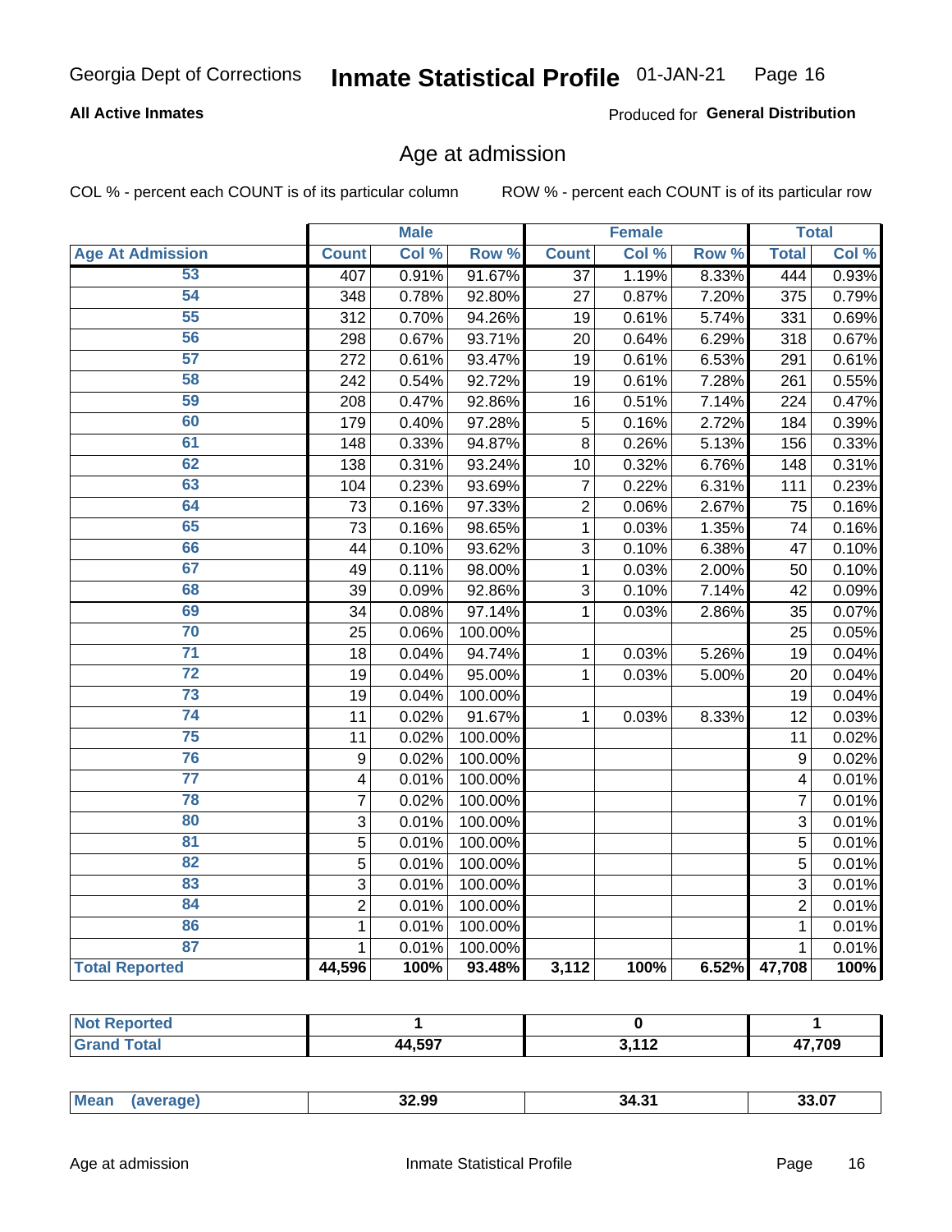Georgia Dept of Corrections **Inmate Statistical Profile** 01-JAN-21

**All Active Inmates** Produced for **General Distribution**

## Age at admission

COL % - percent each COUNT is of its particular column ROW % - percent each COUNT is of its particular row

| | Male | | | Female | | | Total | |
|---|---|---|---|---|---|---|---|---|
| **Age At Admission** | **Count** | **Col %** | **Row %** | **Count** | **Col %** | **Row %** | **Total** | **Col %** |
| 53 | 407 | 0.91% | 91.67% | 37 | 1.19% | 8.33% | 444 | 0.93% |
| 54 | 348 | 0.78% | 92.80% | 27 | 0.87% | 7.20% | 375 | 0.79% |
| 55 | 312 | 0.70% | 94.26% | 19 | 0.61% | 5.74% | 331 | 0.69% |
| 56 | 298 | 0.67% | 93.71% | 20 | 0.64% | 6.29% | 318 | 0.67% |
| 57 | 272 | 0.61% | 93.47% | 19 | 0.61% | 6.53% | 291 | 0.61% |
| 58 | 242 | 0.54% | 92.72% | 19 | 0.61% | 7.28% | 261 | 0.55% |
| 59 | 208 | 0.47% | 92.86% | 16 | 0.51% | 7.14% | 224 | 0.47% |
| 60 | 179 | 0.40% | 97.28% | 5 | 0.16% | 2.72% | 184 | 0.39% |
| 61 | 148 | 0.33% | 94.87% | 8 | 0.26% | 5.13% | 156 | 0.33% |
| 62 | 138 | 0.31% | 93.24% | 10 | 0.32% | 6.76% | 148 | 0.31% |
| 63 | 104 | 0.23% | 93.69% | 7 | 0.22% | 6.31% | 111 | 0.23% |
| 64 | 73 | 0.16% | 97.33% | 2 | 0.06% | 2.67% | 75 | 0.16% |
| 65 | 73 | 0.16% | 98.65% | 1 | 0.03% | 1.35% | 74 | 0.16% |
| 66 | 44 | 0.10% | 93.62% | 3 | 0.10% | 6.38% | 47 | 0.10% |
| 67 | 49 | 0.11% | 98.00% | 1 | 0.03% | 2.00% | 50 | 0.10% |
| 68 | 39 | 0.09% | 92.86% | 3 | 0.10% | 7.14% | 42 | 0.09% |
| 69 | 34 | 0.08% | 97.14% | 1 | 0.03% | 2.86% | 35 | 0.07% |
| 70 | 25 | 0.06% | 100.00% | | | | 25 | 0.05% |
| 71 | 18 | 0.04% | 94.74% | 1 | 0.03% | 5.26% | 19 | 0.04% |
| 72 | 19 | 0.04% | 95.00% | 1 | 0.03% | 5.00% | 20 | 0.04% |
| 73 | 19 | 0.04% | 100.00% | | | | 19 | 0.04% |
| 74 | 11 | 0.02% | 91.67% | 1 | 0.03% | 8.33% | 12 | 0.03% |
| 75 | 11 | 0.02% | 100.00% | | | | 11 | 0.02% |
| 76 | 9 | 0.02% | 100.00% | | | | 9 | 0.02% |
| 77 | 4 | 0.01% | 100.00% | | | | 4 | 0.01% |
| 78 | 7 | 0.02% | 100.00% | | | | 7 | 0.01% |
| 80 | 3 | 0.01% | 100.00% | | | | 3 | 0.01% |
| 81 | 5 | 0.01% | 100.00% | | | | 5 | 0.01% |
| 82 | 5 | 0.01% | 100.00% | | | | 5 | 0.01% |
| 83 | 3 | 0.01% | 100.00% | | | | 3 | 0.01% |
| 84 | 2 | 0.01% | 100.00% | | | | 2 | 0.01% |
| 86 | 1 | 0.01% | 100.00% | | | | 1 | 0.01% |
| 87 | 1 | 0.01% | 100.00% | | | | 1 | 0.01% |
| **Total Reported** | **44,596** | **100%** | **93.48%** | **3,112** | **100%** | **6.52%** | **47,708** | **100%** |

| | Male | Female | Total |
|---|---|---|---|
| **Not Reported** | **1** | **0** | **1** |
| **Grand Total** | **44,597** | **3,112** | **47,709** |

| | Male | Female | Total |
|---|---|---|---|
| **Mean (average)** | **32.99** | **34.31** | **33.07** |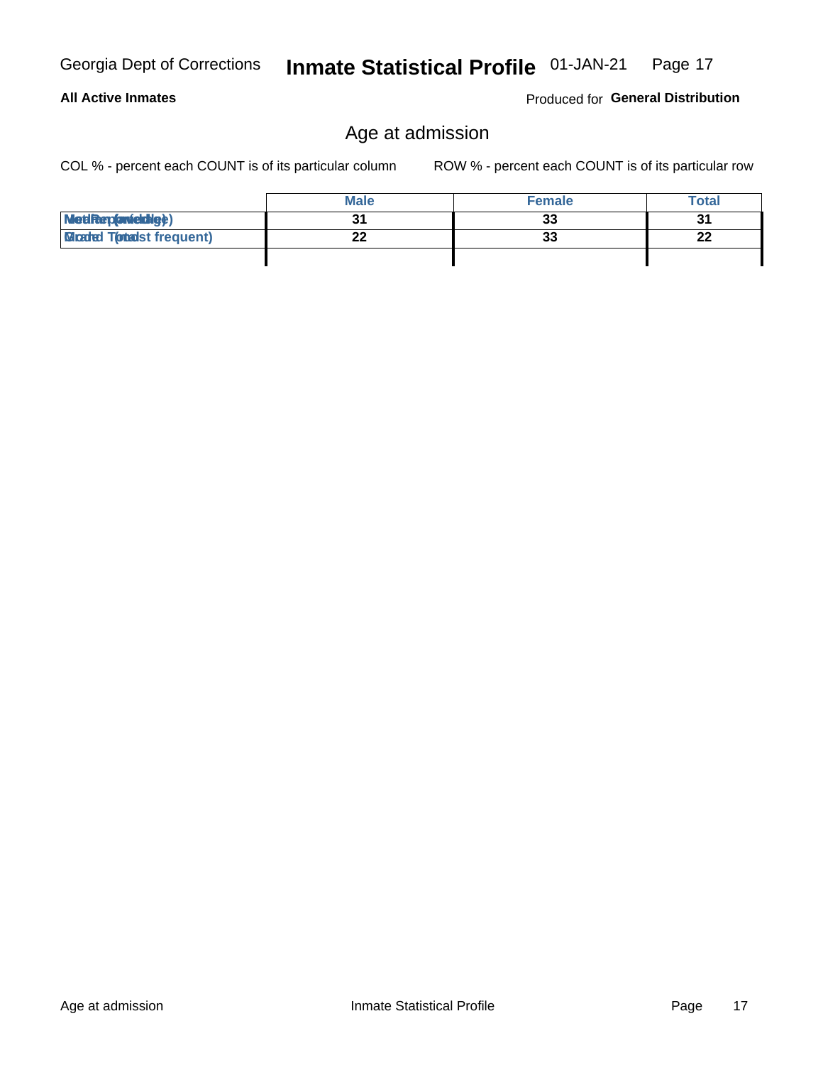## Age at admission

COL % - percent each COUNT is of its particular column

ROW % - percent each COUNT is of its particular row

| | Male | Female | Total |
|---|---|---|---|
| Median (middle) | 31 | 33 | 31 |
| Mode (most frequent) | 22 | 33 | 22 |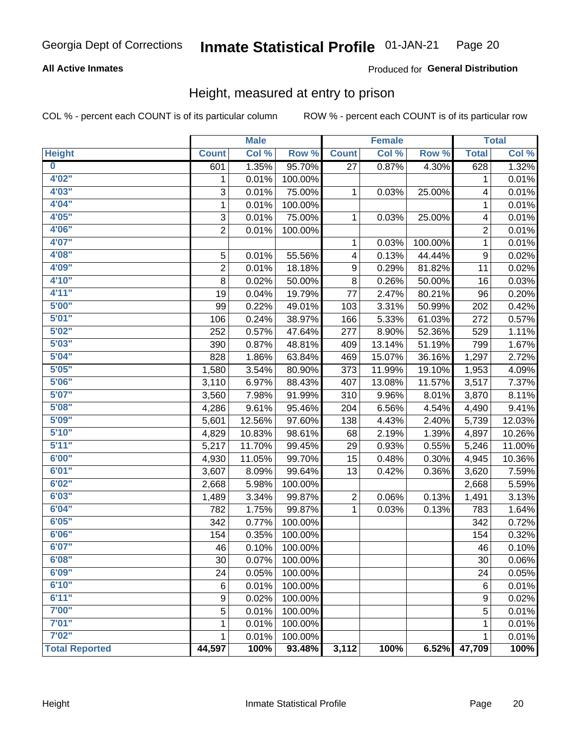Georgia Dept of Corrections **Inmate Statistical Profile** 01-JAN-21

**All Active Inmates**

Produced for **General Distribution**

## Height, measured at entry to prison

COL % - percent each COUNT is of its particular column

ROW % - percent each COUNT is of its particular row

| | Male | | | Female | | | Total | |
|---|---|---|---|---|---|---|---|---|
| **Height** | **Count** | **Col %** | **Row %** | **Count** | **Col %** | **Row %** | **Total** | **Col %** |
| **0** | 601 | 1.35% | 95.70% | 27 | 0.87% | 4.30% | 628 | 1.32% |
| **4'02"** | 1 | 0.01% | 100.00% | | | | 1 | 0.01% |
| **4'03"** | 3 | 0.01% | 75.00% | 1 | 0.03% | 25.00% | 4 | 0.01% |
| **4'04"** | 1 | 0.01% | 100.00% | | | | 1 | 0.01% |
| **4'05"** | 3 | 0.01% | 75.00% | 1 | 0.03% | 25.00% | 4 | 0.01% |
| **4'06"** | 2 | 0.01% | 100.00% | | | | 2 | 0.01% |
| **4'07"** | | | | 1 | 0.03% | 100.00% | 1 | 0.01% |
| **4'08"** | 5 | 0.01% | 55.56% | 4 | 0.13% | 44.44% | 9 | 0.02% |
| **4'09"** | 2 | 0.01% | 18.18% | 9 | 0.29% | 81.82% | 11 | 0.02% |
| **4'10"** | 8 | 0.02% | 50.00% | 8 | 0.26% | 50.00% | 16 | 0.03% |
| **4'11"** | 19 | 0.04% | 19.79% | 77 | 2.47% | 80.21% | 96 | 0.20% |
| **5'00"** | 99 | 0.22% | 49.01% | 103 | 3.31% | 50.99% | 202 | 0.42% |
| **5'01"** | 106 | 0.24% | 38.97% | 166 | 5.33% | 61.03% | 272 | 0.57% |
| **5'02"** | 252 | 0.57% | 47.64% | 277 | 8.90% | 52.36% | 529 | 1.11% |
| **5'03"** | 390 | 0.87% | 48.81% | 409 | 13.14% | 51.19% | 799 | 1.67% |
| **5'04"** | 828 | 1.86% | 63.84% | 469 | 15.07% | 36.16% | 1,297 | 2.72% |
| **5'05"** | 1,580 | 3.54% | 80.90% | 373 | 11.99% | 19.10% | 1,953 | 4.09% |
| **5'06"** | 3,110 | 6.97% | 88.43% | 407 | 13.08% | 11.57% | 3,517 | 7.37% |
| **5'07"** | 3,560 | 7.98% | 91.99% | 310 | 9.96% | 8.01% | 3,870 | 8.11% |
| **5'08"** | 4,286 | 9.61% | 95.46% | 204 | 6.56% | 4.54% | 4,490 | 9.41% |
| **5'09"** | 5,601 | 12.56% | 97.60% | 138 | 4.43% | 2.40% | 5,739 | 12.03% |
| **5'10"** | 4,829 | 10.83% | 98.61% | 68 | 2.19% | 1.39% | 4,897 | 10.26% |
| **5'11"** | 5,217 | 11.70% | 99.45% | 29 | 0.93% | 0.55% | 5,246 | 11.00% |
| **6'00"** | 4,930 | 11.05% | 99.70% | 15 | 0.48% | 0.30% | 4,945 | 10.36% |
| **6'01"** | 3,607 | 8.09% | 99.64% | 13 | 0.42% | 0.36% | 3,620 | 7.59% |
| **6'02"** | 2,668 | 5.98% | 100.00% | | | | 2,668 | 5.59% |
| **6'03"** | 1,489 | 3.34% | 99.87% | 2 | 0.06% | 0.13% | 1,491 | 3.13% |
| **6'04"** | 782 | 1.75% | 99.87% | 1 | 0.03% | 0.13% | 783 | 1.64% |
| **6'05"** | 342 | 0.77% | 100.00% | | | | 342 | 0.72% |
| **6'06"** | 154 | 0.35% | 100.00% | | | | 154 | 0.32% |
| **6'07"** | 46 | 0.10% | 100.00% | | | | 46 | 0.10% |
| **6'08"** | 30 | 0.07% | 100.00% | | | | 30 | 0.06% |
| **6'09"** | 24 | 0.05% | 100.00% | | | | 24 | 0.05% |
| **6'10"** | 6 | 0.01% | 100.00% | | | | 6 | 0.01% |
| **6'11"** | 9 | 0.02% | 100.00% | | | | 9 | 0.02% |
| **7'00"** | 5 | 0.01% | 100.00% | | | | 5 | 0.01% |
| **7'01"** | 1 | 0.01% | 100.00% | | | | 1 | 0.01% |
| **7'02"** | 1 | 0.01% | 100.00% | | | | 1 | 0.01% |
| **Total Reported** | **44,597** | **100%** | **93.48%** | **3,112** | **100%** | **6.52%** | **47,709** | **100%** |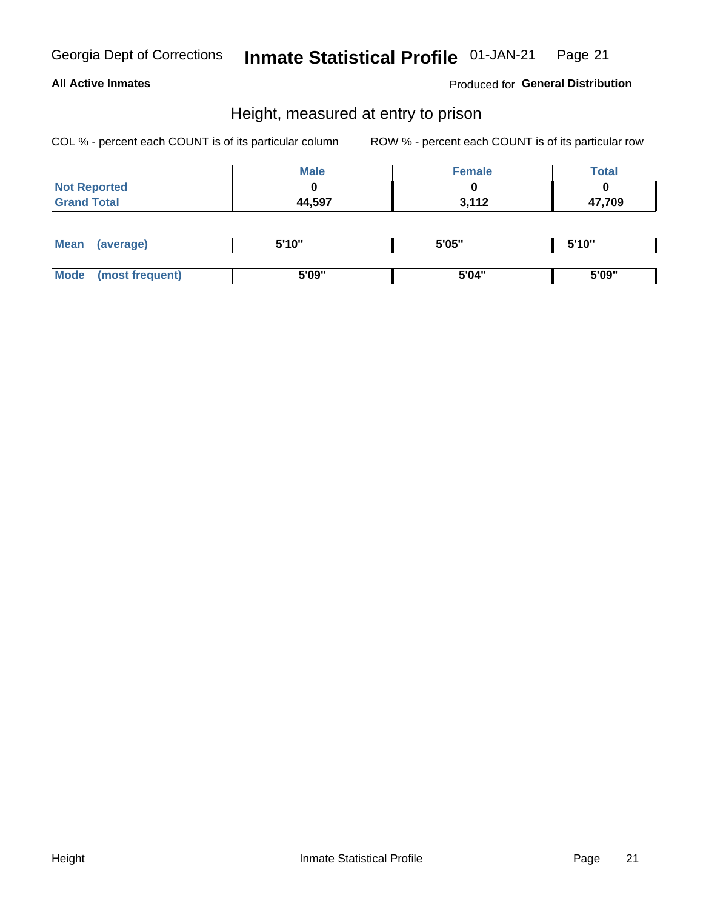# Height, measured at entry to prison

**All Active Inmates**

Produced for **General Distribution**

COL % - percent each COUNT is of its particular column

ROW % - percent each COUNT is of its particular row

| | Male | Female | Total |
|---|---|---|---|
| Not Reported | 0 | 0 | 0 |
| Grand Total | 44,597 | 3,112 | 47,709 |

| | Male | Female | Total |
|---|---|---|---|
| Mean (average) | 5'10" | 5'05" | 5'10" |
| Mode (most frequent) | 5'09" | 5'04" | 5'09" |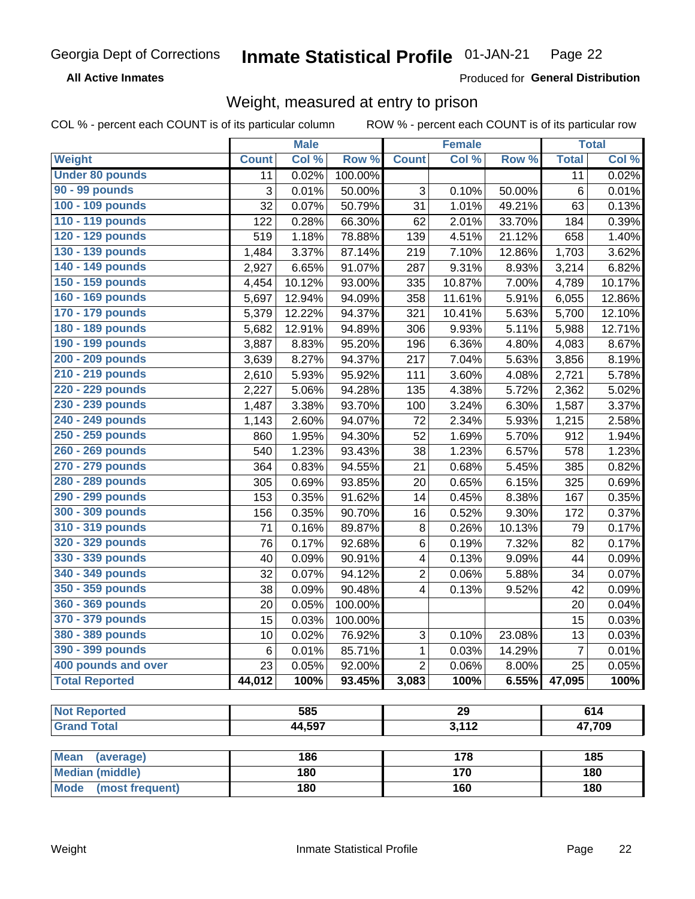Georgia Dept of Corrections **Inmate Statistical Profile** 01-JAN-21 Page 22

**All Active Inmates**

Produced for **General Distribution**

## Weight, measured at entry to prison

COL % - percent each COUNT is of its particular column ROW % - percent each COUNT is of its particular row

| | Male | | | Female | | | Total | |
|---|---|---|---|---|---|---|---|---|
| **Weight** | **Count** | **Col %** | **Row %** | **Count** | **Col %** | **Row %** | **Total** | **Col %** |
| **Under 80 pounds** | 11 | 0.02% | 100.00% | | | | 11 | 0.02% |
| **90 - 99 pounds** | 3 | 0.01% | 50.00% | 3 | 0.10% | 50.00% | 6 | 0.01% |
| **100 - 109 pounds** | 32 | 0.07% | 50.79% | 31 | 1.01% | 49.21% | 63 | 0.13% |
| **110 - 119 pounds** | 122 | 0.28% | 66.30% | 62 | 2.01% | 33.70% | 184 | 0.39% |
| **120 - 129 pounds** | 519 | 1.18% | 78.88% | 139 | 4.51% | 21.12% | 658 | 1.40% |
| **130 - 139 pounds** | 1,484 | 3.37% | 87.14% | 219 | 7.10% | 12.86% | 1,703 | 3.62% |
| **140 - 149 pounds** | 2,927 | 6.65% | 91.07% | 287 | 9.31% | 8.93% | 3,214 | 6.82% |
| **150 - 159 pounds** | 4,454 | 10.12% | 93.00% | 335 | 10.87% | 7.00% | 4,789 | 10.17% |
| **160 - 169 pounds** | 5,697 | 12.94% | 94.09% | 358 | 11.61% | 5.91% | 6,055 | 12.86% |
| **170 - 179 pounds** | 5,379 | 12.22% | 94.37% | 321 | 10.41% | 5.63% | 5,700 | 12.10% |
| **180 - 189 pounds** | 5,682 | 12.91% | 94.89% | 306 | 9.93% | 5.11% | 5,988 | 12.71% |
| **190 - 199 pounds** | 3,887 | 8.83% | 95.20% | 196 | 6.36% | 4.80% | 4,083 | 8.67% |
| **200 - 209 pounds** | 3,639 | 8.27% | 94.37% | 217 | 7.04% | 5.63% | 3,856 | 8.19% |
| **210 - 219 pounds** | 2,610 | 5.93% | 95.92% | 111 | 3.60% | 4.08% | 2,721 | 5.78% |
| **220 - 229 pounds** | 2,227 | 5.06% | 94.28% | 135 | 4.38% | 5.72% | 2,362 | 5.02% |
| **230 - 239 pounds** | 1,487 | 3.38% | 93.70% | 100 | 3.24% | 6.30% | 1,587 | 3.37% |
| **240 - 249 pounds** | 1,143 | 2.60% | 94.07% | 72 | 2.34% | 5.93% | 1,215 | 2.58% |
| **250 - 259 pounds** | 860 | 1.95% | 94.30% | 52 | 1.69% | 5.70% | 912 | 1.94% |
| **260 - 269 pounds** | 540 | 1.23% | 93.43% | 38 | 1.23% | 6.57% | 578 | 1.23% |
| **270 - 279 pounds** | 364 | 0.83% | 94.55% | 21 | 0.68% | 5.45% | 385 | 0.82% |
| **280 - 289 pounds** | 305 | 0.69% | 93.85% | 20 | 0.65% | 6.15% | 325 | 0.69% |
| **290 - 299 pounds** | 153 | 0.35% | 91.62% | 14 | 0.45% | 8.38% | 167 | 0.35% |
| **300 - 309 pounds** | 156 | 0.35% | 90.70% | 16 | 0.52% | 9.30% | 172 | 0.37% |
| **310 - 319 pounds** | 71 | 0.16% | 89.87% | 8 | 0.26% | 10.13% | 79 | 0.17% |
| **320 - 329 pounds** | 76 | 0.17% | 92.68% | 6 | 0.19% | 7.32% | 82 | 0.17% |
| **330 - 339 pounds** | 40 | 0.09% | 90.91% | 4 | 0.13% | 9.09% | 44 | 0.09% |
| **340 - 349 pounds** | 32 | 0.07% | 94.12% | 2 | 0.06% | 5.88% | 34 | 0.07% |
| **350 - 359 pounds** | 38 | 0.09% | 90.48% | 4 | 0.13% | 9.52% | 42 | 0.09% |
| **360 - 369 pounds** | 20 | 0.05% | 100.00% | | | | 20 | 0.04% |
| **370 - 379 pounds** | 15 | 0.03% | 100.00% | | | | 15 | 0.03% |
| **380 - 389 pounds** | 10 | 0.02% | 76.92% | 3 | 0.10% | 23.08% | 13 | 0.03% |
| **390 - 399 pounds** | 6 | 0.01% | 85.71% | 1 | 0.03% | 14.29% | 7 | 0.01% |
| **400 pounds and over** | 23 | 0.05% | 92.00% | 2 | 0.06% | 8.00% | 25 | 0.05% |
| **Total Reported** | **44,012** | **100%** | **93.45%** | **3,083** | **100%** | **6.55%** | **47,095** | **100%** |

| | Male | Female | Total |
|---|---|---|---|
| **Not Reported** | **585** | **29** | **614** |
| **Grand Total** | **44,597** | **3,112** | **47,709** |

| | Male | Female | Total |
|---|---|---|---|
| **Mean (average)** | **186** | **178** | **185** |
| **Median (middle)** | **180** | **170** | **180** |
| **Mode (most frequent)** | **180** | **160** | **180** |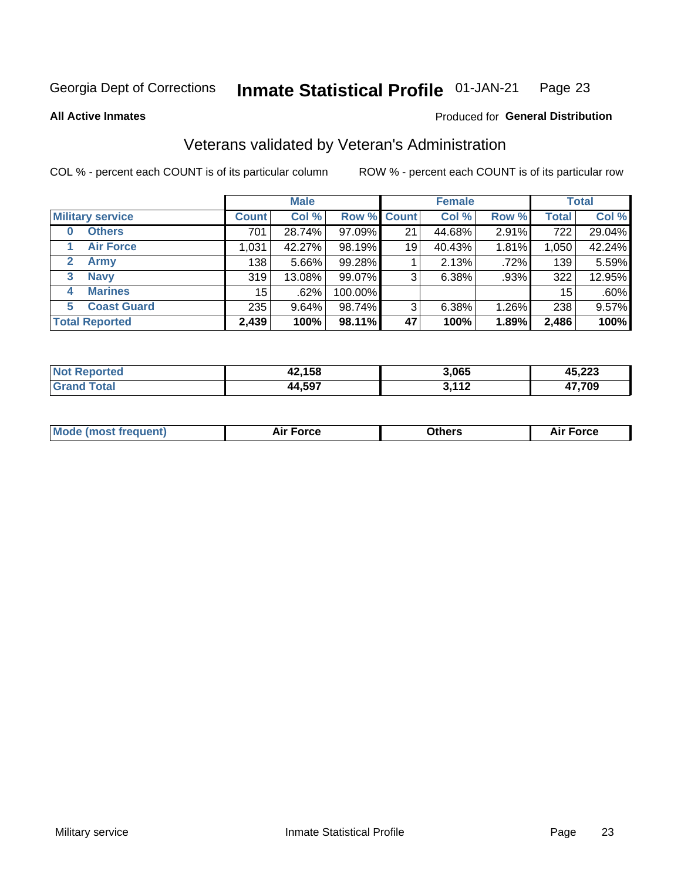Georgia Dept of Corrections **Inmate Statistical Profile** 01-JAN-21

**All Active Inmates**

Produced for **General Distribution**

## Veterans validated by Veteran's Administration

COL % - percent each COUNT is of its particular column

ROW % - percent each COUNT is of its particular row

| | | Male | | | Female | | | Total | |
|---|---|---|---|---|---|---|---|---|---|
| **Military service** | | **Count** | **Col %** | **Row %** | **Count** | **Col %** | **Row %** | **Total** | **Col %** |
| 0 | Others | 701 | 28.74% | 97.09% | 21 | 44.68% | 2.91% | 722 | 29.04% |
| 1 | Air Force | 1,031 | 42.27% | 98.19% | 19 | 40.43% | 1.81% | 1,050 | 42.24% |
| 2 | Army | 138 | 5.66% | 99.28% | 1 | 2.13% | .72% | 139 | 5.59% |
| 3 | Navy | 319 | 13.08% | 99.07% | 3 | 6.38% | .93% | 322 | 12.95% |
| 4 | Marines | 15 | .62% | 100.00% | | | | 15 | .60% |
| 5 | Coast Guard | 235 | 9.64% | 98.74% | 3 | 6.38% | 1.26% | 238 | 9.57% |
| **Total Reported** | | **2,439** | **100%** | **98.11%** | **47** | **100%** | **1.89%** | **2,486** | **100%** |

| | Male | Female | Total |
|---|---|---|---|
| Not Reported | **42,158** | **3,065** | **45,223** |
| Grand Total | **44,597** | **3,112** | **47,709** |

| | Male | Female | Total |
|---|---|---|---|
| Mode (most frequent) | **Air Force** | **Others** | **Air Force** |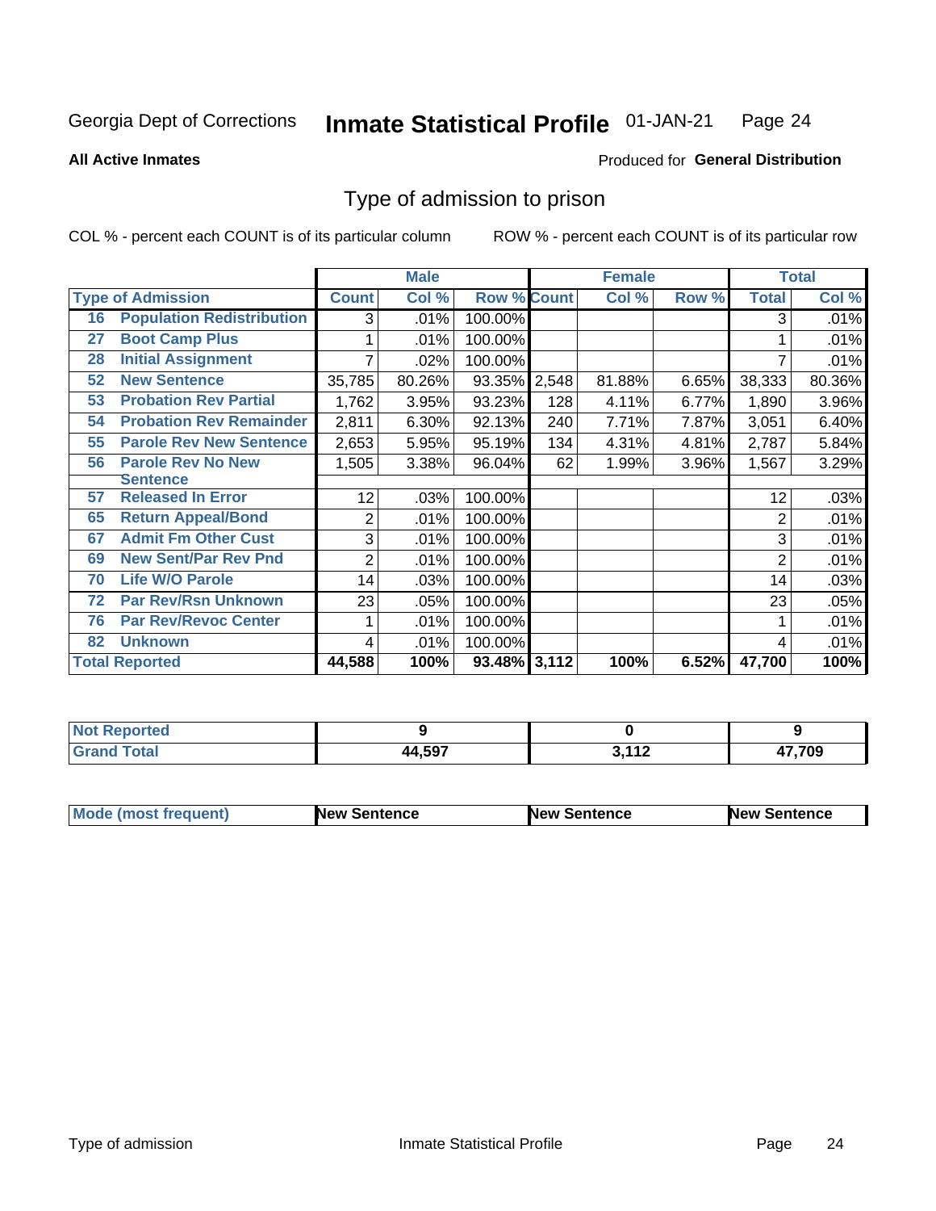Georgia Dept of Corrections **Inmate Statistical Profile** 01-JAN-21

**All Active Inmates**

Produced for **General Distribution**

## Type of admission to prison

COL % - percent each COUNT is of its particular column ROW % - percent each COUNT is of its particular row

| | | Male | | | Female | | | Total | |
|---|---|---|---|---|---|---|---|---|---|
| **Type of Admission** | | **Count** | **Col %** | **Row %** | **Count** | **Col %** | **Row %** | **Total** | **Col %** |
| 16 | Population Redistribution | 3 | .01% | 100.00% | | | | 3 | .01% |
| 27 | Boot Camp Plus | 1 | .01% | 100.00% | | | | 1 | .01% |
| 28 | Initial Assignment | 7 | .02% | 100.00% | | | | 7 | .01% |
| 52 | New Sentence | 35,785 | 80.26% | 93.35% | 2,548 | 81.88% | 6.65% | 38,333 | 80.36% |
| 53 | Probation Rev Partial | 1,762 | 3.95% | 93.23% | 128 | 4.11% | 6.77% | 1,890 | 3.96% |
| 54 | Probation Rev Remainder | 2,811 | 6.30% | 92.13% | 240 | 7.71% | 7.87% | 3,051 | 6.40% |
| 55 | Parole Rev New Sentence | 2,653 | 5.95% | 95.19% | 134 | 4.31% | 4.81% | 2,787 | 5.84% |
| 56 | Parole Rev No New Sentence | 1,505 | 3.38% | 96.04% | 62 | 1.99% | 3.96% | 1,567 | 3.29% |
| 57 | Released In Error | 12 | .03% | 100.00% | | | | 12 | .03% |
| 65 | Return Appeal/Bond | 2 | .01% | 100.00% | | | | 2 | .01% |
| 67 | Admit Fm Other Cust | 3 | .01% | 100.00% | | | | 3 | .01% |
| 69 | New Sent/Par Rev Pnd | 2 | .01% | 100.00% | | | | 2 | .01% |
| 70 | Life W/O Parole | 14 | .03% | 100.00% | | | | 14 | .03% |
| 72 | Par Rev/Rsn Unknown | 23 | .05% | 100.00% | | | | 23 | .05% |
| 76 | Par Rev/Revoc Center | 1 | .01% | 100.00% | | | | 1 | .01% |
| 82 | Unknown | 4 | .01% | 100.00% | | | | 4 | .01% |
| **Total Reported** | | **44,588** | **100%** | **93.48%** | **3,112** | **100%** | **6.52%** | **47,700** | **100%** |

| | Male | Female | Total |
|---|---|---|---|
| **Not Reported** | **9** | **0** | **9** |
| **Grand Total** | **44,597** | **3,112** | **47,709** |

| | Male | Female | Total |
|---|---|---|---|
| **Mode (most frequent)** | **New Sentence** | **New Sentence** | **New Sentence** |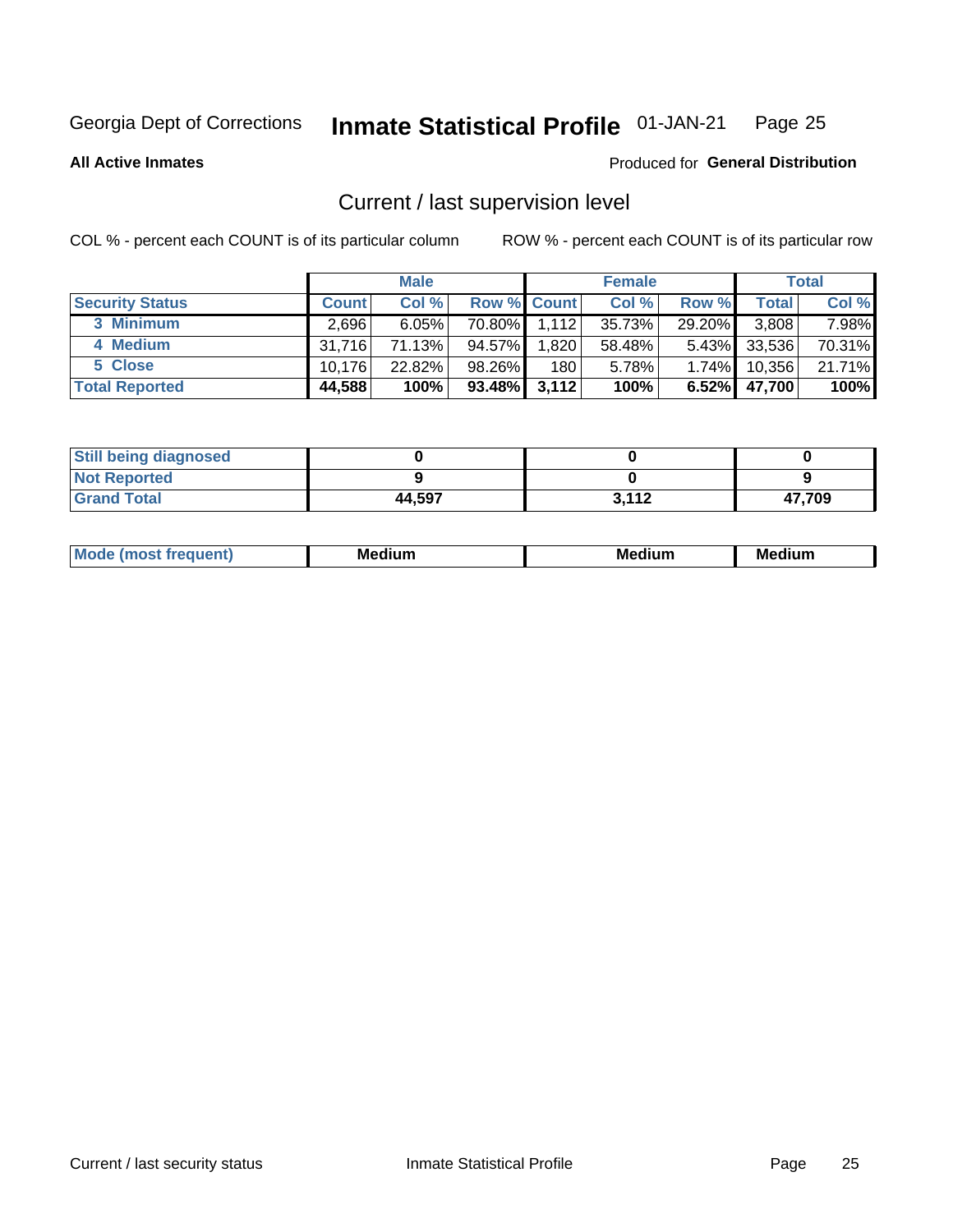Georgia Dept of Corrections **Inmate Statistical Profile** 01-JAN-21

**All Active Inmates**

Produced for **General Distribution**

## Current / last supervision level

COL % - percent each COUNT is of its particular column

ROW % - percent each COUNT is of its particular row

| | Male | | | Female | | | Total | |
|---|---|---|---|---|---|---|---|---|
| **Security Status** | **Count** | **Col %** | **Row %** | **Count** | **Col %** | **Row %** | **Total** | **Col %** |
| 3 Minimum | 2,696 | 6.05% | 70.80% | 1,112 | 35.73% | 29.20% | 3,808 | 7.98% |
| 4 Medium | 31,716 | 71.13% | 94.57% | 1,820 | 58.48% | 5.43% | 33,536 | 70.31% |
| 5 Close | 10,176 | 22.82% | 98.26% | 180 | 5.78% | 1.74% | 10,356 | 21.71% |
| **Total Reported** | **44,588** | **100%** | **93.48%** | **3,112** | **100%** | **6.52%** | **47,700** | **100%** |

| | Male | Female | Total |
|---|---|---|---|
| **Still being diagnosed** | **0** | **0** | **0** |
| **Not Reported** | **9** | **0** | **9** |
| **Grand Total** | **44,597** | **3,112** | **47,709** |

| | Male | Female | Total |
|---|---|---|---|
| **Mode (most frequent)** | **Medium** | **Medium** | **Medium** |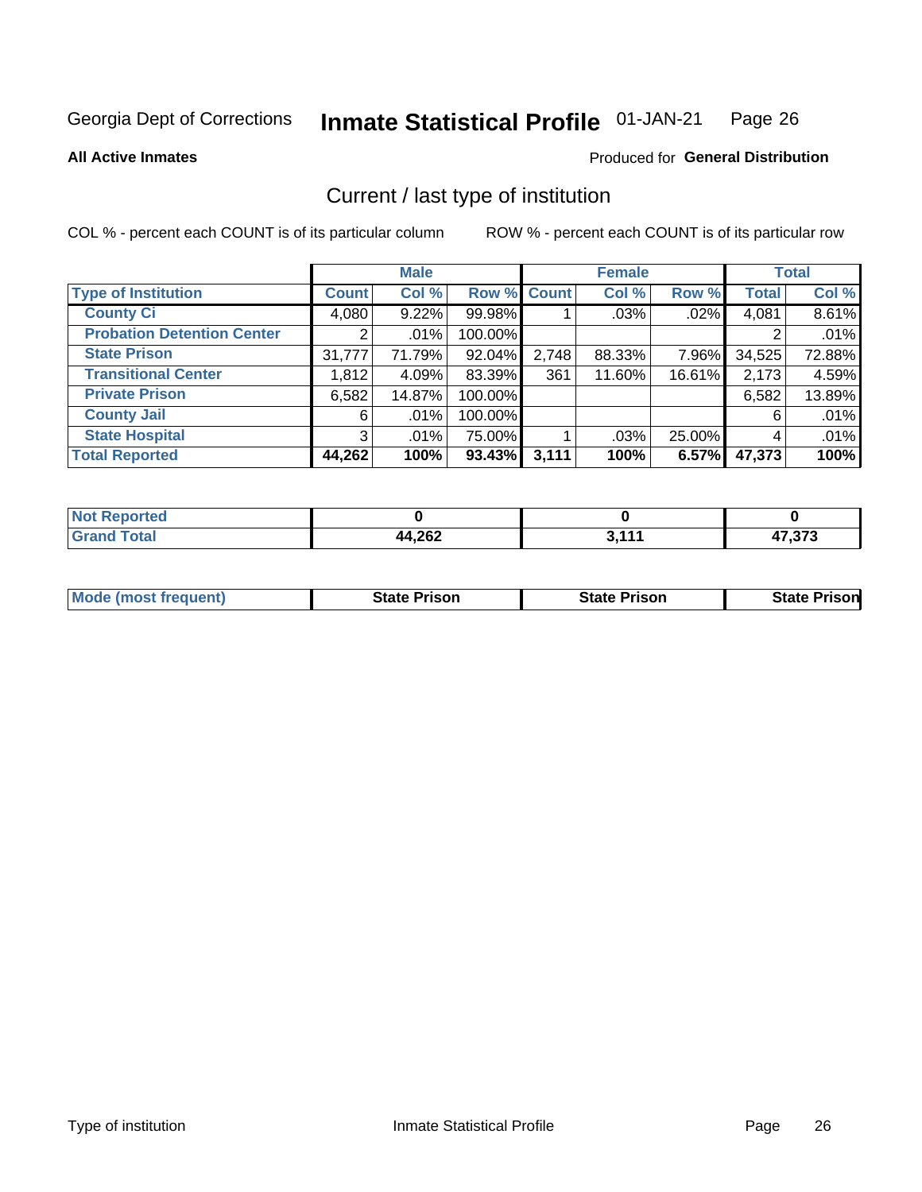Georgia Dept of Corrections **Inmate Statistical Profile** 01-JAN-21

**All Active Inmates**

Produced for **General Distribution**

## Current / last type of institution

COL % - percent each COUNT is of its particular column

ROW % - percent each COUNT is of its particular row

| | Male | | | Female | | | Total | |
|---|---|---|---|---|---|---|---|---|
| **Type of Institution** | **Count** | **Col %** | **Row %** | **Count** | **Col %** | **Row %** | **Total** | **Col %** |
| **County Ci** | 4,080 | 9.22% | 99.98% | 1 | .03% | .02% | 4,081 | 8.61% |
| **Probation Detention Center** | 2 | .01% | 100.00% | | | | 2 | .01% |
| **State Prison** | 31,777 | 71.79% | 92.04% | 2,748 | 88.33% | 7.96% | 34,525 | 72.88% |
| **Transitional Center** | 1,812 | 4.09% | 83.39% | 361 | 11.60% | 16.61% | 2,173 | 4.59% |
| **Private Prison** | 6,582 | 14.87% | 100.00% | | | | 6,582 | 13.89% |
| **County Jail** | 6 | .01% | 100.00% | | | | 6 | .01% |
| **State Hospital** | 3 | .01% | 75.00% | 1 | .03% | 25.00% | 4 | .01% |
| **Total Reported** | **44,262** | **100%** | **93.43%** | **3,111** | **100%** | **6.57%** | **47,373** | **100%** |

| | Male | Female | Total |
|---|---|---|---|
| **Not Reported** | **0** | **0** | **0** |
| **Grand Total** | **44,262** | **3,111** | **47,373** |

| | Male | Female | Total |
|---|---|---|---|
| **Mode (most frequent)** | **State Prison** | **State Prison** | **State Prison** |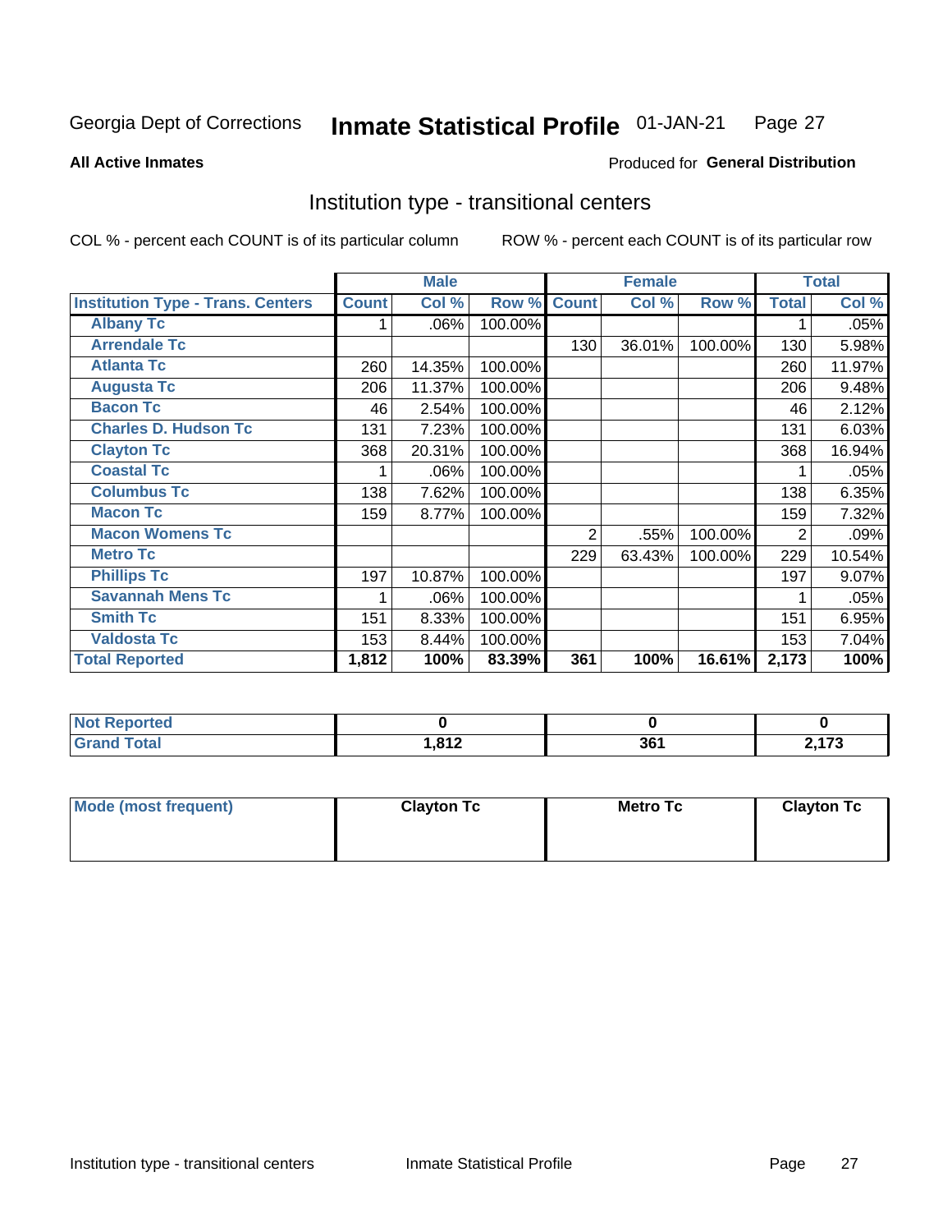Georgia Dept of Corrections **Inmate Statistical Profile** 01-JAN-21

**All Active Inmates**

Produced for **General Distribution**

## Institution type - transitional centers

COL % - percent each COUNT is of its particular column

ROW % - percent each COUNT is of its particular row

| | Male | | | Female | | | Total | |
|---|---|---|---|---|---|---|---|---|
| **Institution Type - Trans. Centers** | **Count** | **Col %** | **Row %** | **Count** | **Col %** | **Row %** | **Total** | **Col %** |
| **Albany Tc** | 1 | .06% | 100.00% | | | | 1 | .05% |
| **Arrendale Tc** | | | | 130 | 36.01% | 100.00% | 130 | 5.98% |
| **Atlanta Tc** | 260 | 14.35% | 100.00% | | | | 260 | 11.97% |
| **Augusta Tc** | 206 | 11.37% | 100.00% | | | | 206 | 9.48% |
| **Bacon Tc** | 46 | 2.54% | 100.00% | | | | 46 | 2.12% |
| **Charles D. Hudson Tc** | 131 | 7.23% | 100.00% | | | | 131 | 6.03% |
| **Clayton Tc** | 368 | 20.31% | 100.00% | | | | 368 | 16.94% |
| **Coastal Tc** | 1 | .06% | 100.00% | | | | 1 | .05% |
| **Columbus Tc** | 138 | 7.62% | 100.00% | | | | 138 | 6.35% |
| **Macon Tc** | 159 | 8.77% | 100.00% | | | | 159 | 7.32% |
| **Macon Womens Tc** | | | | 2 | .55% | 100.00% | 2 | .09% |
| **Metro Tc** | | | | 229 | 63.43% | 100.00% | 229 | 10.54% |
| **Phillips Tc** | 197 | 10.87% | 100.00% | | | | 197 | 9.07% |
| **Savannah Mens Tc** | 1 | .06% | 100.00% | | | | 1 | .05% |
| **Smith Tc** | 151 | 8.33% | 100.00% | | | | 151 | 6.95% |
| **Valdosta Tc** | 153 | 8.44% | 100.00% | | | | 153 | 7.04% |
| **Total Reported** | **1,812** | **100%** | **83.39%** | **361** | **100%** | **16.61%** | **2,173** | **100%** |

| | Male | Female | Total |
|---|---|---|---|
| **Not Reported** | **0** | **0** | **0** |
| **Grand Total** | **1,812** | **361** | **2,173** |

| | Male | Female | Total |
|---|---|---|---|
| **Mode (most frequent)** | **Clayton Tc** | **Metro Tc** | **Clayton Tc** |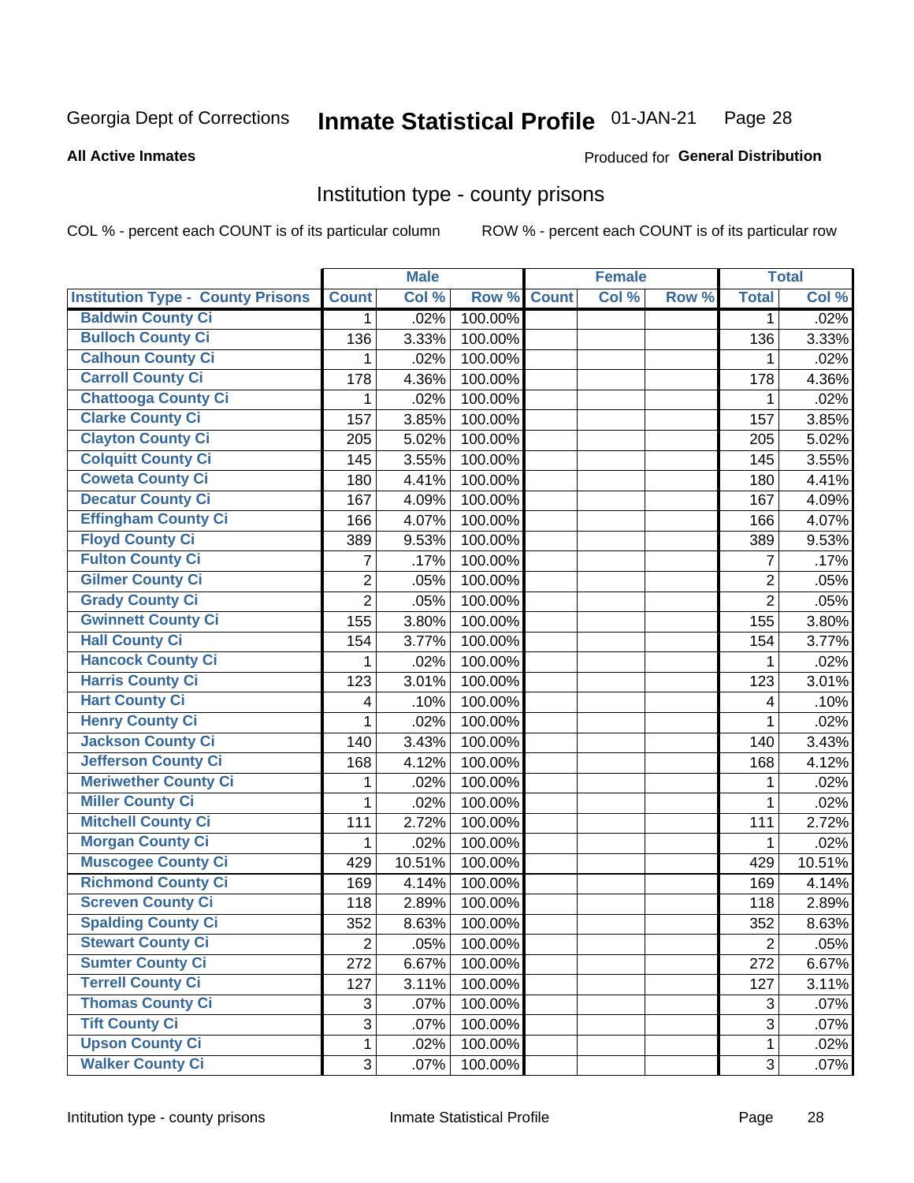Georgia Dept of Corrections **Inmate Statistical Profile** 01-JAN-21

**All Active Inmates**

Produced for **General Distribution**

## Institution type - county prisons

COL % - percent each COUNT is of its particular column ROW % - percent each COUNT is of its particular row

| | Male | | | Female | | | Total | |
|---|---|---|---|---|---|---|---|---|
| Institution Type - County Prisons | Count | Col % | Row % | Count | Col % | Row % | Total | Col % |
| Baldwin County Ci | 1 | .02% | 100.00% | | | | 1 | .02% |
| Bulloch County Ci | 136 | 3.33% | 100.00% | | | | 136 | 3.33% |
| Calhoun County Ci | 1 | .02% | 100.00% | | | | 1 | .02% |
| Carroll County Ci | 178 | 4.36% | 100.00% | | | | 178 | 4.36% |
| Chattooga County Ci | 1 | .02% | 100.00% | | | | 1 | .02% |
| Clarke County Ci | 157 | 3.85% | 100.00% | | | | 157 | 3.85% |
| Clayton County Ci | 205 | 5.02% | 100.00% | | | | 205 | 5.02% |
| Colquitt County Ci | 145 | 3.55% | 100.00% | | | | 145 | 3.55% |
| Coweta County Ci | 180 | 4.41% | 100.00% | | | | 180 | 4.41% |
| Decatur County Ci | 167 | 4.09% | 100.00% | | | | 167 | 4.09% |
| Effingham County Ci | 166 | 4.07% | 100.00% | | | | 166 | 4.07% |
| Floyd County Ci | 389 | 9.53% | 100.00% | | | | 389 | 9.53% |
| Fulton County Ci | 7 | .17% | 100.00% | | | | 7 | .17% |
| Gilmer County Ci | 2 | .05% | 100.00% | | | | 2 | .05% |
| Grady County Ci | 2 | .05% | 100.00% | | | | 2 | .05% |
| Gwinnett County Ci | 155 | 3.80% | 100.00% | | | | 155 | 3.80% |
| Hall County Ci | 154 | 3.77% | 100.00% | | | | 154 | 3.77% |
| Hancock County Ci | 1 | .02% | 100.00% | | | | 1 | .02% |
| Harris County Ci | 123 | 3.01% | 100.00% | | | | 123 | 3.01% |
| Hart County Ci | 4 | .10% | 100.00% | | | | 4 | .10% |
| Henry County Ci | 1 | .02% | 100.00% | | | | 1 | .02% |
| Jackson County Ci | 140 | 3.43% | 100.00% | | | | 140 | 3.43% |
| Jefferson County Ci | 168 | 4.12% | 100.00% | | | | 168 | 4.12% |
| Meriwether County Ci | 1 | .02% | 100.00% | | | | 1 | .02% |
| Miller County Ci | 1 | .02% | 100.00% | | | | 1 | .02% |
| Mitchell County Ci | 111 | 2.72% | 100.00% | | | | 111 | 2.72% |
| Morgan County Ci | 1 | .02% | 100.00% | | | | 1 | .02% |
| Muscogee County Ci | 429 | 10.51% | 100.00% | | | | 429 | 10.51% |
| Richmond County Ci | 169 | 4.14% | 100.00% | | | | 169 | 4.14% |
| Screven County Ci | 118 | 2.89% | 100.00% | | | | 118 | 2.89% |
| Spalding County Ci | 352 | 8.63% | 100.00% | | | | 352 | 8.63% |
| Stewart County Ci | 2 | .05% | 100.00% | | | | 2 | .05% |
| Sumter County Ci | 272 | 6.67% | 100.00% | | | | 272 | 6.67% |
| Terrell County Ci | 127 | 3.11% | 100.00% | | | | 127 | 3.11% |
| Thomas County Ci | 3 | .07% | 100.00% | | | | 3 | .07% |
| Tift County Ci | 3 | .07% | 100.00% | | | | 3 | .07% |
| Upson County Ci | 1 | .02% | 100.00% | | | | 1 | .02% |
| Walker County Ci | 3 | .07% | 100.00% | | | | 3 | .07% |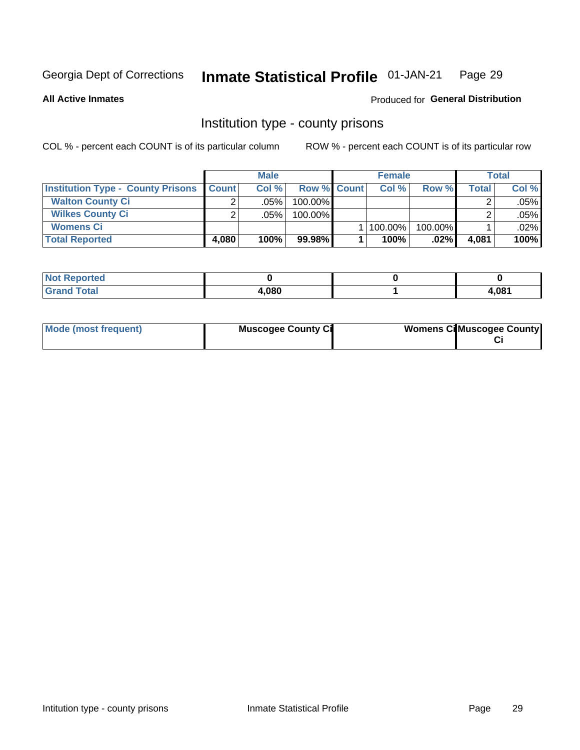Georgia Dept of Corrections **Inmate Statistical Profile** 01-JAN-21

**All Active Inmates**

Produced for **General Distribution**

## Institution type - county prisons

COL % - percent each COUNT is of its particular column

ROW % - percent each COUNT is of its particular row

| | Male | | | Female | | | Total | |
|---|---|---|---|---|---|---|---|---|
| **Institution Type - County Prisons** | **Count** | **Col %** | **Row %** | **Count** | **Col %** | **Row %** | **Total** | **Col %** |
| **Walton County Ci** | 2 | .05% | 100.00% | | | | 2 | .05% |
| **Wilkes County Ci** | 2 | .05% | 100.00% | | | | 2 | .05% |
| **Womens Ci** | | | | 1 | 100.00% | 100.00% | 1 | .02% |
| **Total Reported** | **4,080** | **100%** | **99.98%** | **1** | **100%** | **.02%** | **4,081** | **100%** |

| | Male | Female | Total |
|---|---|---|---|
| **Not Reported** | **0** | **0** | **0** |
| **Grand Total** | **4,080** | **1** | **4,081** |

| | Male | Female | Total |
|---|---|---|---|
| **Mode (most frequent)** | **Muscogee County Ci** | **Womens Ci** | **Muscogee County Ci** |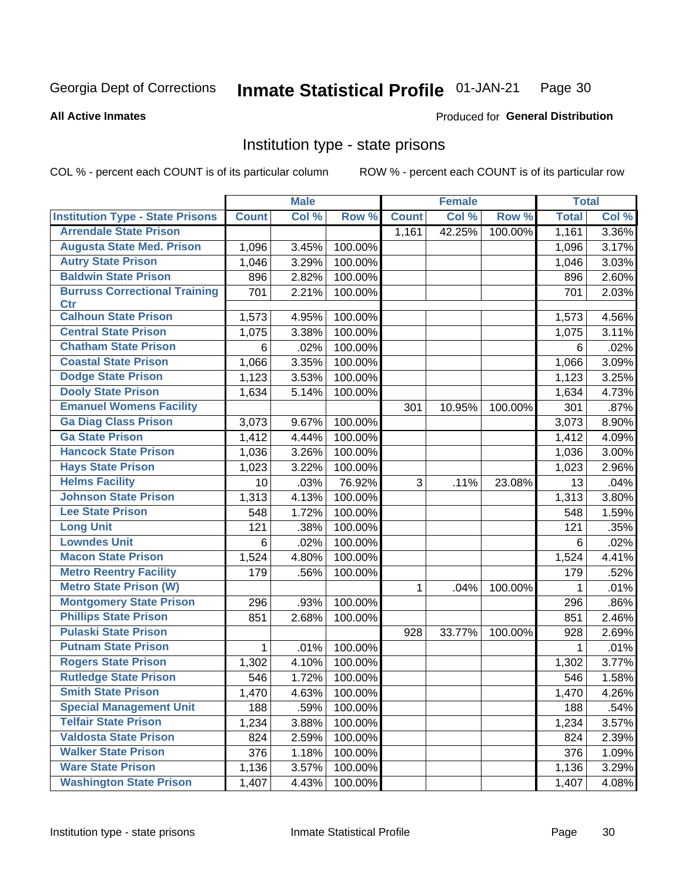Georgia Dept of Corrections **Inmate Statistical Profile** 01-JAN-21

**All Active Inmates**

Produced for **General Distribution**

## Institution type - state prisons

COL % - percent each COUNT is of its particular column ROW % - percent each COUNT is of its particular row

| | Male | | | Female | | | Total | |
|---|---|---|---|---|---|---|---|---|
| **Institution Type - State Prisons** | **Count** | **Col %** | **Row %** | **Count** | **Col %** | **Row %** | **Total** | **Col %** |
| **Arrendale State Prison** | | | | 1,161 | 42.25% | 100.00% | 1,161 | 3.36% |
| **Augusta State Med. Prison** | 1,096 | 3.45% | 100.00% | | | | 1,096 | 3.17% |
| **Autry State Prison** | 1,046 | 3.29% | 100.00% | | | | 1,046 | 3.03% |
| **Baldwin State Prison** | 896 | 2.82% | 100.00% | | | | 896 | 2.60% |
| **Burruss Correctional Training Ctr** | 701 | 2.21% | 100.00% | | | | 701 | 2.03% |
| **Calhoun State Prison** | 1,573 | 4.95% | 100.00% | | | | 1,573 | 4.56% |
| **Central State Prison** | 1,075 | 3.38% | 100.00% | | | | 1,075 | 3.11% |
| **Chatham State Prison** | 6 | .02% | 100.00% | | | | 6 | .02% |
| **Coastal State Prison** | 1,066 | 3.35% | 100.00% | | | | 1,066 | 3.09% |
| **Dodge State Prison** | 1,123 | 3.53% | 100.00% | | | | 1,123 | 3.25% |
| **Dooly State Prison** | 1,634 | 5.14% | 100.00% | | | | 1,634 | 4.73% |
| **Emanuel Womens Facility** | | | | 301 | 10.95% | 100.00% | 301 | .87% |
| **Ga Diag Class Prison** | 3,073 | 9.67% | 100.00% | | | | 3,073 | 8.90% |
| **Ga State Prison** | 1,412 | 4.44% | 100.00% | | | | 1,412 | 4.09% |
| **Hancock State Prison** | 1,036 | 3.26% | 100.00% | | | | 1,036 | 3.00% |
| **Hays State Prison** | 1,023 | 3.22% | 100.00% | | | | 1,023 | 2.96% |
| **Helms Facility** | 10 | .03% | 76.92% | 3 | .11% | 23.08% | 13 | .04% |
| **Johnson State Prison** | 1,313 | 4.13% | 100.00% | | | | 1,313 | 3.80% |
| **Lee State Prison** | 548 | 1.72% | 100.00% | | | | 548 | 1.59% |
| **Long Unit** | 121 | .38% | 100.00% | | | | 121 | .35% |
| **Lowndes Unit** | 6 | .02% | 100.00% | | | | 6 | .02% |
| **Macon State Prison** | 1,524 | 4.80% | 100.00% | | | | 1,524 | 4.41% |
| **Metro Reentry Facility** | 179 | .56% | 100.00% | | | | 179 | .52% |
| **Metro State Prison (W)** | | | | 1 | .04% | 100.00% | 1 | .01% |
| **Montgomery State Prison** | 296 | .93% | 100.00% | | | | 296 | .86% |
| **Phillips State Prison** | 851 | 2.68% | 100.00% | | | | 851 | 2.46% |
| **Pulaski State Prison** | | | | 928 | 33.77% | 100.00% | 928 | 2.69% |
| **Putnam State Prison** | 1 | .01% | 100.00% | | | | 1 | .01% |
| **Rogers State Prison** | 1,302 | 4.10% | 100.00% | | | | 1,302 | 3.77% |
| **Rutledge State Prison** | 546 | 1.72% | 100.00% | | | | 546 | 1.58% |
| **Smith State Prison** | 1,470 | 4.63% | 100.00% | | | | 1,470 | 4.26% |
| **Special Management Unit** | 188 | .59% | 100.00% | | | | 188 | .54% |
| **Telfair State Prison** | 1,234 | 3.88% | 100.00% | | | | 1,234 | 3.57% |
| **Valdosta State Prison** | 824 | 2.59% | 100.00% | | | | 824 | 2.39% |
| **Walker State Prison** | 376 | 1.18% | 100.00% | | | | 376 | 1.09% |
| **Ware State Prison** | 1,136 | 3.57% | 100.00% | | | | 1,136 | 3.29% |
| **Washington State Prison** | 1,407 | 4.43% | 100.00% | | | | 1,407 | 4.08% |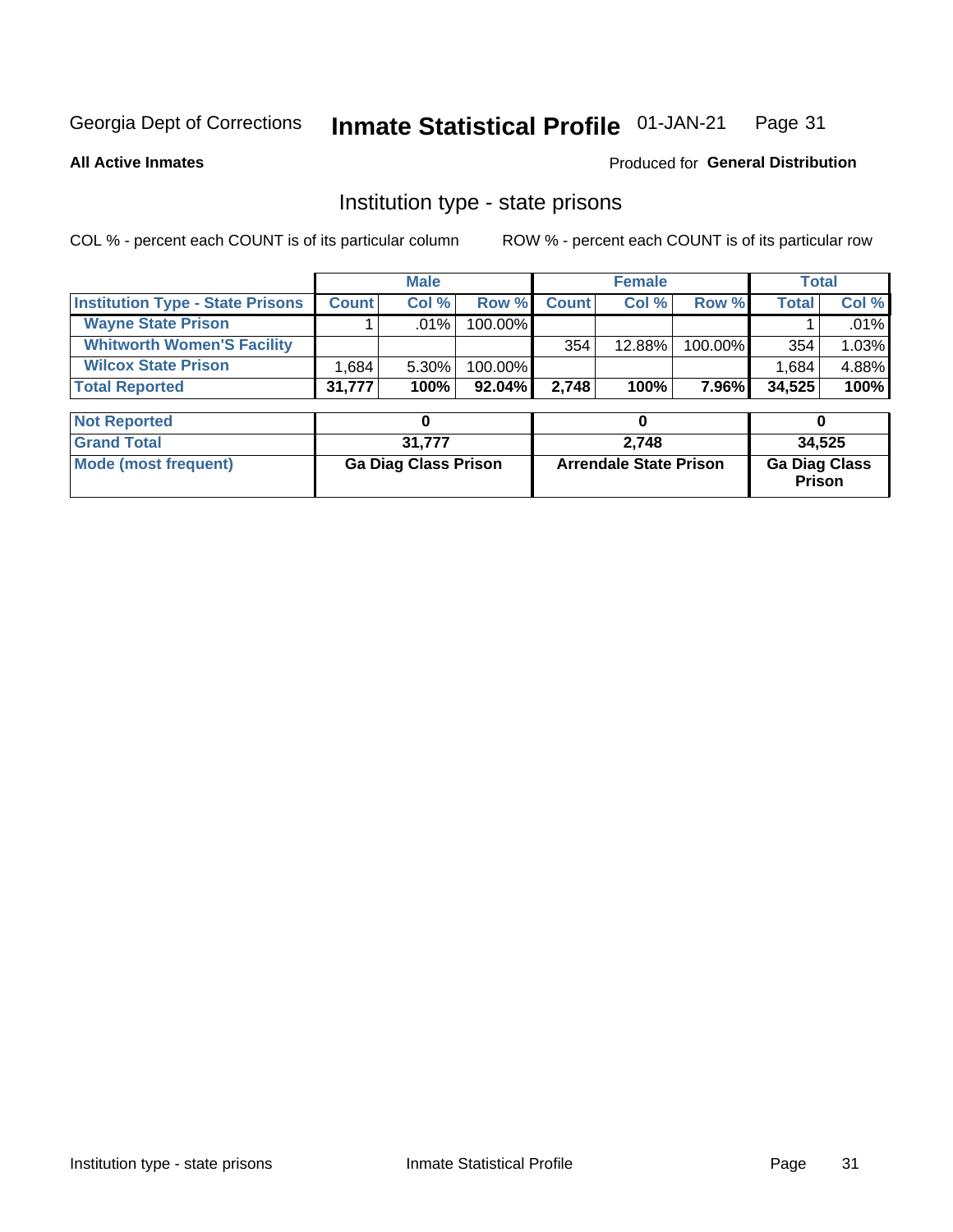Georgia Dept of Corrections **Inmate Statistical Profile** 01-JAN-21

**All Active Inmates**

Produced for **General Distribution**

## Institution type - state prisons

COL % - percent each COUNT is of its particular column     ROW % - percent each COUNT is of its particular row

| | Male | | | Female | | | Total | |
|---|---|---|---|---|---|---|---|---|
| **Institution Type - State Prisons** | **Count** | **Col %** | **Row %** | **Count** | **Col %** | **Row %** | **Total** | **Col %** |
| **Wayne State Prison** | 1 | .01% | 100.00% | | | | 1 | .01% |
| **Whitworth Women'S Facility** | | | | 354 | 12.88% | 100.00% | 354 | 1.03% |
| **Wilcox State Prison** | 1,684 | 5.30% | 100.00% | | | | 1,684 | 4.88% |
| **Total Reported** | **31,777** | **100%** | **92.04%** | **2,748** | **100%** | **7.96%** | **34,525** | **100%** |

| | Male | Female | Total |
|---|---|---|---|
| **Not Reported** | **0** | **0** | **0** |
| **Grand Total** | **31,777** | **2,748** | **34,525** |
| **Mode (most frequent)** | **Ga Diag Class Prison** | **Arrendale State Prison** | **Ga Diag Class Prison** |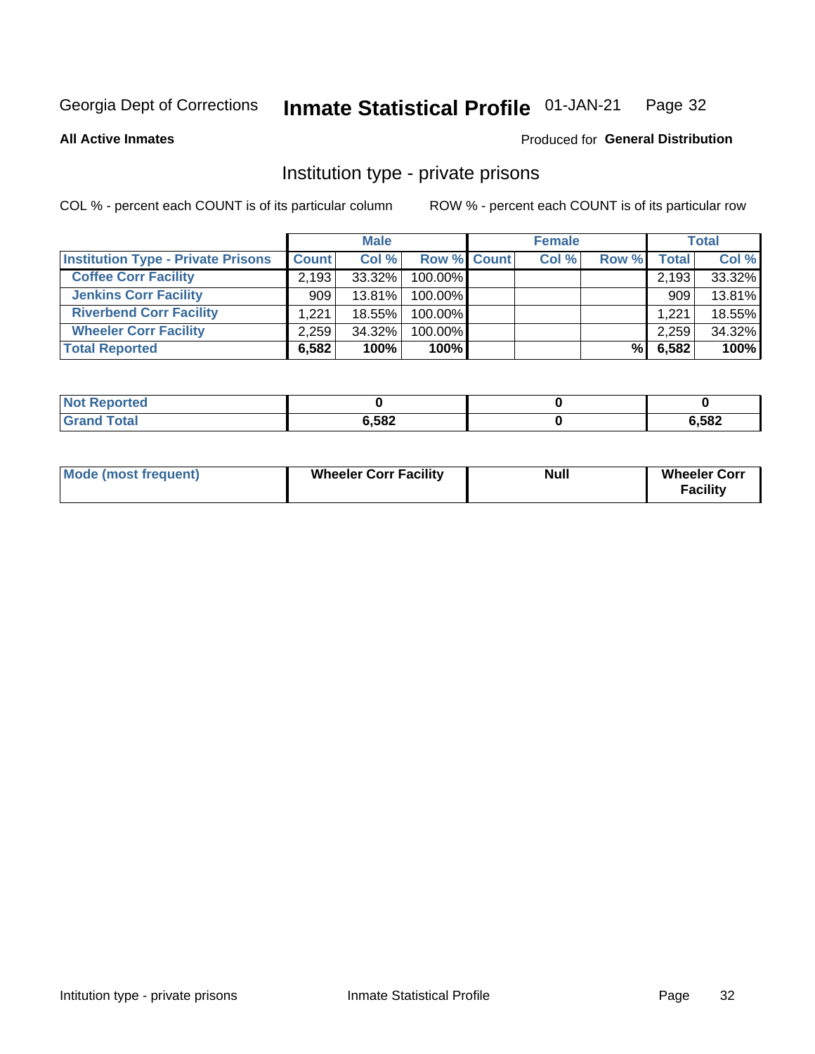Georgia Dept of Corrections **Inmate Statistical Profile** 01-JAN-21

**All Active Inmates**

Produced for **General Distribution**

## Institution type - private prisons

COL % - percent each COUNT is of its particular column

ROW % - percent each COUNT is of its particular row

| | Male | | | Female | | | Total | |
|---|---|---|---|---|---|---|---|---|
| **Institution Type - Private Prisons** | **Count** | **Col %** | **Row %** | **Count** | **Col %** | **Row %** | **Total** | **Col %** |
| **Coffee Corr Facility** | 2,193 | 33.32% | 100.00% | | | | 2,193 | 33.32% |
| **Jenkins Corr Facility** | 909 | 13.81% | 100.00% | | | | 909 | 13.81% |
| **Riverbend Corr Facility** | 1,221 | 18.55% | 100.00% | | | | 1,221 | 18.55% |
| **Wheeler Corr Facility** | 2,259 | 34.32% | 100.00% | | | | 2,259 | 34.32% |
| **Total Reported** | **6,582** | **100%** | **100%** | | | **%** | **6,582** | **100%** |

| | Male | Female | Total |
|---|---|---|---|
| **Not Reported** | **0** | **0** | **0** |
| **Grand Total** | **6,582** | **0** | **6,582** |

| | Male | Female | Total |
|---|---|---|---|
| **Mode (most frequent)** | **Wheeler Corr Facility** | **Null** | **Wheeler Corr Facility** |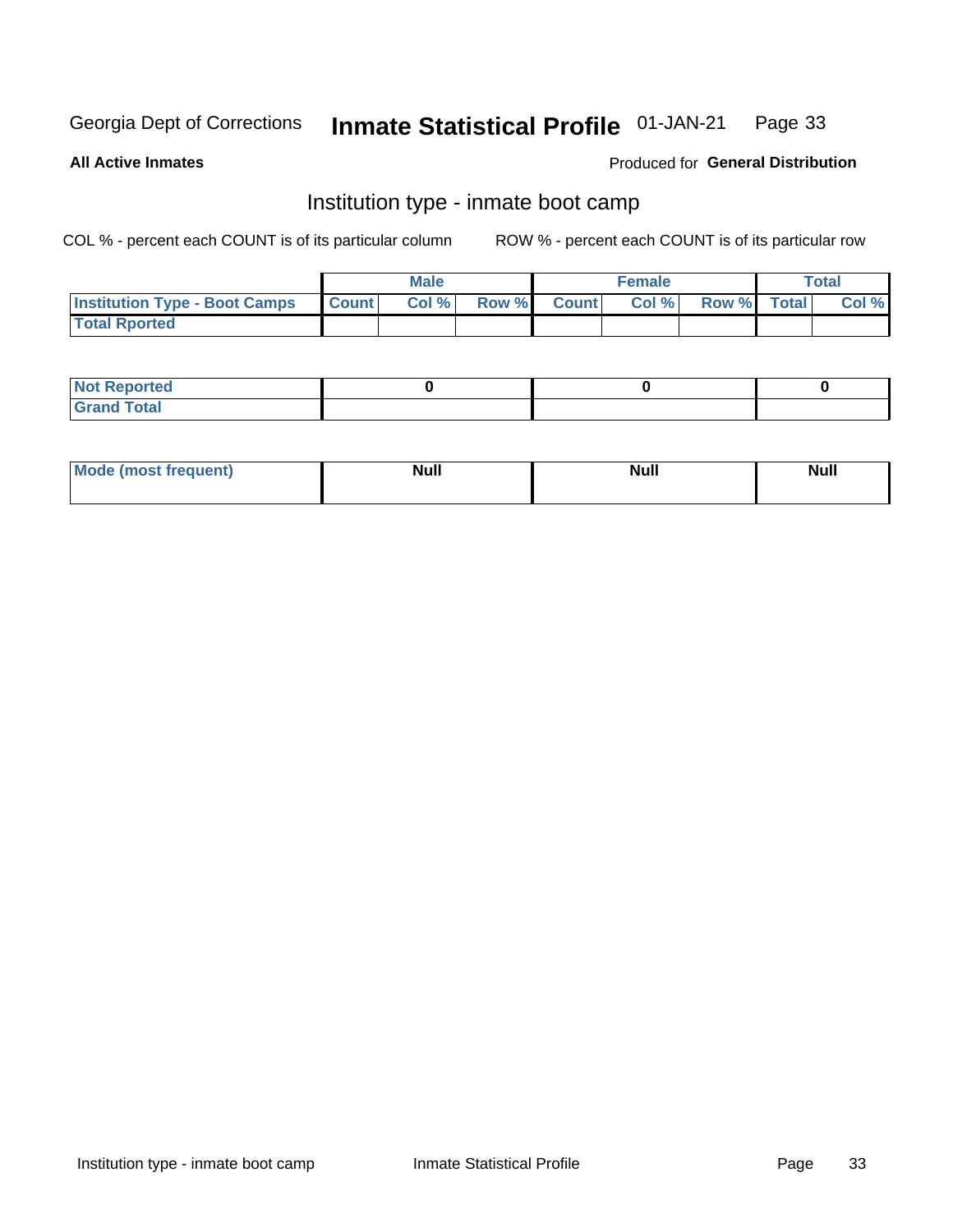Georgia Dept of Corrections **Inmate Statistical Profile** 01-JAN-21

**All Active Inmates**

Produced for **General Distribution**

## Institution type - inmate boot camp

COL % - percent each COUNT is of its particular column

ROW % - percent each COUNT is of its particular row

| | Male | | | Female | | | Total | |
|---|---|---|---|---|---|---|---|---|
| **Institution Type - Boot Camps** | **Count** | **Col %** | **Row %** | **Count** | **Col %** | **Row %** | **Total** | **Col %** |
| **Total Rported** | | | | | | | | |

| | Male | Female | Total |
|---|---|---|---|
| **Not Reported** | **0** | **0** | **0** |
| **Grand Total** | | | |

| | Male | Female | Total |
|---|---|---|---|
| **Mode (most frequent)** | **Null** | **Null** | **Null** |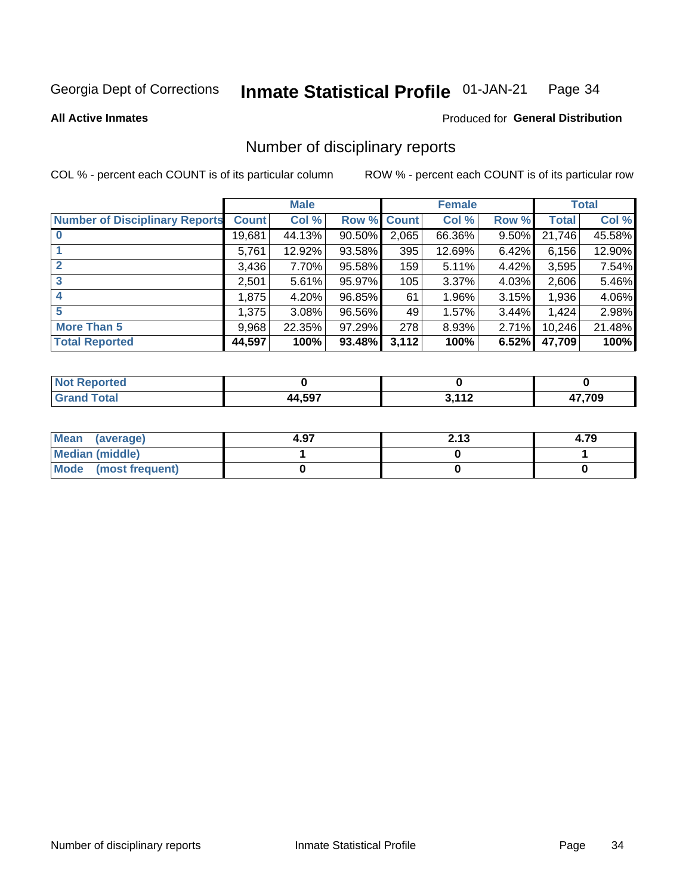Georgia Dept of Corrections **Inmate Statistical Profile** 01-JAN-21

**All Active Inmates**

Produced for **General Distribution**

## Number of disciplinary reports

COL % - percent each COUNT is of its particular column ROW % - percent each COUNT is of its particular row

| | Male | | | Female | | | Total | |
|---|---|---|---|---|---|---|---|---|
| **Number of Disciplinary Reports** | **Count** | **Col %** | **Row %** | **Count** | **Col %** | **Row %** | **Total** | **Col %** |
| **0** | 19,681 | 44.13% | 90.50% | 2,065 | 66.36% | 9.50% | 21,746 | 45.58% |
| **1** | 5,761 | 12.92% | 93.58% | 395 | 12.69% | 6.42% | 6,156 | 12.90% |
| **2** | 3,436 | 7.70% | 95.58% | 159 | 5.11% | 4.42% | 3,595 | 7.54% |
| **3** | 2,501 | 5.61% | 95.97% | 105 | 3.37% | 4.03% | 2,606 | 5.46% |
| **4** | 1,875 | 4.20% | 96.85% | 61 | 1.96% | 3.15% | 1,936 | 4.06% |
| **5** | 1,375 | 3.08% | 96.56% | 49 | 1.57% | 3.44% | 1,424 | 2.98% |
| **More Than 5** | 9,968 | 22.35% | 97.29% | 278 | 8.93% | 2.71% | 10,246 | 21.48% |
| **Total Reported** | **44,597** | **100%** | **93.48%** | **3,112** | **100%** | **6.52%** | **47,709** | **100%** |

| | Male | Female | Total |
|---|---|---|---|
| **Not Reported** | **0** | **0** | **0** |
| **Grand Total** | **44,597** | **3,112** | **47,709** |

| | Male | Female | Total |
|---|---|---|---|
| **Mean (average)** | **4.97** | **2.13** | **4.79** |
| **Median (middle)** | **1** | **0** | **1** |
| **Mode (most frequent)** | **0** | **0** | **0** |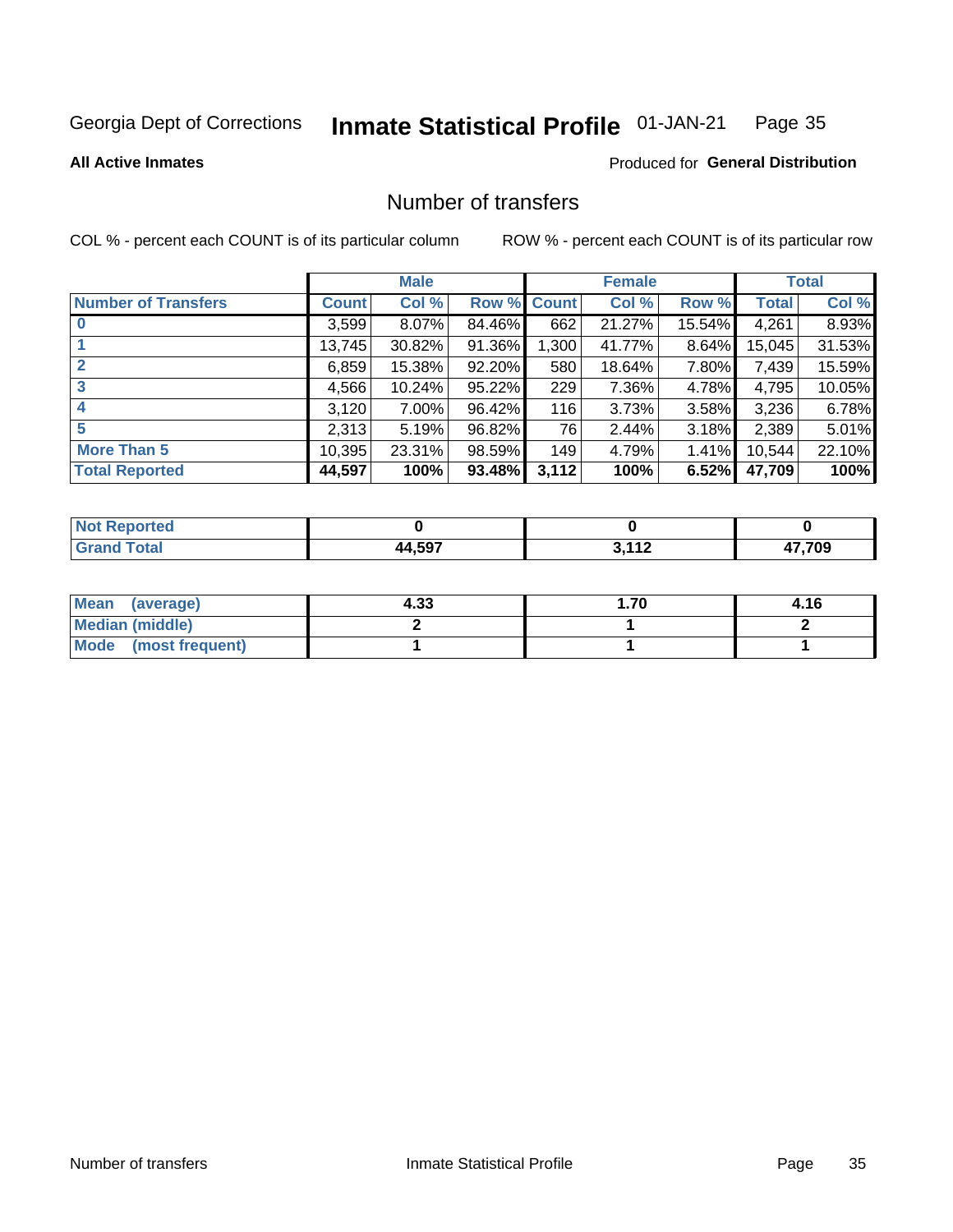Georgia Dept of Corrections **Inmate Statistical Profile** 01-JAN-21

**All Active Inmates**

Produced for **General Distribution**

# Number of transfers

COL % - percent each COUNT is of its particular column ROW % - percent each COUNT is of its particular row

| | Male | | | Female | | | Total | |
|---|---|---|---|---|---|---|---|---|
| **Number of Transfers** | **Count** | **Col %** | **Row %** | **Count** | **Col %** | **Row %** | **Total** | **Col %** |
| **0** | 3,599 | 8.07% | 84.46% | 662 | 21.27% | 15.54% | 4,261 | 8.93% |
| **1** | 13,745 | 30.82% | 91.36% | 1,300 | 41.77% | 8.64% | 15,045 | 31.53% |
| **2** | 6,859 | 15.38% | 92.20% | 580 | 18.64% | 7.80% | 7,439 | 15.59% |
| **3** | 4,566 | 10.24% | 95.22% | 229 | 7.36% | 4.78% | 4,795 | 10.05% |
| **4** | 3,120 | 7.00% | 96.42% | 116 | 3.73% | 3.58% | 3,236 | 6.78% |
| **5** | 2,313 | 5.19% | 96.82% | 76 | 2.44% | 3.18% | 2,389 | 5.01% |
| **More Than 5** | 10,395 | 23.31% | 98.59% | 149 | 4.79% | 1.41% | 10,544 | 22.10% |
| **Total Reported** | **44,597** | **100%** | **93.48%** | **3,112** | **100%** | **6.52%** | **47,709** | **100%** |

| | Male | Female | Total |
|---|---|---|---|
| **Not Reported** | **0** | **0** | **0** |
| **Grand Total** | **44,597** | **3,112** | **47,709** |

| | Male | Female | Total |
|---|---|---|---|
| **Mean (average)** | **4.33** | **1.70** | **4.16** |
| **Median (middle)** | **2** | **1** | **2** |
| **Mode (most frequent)** | **1** | **1** | **1** |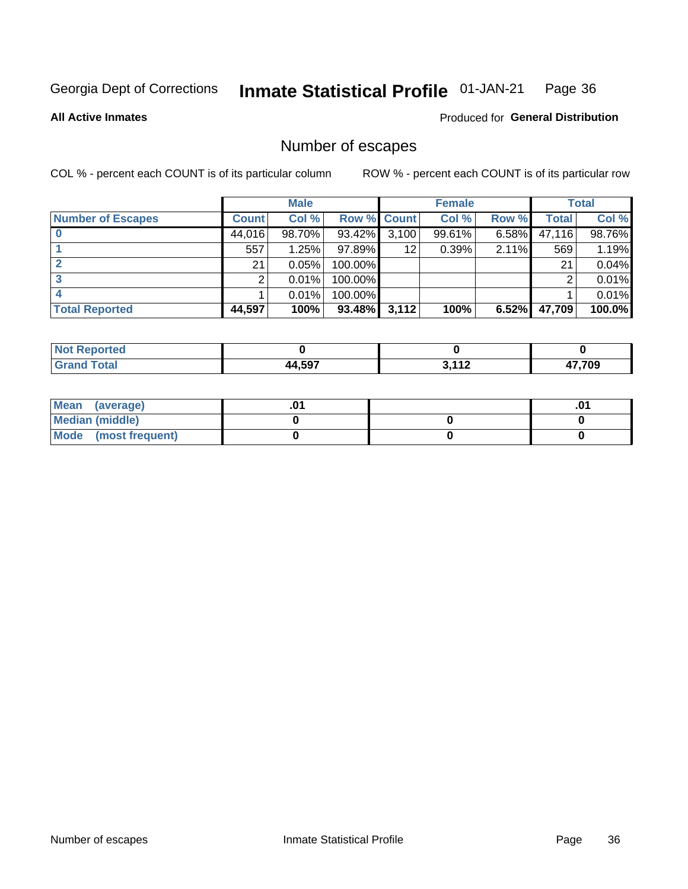Georgia Dept of Corrections **Inmate Statistical Profile** 01-JAN-21

**All Active Inmates**

Produced for **General Distribution**

## Number of escapes

COL % - percent each COUNT is of its particular column

ROW % - percent each COUNT is of its particular row

| | Male | | | Female | | | Total | |
|---|---|---|---|---|---|---|---|---|
| **Number of Escapes** | **Count** | **Col %** | **Row %** | **Count** | **Col %** | **Row %** | **Total** | **Col %** |
| **0** | 44,016 | 98.70% | 93.42% | 3,100 | 99.61% | 6.58% | 47,116 | 98.76% |
| **1** | 557 | 1.25% | 97.89% | 12 | 0.39% | 2.11% | 569 | 1.19% |
| **2** | 21 | 0.05% | 100.00% | | | | 21 | 0.04% |
| **3** | 2 | 0.01% | 100.00% | | | | 2 | 0.01% |
| **4** | 1 | 0.01% | 100.00% | | | | 1 | 0.01% |
| **Total Reported** | **44,597** | **100%** | **93.48%** | **3,112** | **100%** | **6.52%** | **47,709** | **100.0%** |

| | Male | Female | Total |
|---|---|---|---|
| **Not Reported** | **0** | **0** | **0** |
| **Grand Total** | **44,597** | **3,112** | **47,709** |

| | Male | Female | Total |
|---|---|---|---|
| **Mean (average)** | **.01** | | **.01** |
| **Median (middle)** | **0** | **0** | **0** |
| **Mode (most frequent)** | **0** | **0** | **0** |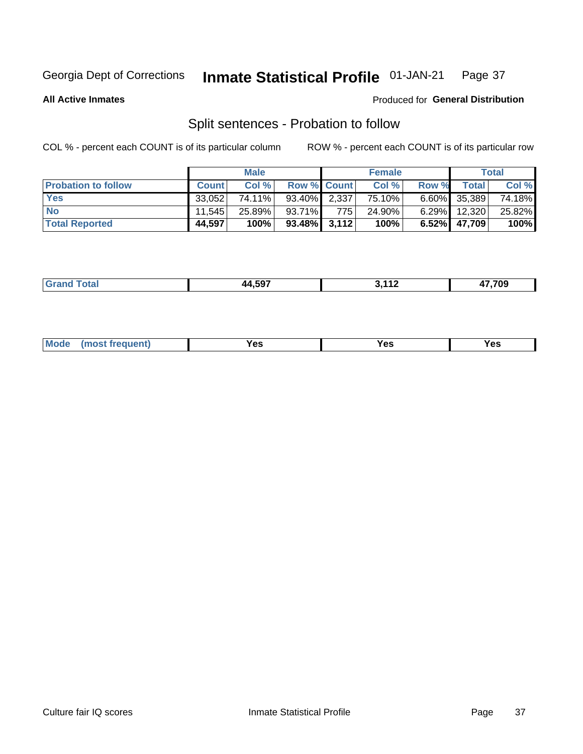Georgia Dept of Corrections **Inmate Statistical Profile** 01-JAN-21

**All Active Inmates**

Produced for **General Distribution**

## Split sentences - Probation to follow

COL % - percent each COUNT is of its particular column

ROW % - percent each COUNT is of its particular row

| | Male | | | Female | | | Total | |
|---|---|---|---|---|---|---|---|---|
| **Probation to follow** | **Count** | **Col %** | **Row %** | **Count** | **Col %** | **Row %** | **Total** | **Col %** |
| **Yes** | 33,052 | 74.11% | 93.40% | 2,337 | 75.10% | 6.60% | 35,389 | 74.18% |
| **No** | 11,545 | 25.89% | 93.71% | 775 | 24.90% | 6.29% | 12,320 | 25.82% |
| **Total Reported** | **44,597** | **100%** | **93.48%** | **3,112** | **100%** | **6.52%** | **47,709** | **100%** |

| | Male | Female | Total |
|---|---|---|---|
| **Grand Total** | **44,597** | **3,112** | **47,709** |

| | Male | Female | Total |
|---|---|---|---|
| **Mode (most frequent)** | **Yes** | **Yes** | **Yes** |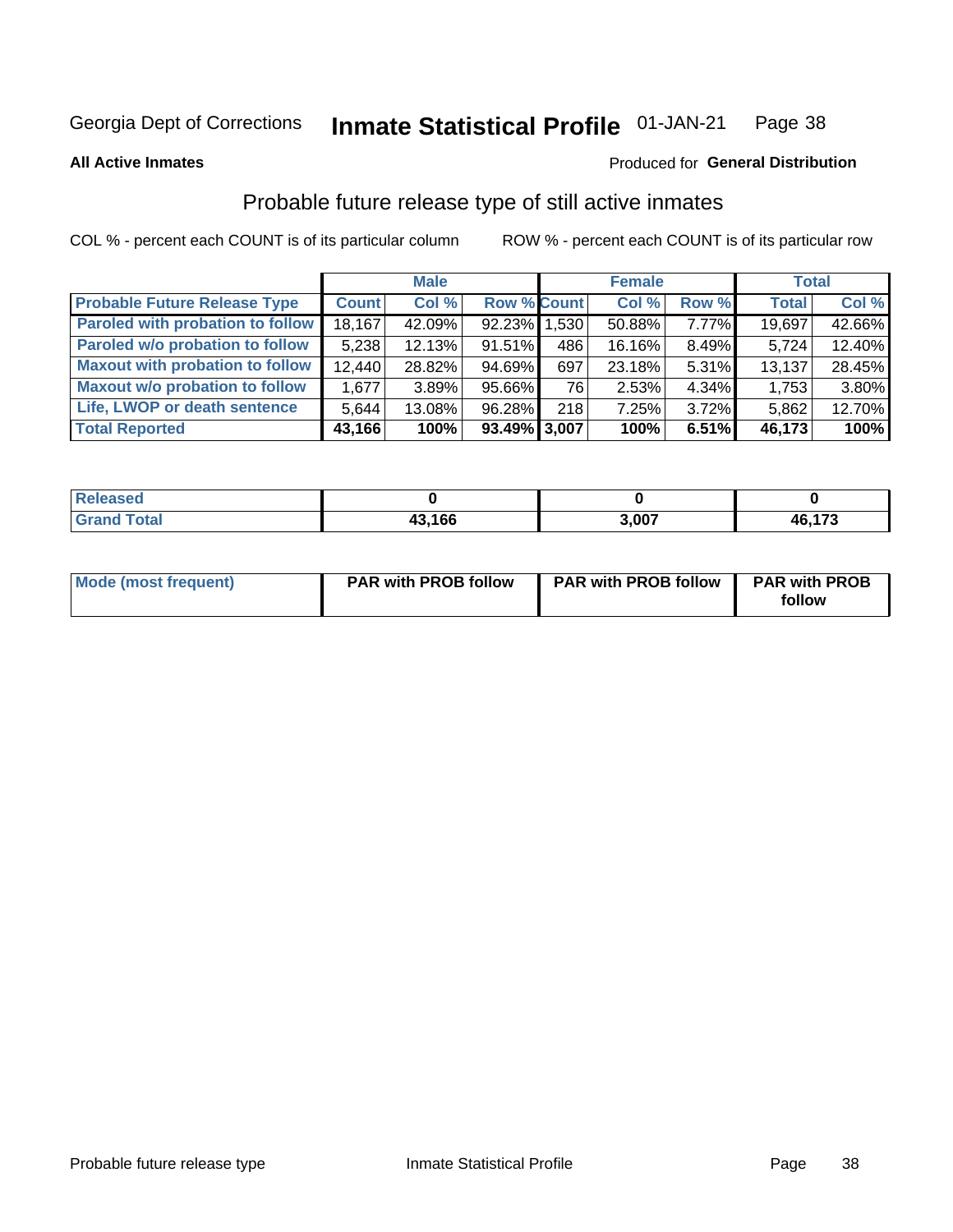Georgia Dept of Corrections **Inmate Statistical Profile** 01-JAN-21

**All Active Inmates**

Produced for **General Distribution**

## Probable future release type of still active inmates

COL % - percent each COUNT is of its particular column ROW % - percent each COUNT is of its particular row

| | Male | | | Female | | | Total | |
|---|---|---|---|---|---|---|---|---|
| **Probable Future Release Type** | **Count** | **Col %** | **Row %** | **Count** | **Col %** | **Row %** | **Total** | **Col %** |
| **Paroled with probation to follow** | 18,167 | 42.09% | 92.23% | 1,530 | 50.88% | 7.77% | 19,697 | 42.66% |
| **Paroled w/o probation to follow** | 5,238 | 12.13% | 91.51% | 486 | 16.16% | 8.49% | 5,724 | 12.40% |
| **Maxout with probation to follow** | 12,440 | 28.82% | 94.69% | 697 | 23.18% | 5.31% | 13,137 | 28.45% |
| **Maxout w/o probation to follow** | 1,677 | 3.89% | 95.66% | 76 | 2.53% | 4.34% | 1,753 | 3.80% |
| **Life, LWOP or death sentence** | 5,644 | 13.08% | 96.28% | 218 | 7.25% | 3.72% | 5,862 | 12.70% |
| **Total Reported** | **43,166** | **100%** | **93.49%** | **3,007** | **100%** | **6.51%** | **46,173** | **100%** |

| | Male | Female | Total |
|---|---|---|---|
| **Released** | **0** | **0** | **0** |
| **Grand Total** | **43,166** | **3,007** | **46,173** |

| | Male | Female | Total |
|---|---|---|---|
| **Mode (most frequent)** | **PAR with PROB follow** | **PAR with PROB follow** | **PAR with PROB follow** |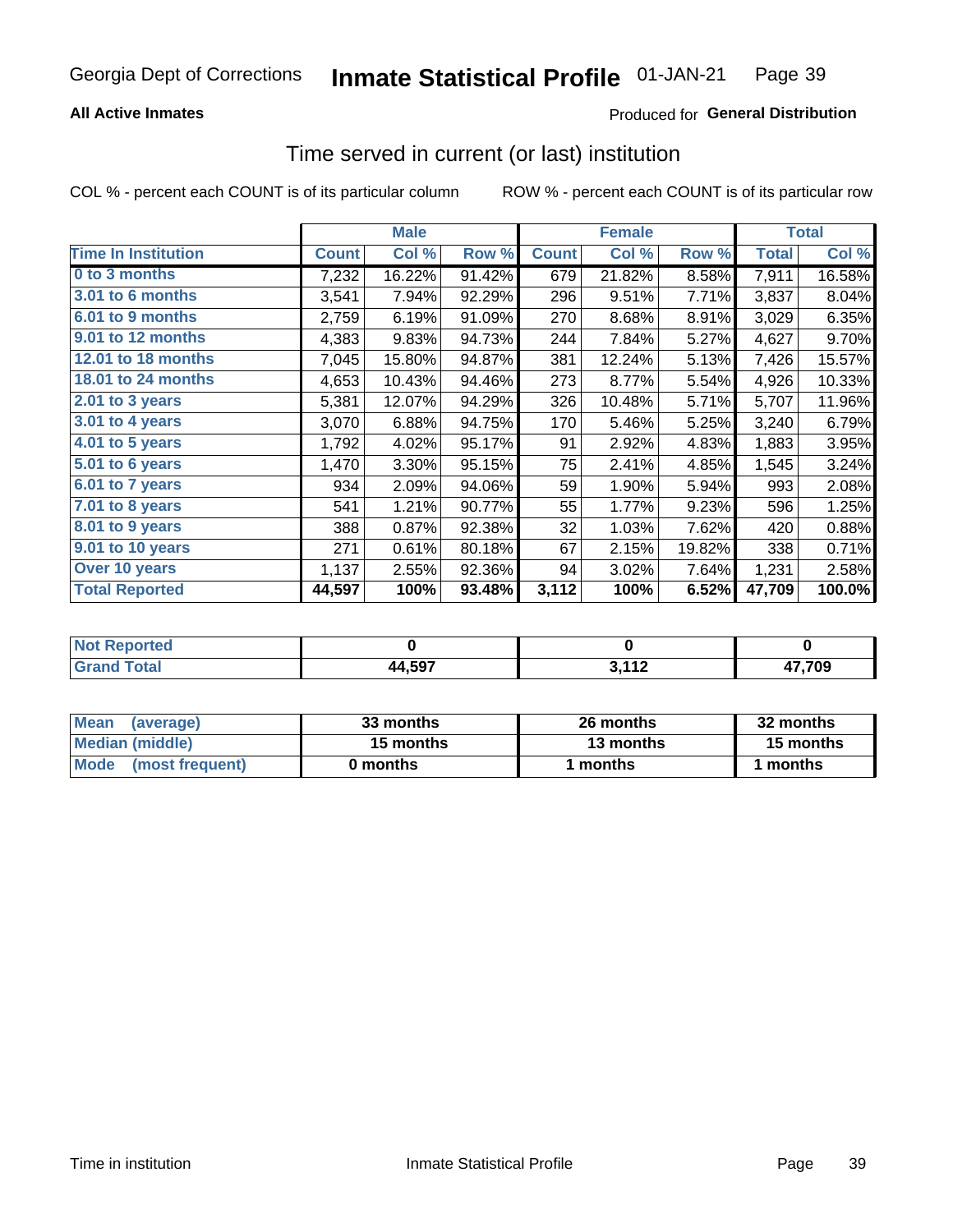Georgia Dept of Corrections **Inmate Statistical Profile** 01-JAN-21

**All Active Inmates**

Produced for **General Distribution**

## Time served in current (or last) institution

COL % - percent each COUNT is of its particular column    ROW % - percent each COUNT is of its particular row

| | Male | | | Female | | | Total | |
|---|---|---|---|---|---|---|---|---|
| **Time In Institution** | **Count** | **Col %** | **Row %** | **Count** | **Col %** | **Row %** | **Total** | **Col %** |
| 0 to 3 months | 7,232 | 16.22% | 91.42% | 679 | 21.82% | 8.58% | 7,911 | 16.58% |
| 3.01 to 6 months | 3,541 | 7.94% | 92.29% | 296 | 9.51% | 7.71% | 3,837 | 8.04% |
| 6.01 to 9 months | 2,759 | 6.19% | 91.09% | 270 | 8.68% | 8.91% | 3,029 | 6.35% |
| 9.01 to 12 months | 4,383 | 9.83% | 94.73% | 244 | 7.84% | 5.27% | 4,627 | 9.70% |
| 12.01 to 18 months | 7,045 | 15.80% | 94.87% | 381 | 12.24% | 5.13% | 7,426 | 15.57% |
| 18.01 to 24 months | 4,653 | 10.43% | 94.46% | 273 | 8.77% | 5.54% | 4,926 | 10.33% |
| 2.01 to 3 years | 5,381 | 12.07% | 94.29% | 326 | 10.48% | 5.71% | 5,707 | 11.96% |
| 3.01 to 4 years | 3,070 | 6.88% | 94.75% | 170 | 5.46% | 5.25% | 3,240 | 6.79% |
| 4.01 to 5 years | 1,792 | 4.02% | 95.17% | 91 | 2.92% | 4.83% | 1,883 | 3.95% |
| 5.01 to 6 years | 1,470 | 3.30% | 95.15% | 75 | 2.41% | 4.85% | 1,545 | 3.24% |
| 6.01 to 7 years | 934 | 2.09% | 94.06% | 59 | 1.90% | 5.94% | 993 | 2.08% |
| 7.01 to 8 years | 541 | 1.21% | 90.77% | 55 | 1.77% | 9.23% | 596 | 1.25% |
| 8.01 to 9 years | 388 | 0.87% | 92.38% | 32 | 1.03% | 7.62% | 420 | 0.88% |
| 9.01 to 10 years | 271 | 0.61% | 80.18% | 67 | 2.15% | 19.82% | 338 | 0.71% |
| Over 10 years | 1,137 | 2.55% | 92.36% | 94 | 3.02% | 7.64% | 1,231 | 2.58% |
| **Total Reported** | **44,597** | **100%** | **93.48%** | **3,112** | **100%** | **6.52%** | **47,709** | **100.0%** |

| | Male | Female | Total |
|---|---|---|---|
| Not Reported | 0 | 0 | 0 |
| Grand Total | 44,597 | 3,112 | 47,709 |

| | Male | Female | Total |
|---|---|---|---|
| Mean (average) | 33 months | 26 months | 32 months |
| Median (middle) | 15 months | 13 months | 15 months |
| Mode (most frequent) | 0 months | 1 months | 1 months |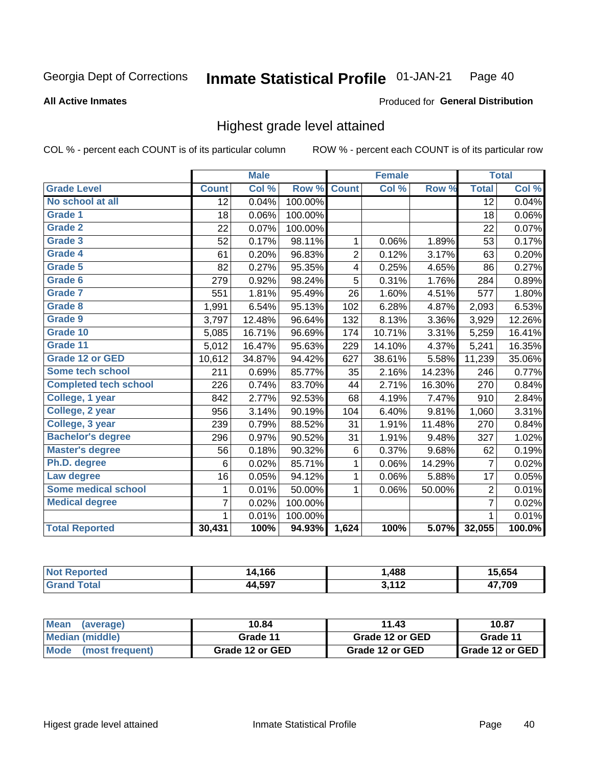Georgia Dept of Corrections **Inmate Statistical Profile** 01-JAN-21 Page 40

**All Active Inmates**

Produced for **General Distribution**

## Highest grade level attained

COL % - percent each COUNT is of its particular column ROW % - percent each COUNT is of its particular row

| | Male | | | Female | | | Total | |
|---|---|---|---|---|---|---|---|---|
| **Grade Level** | **Count** | **Col %** | **Row %** | **Count** | **Col %** | **Row %** | **Total** | **Col %** |
| **No school at all** | 12 | 0.04% | 100.00% | | | | 12 | 0.04% |
| **Grade 1** | 18 | 0.06% | 100.00% | | | | 18 | 0.06% |
| **Grade 2** | 22 | 0.07% | 100.00% | | | | 22 | 0.07% |
| **Grade 3** | 52 | 0.17% | 98.11% | 1 | 0.06% | 1.89% | 53 | 0.17% |
| **Grade 4** | 61 | 0.20% | 96.83% | 2 | 0.12% | 3.17% | 63 | 0.20% |
| **Grade 5** | 82 | 0.27% | 95.35% | 4 | 0.25% | 4.65% | 86 | 0.27% |
| **Grade 6** | 279 | 0.92% | 98.24% | 5 | 0.31% | 1.76% | 284 | 0.89% |
| **Grade 7** | 551 | 1.81% | 95.49% | 26 | 1.60% | 4.51% | 577 | 1.80% |
| **Grade 8** | 1,991 | 6.54% | 95.13% | 102 | 6.28% | 4.87% | 2,093 | 6.53% |
| **Grade 9** | 3,797 | 12.48% | 96.64% | 132 | 8.13% | 3.36% | 3,929 | 12.26% |
| **Grade 10** | 5,085 | 16.71% | 96.69% | 174 | 10.71% | 3.31% | 5,259 | 16.41% |
| **Grade 11** | 5,012 | 16.47% | 95.63% | 229 | 14.10% | 4.37% | 5,241 | 16.35% |
| **Grade 12 or GED** | 10,612 | 34.87% | 94.42% | 627 | 38.61% | 5.58% | 11,239 | 35.06% |
| **Some tech school** | 211 | 0.69% | 85.77% | 35 | 2.16% | 14.23% | 246 | 0.77% |
| **Completed tech school** | 226 | 0.74% | 83.70% | 44 | 2.71% | 16.30% | 270 | 0.84% |
| **College, 1 year** | 842 | 2.77% | 92.53% | 68 | 4.19% | 7.47% | 910 | 2.84% |
| **College, 2 year** | 956 | 3.14% | 90.19% | 104 | 6.40% | 9.81% | 1,060 | 3.31% |
| **College, 3 year** | 239 | 0.79% | 88.52% | 31 | 1.91% | 11.48% | 270 | 0.84% |
| **Bachelor's degree** | 296 | 0.97% | 90.52% | 31 | 1.91% | 9.48% | 327 | 1.02% |
| **Master's degree** | 56 | 0.18% | 90.32% | 6 | 0.37% | 9.68% | 62 | 0.19% |
| **Ph.D. degree** | 6 | 0.02% | 85.71% | 1 | 0.06% | 14.29% | 7 | 0.02% |
| **Law degree** | 16 | 0.05% | 94.12% | 1 | 0.06% | 5.88% | 17 | 0.05% |
| **Some medical school** | 1 | 0.01% | 50.00% | 1 | 0.06% | 50.00% | 2 | 0.01% |
| **Medical degree** | 7 | 0.02% | 100.00% | | | | 7 | 0.02% |
| | 1 | 0.01% | 100.00% | | | | 1 | 0.01% |
| **Total Reported** | **30,431** | **100%** | **94.93%** | **1,624** | **100%** | **5.07%** | **32,055** | **100.0%** |

| | Male | Female | Total |
|---|---|---|---|
| **Not Reported** | **14,166** | **1,488** | **15,654** |
| **Grand Total** | **44,597** | **3,112** | **47,709** |

| | Male | Female | Total |
|---|---|---|---|
| **Mean (average)** | **10.84** | **11.43** | **10.87** |
| **Median (middle)** | **Grade 11** | **Grade 12 or GED** | **Grade 11** |
| **Mode (most frequent)** | **Grade 12 or GED** | **Grade 12 or GED** | **Grade 12 or GED** |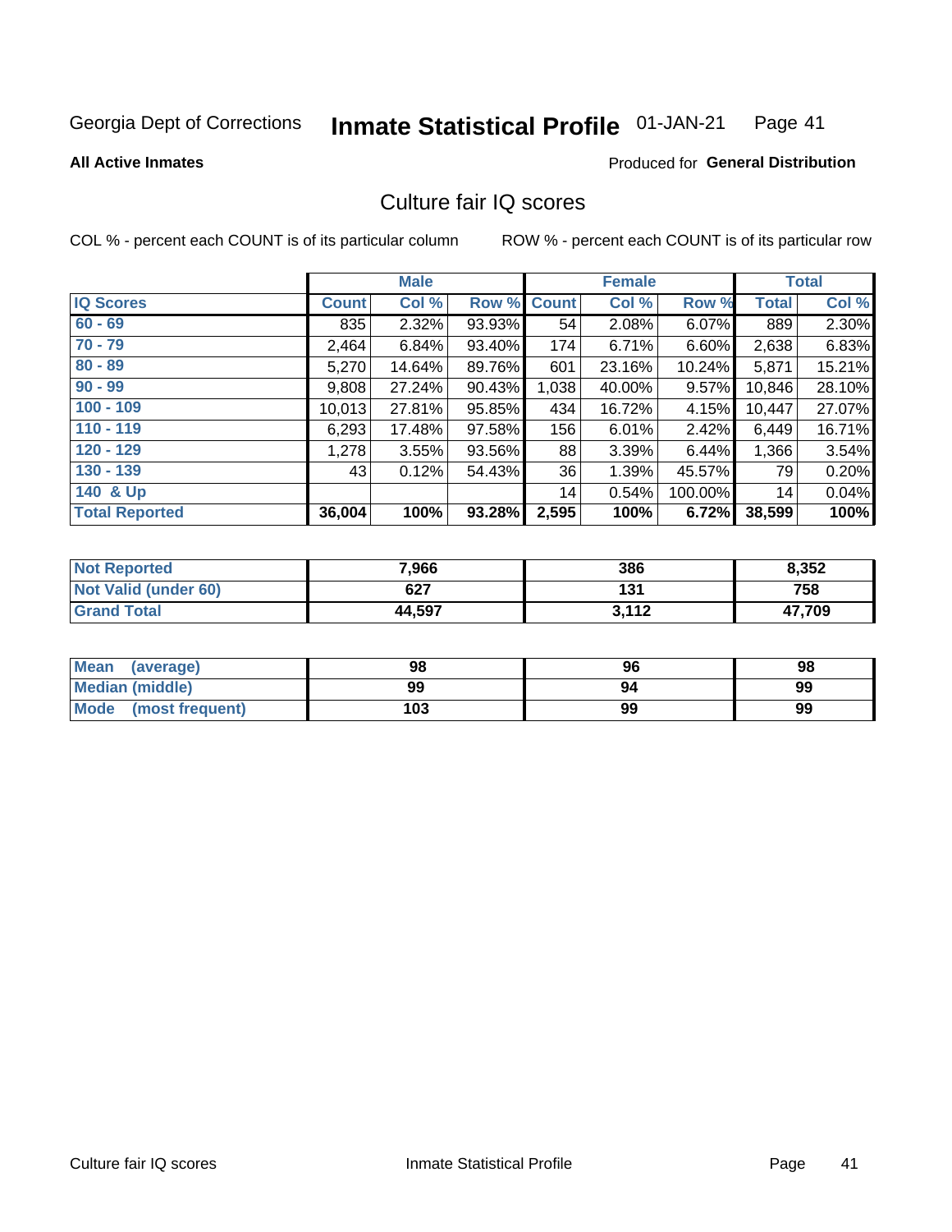Georgia Dept of Corrections **Inmate Statistical Profile** 01-JAN-21

**All Active Inmates**

Produced for **General Distribution**

## Culture fair IQ scores

COL % - percent each COUNT is of its particular column

ROW % - percent each COUNT is of its particular row

| | Male | | | Female | | | Total | |
|---|---|---|---|---|---|---|---|---|
| **IQ Scores** | **Count** | **Col %** | **Row %** | **Count** | **Col %** | **Row %** | **Total** | **Col %** |
| 60 - 69 | 835 | 2.32% | 93.93% | 54 | 2.08% | 6.07% | 889 | 2.30% |
| 70 - 79 | 2,464 | 6.84% | 93.40% | 174 | 6.71% | 6.60% | 2,638 | 6.83% |
| 80 - 89 | 5,270 | 14.64% | 89.76% | 601 | 23.16% | 10.24% | 5,871 | 15.21% |
| 90 - 99 | 9,808 | 27.24% | 90.43% | 1,038 | 40.00% | 9.57% | 10,846 | 28.10% |
| 100 - 109 | 10,013 | 27.81% | 95.85% | 434 | 16.72% | 4.15% | 10,447 | 27.07% |
| 110 - 119 | 6,293 | 17.48% | 97.58% | 156 | 6.01% | 2.42% | 6,449 | 16.71% |
| 120 - 129 | 1,278 | 3.55% | 93.56% | 88 | 3.39% | 6.44% | 1,366 | 3.54% |
| 130 - 139 | 43 | 0.12% | 54.43% | 36 | 1.39% | 45.57% | 79 | 0.20% |
| 140 & Up | | | | 14 | 0.54% | 100.00% | 14 | 0.04% |
| **Total Reported** | **36,004** | **100%** | **93.28%** | **2,595** | **100%** | **6.72%** | **38,599** | **100%** |

| | Male | Female | Total |
|---|---|---|---|
| Not Reported | 7,966 | 386 | 8,352 |
| Not Valid (under 60) | 627 | 131 | 758 |
| Grand Total | 44,597 | 3,112 | 47,709 |

| | Male | Female | Total |
|---|---|---|---|
| Mean (average) | 98 | 96 | 98 |
| Median (middle) | 99 | 94 | 99 |
| Mode (most frequent) | 103 | 99 | 99 |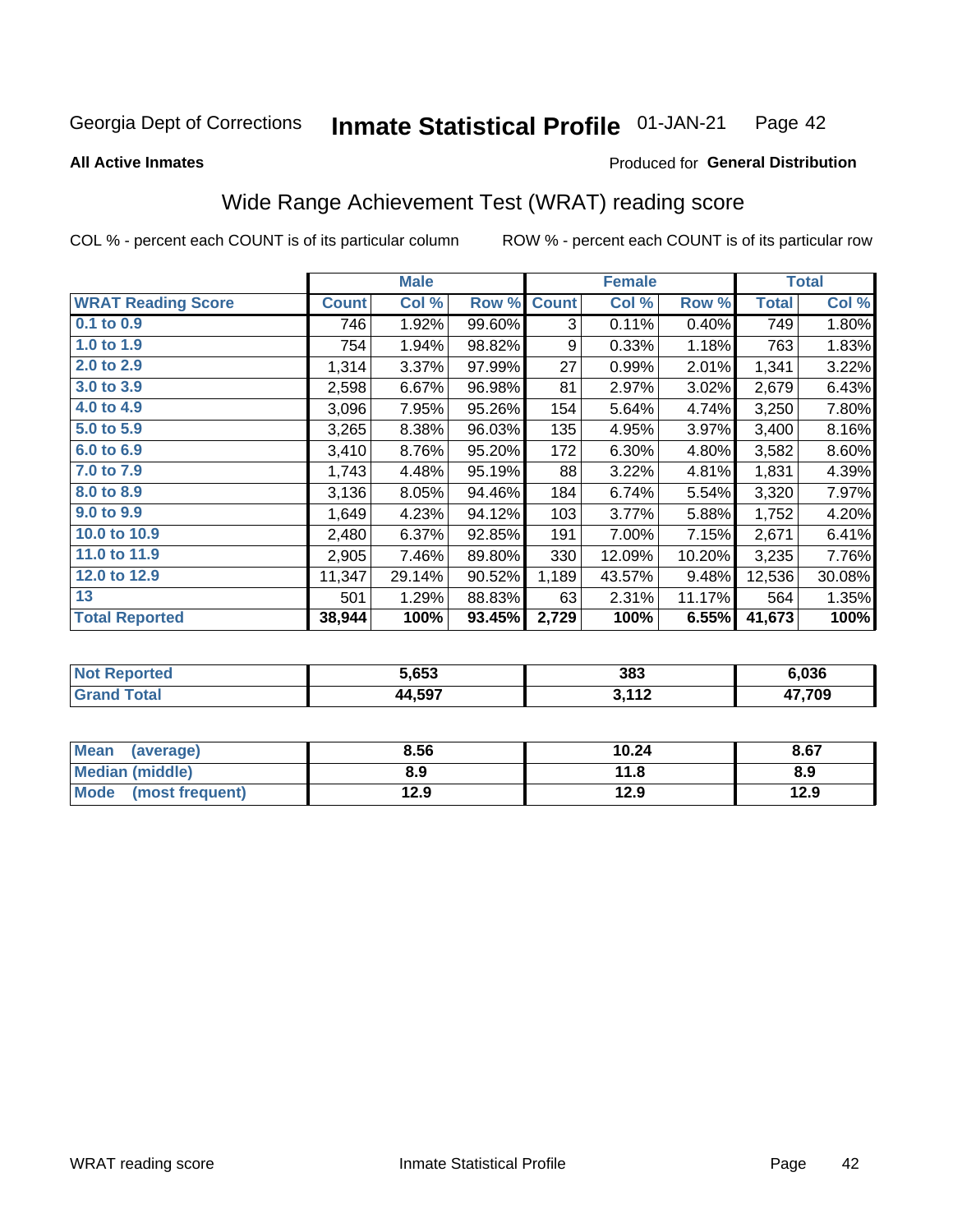Georgia Dept of Corrections **Inmate Statistical Profile** 01-JAN-21

**All Active Inmates**

Produced for **General Distribution**

## Wide Range Achievement Test (WRAT) reading score

COL % - percent each COUNT is of its particular column

ROW % - percent each COUNT is of its particular row

| | Male | | | Female | | | Total | |
|---|---|---|---|---|---|---|---|---|
| **WRAT Reading Score** | **Count** | **Col %** | **Row %** | **Count** | **Col %** | **Row %** | **Total** | **Col %** |
| 0.1 to 0.9 | 746 | 1.92% | 99.60% | 3 | 0.11% | 0.40% | 749 | 1.80% |
| 1.0 to 1.9 | 754 | 1.94% | 98.82% | 9 | 0.33% | 1.18% | 763 | 1.83% |
| 2.0 to 2.9 | 1,314 | 3.37% | 97.99% | 27 | 0.99% | 2.01% | 1,341 | 3.22% |
| 3.0 to 3.9 | 2,598 | 6.67% | 96.98% | 81 | 2.97% | 3.02% | 2,679 | 6.43% |
| 4.0 to 4.9 | 3,096 | 7.95% | 95.26% | 154 | 5.64% | 4.74% | 3,250 | 7.80% |
| 5.0 to 5.9 | 3,265 | 8.38% | 96.03% | 135 | 4.95% | 3.97% | 3,400 | 8.16% |
| 6.0 to 6.9 | 3,410 | 8.76% | 95.20% | 172 | 6.30% | 4.80% | 3,582 | 8.60% |
| 7.0 to 7.9 | 1,743 | 4.48% | 95.19% | 88 | 3.22% | 4.81% | 1,831 | 4.39% |
| 8.0 to 8.9 | 3,136 | 8.05% | 94.46% | 184 | 6.74% | 5.54% | 3,320 | 7.97% |
| 9.0 to 9.9 | 1,649 | 4.23% | 94.12% | 103 | 3.77% | 5.88% | 1,752 | 4.20% |
| 10.0 to 10.9 | 2,480 | 6.37% | 92.85% | 191 | 7.00% | 7.15% | 2,671 | 6.41% |
| 11.0 to 11.9 | 2,905 | 7.46% | 89.80% | 330 | 12.09% | 10.20% | 3,235 | 7.76% |
| 12.0 to 12.9 | 11,347 | 29.14% | 90.52% | 1,189 | 43.57% | 9.48% | 12,536 | 30.08% |
| 13 | 501 | 1.29% | 88.83% | 63 | 2.31% | 11.17% | 564 | 1.35% |
| **Total Reported** | **38,944** | **100%** | **93.45%** | **2,729** | **100%** | **6.55%** | **41,673** | **100%** |

| | Male | Female | Total |
|---|---|---|---|
| Not Reported | 5,653 | 383 | 6,036 |
| Grand Total | 44,597 | 3,112 | 47,709 |

| | Male | Female | Total |
|---|---|---|---|
| Mean (average) | 8.56 | 10.24 | 8.67 |
| Median (middle) | 8.9 | 11.8 | 8.9 |
| Mode (most frequent) | 12.9 | 12.9 | 12.9 |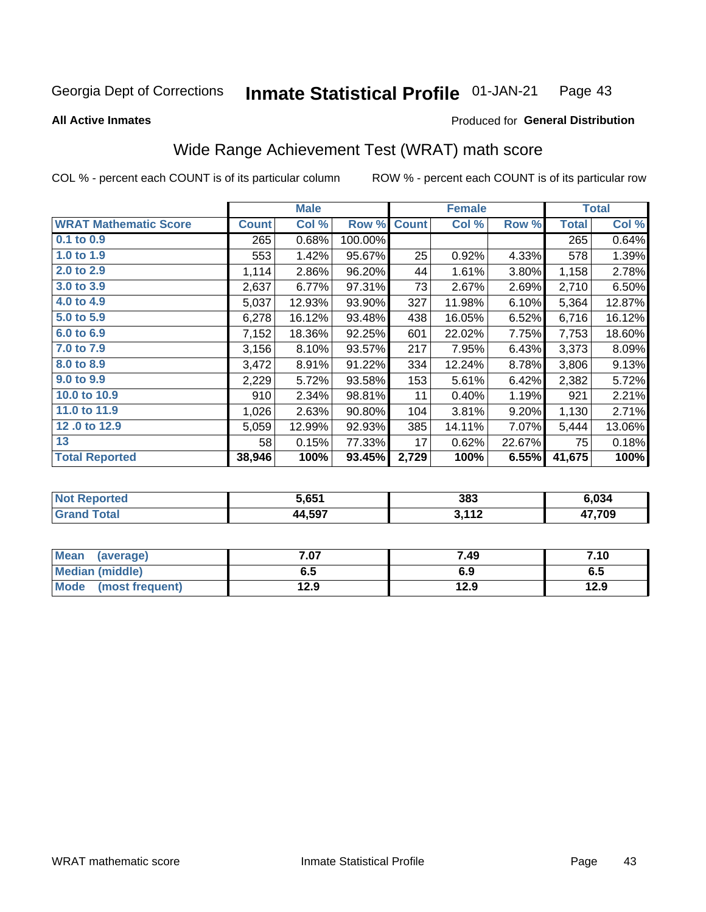Georgia Dept of Corrections **Inmate Statistical Profile** 01-JAN-21

**All Active Inmates**

Produced for **General Distribution**

## Wide Range Achievement Test (WRAT) math score

COL % - percent each COUNT is of its particular column    ROW % - percent each COUNT is of its particular row

| | Male | | | Female | | | Total | |
|---|---|---|---|---|---|---|---|---|
| **WRAT Mathematic Score** | **Count** | **Col %** | **Row %** | **Count** | **Col %** | **Row %** | **Total** | **Col %** |
| 0.1 to 0.9 | 265 | 0.68% | 100.00% | | | | 265 | 0.64% |
| 1.0 to 1.9 | 553 | 1.42% | 95.67% | 25 | 0.92% | 4.33% | 578 | 1.39% |
| 2.0 to 2.9 | 1,114 | 2.86% | 96.20% | 44 | 1.61% | 3.80% | 1,158 | 2.78% |
| 3.0 to 3.9 | 2,637 | 6.77% | 97.31% | 73 | 2.67% | 2.69% | 2,710 | 6.50% |
| 4.0 to 4.9 | 5,037 | 12.93% | 93.90% | 327 | 11.98% | 6.10% | 5,364 | 12.87% |
| 5.0 to 5.9 | 6,278 | 16.12% | 93.48% | 438 | 16.05% | 6.52% | 6,716 | 16.12% |
| 6.0 to 6.9 | 7,152 | 18.36% | 92.25% | 601 | 22.02% | 7.75% | 7,753 | 18.60% |
| 7.0 to 7.9 | 3,156 | 8.10% | 93.57% | 217 | 7.95% | 6.43% | 3,373 | 8.09% |
| 8.0 to 8.9 | 3,472 | 8.91% | 91.22% | 334 | 12.24% | 8.78% | 3,806 | 9.13% |
| 9.0 to 9.9 | 2,229 | 5.72% | 93.58% | 153 | 5.61% | 6.42% | 2,382 | 5.72% |
| 10.0 to 10.9 | 910 | 2.34% | 98.81% | 11 | 0.40% | 1.19% | 921 | 2.21% |
| 11.0 to 11.9 | 1,026 | 2.63% | 90.80% | 104 | 3.81% | 9.20% | 1,130 | 2.71% |
| 12 .0 to 12.9 | 5,059 | 12.99% | 92.93% | 385 | 14.11% | 7.07% | 5,444 | 13.06% |
| 13 | 58 | 0.15% | 77.33% | 17 | 0.62% | 22.67% | 75 | 0.18% |
| **Total Reported** | **38,946** | **100%** | **93.45%** | **2,729** | **100%** | **6.55%** | **41,675** | **100%** |

| | Male | Female | Total |
|---|---|---|---|
| **Not Reported** | **5,651** | **383** | **6,034** |
| **Grand Total** | **44,597** | **3,112** | **47,709** |

| | Male | Female | Total |
|---|---|---|---|
| **Mean (average)** | **7.07** | **7.49** | **7.10** |
| **Median (middle)** | **6.5** | **6.9** | **6.5** |
| **Mode (most frequent)** | **12.9** | **12.9** | **12.9** |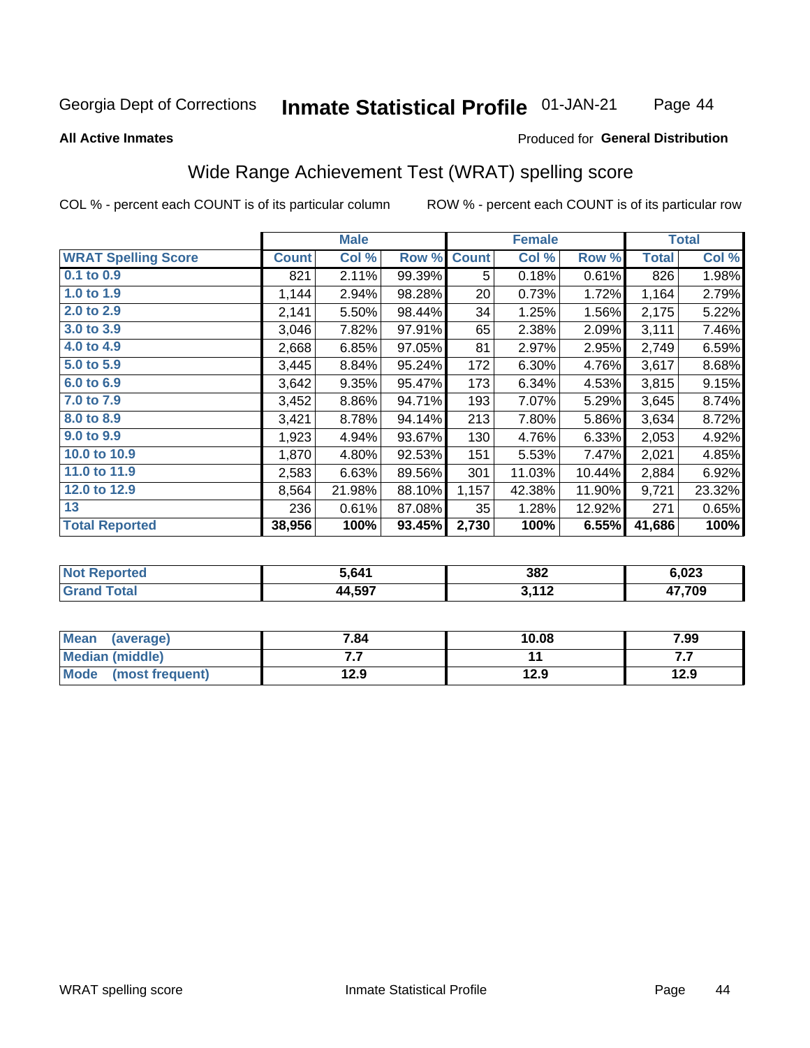Georgia Dept of Corrections **Inmate Statistical Profile** 01-JAN-21

**All Active Inmates**

Produced for **General Distribution**

## Wide Range Achievement Test (WRAT) spelling score

COL % - percent each COUNT is of its particular column ROW % - percent each COUNT is of its particular row

| | Male | | | Female | | | Total | |
|---|---|---|---|---|---|---|---|---|
| **WRAT Spelling Score** | **Count** | **Col %** | **Row %** | **Count** | **Col %** | **Row %** | **Total** | **Col %** |
| 0.1 to 0.9 | 821 | 2.11% | 99.39% | 5 | 0.18% | 0.61% | 826 | 1.98% |
| 1.0 to 1.9 | 1,144 | 2.94% | 98.28% | 20 | 0.73% | 1.72% | 1,164 | 2.79% |
| 2.0 to 2.9 | 2,141 | 5.50% | 98.44% | 34 | 1.25% | 1.56% | 2,175 | 5.22% |
| 3.0 to 3.9 | 3,046 | 7.82% | 97.91% | 65 | 2.38% | 2.09% | 3,111 | 7.46% |
| 4.0 to 4.9 | 2,668 | 6.85% | 97.05% | 81 | 2.97% | 2.95% | 2,749 | 6.59% |
| 5.0 to 5.9 | 3,445 | 8.84% | 95.24% | 172 | 6.30% | 4.76% | 3,617 | 8.68% |
| 6.0 to 6.9 | 3,642 | 9.35% | 95.47% | 173 | 6.34% | 4.53% | 3,815 | 9.15% |
| 7.0 to 7.9 | 3,452 | 8.86% | 94.71% | 193 | 7.07% | 5.29% | 3,645 | 8.74% |
| 8.0 to 8.9 | 3,421 | 8.78% | 94.14% | 213 | 7.80% | 5.86% | 3,634 | 8.72% |
| 9.0 to 9.9 | 1,923 | 4.94% | 93.67% | 130 | 4.76% | 6.33% | 2,053 | 4.92% |
| 10.0 to 10.9 | 1,870 | 4.80% | 92.53% | 151 | 5.53% | 7.47% | 2,021 | 4.85% |
| 11.0 to 11.9 | 2,583 | 6.63% | 89.56% | 301 | 11.03% | 10.44% | 2,884 | 6.92% |
| 12.0 to 12.9 | 8,564 | 21.98% | 88.10% | 1,157 | 42.38% | 11.90% | 9,721 | 23.32% |
| 13 | 236 | 0.61% | 87.08% | 35 | 1.28% | 12.92% | 271 | 0.65% |
| **Total Reported** | **38,956** | **100%** | **93.45%** | **2,730** | **100%** | **6.55%** | **41,686** | **100%** |

| | Male | Female | Total |
|---|---|---|---|
| Not Reported | 5,641 | 382 | 6,023 |
| Grand Total | 44,597 | 3,112 | 47,709 |

| | Male | Female | Total |
|---|---|---|---|
| Mean (average) | 7.84 | 10.08 | 7.99 |
| Median (middle) | 7.7 | 11 | 7.7 |
| Mode (most frequent) | 12.9 | 12.9 | 12.9 |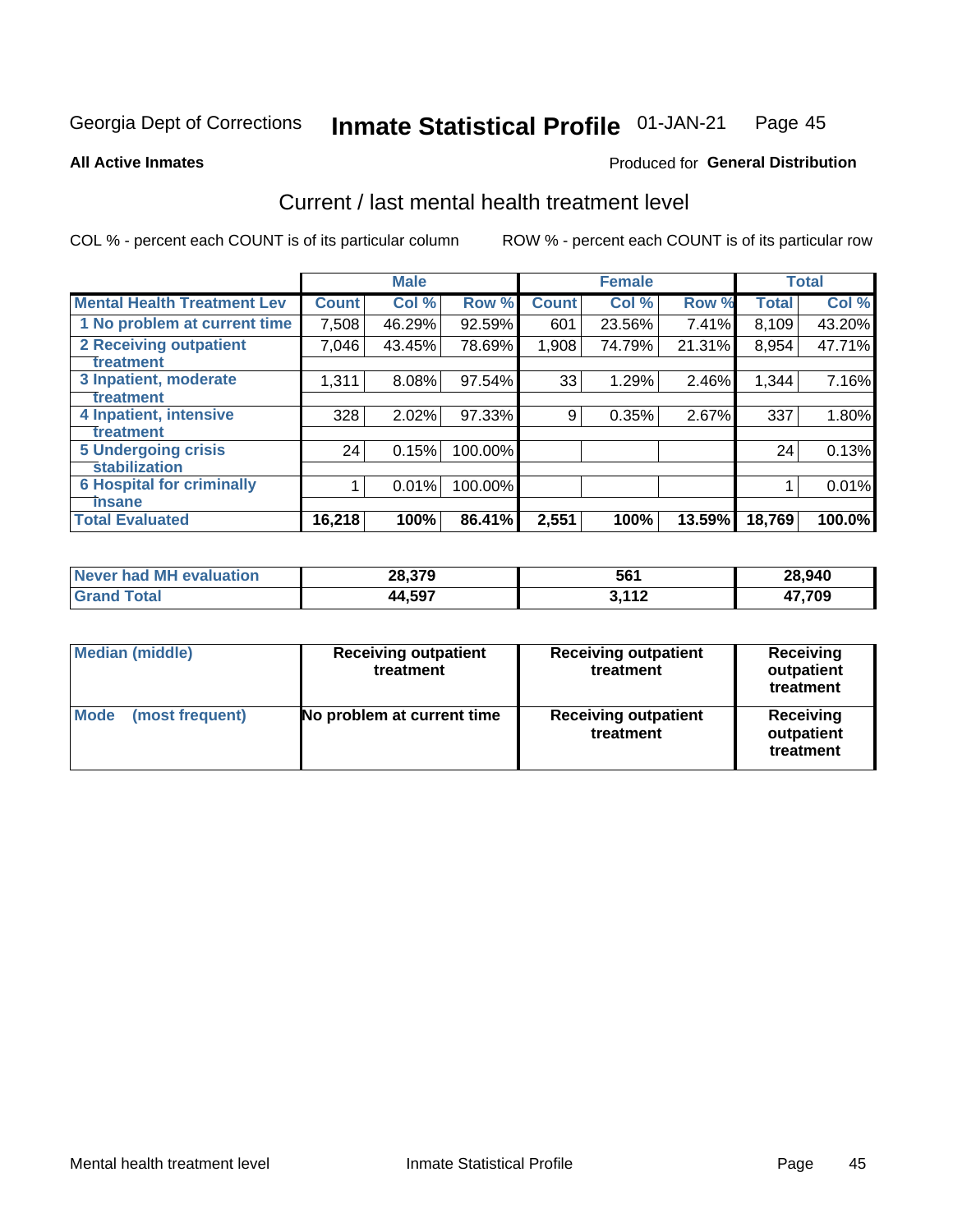Georgia Dept of Corrections **Inmate Statistical Profile** 01-JAN-21 Page 45

**All Active Inmates**

Produced for **General Distribution**

## Current / last mental health treatment level

COL % - percent each COUNT is of its particular column

ROW % - percent each COUNT is of its particular row

| | Male | | | Female | | | Total | |
|---|---|---|---|---|---|---|---|---|
| **Mental Health Treatment Lev** | **Count** | **Col %** | **Row %** | **Count** | **Col %** | **Row %** | **Total** | **Col %** |
| 1 No problem at current time | 7,508 | 46.29% | 92.59% | 601 | 23.56% | 7.41% | 8,109 | 43.20% |
| 2 Receiving outpatient treatment | 7,046 | 43.45% | 78.69% | 1,908 | 74.79% | 21.31% | 8,954 | 47.71% |
| 3 Inpatient, moderate treatment | 1,311 | 8.08% | 97.54% | 33 | 1.29% | 2.46% | 1,344 | 7.16% |
| 4 Inpatient, intensive treatment | 328 | 2.02% | 97.33% | 9 | 0.35% | 2.67% | 337 | 1.80% |
| 5 Undergoing crisis stabilization | 24 | 0.15% | 100.00% | | | | 24 | 0.13% |
| 6 Hospital for criminally insane | 1 | 0.01% | 100.00% | | | | 1 | 0.01% |
| **Total Evaluated** | **16,218** | **100%** | **86.41%** | **2,551** | **100%** | **13.59%** | **18,769** | **100.0%** |

| | Male | Female | Total |
|---|---|---|---|
| **Never had MH evaluation** | **28,379** | **561** | **28,940** |
| **Grand Total** | **44,597** | **3,112** | **47,709** |

| | Male | Female | Total |
|---|---|---|---|
| **Median (middle)** | **Receiving outpatient treatment** | **Receiving outpatient treatment** | **Receiving outpatient treatment** |
| **Mode (most frequent)** | **No problem at current time** | **Receiving outpatient treatment** | **Receiving outpatient treatment** |

Mental health treatment level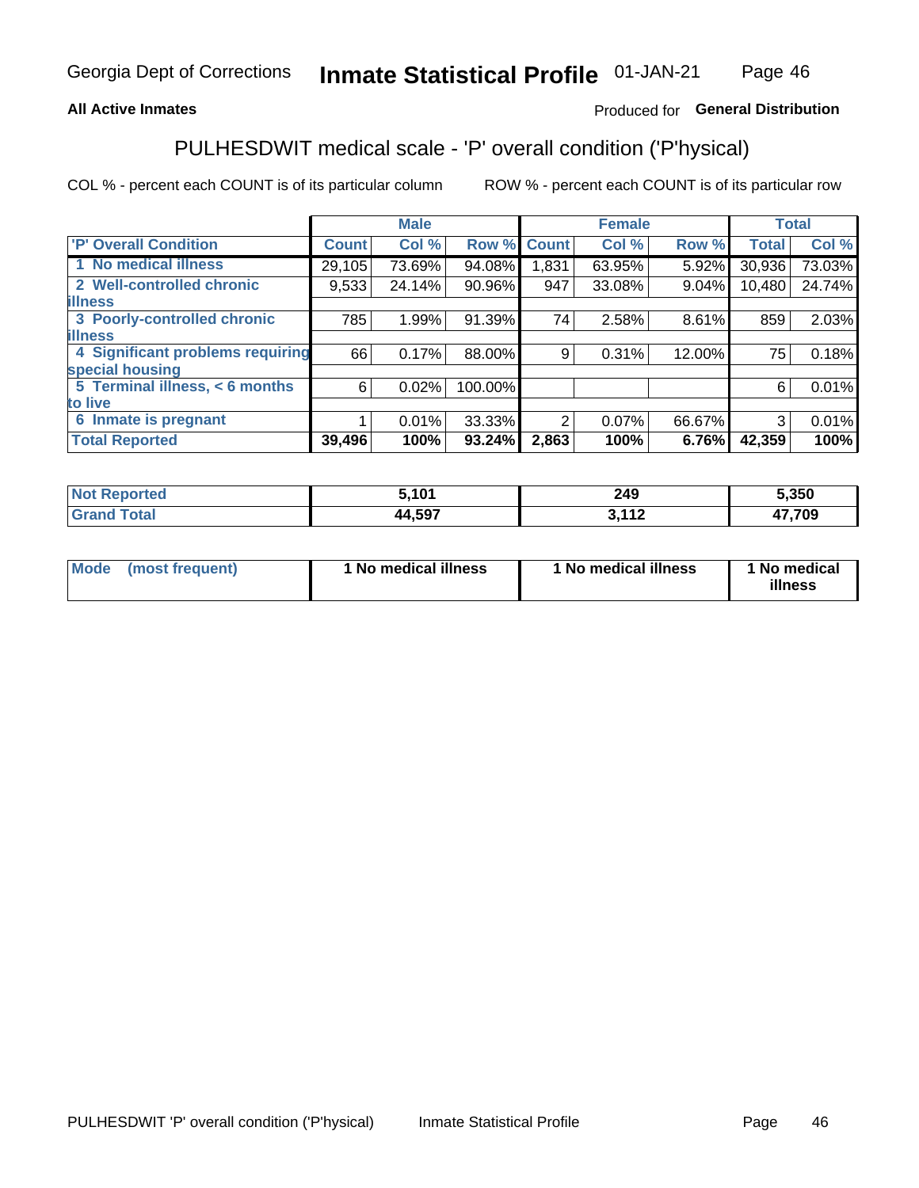All Active Inmates

Produced for **General Distribution**

## PULHESDWIT medical scale - 'P' overall condition ('P'hysical)

COL % - percent each COUNT is of its particular column

ROW % - percent each COUNT is of its particular row

| | Male | | | Female | | | Total | |
|---|---|---|---|---|---|---|---|---|
| 'P' Overall Condition | Count | Col % | Row % | Count | Col % | Row % | Total | Col % |
| 1 No medical illness | 29,105 | 73.69% | 94.08% | 1,831 | 63.95% | 5.92% | 30,936 | 73.03% |
| 2 Well-controlled chronic illness | 9,533 | 24.14% | 90.96% | 947 | 33.08% | 9.04% | 10,480 | 24.74% |
| 3 Poorly-controlled chronic illness | 785 | 1.99% | 91.39% | 74 | 2.58% | 8.61% | 859 | 2.03% |
| 4 Significant problems requiring special housing | 66 | 0.17% | 88.00% | 9 | 0.31% | 12.00% | 75 | 0.18% |
| 5 Terminal illness, < 6 months to live | 6 | 0.02% | 100.00% | | | | 6 | 0.01% |
| 6 Inmate is pregnant | 1 | 0.01% | 33.33% | 2 | 0.07% | 66.67% | 3 | 0.01% |
| **Total Reported** | **39,496** | **100%** | **93.24%** | **2,863** | **100%** | **6.76%** | **42,359** | **100%** |

| | Male | Female | Total |
|---|---|---|---|
| Not Reported | 5,101 | 249 | 5,350 |
| Grand Total | 44,597 | 3,112 | 47,709 |

| | Male | Female | Total |
|---|---|---|---|
| Mode (most frequent) | 1 No medical illness | 1 No medical illness | 1 No medical illness |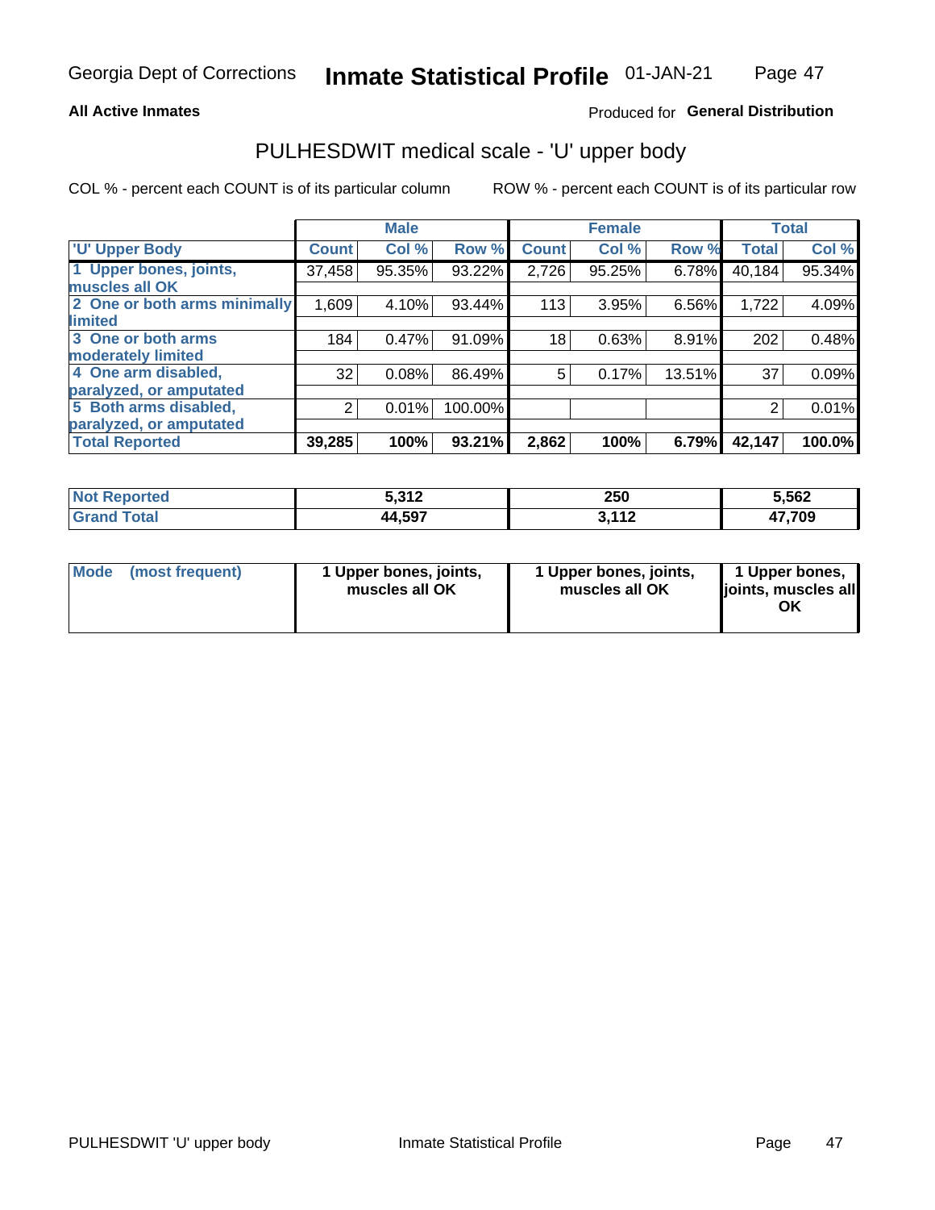Georgia Dept of Corrections **Inmate Statistical Profile** 01-JAN-21

**All Active Inmates**

Produced for **General Distribution**

## PULHESDWIT medical scale - 'U' upper body

COL % - percent each COUNT is of its particular column

ROW % - percent each COUNT is of its particular row

| | Male | | | Female | | | Total | |
|---|---|---|---|---|---|---|---|---|
| 'U' Upper Body | Count | Col % | Row % | Count | Col % | Row % | Total | Col % |
| 1 Upper bones, joints, muscles all OK | 37,458 | 95.35% | 93.22% | 2,726 | 95.25% | 6.78% | 40,184 | 95.34% |
| 2 One or both arms minimally limited | 1,609 | 4.10% | 93.44% | 113 | 3.95% | 6.56% | 1,722 | 4.09% |
| 3 One or both arms moderately limited | 184 | 0.47% | 91.09% | 18 | 0.63% | 8.91% | 202 | 0.48% |
| 4 One arm disabled, paralyzed, or amputated | 32 | 0.08% | 86.49% | 5 | 0.17% | 13.51% | 37 | 0.09% |
| 5 Both arms disabled, paralyzed, or amputated | 2 | 0.01% | 100.00% | | | | 2 | 0.01% |
| **Total Reported** | **39,285** | **100%** | **93.21%** | **2,862** | **100%** | **6.79%** | **42,147** | **100.0%** |

| | Male | Female | Total |
|---|---|---|---|
| Not Reported | 5,312 | 250 | 5,562 |
| Grand Total | 44,597 | 3,112 | 47,709 |

| | Male | Female | Total |
|---|---|---|---|
| Mode (most frequent) | 1 Upper bones, joints, muscles all OK | 1 Upper bones, joints, muscles all OK | 1 Upper bones, joints, muscles all OK |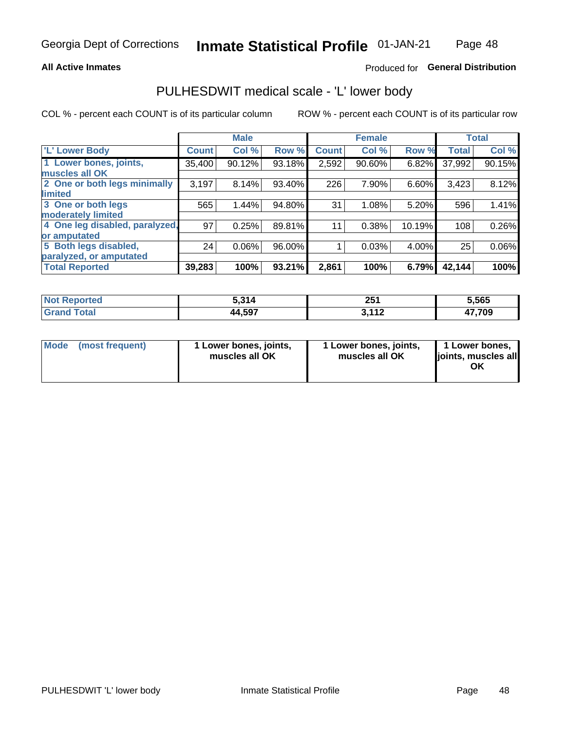Georgia Dept of Corrections **Inmate Statistical Profile** 01-JAN-21

**All Active Inmates** Produced for **General Distribution**

## PULHESDWIT medical scale - 'L' lower body

COL % - percent each COUNT is of its particular column ROW % - percent each COUNT is of its particular row

| | Male | | | Female | | | Total | |
|---|---|---|---|---|---|---|---|---|
| 'L' Lower Body | Count | Col % | Row % | Count | Col % | Row % | Total | Col % |
| 1 Lower bones, joints, muscles all OK | 35,400 | 90.12% | 93.18% | 2,592 | 90.60% | 6.82% | 37,992 | 90.15% |
| 2 One or both legs minimally limited | 3,197 | 8.14% | 93.40% | 226 | 7.90% | 6.60% | 3,423 | 8.12% |
| 3 One or both legs moderately limited | 565 | 1.44% | 94.80% | 31 | 1.08% | 5.20% | 596 | 1.41% |
| 4 One leg disabled, paralyzed, or amputated | 97 | 0.25% | 89.81% | 11 | 0.38% | 10.19% | 108 | 0.26% |
| 5 Both legs disabled, paralyzed, or amputated | 24 | 0.06% | 96.00% | 1 | 0.03% | 4.00% | 25 | 0.06% |
| **Total Reported** | **39,283** | **100%** | **93.21%** | **2,861** | **100%** | **6.79%** | **42,144** | **100%** |

| | Male | Female | Total |
|---|---|---|---|
| **Not Reported** | **5,314** | **251** | **5,565** |
| **Grand Total** | **44,597** | **3,112** | **47,709** |

| | Male | Female | Total |
|---|---|---|---|
| **Mode (most frequent)** | **1 Lower bones, joints, muscles all OK** | **1 Lower bones, joints, muscles all OK** | **1 Lower bones, joints, muscles all OK** |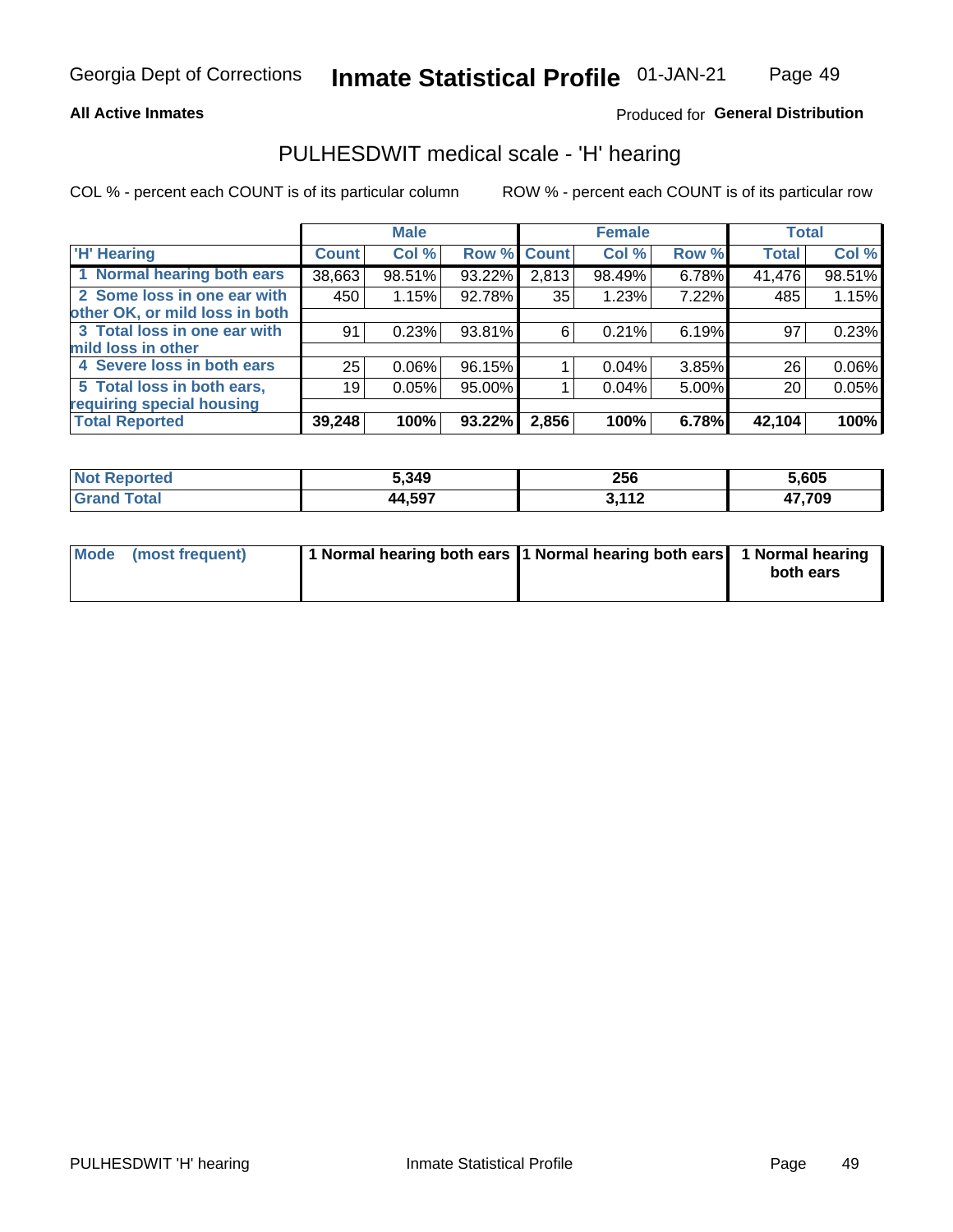Georgia Dept of Corrections **Inmate Statistical Profile** 01-JAN-21

**All Active Inmates**

Produced for **General Distribution**

## PULHESDWIT medical scale - 'H' hearing

COL % - percent each COUNT is of its particular column

ROW % - percent each COUNT is of its particular row

| | Male | | | Female | | | Total | |
|---|---|---|---|---|---|---|---|---|
| **'H' Hearing** | **Count** | **Col %** | **Row %** | **Count** | **Col %** | **Row %** | **Total** | **Col %** |
| 1 Normal hearing both ears | 38,663 | 98.51% | 93.22% | 2,813 | 98.49% | 6.78% | 41,476 | 98.51% |
| 2 Some loss in one ear with other OK, or mild loss in both | 450 | 1.15% | 92.78% | 35 | 1.23% | 7.22% | 485 | 1.15% |
| 3 Total loss in one ear with mild loss in other | 91 | 0.23% | 93.81% | 6 | 0.21% | 6.19% | 97 | 0.23% |
| 4 Severe loss in both ears | 25 | 0.06% | 96.15% | 1 | 0.04% | 3.85% | 26 | 0.06% |
| 5 Total loss in both ears, requiring special housing | 19 | 0.05% | 95.00% | 1 | 0.04% | 5.00% | 20 | 0.05% |
| **Total Reported** | **39,248** | **100%** | **93.22%** | **2,856** | **100%** | **6.78%** | **42,104** | **100%** |

| | Male | Female | Total |
|---|---|---|---|
| **Not Reported** | **5,349** | **256** | **5,605** |
| **Grand Total** | **44,597** | **3,112** | **47,709** |

| | Male | Female | Total |
|---|---|---|---|
| **Mode (most frequent)** | **1 Normal hearing both ears** | **1 Normal hearing both ears** | **1 Normal hearing both ears** |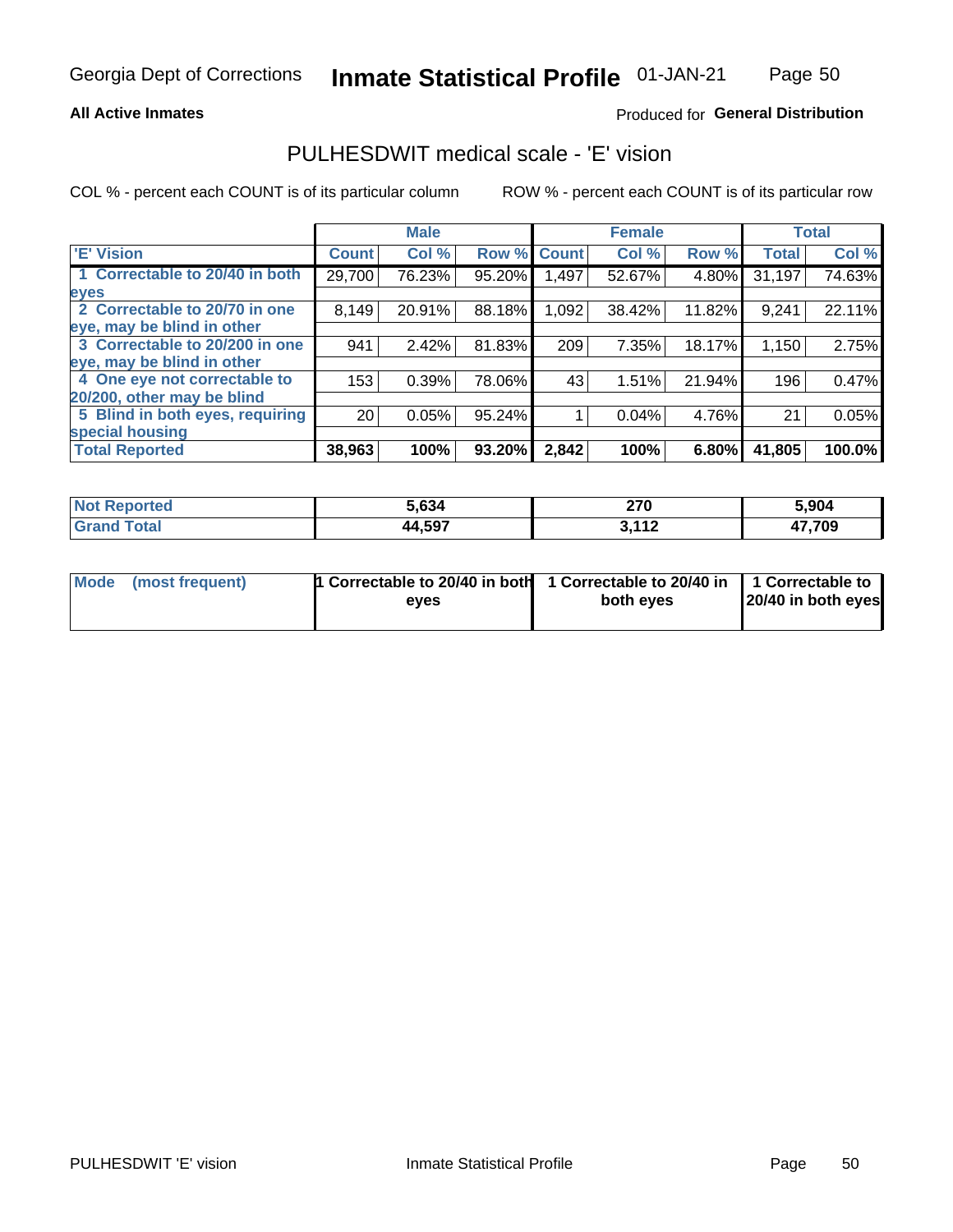Georgia Dept of Corrections **Inmate Statistical Profile** 01-JAN-21

**All Active Inmates**

Produced for **General Distribution**

## PULHESDWIT medical scale - 'E' vision

COL % - percent each COUNT is of its particular column ROW % - percent each COUNT is of its particular row

| | Male | | | Female | | | Total | |
|---|---|---|---|---|---|---|---|---|
| 'E' Vision | Count | Col % | Row % | Count | Col % | Row % | Total | Col % |
| 1 Correctable to 20/40 in both eyes | 29,700 | 76.23% | 95.20% | 1,497 | 52.67% | 4.80% | 31,197 | 74.63% |
| 2 Correctable to 20/70 in one eye, may be blind in other | 8,149 | 20.91% | 88.18% | 1,092 | 38.42% | 11.82% | 9,241 | 22.11% |
| 3 Correctable to 20/200 in one eye, may be blind in other | 941 | 2.42% | 81.83% | 209 | 7.35% | 18.17% | 1,150 | 2.75% |
| 4 One eye not correctable to 20/200, other may be blind | 153 | 0.39% | 78.06% | 43 | 1.51% | 21.94% | 196 | 0.47% |
| 5 Blind in both eyes, requiring special housing | 20 | 0.05% | 95.24% | 1 | 0.04% | 4.76% | 21 | 0.05% |
| **Total Reported** | **38,963** | **100%** | **93.20%** | **2,842** | **100%** | **6.80%** | **41,805** | **100.0%** |

| | Male | Female | Total |
|---|---|---|---|
| Not Reported | 5,634 | 270 | 5,904 |
| Grand Total | 44,597 | 3,112 | 47,709 |

| | Male | Female | Total |
|---|---|---|---|
| Mode (most frequent) | 1 Correctable to 20/40 in both eyes | 1 Correctable to 20/40 in both eyes | 1 Correctable to 20/40 in both eyes |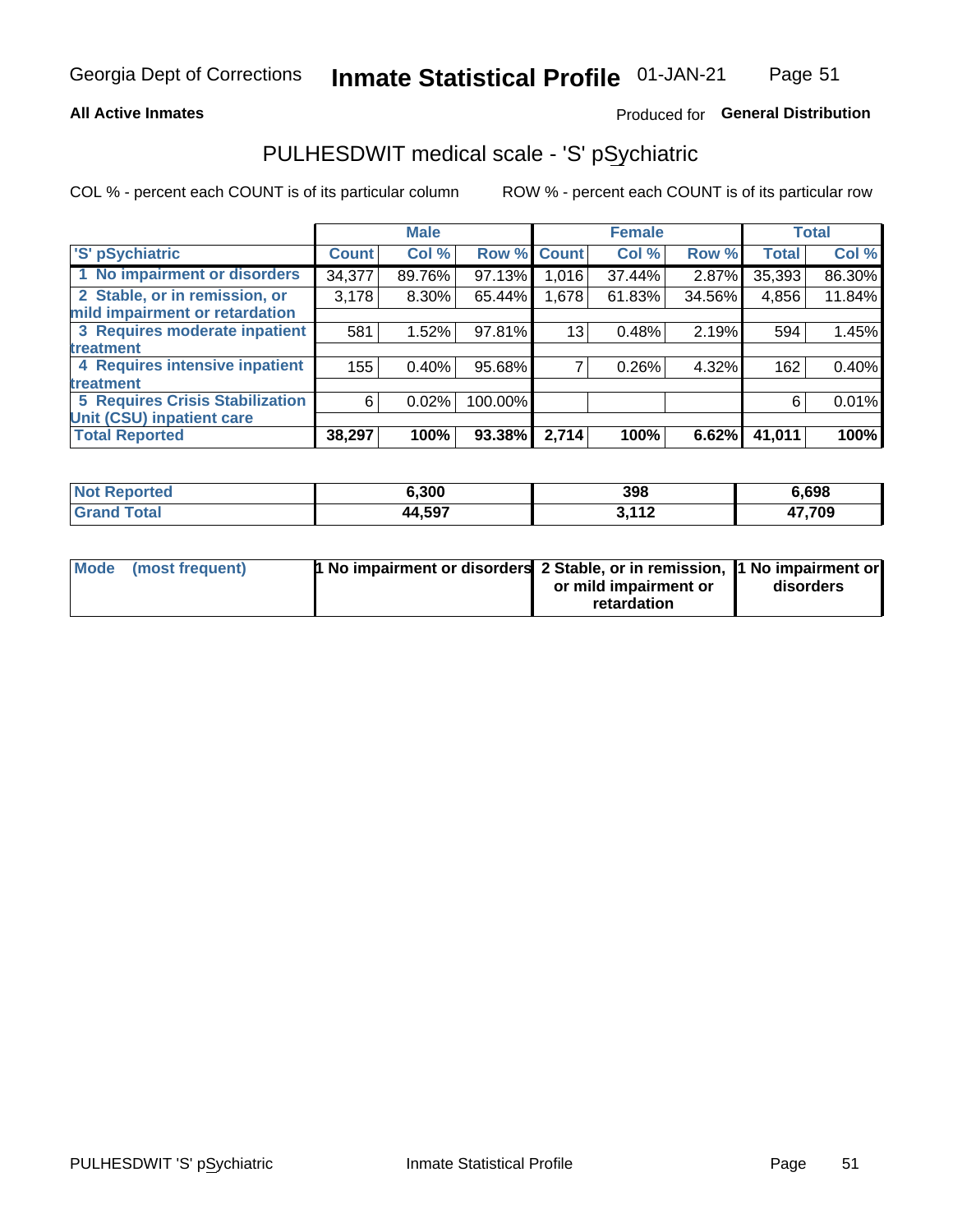Georgia Dept of Corrections **Inmate Statistical Profile** 01-JAN-21

**All Active Inmates**

Produced for **General Distribution**

# PULHESDWIT medical scale - 'S' pSychiatric

COL % - percent each COUNT is of its particular column

ROW % - percent each COUNT is of its particular row

| | Male | | | Female | | | Total | |
|---|---|---|---|---|---|---|---|---|
| 'S' pSychiatric | Count | Col % | Row % | Count | Col % | Row % | Total | Col % |
| 1 No impairment or disorders | 34,377 | 89.76% | 97.13% | 1,016 | 37.44% | 2.87% | 35,393 | 86.30% |
| 2 Stable, or in remission, or mild impairment or retardation | 3,178 | 8.30% | 65.44% | 1,678 | 61.83% | 34.56% | 4,856 | 11.84% |
| 3 Requires moderate inpatient treatment | 581 | 1.52% | 97.81% | 13 | 0.48% | 2.19% | 594 | 1.45% |
| 4 Requires intensive inpatient treatment | 155 | 0.40% | 95.68% | 7 | 0.26% | 4.32% | 162 | 0.40% |
| 5 Requires Crisis Stabilization Unit (CSU) inpatient care | 6 | 0.02% | 100.00% | | | | 6 | 0.01% |
| **Total Reported** | **38,297** | **100%** | **93.38%** | **2,714** | **100%** | **6.62%** | **41,011** | **100%** |

| | Male | Female | Total |
|---|---|---|---|
| Not Reported | 6,300 | 398 | 6,698 |
| Grand Total | 44,597 | 3,112 | 47,709 |

| | Male | Female | Total |
|---|---|---|---|
| Mode (most frequent) | 1 No impairment or disorders | 2 Stable, or in remission, or mild impairment or retardation | 1 No impairment or disorders |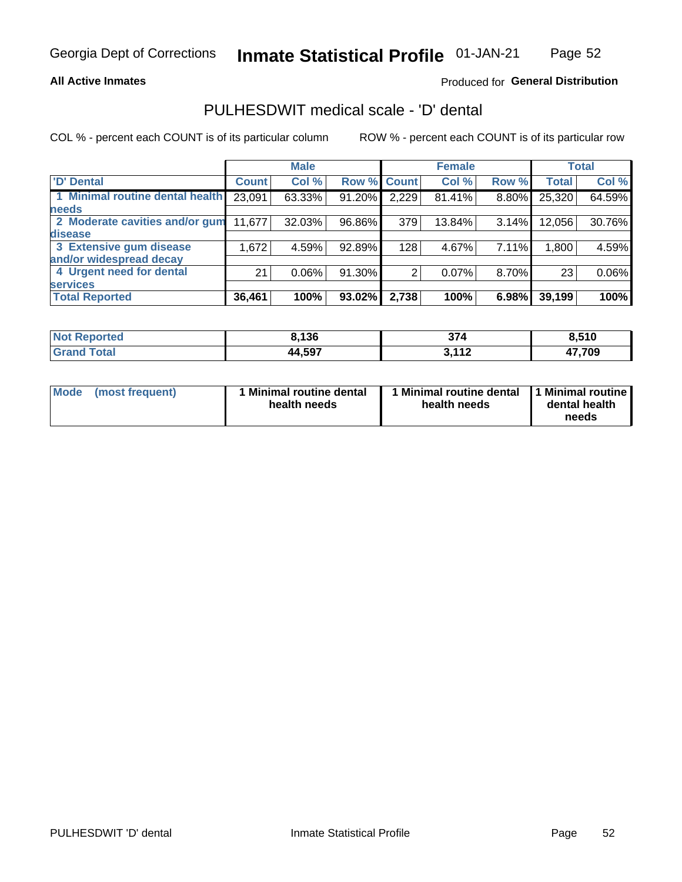Georgia Dept of Corrections **Inmate Statistical Profile** 01-JAN-21

**All Active Inmates**

Produced for **General Distribution**

## PULHESDWIT medical scale - 'D' dental

COL % - percent each COUNT is of its particular column ROW % - percent each COUNT is of its particular row

| | Male | | | Female | | | Total | |
|---|---|---|---|---|---|---|---|---|
| 'D' Dental | Count | Col % | Row % | Count | Col % | Row % | Total | Col % |
| 1 Minimal routine dental health needs | 23,091 | 63.33% | 91.20% | 2,229 | 81.41% | 8.80% | 25,320 | 64.59% |
| 2 Moderate cavities and/or gum disease | 11,677 | 32.03% | 96.86% | 379 | 13.84% | 3.14% | 12,056 | 30.76% |
| 3 Extensive gum disease and/or widespread decay | 1,672 | 4.59% | 92.89% | 128 | 4.67% | 7.11% | 1,800 | 4.59% |
| 4 Urgent need for dental services | 21 | 0.06% | 91.30% | 2 | 0.07% | 8.70% | 23 | 0.06% |
| **Total Reported** | **36,461** | **100%** | **93.02%** | **2,738** | **100%** | **6.98%** | **39,199** | **100%** |

| | Male | Female | Total |
|---|---|---|---|
| Not Reported | 8,136 | 374 | 8,510 |
| Grand Total | 44,597 | 3,112 | 47,709 |

| | Male | Female | Total |
|---|---|---|---|
| Mode (most frequent) | 1 Minimal routine dental health needs | 1 Minimal routine dental health needs | 1 Minimal routine dental health needs |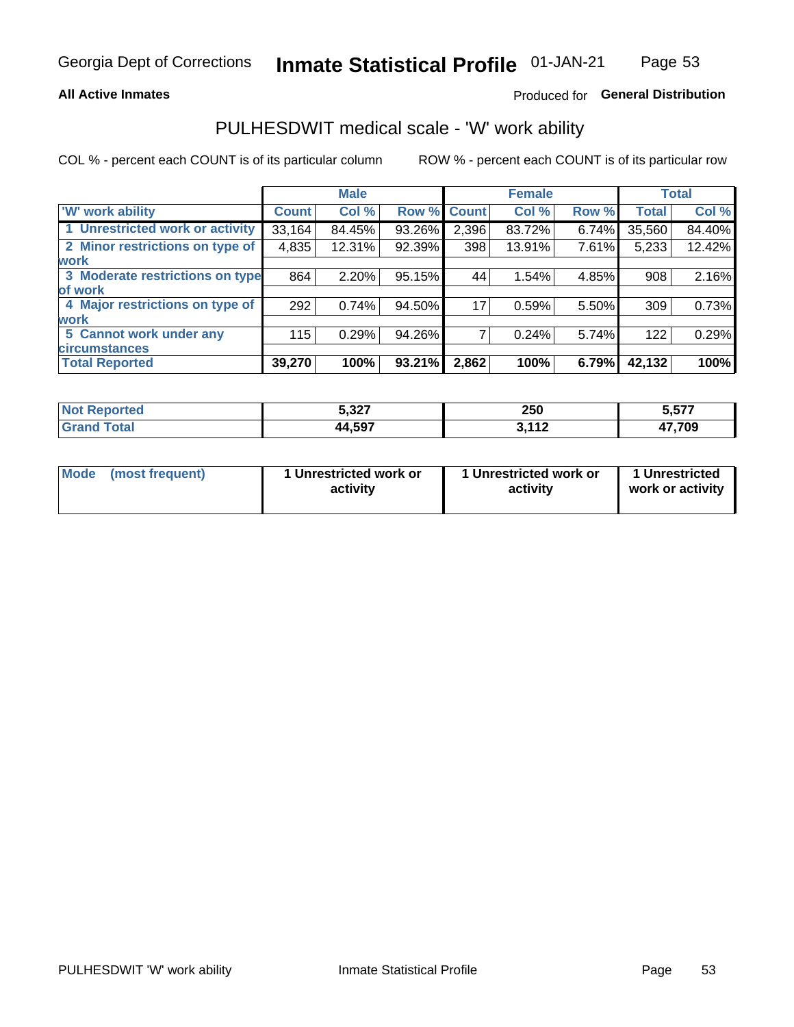Georgia Dept of Corrections **Inmate Statistical Profile** 01-JAN-21

**All Active Inmates**

Produced for **General Distribution**

## PULHESDWIT medical scale - 'W' work ability

COL % - percent each COUNT is of its particular column

ROW % - percent each COUNT is of its particular row

| | Male | | | Female | | | Total | |
|---|---|---|---|---|---|---|---|---|
| **'W' work ability** | **Count** | **Col %** | **Row %** | **Count** | **Col %** | **Row %** | **Total** | **Col %** |
| 1 Unrestricted work or activity | 33,164 | 84.45% | 93.26% | 2,396 | 83.72% | 6.74% | 35,560 | 84.40% |
| 2 Minor restrictions on type of work | 4,835 | 12.31% | 92.39% | 398 | 13.91% | 7.61% | 5,233 | 12.42% |
| 3 Moderate restrictions on type of work | 864 | 2.20% | 95.15% | 44 | 1.54% | 4.85% | 908 | 2.16% |
| 4 Major restrictions on type of work | 292 | 0.74% | 94.50% | 17 | 0.59% | 5.50% | 309 | 0.73% |
| 5 Cannot work under any circumstances | 115 | 0.29% | 94.26% | 7 | 0.24% | 5.74% | 122 | 0.29% |
| **Total Reported** | **39,270** | **100%** | **93.21%** | **2,862** | **100%** | **6.79%** | **42,132** | **100%** |

| | Male | Female | Total |
|---|---|---|---|
| **Not Reported** | **5,327** | **250** | **5,577** |
| **Grand Total** | **44,597** | **3,112** | **47,709** |

| | Male | Female | Total |
|---|---|---|---|
| **Mode (most frequent)** | **1 Unrestricted work or activity** | **1 Unrestricted work or activity** | **1 Unrestricted work or activity** |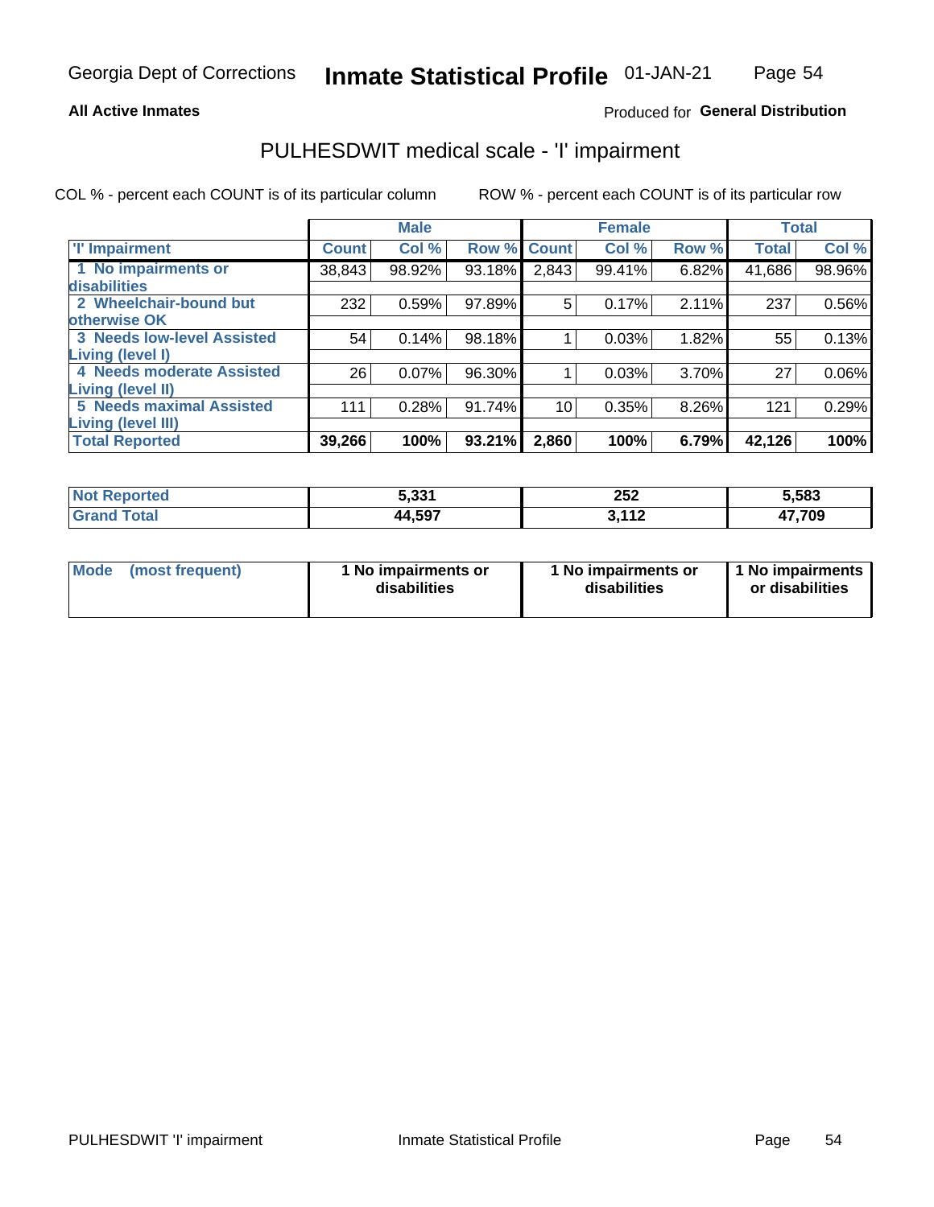Georgia Dept of Corrections **Inmate Statistical Profile** 01-JAN-21

**All Active Inmates**

Produced for **General Distribution**

## PULHESDWIT medical scale - 'I' impairment

COL % - percent each COUNT is of its particular column

ROW % - percent each COUNT is of its particular row

| | Male | | | Female | | | Total | |
|---|---|---|---|---|---|---|---|---|
| 'I' Impairment | Count | Col % | Row % | Count | Col % | Row % | Total | Col % |
| 1 No impairments or disabilities | 38,843 | 98.92% | 93.18% | 2,843 | 99.41% | 6.82% | 41,686 | 98.96% |
| 2 Wheelchair-bound but otherwise OK | 232 | 0.59% | 97.89% | 5 | 0.17% | 2.11% | 237 | 0.56% |
| 3 Needs low-level Assisted Living (level I) | 54 | 0.14% | 98.18% | 1 | 0.03% | 1.82% | 55 | 0.13% |
| 4 Needs moderate Assisted Living (level II) | 26 | 0.07% | 96.30% | 1 | 0.03% | 3.70% | 27 | 0.06% |
| 5 Needs maximal Assisted Living (level III) | 111 | 0.28% | 91.74% | 10 | 0.35% | 8.26% | 121 | 0.29% |
| **Total Reported** | **39,266** | **100%** | **93.21%** | **2,860** | **100%** | **6.79%** | **42,126** | **100%** |

| | Male | Female | Total |
|---|---|---|---|
| Not Reported | 5,331 | 252 | 5,583 |
| Grand Total | 44,597 | 3,112 | 47,709 |

| | Male | Female | Total |
|---|---|---|---|
| Mode (most frequent) | 1 No impairments or disabilities | 1 No impairments or disabilities | 1 No impairments or disabilities |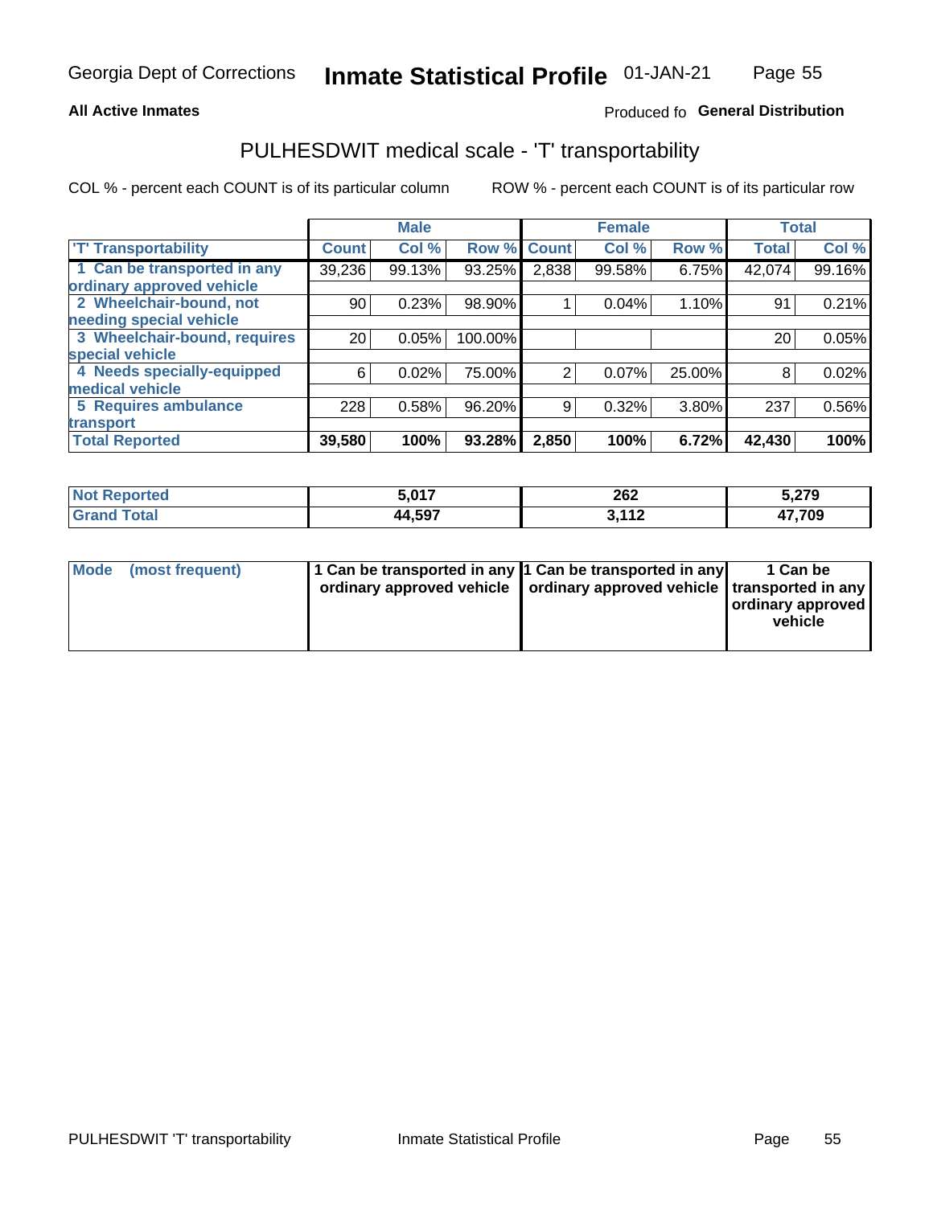Georgia Dept of Corrections **Inmate Statistical Profile** 01-JAN-21

**All Active Inmates**

Produced fo **General Distribution**

## PULHESDWIT medical scale - 'T' transportability

COL % - percent each COUNT is of its particular column ROW % - percent each COUNT is of its particular row

| | Male | | | Female | | | Total | |
|---|---|---|---|---|---|---|---|---|
| 'T' Transportability | Count | Col % | Row % | Count | Col % | Row % | Total | Col % |
| 1 Can be transported in any ordinary approved vehicle | 39,236 | 99.13% | 93.25% | 2,838 | 99.58% | 6.75% | 42,074 | 99.16% |
| 2 Wheelchair-bound, not needing special vehicle | 90 | 0.23% | 98.90% | 1 | 0.04% | 1.10% | 91 | 0.21% |
| 3 Wheelchair-bound, requires special vehicle | 20 | 0.05% | 100.00% | | | | 20 | 0.05% |
| 4 Needs specially-equipped medical vehicle | 6 | 0.02% | 75.00% | 2 | 0.07% | 25.00% | 8 | 0.02% |
| 5 Requires ambulance transport | 228 | 0.58% | 96.20% | 9 | 0.32% | 3.80% | 237 | 0.56% |
| **Total Reported** | **39,580** | **100%** | **93.28%** | **2,850** | **100%** | **6.72%** | **42,430** | **100%** |

| | Male | Female | Total |
|---|---|---|---|
| **Not Reported** | **5,017** | **262** | **5,279** |
| **Grand Total** | **44,597** | **3,112** | **47,709** |

| | Male | Female | Total |
|---|---|---|---|
| **Mode (most frequent)** | **1 Can be transported in any ordinary approved vehicle** | **1 Can be transported in any ordinary approved vehicle** | **1 Can be transported in any ordinary approved vehicle** |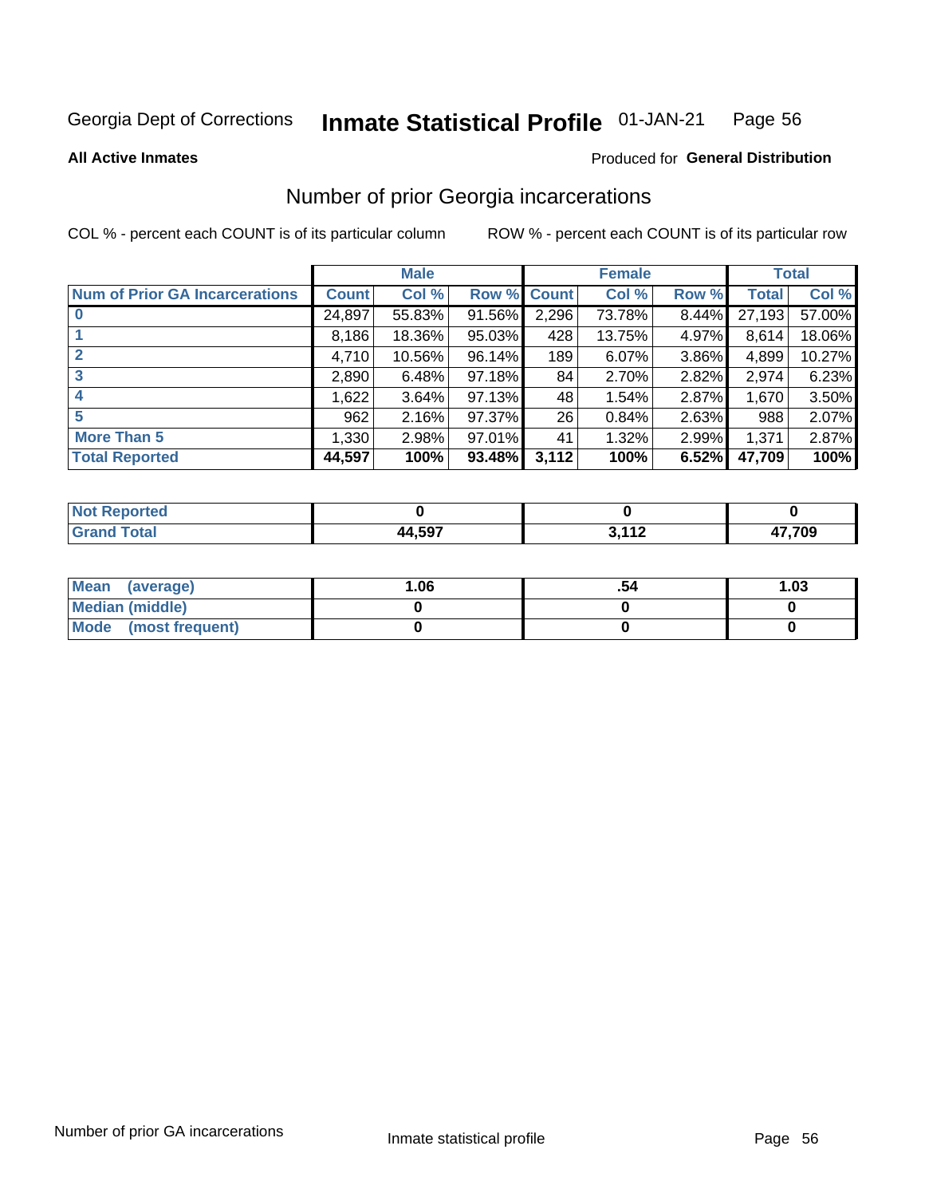Georgia Dept of Corrections **Inmate Statistical Profile** 01-JAN-21

**All Active Inmates**

Produced for **General Distribution**

## Number of prior Georgia incarcerations

COL % - percent each COUNT is of its particular column ROW % - percent each COUNT is of its particular row

| | Male | | | Female | | | Total | |
|---|---|---|---|---|---|---|---|---|
| **Num of Prior GA Incarcerations** | **Count** | **Col %** | **Row %** | **Count** | **Col %** | **Row %** | **Total** | **Col %** |
| **0** | 24,897 | 55.83% | 91.56% | 2,296 | 73.78% | 8.44% | 27,193 | 57.00% |
| **1** | 8,186 | 18.36% | 95.03% | 428 | 13.75% | 4.97% | 8,614 | 18.06% |
| **2** | 4,710 | 10.56% | 96.14% | 189 | 6.07% | 3.86% | 4,899 | 10.27% |
| **3** | 2,890 | 6.48% | 97.18% | 84 | 2.70% | 2.82% | 2,974 | 6.23% |
| **4** | 1,622 | 3.64% | 97.13% | 48 | 1.54% | 2.87% | 1,670 | 3.50% |
| **5** | 962 | 2.16% | 97.37% | 26 | 0.84% | 2.63% | 988 | 2.07% |
| **More Than 5** | 1,330 | 2.98% | 97.01% | 41 | 1.32% | 2.99% | 1,371 | 2.87% |
| **Total Reported** | **44,597** | **100%** | **93.48%** | **3,112** | **100%** | **6.52%** | **47,709** | **100%** |

| | Male | Female | Total |
|---|---|---|---|
| **Not Reported** | **0** | **0** | **0** |
| **Grand Total** | **44,597** | **3,112** | **47,709** |

| | Male | Female | Total |
|---|---|---|---|
| **Mean (average)** | **1.06** | **.54** | **1.03** |
| **Median (middle)** | **0** | **0** | **0** |
| **Mode (most frequent)** | **0** | **0** | **0** |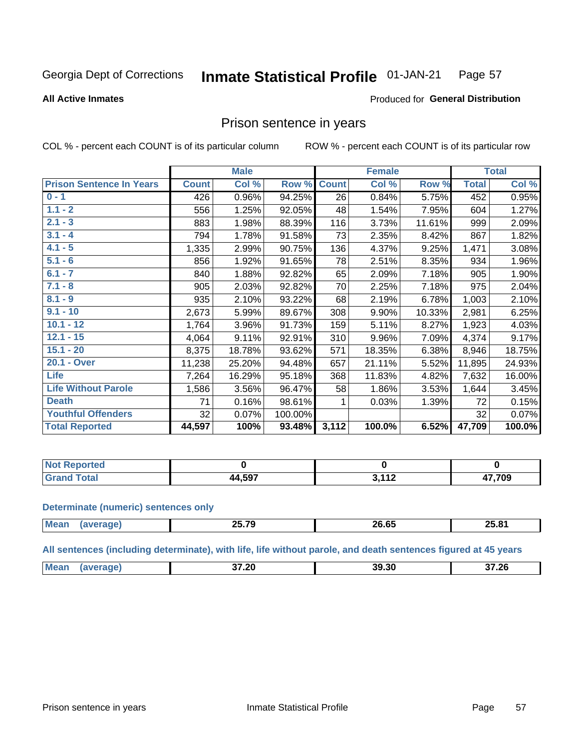Georgia Dept of Corrections **Inmate Statistical Profile** 01-JAN-21

**All Active Inmates** Produced for **General Distribution**

## Prison sentence in years

COL % - percent each COUNT is of its particular column ROW % - percent each COUNT is of its particular row

| | Male | | | Female | | | Total | |
|---|---|---|---|---|---|---|---|---|
| **Prison Sentence In Years** | **Count** | **Col %** | **Row %** | **Count** | **Col %** | **Row %** | **Total** | **Col %** |
| **0 - 1** | 426 | 0.96% | 94.25% | 26 | 0.84% | 5.75% | 452 | 0.95% |
| **1.1 - 2** | 556 | 1.25% | 92.05% | 48 | 1.54% | 7.95% | 604 | 1.27% |
| **2.1 - 3** | 883 | 1.98% | 88.39% | 116 | 3.73% | 11.61% | 999 | 2.09% |
| **3.1 - 4** | 794 | 1.78% | 91.58% | 73 | 2.35% | 8.42% | 867 | 1.82% |
| **4.1 - 5** | 1,335 | 2.99% | 90.75% | 136 | 4.37% | 9.25% | 1,471 | 3.08% |
| **5.1 - 6** | 856 | 1.92% | 91.65% | 78 | 2.51% | 8.35% | 934 | 1.96% |
| **6.1 - 7** | 840 | 1.88% | 92.82% | 65 | 2.09% | 7.18% | 905 | 1.90% |
| **7.1 - 8** | 905 | 2.03% | 92.82% | 70 | 2.25% | 7.18% | 975 | 2.04% |
| **8.1 - 9** | 935 | 2.10% | 93.22% | 68 | 2.19% | 6.78% | 1,003 | 2.10% |
| **9.1 - 10** | 2,673 | 5.99% | 89.67% | 308 | 9.90% | 10.33% | 2,981 | 6.25% |
| **10.1 - 12** | 1,764 | 3.96% | 91.73% | 159 | 5.11% | 8.27% | 1,923 | 4.03% |
| **12.1 - 15** | 4,064 | 9.11% | 92.91% | 310 | 9.96% | 7.09% | 4,374 | 9.17% |
| **15.1 - 20** | 8,375 | 18.78% | 93.62% | 571 | 18.35% | 6.38% | 8,946 | 18.75% |
| **20.1 - Over** | 11,238 | 25.20% | 94.48% | 657 | 21.11% | 5.52% | 11,895 | 24.93% |
| **Life** | 7,264 | 16.29% | 95.18% | 368 | 11.83% | 4.82% | 7,632 | 16.00% |
| **Life Without Parole** | 1,586 | 3.56% | 96.47% | 58 | 1.86% | 3.53% | 1,644 | 3.45% |
| **Death** | 71 | 0.16% | 98.61% | 1 | 0.03% | 1.39% | 72 | 0.15% |
| **Youthful Offenders** | 32 | 0.07% | 100.00% | | | | 32 | 0.07% |
| **Total Reported** | **44,597** | **100%** | **93.48%** | **3,112** | **100.0%** | **6.52%** | **47,709** | **100.0%** |

| | Male | Female | Total |
|---|---|---|---|
| **Not Reported** | **0** | **0** | **0** |
| **Grand Total** | **44,597** | **3,112** | **47,709** |

**Determinate (numeric) sentences only**

| | Male | Female | Total |
|---|---|---|---|
| **Mean (average)** | **25.79** | **26.65** | **25.81** |

**All sentences (including determinate), with life, life without parole, and death sentences figured at 45 years**

| | Male | Female | Total |
|---|---|---|---|
| **Mean (average)** | **37.20** | **39.30** | **37.26** |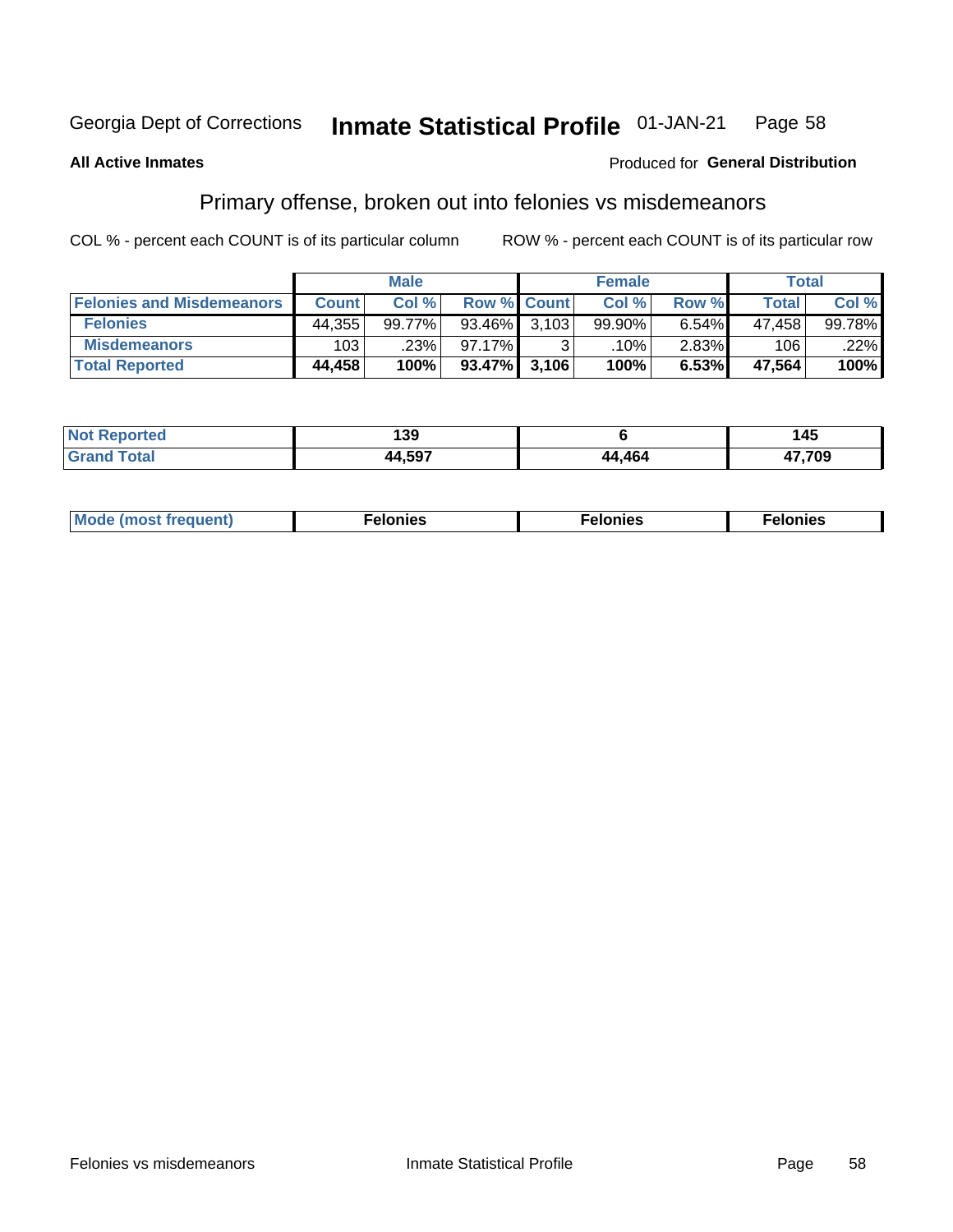Georgia Dept of Corrections **Inmate Statistical Profile** 01-JAN-21

**All Active Inmates**

Produced for **General Distribution**

## Primary offense, broken out into felonies vs misdemeanors

COL % - percent each COUNT is of its particular column

ROW % - percent each COUNT is of its particular row

| | Male | | | Female | | | Total | |
|---|---|---|---|---|---|---|---|---|
| **Felonies and Misdemeanors** | **Count** | **Col %** | **Row %** | **Count** | **Col %** | **Row %** | **Total** | **Col %** |
| **Felonies** | 44,355 | 99.77% | 93.46% | 3,103 | 99.90% | 6.54% | 47,458 | 99.78% |
| **Misdemeanors** | 103 | .23% | 97.17% | 3 | .10% | 2.83% | 106 | .22% |
| **Total Reported** | **44,458** | **100%** | **93.47%** | **3,106** | **100%** | **6.53%** | **47,564** | **100%** |

| | Male | Female | Total |
|---|---|---|---|
| **Not Reported** | **139** | **6** | **145** |
| **Grand Total** | **44,597** | **44,464** | **47,709** |

| | Male | Female | Total |
|---|---|---|---|
| **Mode (most frequent)** | **Felonies** | **Felonies** | **Felonies** |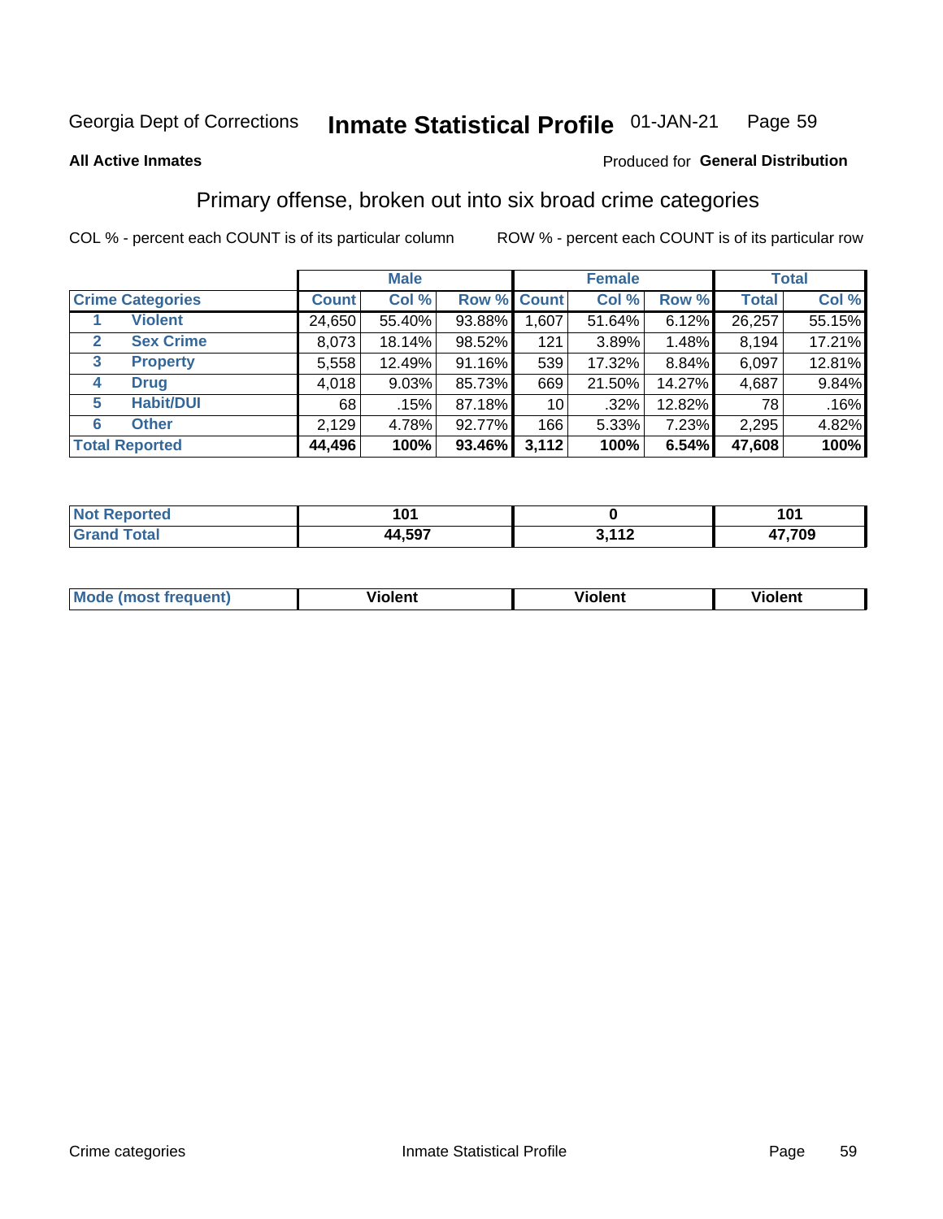Georgia Dept of Corrections **Inmate Statistical Profile** 01-JAN-21

**All Active Inmates**

Produced for **General Distribution**

## Primary offense, broken out into six broad crime categories

COL % - percent each COUNT is of its particular column

ROW % - percent each COUNT is of its particular row

| Crime Categories | | Male | | | Female | | | Total | |
|---|---|---|---|---|---|---|---|---|---|
| | | Count | Col % | Row % | Count | Col % | Row % | Total | Col % |
| 1 | Violent | 24,650 | 55.40% | 93.88% | 1,607 | 51.64% | 6.12% | 26,257 | 55.15% |
| 2 | Sex Crime | 8,073 | 18.14% | 98.52% | 121 | 3.89% | 1.48% | 8,194 | 17.21% |
| 3 | Property | 5,558 | 12.49% | 91.16% | 539 | 17.32% | 8.84% | 6,097 | 12.81% |
| 4 | Drug | 4,018 | 9.03% | 85.73% | 669 | 21.50% | 14.27% | 4,687 | 9.84% |
| 5 | Habit/DUI | 68 | .15% | 87.18% | 10 | .32% | 12.82% | 78 | .16% |
| 6 | Other | 2,129 | 4.78% | 92.77% | 166 | 5.33% | 7.23% | 2,295 | 4.82% |
| **Total Reported** | | **44,496** | **100%** | **93.46%** | **3,112** | **100%** | **6.54%** | **47,608** | **100%** |

| | Male | Female | Total |
|---|---|---|---|
| Not Reported | **101** | **0** | **101** |
| Grand Total | **44,597** | **3,112** | **47,709** |

| | Male | Female | Total |
|---|---|---|---|
| Mode (most frequent) | **Violent** | **Violent** | **Violent** |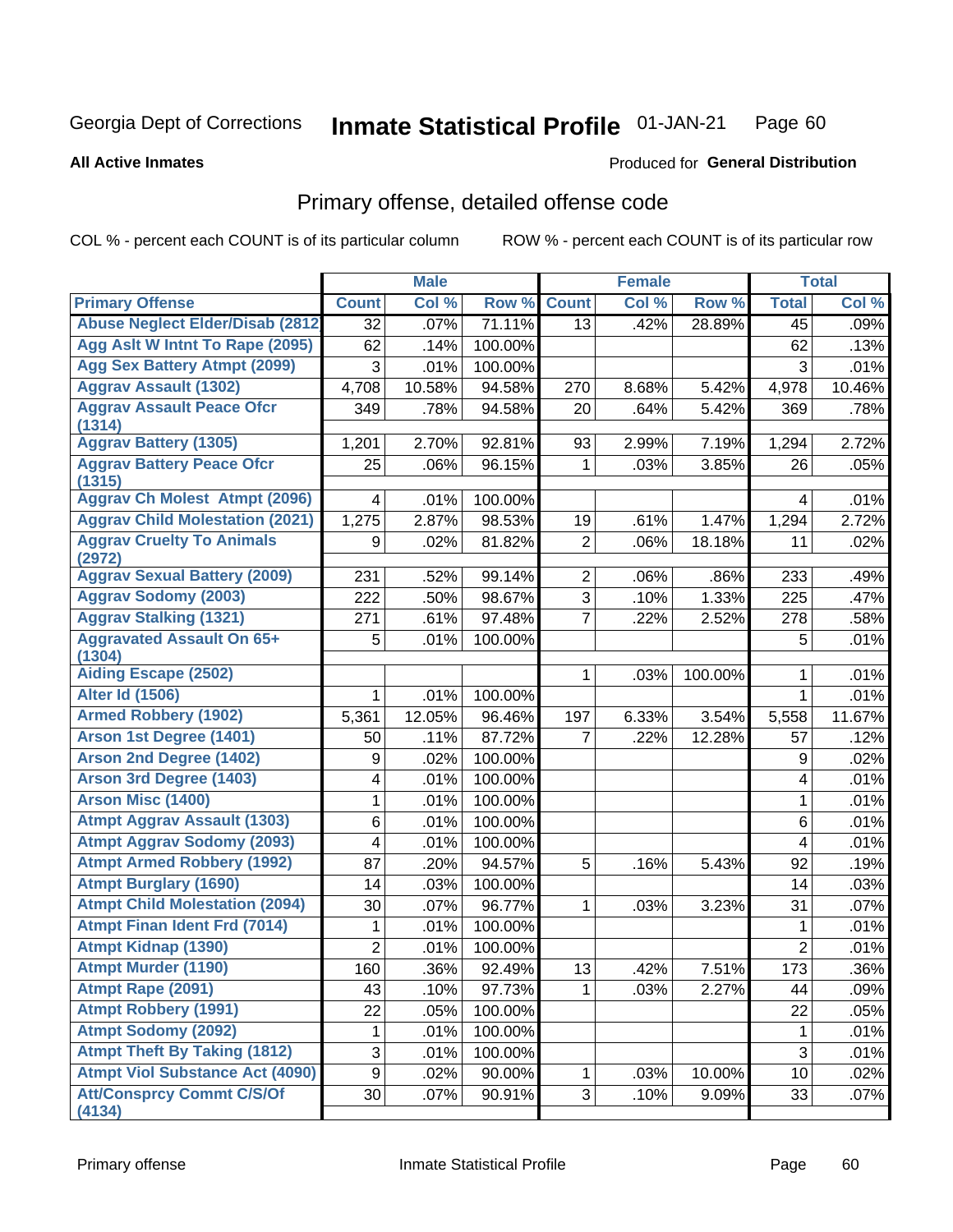Georgia Dept of Corrections **Inmate Statistical Profile** 01-JAN-21

**All Active Inmates**

Produced for **General Distribution**

## Primary offense, detailed offense code

COL % - percent each COUNT is of its particular column ROW % - percent each COUNT is of its particular row

| | Male | | | Female | | | Total | |
|---|---|---|---|---|---|---|---|---|
| Primary Offense | Count | Col % | Row % | Count | Col % | Row % | Total | Col % |
| Abuse Neglect Elder/Disab (2812 | 32 | .07% | 71.11% | 13 | .42% | 28.89% | 45 | .09% |
| Agg Aslt W Intnt To Rape (2095) | 62 | .14% | 100.00% | | | | 62 | .13% |
| Agg Sex Battery Atmpt (2099) | 3 | .01% | 100.00% | | | | 3 | .01% |
| Aggrav Assault (1302) | 4,708 | 10.58% | 94.58% | 270 | 8.68% | 5.42% | 4,978 | 10.46% |
| Aggrav Assault Peace Ofcr (1314) | 349 | .78% | 94.58% | 20 | .64% | 5.42% | 369 | .78% |
| Aggrav Battery (1305) | 1,201 | 2.70% | 92.81% | 93 | 2.99% | 7.19% | 1,294 | 2.72% |
| Aggrav Battery Peace Ofcr (1315) | 25 | .06% | 96.15% | 1 | .03% | 3.85% | 26 | .05% |
| Aggrav Ch Molest Atmpt (2096) | 4 | .01% | 100.00% | | | | 4 | .01% |
| Aggrav Child Molestation (2021) | 1,275 | 2.87% | 98.53% | 19 | .61% | 1.47% | 1,294 | 2.72% |
| Aggrav Cruelty To Animals (2972) | 9 | .02% | 81.82% | 2 | .06% | 18.18% | 11 | .02% |
| Aggrav Sexual Battery (2009) | 231 | .52% | 99.14% | 2 | .06% | .86% | 233 | .49% |
| Aggrav Sodomy (2003) | 222 | .50% | 98.67% | 3 | .10% | 1.33% | 225 | .47% |
| Aggrav Stalking (1321) | 271 | .61% | 97.48% | 7 | .22% | 2.52% | 278 | .58% |
| Aggravated Assault On 65+ (1304) | 5 | .01% | 100.00% | | | | 5 | .01% |
| Aiding Escape (2502) | | | | 1 | .03% | 100.00% | 1 | .01% |
| Alter Id (1506) | 1 | .01% | 100.00% | | | | 1 | .01% |
| Armed Robbery (1902) | 5,361 | 12.05% | 96.46% | 197 | 6.33% | 3.54% | 5,558 | 11.67% |
| Arson 1st Degree (1401) | 50 | .11% | 87.72% | 7 | .22% | 12.28% | 57 | .12% |
| Arson 2nd Degree (1402) | 9 | .02% | 100.00% | | | | 9 | .02% |
| Arson 3rd Degree (1403) | 4 | .01% | 100.00% | | | | 4 | .01% |
| Arson Misc (1400) | 1 | .01% | 100.00% | | | | 1 | .01% |
| Atmpt Aggrav Assault (1303) | 6 | .01% | 100.00% | | | | 6 | .01% |
| Atmpt Aggrav Sodomy (2093) | 4 | .01% | 100.00% | | | | 4 | .01% |
| Atmpt Armed Robbery (1992) | 87 | .20% | 94.57% | 5 | .16% | 5.43% | 92 | .19% |
| Atmpt Burglary (1690) | 14 | .03% | 100.00% | | | | 14 | .03% |
| Atmpt Child Molestation (2094) | 30 | .07% | 96.77% | 1 | .03% | 3.23% | 31 | .07% |
| Atmpt Finan Ident Frd (7014) | 1 | .01% | 100.00% | | | | 1 | .01% |
| Atmpt Kidnap (1390) | 2 | .01% | 100.00% | | | | 2 | .01% |
| Atmpt Murder (1190) | 160 | .36% | 92.49% | 13 | .42% | 7.51% | 173 | .36% |
| Atmpt Rape (2091) | 43 | .10% | 97.73% | 1 | .03% | 2.27% | 44 | .09% |
| Atmpt Robbery (1991) | 22 | .05% | 100.00% | | | | 22 | .05% |
| Atmpt Sodomy (2092) | 1 | .01% | 100.00% | | | | 1 | .01% |
| Atmpt Theft By Taking (1812) | 3 | .01% | 100.00% | | | | 3 | .01% |
| Atmpt Viol Substance Act (4090) | 9 | .02% | 90.00% | 1 | .03% | 10.00% | 10 | .02% |
| Att/Consprcy Commt C/S/Of (4134) | 30 | .07% | 90.91% | 3 | .10% | 9.09% | 33 | .07% |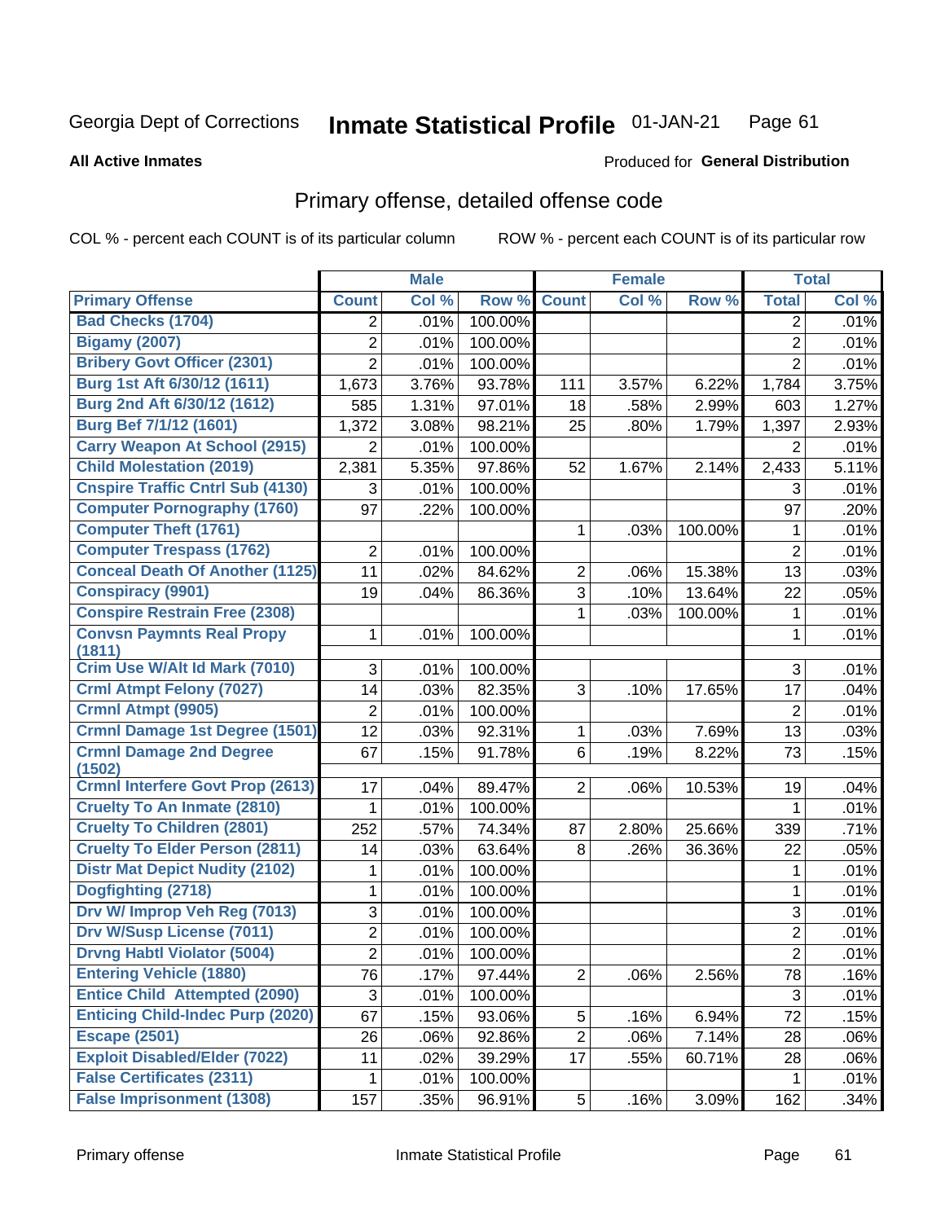Georgia Dept of Corrections **Inmate Statistical Profile** 01-JAN-21 Page 61

**All Active Inmates**

Produced for **General Distribution**

## Primary offense, detailed offense code

COL % - percent each COUNT is of its particular column ROW % - percent each COUNT is of its particular row

| | Male | | | Female | | | Total | |
|---|---|---|---|---|---|---|---|---|
| **Primary Offense** | **Count** | **Col %** | **Row %** | **Count** | **Col %** | **Row %** | **Total** | **Col %** |
| Bad Checks (1704) | 2 | .01% | 100.00% | | | | 2 | .01% |
| Bigamy (2007) | 2 | .01% | 100.00% | | | | 2 | .01% |
| Bribery Govt Officer (2301) | 2 | .01% | 100.00% | | | | 2 | .01% |
| Burg 1st Aft 6/30/12 (1611) | 1,673 | 3.76% | 93.78% | 111 | 3.57% | 6.22% | 1,784 | 3.75% |
| Burg 2nd Aft 6/30/12 (1612) | 585 | 1.31% | 97.01% | 18 | .58% | 2.99% | 603 | 1.27% |
| Burg Bef 7/1/12 (1601) | 1,372 | 3.08% | 98.21% | 25 | .80% | 1.79% | 1,397 | 2.93% |
| Carry Weapon At School (2915) | 2 | .01% | 100.00% | | | | 2 | .01% |
| Child Molestation (2019) | 2,381 | 5.35% | 97.86% | 52 | 1.67% | 2.14% | 2,433 | 5.11% |
| Cnspire Traffic Cntrl Sub (4130) | 3 | .01% | 100.00% | | | | 3 | .01% |
| Computer Pornography (1760) | 97 | .22% | 100.00% | | | | 97 | .20% |
| Computer Theft (1761) | | | | 1 | .03% | 100.00% | 1 | .01% |
| Computer Trespass (1762) | 2 | .01% | 100.00% | | | | 2 | .01% |
| Conceal Death Of Another (1125) | 11 | .02% | 84.62% | 2 | .06% | 15.38% | 13 | .03% |
| Conspiracy (9901) | 19 | .04% | 86.36% | 3 | .10% | 13.64% | 22 | .05% |
| Conspire Restrain Free (2308) | | | | 1 | .03% | 100.00% | 1 | .01% |
| Convsn Paymnts Real Propy (1811) | 1 | .01% | 100.00% | | | | 1 | .01% |
| Crim Use W/Alt Id Mark (7010) | 3 | .01% | 100.00% | | | | 3 | .01% |
| Crml Atmpt Felony (7027) | 14 | .03% | 82.35% | 3 | .10% | 17.65% | 17 | .04% |
| Crmnl Atmpt (9905) | 2 | .01% | 100.00% | | | | 2 | .01% |
| Crmnl Damage 1st Degree (1501) | 12 | .03% | 92.31% | 1 | .03% | 7.69% | 13 | .03% |
| Crmnl Damage 2nd Degree (1502) | 67 | .15% | 91.78% | 6 | .19% | 8.22% | 73 | .15% |
| Crmnl Interfere Govt Prop (2613) | 17 | .04% | 89.47% | 2 | .06% | 10.53% | 19 | .04% |
| Cruelty To An Inmate (2810) | 1 | .01% | 100.00% | | | | 1 | .01% |
| Cruelty To Children (2801) | 252 | .57% | 74.34% | 87 | 2.80% | 25.66% | 339 | .71% |
| Cruelty To Elder Person (2811) | 14 | .03% | 63.64% | 8 | .26% | 36.36% | 22 | .05% |
| Distr Mat Depict Nudity (2102) | 1 | .01% | 100.00% | | | | 1 | .01% |
| Dogfighting (2718) | 1 | .01% | 100.00% | | | | 1 | .01% |
| Drv W/ Improp Veh Reg (7013) | 3 | .01% | 100.00% | | | | 3 | .01% |
| Drv W/Susp License (7011) | 2 | .01% | 100.00% | | | | 2 | .01% |
| Drvng Habtl Violator (5004) | 2 | .01% | 100.00% | | | | 2 | .01% |
| Entering Vehicle (1880) | 76 | .17% | 97.44% | 2 | .06% | 2.56% | 78 | .16% |
| Entice Child Attempted (2090) | 3 | .01% | 100.00% | | | | 3 | .01% |
| Enticing Child-Indec Purp (2020) | 67 | .15% | 93.06% | 5 | .16% | 6.94% | 72 | .15% |
| Escape (2501) | 26 | .06% | 92.86% | 2 | .06% | 7.14% | 28 | .06% |
| Exploit Disabled/Elder (7022) | 11 | .02% | 39.29% | 17 | .55% | 60.71% | 28 | .06% |
| False Certificates (2311) | 1 | .01% | 100.00% | | | | 1 | .01% |
| False Imprisonment (1308) | 157 | .35% | 96.91% | 5 | .16% | 3.09% | 162 | .34% |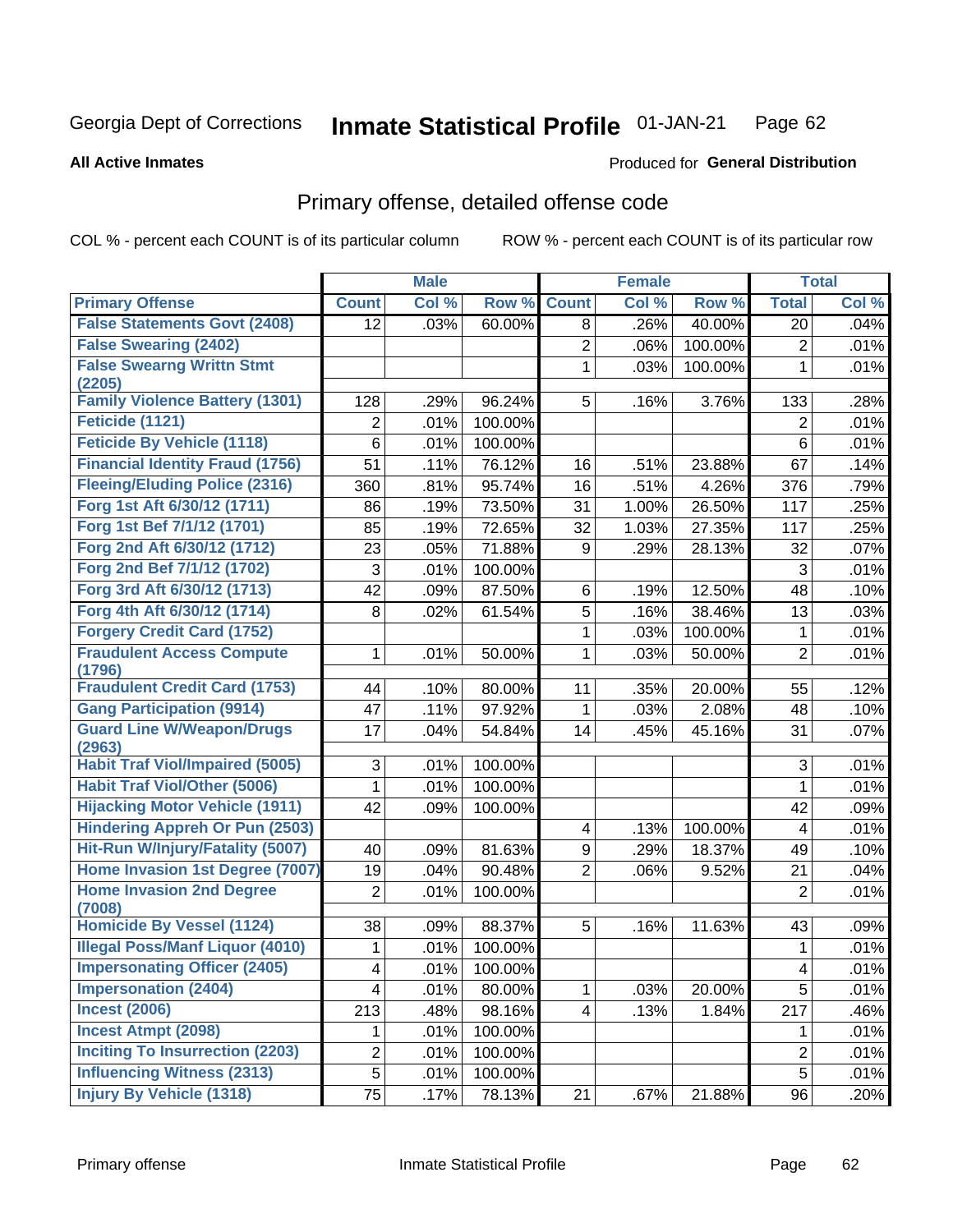Georgia Dept of Corrections **Inmate Statistical Profile** 01-JAN-21

**All Active Inmates**

Produced for **General Distribution**

## Primary offense, detailed offense code

COL % - percent each COUNT is of its particular column ROW % - percent each COUNT is of its particular row

| | Male | | | Female | | | Total | |
|---|---|---|---|---|---|---|---|---|
| **Primary Offense** | **Count** | **Col %** | **Row %** | **Count** | **Col %** | **Row %** | **Total** | **Col %** |
| **False Statements Govt (2408)** | 12 | .03% | 60.00% | 8 | .26% | 40.00% | 20 | .04% |
| **False Swearing (2402)** | | | | 2 | .06% | 100.00% | 2 | .01% |
| **False Swearng Writtn Stmt (2205)** | | | | 1 | .03% | 100.00% | 1 | .01% |
| **Family Violence Battery (1301)** | 128 | .29% | 96.24% | 5 | .16% | 3.76% | 133 | .28% |
| **Feticide (1121)** | 2 | .01% | 100.00% | | | | 2 | .01% |
| **Feticide By Vehicle (1118)** | 6 | .01% | 100.00% | | | | 6 | .01% |
| **Financial Identity Fraud (1756)** | 51 | .11% | 76.12% | 16 | .51% | 23.88% | 67 | .14% |
| **Fleeing/Eluding Police (2316)** | 360 | .81% | 95.74% | 16 | .51% | 4.26% | 376 | .79% |
| **Forg 1st Aft 6/30/12 (1711)** | 86 | .19% | 73.50% | 31 | 1.00% | 26.50% | 117 | .25% |
| **Forg 1st Bef 7/1/12 (1701)** | 85 | .19% | 72.65% | 32 | 1.03% | 27.35% | 117 | .25% |
| **Forg 2nd Aft 6/30/12 (1712)** | 23 | .05% | 71.88% | 9 | .29% | 28.13% | 32 | .07% |
| **Forg 2nd Bef 7/1/12 (1702)** | 3 | .01% | 100.00% | | | | 3 | .01% |
| **Forg 3rd Aft 6/30/12 (1713)** | 42 | .09% | 87.50% | 6 | .19% | 12.50% | 48 | .10% |
| **Forg 4th Aft 6/30/12 (1714)** | 8 | .02% | 61.54% | 5 | .16% | 38.46% | 13 | .03% |
| **Forgery Credit Card (1752)** | | | | 1 | .03% | 100.00% | 1 | .01% |
| **Fraudulent Access Compute (1796)** | 1 | .01% | 50.00% | 1 | .03% | 50.00% | 2 | .01% |
| **Fraudulent Credit Card (1753)** | 44 | .10% | 80.00% | 11 | .35% | 20.00% | 55 | .12% |
| **Gang Participation (9914)** | 47 | .11% | 97.92% | 1 | .03% | 2.08% | 48 | .10% |
| **Guard Line W/Weapon/Drugs (2963)** | 17 | .04% | 54.84% | 14 | .45% | 45.16% | 31 | .07% |
| **Habit Traf Viol/Impaired (5005)** | 3 | .01% | 100.00% | | | | 3 | .01% |
| **Habit Traf Viol/Other (5006)** | 1 | .01% | 100.00% | | | | 1 | .01% |
| **Hijacking Motor Vehicle (1911)** | 42 | .09% | 100.00% | | | | 42 | .09% |
| **Hindering Appreh Or Pun (2503)** | | | | 4 | .13% | 100.00% | 4 | .01% |
| **Hit-Run W/Injury/Fatality (5007)** | 40 | .09% | 81.63% | 9 | .29% | 18.37% | 49 | .10% |
| **Home Invasion 1st Degree (7007)** | 19 | .04% | 90.48% | 2 | .06% | 9.52% | 21 | .04% |
| **Home Invasion 2nd Degree (7008)** | 2 | .01% | 100.00% | | | | 2 | .01% |
| **Homicide By Vessel (1124)** | 38 | .09% | 88.37% | 5 | .16% | 11.63% | 43 | .09% |
| **Illegal Poss/Manf Liquor (4010)** | 1 | .01% | 100.00% | | | | 1 | .01% |
| **Impersonating Officer (2405)** | 4 | .01% | 100.00% | | | | 4 | .01% |
| **Impersonation (2404)** | 4 | .01% | 80.00% | 1 | .03% | 20.00% | 5 | .01% |
| **Incest (2006)** | 213 | .48% | 98.16% | 4 | .13% | 1.84% | 217 | .46% |
| **Incest Atmpt (2098)** | 1 | .01% | 100.00% | | | | 1 | .01% |
| **Inciting To Insurrection (2203)** | 2 | .01% | 100.00% | | | | 2 | .01% |
| **Influencing Witness (2313)** | 5 | .01% | 100.00% | | | | 5 | .01% |
| **Injury By Vehicle (1318)** | 75 | .17% | 78.13% | 21 | .67% | 21.88% | 96 | .20% |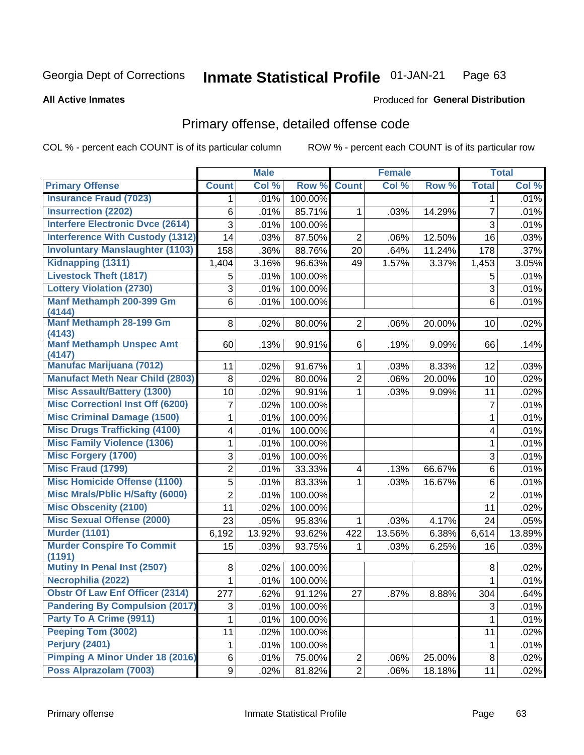Georgia Dept of Corrections **Inmate Statistical Profile** 01-JAN-21

**All Active Inmates** Produced for **General Distribution**

## Primary offense, detailed offense code

COL % - percent each COUNT is of its particular column ROW % - percent each COUNT is of its particular row

| | Male | | | Female | | | Total | |
|---|---|---|---|---|---|---|---|---|
| **Primary Offense** | **Count** | **Col %** | **Row %** | **Count** | **Col %** | **Row %** | **Total** | **Col %** |
| **Insurance Fraud (7023)** | 1 | .01% | 100.00% | | | | 1 | .01% |
| **Insurrection (2202)** | 6 | .01% | 85.71% | 1 | .03% | 14.29% | 7 | .01% |
| **Interfere Electronic Dvce (2614)** | 3 | .01% | 100.00% | | | | 3 | .01% |
| **Interference With Custody (1312)** | 14 | .03% | 87.50% | 2 | .06% | 12.50% | 16 | .03% |
| **Involuntary Manslaughter (1103)** | 158 | .36% | 88.76% | 20 | .64% | 11.24% | 178 | .37% |
| **Kidnapping (1311)** | 1,404 | 3.16% | 96.63% | 49 | 1.57% | 3.37% | 1,453 | 3.05% |
| **Livestock Theft (1817)** | 5 | .01% | 100.00% | | | | 5 | .01% |
| **Lottery Violation (2730)** | 3 | .01% | 100.00% | | | | 3 | .01% |
| **Manf Methamph 200-399 Gm (4144)** | 6 | .01% | 100.00% | | | | 6 | .01% |
| **Manf Methamph 28-199 Gm (4143)** | 8 | .02% | 80.00% | 2 | .06% | 20.00% | 10 | .02% |
| **Manf Methamph Unspec Amt (4147)** | 60 | .13% | 90.91% | 6 | .19% | 9.09% | 66 | .14% |
| **Manufac Marijuana (7012)** | 11 | .02% | 91.67% | 1 | .03% | 8.33% | 12 | .03% |
| **Manufact Meth Near Child (2803)** | 8 | .02% | 80.00% | 2 | .06% | 20.00% | 10 | .02% |
| **Misc Assault/Battery (1300)** | 10 | .02% | 90.91% | 1 | .03% | 9.09% | 11 | .02% |
| **Misc Correctionl Inst Off (6200)** | 7 | .02% | 100.00% | | | | 7 | .01% |
| **Misc Criminal Damage (1500)** | 1 | .01% | 100.00% | | | | 1 | .01% |
| **Misc Drugs Trafficking (4100)** | 4 | .01% | 100.00% | | | | 4 | .01% |
| **Misc Family Violence (1306)** | 1 | .01% | 100.00% | | | | 1 | .01% |
| **Misc Forgery (1700)** | 3 | .01% | 100.00% | | | | 3 | .01% |
| **Misc Fraud (1799)** | 2 | .01% | 33.33% | 4 | .13% | 66.67% | 6 | .01% |
| **Misc Homicide Offense (1100)** | 5 | .01% | 83.33% | 1 | .03% | 16.67% | 6 | .01% |
| **Misc Mrals/Pblic H/Safty (6000)** | 2 | .01% | 100.00% | | | | 2 | .01% |
| **Misc Obscenity (2100)** | 11 | .02% | 100.00% | | | | 11 | .02% |
| **Misc Sexual Offense (2000)** | 23 | .05% | 95.83% | 1 | .03% | 4.17% | 24 | .05% |
| **Murder (1101)** | 6,192 | 13.92% | 93.62% | 422 | 13.56% | 6.38% | 6,614 | 13.89% |
| **Murder Conspire To Commit (1191)** | 15 | .03% | 93.75% | 1 | .03% | 6.25% | 16 | .03% |
| **Mutiny In Penal Inst (2507)** | 8 | .02% | 100.00% | | | | 8 | .02% |
| **Necrophilia (2022)** | 1 | .01% | 100.00% | | | | 1 | .01% |
| **Obstr Of Law Enf Officer (2314)** | 277 | .62% | 91.12% | 27 | .87% | 8.88% | 304 | .64% |
| **Pandering By Compulsion (2017)** | 3 | .01% | 100.00% | | | | 3 | .01% |
| **Party To A Crime (9911)** | 1 | .01% | 100.00% | | | | 1 | .01% |
| **Peeping Tom (3002)** | 11 | .02% | 100.00% | | | | 11 | .02% |
| **Perjury (2401)** | 1 | .01% | 100.00% | | | | 1 | .01% |
| **Pimping A Minor Under 18 (2016)** | 6 | .01% | 75.00% | 2 | .06% | 25.00% | 8 | .02% |
| **Poss Alprazolam (7003)** | 9 | .02% | 81.82% | 2 | .06% | 18.18% | 11 | .02% |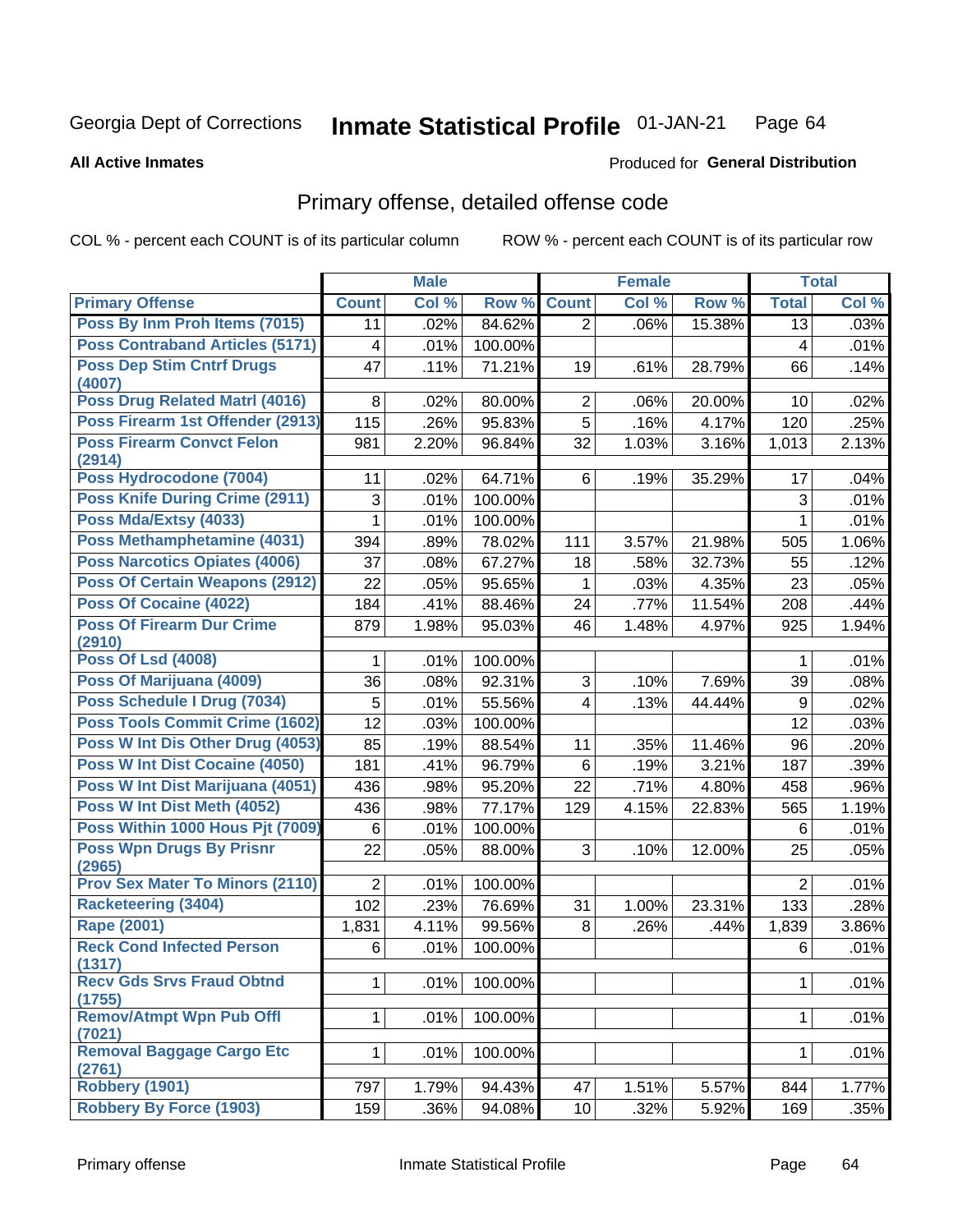Georgia Dept of Corrections **Inmate Statistical Profile** 01-JAN-21

**All Active Inmates**

Produced for **General Distribution**

# Primary offense, detailed offense code

COL % - percent each COUNT is of its particular column ROW % - percent each COUNT is of its particular row

| | Male | | | Female | | | Total | |
|---|---|---|---|---|---|---|---|---|
| **Primary Offense** | **Count** | **Col %** | **Row %** | **Count** | **Col %** | **Row %** | **Total** | **Col %** |
| Poss By Inm Proh Items (7015) | 11 | .02% | 84.62% | 2 | .06% | 15.38% | 13 | .03% |
| Poss Contraband Articles (5171) | 4 | .01% | 100.00% | | | | 4 | .01% |
| Poss Dep Stim Cntrf Drugs (4007) | 47 | .11% | 71.21% | 19 | .61% | 28.79% | 66 | .14% |
| Poss Drug Related Matrl (4016) | 8 | .02% | 80.00% | 2 | .06% | 20.00% | 10 | .02% |
| Poss Firearm 1st Offender (2913) | 115 | .26% | 95.83% | 5 | .16% | 4.17% | 120 | .25% |
| Poss Firearm Convct Felon (2914) | 981 | 2.20% | 96.84% | 32 | 1.03% | 3.16% | 1,013 | 2.13% |
| Poss Hydrocodone (7004) | 11 | .02% | 64.71% | 6 | .19% | 35.29% | 17 | .04% |
| Poss Knife During Crime (2911) | 3 | .01% | 100.00% | | | | 3 | .01% |
| Poss Mda/Extsy (4033) | 1 | .01% | 100.00% | | | | 1 | .01% |
| Poss Methamphetamine (4031) | 394 | .89% | 78.02% | 111 | 3.57% | 21.98% | 505 | 1.06% |
| Poss Narcotics Opiates (4006) | 37 | .08% | 67.27% | 18 | .58% | 32.73% | 55 | .12% |
| Poss Of Certain Weapons (2912) | 22 | .05% | 95.65% | 1 | .03% | 4.35% | 23 | .05% |
| Poss Of Cocaine (4022) | 184 | .41% | 88.46% | 24 | .77% | 11.54% | 208 | .44% |
| Poss Of Firearm Dur Crime (2910) | 879 | 1.98% | 95.03% | 46 | 1.48% | 4.97% | 925 | 1.94% |
| Poss Of Lsd (4008) | 1 | .01% | 100.00% | | | | 1 | .01% |
| Poss Of Marijuana (4009) | 36 | .08% | 92.31% | 3 | .10% | 7.69% | 39 | .08% |
| Poss Schedule I Drug (7034) | 5 | .01% | 55.56% | 4 | .13% | 44.44% | 9 | .02% |
| Poss Tools Commit Crime (1602) | 12 | .03% | 100.00% | | | | 12 | .03% |
| Poss W Int Dis Other Drug (4053) | 85 | .19% | 88.54% | 11 | .35% | 11.46% | 96 | .20% |
| Poss W Int Dist Cocaine (4050) | 181 | .41% | 96.79% | 6 | .19% | 3.21% | 187 | .39% |
| Poss W Int Dist Marijuana (4051) | 436 | .98% | 95.20% | 22 | .71% | 4.80% | 458 | .96% |
| Poss W Int Dist Meth (4052) | 436 | .98% | 77.17% | 129 | 4.15% | 22.83% | 565 | 1.19% |
| Poss Within 1000 Hous Pjt (7009) | 6 | .01% | 100.00% | | | | 6 | .01% |
| Poss Wpn Drugs By Prisnr (2965) | 22 | .05% | 88.00% | 3 | .10% | 12.00% | 25 | .05% |
| Prov Sex Mater To Minors (2110) | 2 | .01% | 100.00% | | | | 2 | .01% |
| Racketeering (3404) | 102 | .23% | 76.69% | 31 | 1.00% | 23.31% | 133 | .28% |
| Rape (2001) | 1,831 | 4.11% | 99.56% | 8 | .26% | .44% | 1,839 | 3.86% |
| Reck Cond Infected Person (1317) | 6 | .01% | 100.00% | | | | 6 | .01% |
| Recv Gds Srvs Fraud Obtnd (1755) | 1 | .01% | 100.00% | | | | 1 | .01% |
| Remov/Atmpt Wpn Pub Offl (7021) | 1 | .01% | 100.00% | | | | 1 | .01% |
| Removal Baggage Cargo Etc (2761) | 1 | .01% | 100.00% | | | | 1 | .01% |
| Robbery (1901) | 797 | 1.79% | 94.43% | 47 | 1.51% | 5.57% | 844 | 1.77% |
| Robbery By Force (1903) | 159 | .36% | 94.08% | 10 | .32% | 5.92% | 169 | .35% |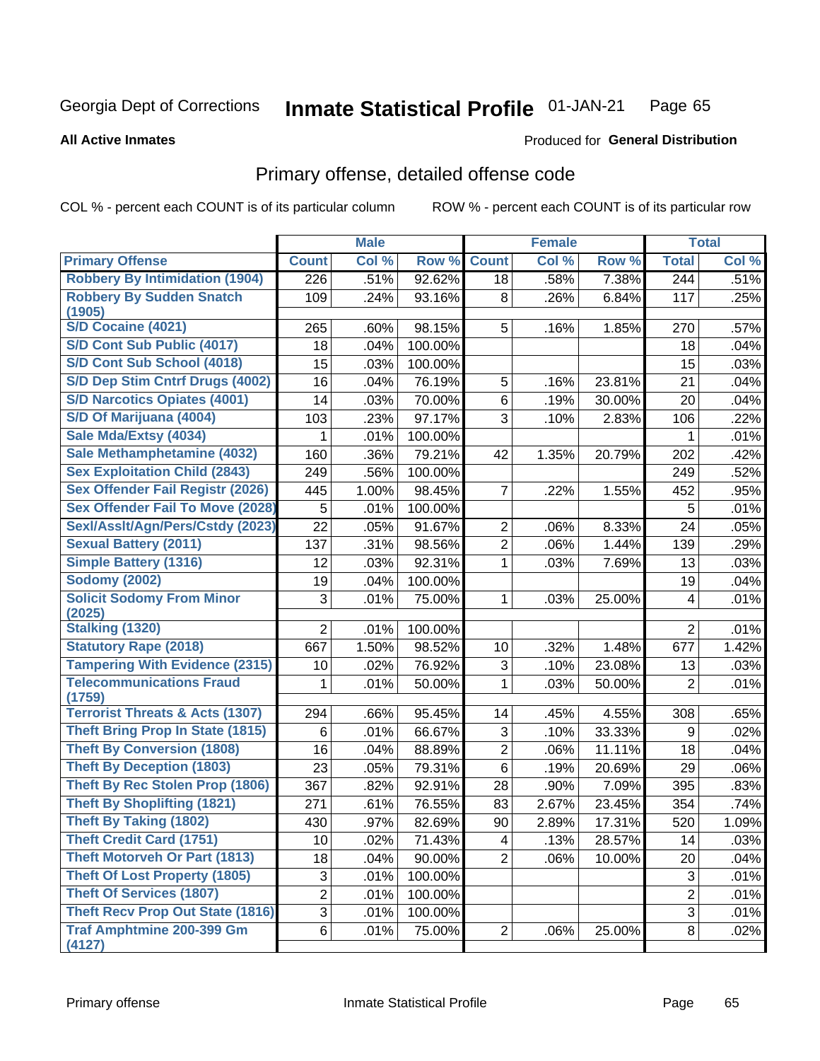Georgia Dept of Corrections **Inmate Statistical Profile** 01-JAN-21

**All Active Inmates**

Produced for **General Distribution**

## Primary offense, detailed offense code

COL % - percent each COUNT is of its particular column ROW % - percent each COUNT is of its particular row

| | Male | | | Female | | | Total | |
|---|---|---|---|---|---|---|---|---|
| **Primary Offense** | **Count** | **Col %** | **Row %** | **Count** | **Col %** | **Row %** | **Total** | **Col %** |
| Robbery By Intimidation (1904) | 226 | .51% | 92.62% | 18 | .58% | 7.38% | 244 | .51% |
| Robbery By Sudden Snatch (1905) | 109 | .24% | 93.16% | 8 | .26% | 6.84% | 117 | .25% |
| S/D Cocaine (4021) | 265 | .60% | 98.15% | 5 | .16% | 1.85% | 270 | .57% |
| S/D Cont Sub Public (4017) | 18 | .04% | 100.00% | | | | 18 | .04% |
| S/D Cont Sub School (4018) | 15 | .03% | 100.00% | | | | 15 | .03% |
| S/D Dep Stim Cntrf Drugs (4002) | 16 | .04% | 76.19% | 5 | .16% | 23.81% | 21 | .04% |
| S/D Narcotics Opiates (4001) | 14 | .03% | 70.00% | 6 | .19% | 30.00% | 20 | .04% |
| S/D Of Marijuana (4004) | 103 | .23% | 97.17% | 3 | .10% | 2.83% | 106 | .22% |
| Sale Mda/Extsy (4034) | 1 | .01% | 100.00% | | | | 1 | .01% |
| Sale Methamphetamine (4032) | 160 | .36% | 79.21% | 42 | 1.35% | 20.79% | 202 | .42% |
| Sex Exploitation Child (2843) | 249 | .56% | 100.00% | | | | 249 | .52% |
| Sex Offender Fail Registr (2026) | 445 | 1.00% | 98.45% | 7 | .22% | 1.55% | 452 | .95% |
| Sex Offender Fail To Move (2028) | 5 | .01% | 100.00% | | | | 5 | .01% |
| Sexl/Asslt/Agn/Pers/Cstdy (2023) | 22 | .05% | 91.67% | 2 | .06% | 8.33% | 24 | .05% |
| Sexual Battery (2011) | 137 | .31% | 98.56% | 2 | .06% | 1.44% | 139 | .29% |
| Simple Battery (1316) | 12 | .03% | 92.31% | 1 | .03% | 7.69% | 13 | .03% |
| Sodomy (2002) | 19 | .04% | 100.00% | | | | 19 | .04% |
| Solicit Sodomy From Minor (2025) | 3 | .01% | 75.00% | 1 | .03% | 25.00% | 4 | .01% |
| Stalking (1320) | 2 | .01% | 100.00% | | | | 2 | .01% |
| Statutory Rape (2018) | 667 | 1.50% | 98.52% | 10 | .32% | 1.48% | 677 | 1.42% |
| Tampering With Evidence (2315) | 10 | .02% | 76.92% | 3 | .10% | 23.08% | 13 | .03% |
| Telecommunications Fraud (1759) | 1 | .01% | 50.00% | 1 | .03% | 50.00% | 2 | .01% |
| Terrorist Threats & Acts (1307) | 294 | .66% | 95.45% | 14 | .45% | 4.55% | 308 | .65% |
| Theft Bring Prop In State (1815) | 6 | .01% | 66.67% | 3 | .10% | 33.33% | 9 | .02% |
| Theft By Conversion (1808) | 16 | .04% | 88.89% | 2 | .06% | 11.11% | 18 | .04% |
| Theft By Deception (1803) | 23 | .05% | 79.31% | 6 | .19% | 20.69% | 29 | .06% |
| Theft By Rec Stolen Prop (1806) | 367 | .82% | 92.91% | 28 | .90% | 7.09% | 395 | .83% |
| Theft By Shoplifting (1821) | 271 | .61% | 76.55% | 83 | 2.67% | 23.45% | 354 | .74% |
| Theft By Taking (1802) | 430 | .97% | 82.69% | 90 | 2.89% | 17.31% | 520 | 1.09% |
| Theft Credit Card (1751) | 10 | .02% | 71.43% | 4 | .13% | 28.57% | 14 | .03% |
| Theft Motorveh Or Part (1813) | 18 | .04% | 90.00% | 2 | .06% | 10.00% | 20 | .04% |
| Theft Of Lost Property (1805) | 3 | .01% | 100.00% | | | | 3 | .01% |
| Theft Of Services (1807) | 2 | .01% | 100.00% | | | | 2 | .01% |
| Theft Recv Prop Out State (1816) | 3 | .01% | 100.00% | | | | 3 | .01% |
| Traf Amphtmine 200-399 Gm (4127) | 6 | .01% | 75.00% | 2 | .06% | 25.00% | 8 | .02% |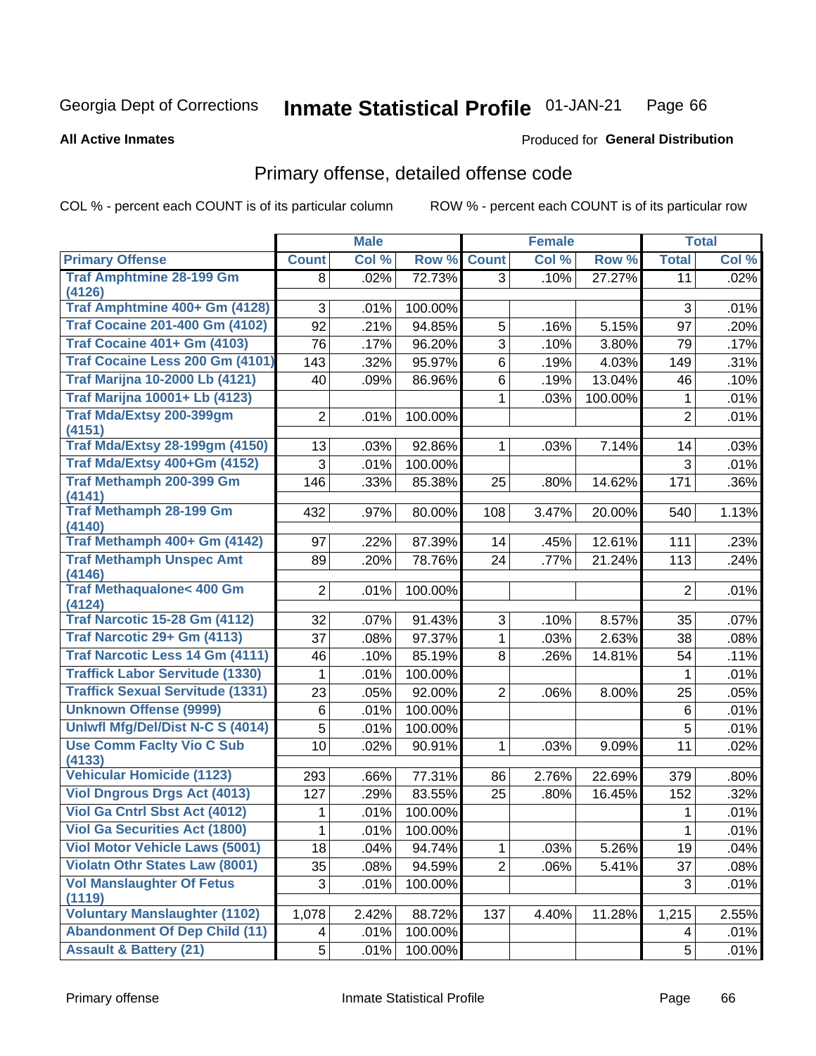Georgia Dept of Corrections **Inmate Statistical Profile** 01-JAN-21

**All Active Inmates**

Produced for **General Distribution**

## Primary offense, detailed offense code

COL % - percent each COUNT is of its particular column ROW % - percent each COUNT is of its particular row

| | Male | | | Female | | | Total | |
|---|---|---|---|---|---|---|---|---|
| Primary Offense | Count | Col % | Row % | Count | Col % | Row % | Total | Col % |
| Traf Amphtmine 28-199 Gm (4126) | 8 | .02% | 72.73% | 3 | .10% | 27.27% | 11 | .02% |
| Traf Amphtmine 400+ Gm (4128) | 3 | .01% | 100.00% | | | | 3 | .01% |
| Traf Cocaine 201-400 Gm (4102) | 92 | .21% | 94.85% | 5 | .16% | 5.15% | 97 | .20% |
| Traf Cocaine 401+ Gm (4103) | 76 | .17% | 96.20% | 3 | .10% | 3.80% | 79 | .17% |
| Traf Cocaine Less 200 Gm (4101) | 143 | .32% | 95.97% | 6 | .19% | 4.03% | 149 | .31% |
| Traf Marijna 10-2000 Lb (4121) | 40 | .09% | 86.96% | 6 | .19% | 13.04% | 46 | .10% |
| Traf Marijna 10001+ Lb (4123) | | | | 1 | .03% | 100.00% | 1 | .01% |
| Traf Mda/Extsy 200-399gm (4151) | 2 | .01% | 100.00% | | | | 2 | .01% |
| Traf Mda/Extsy 28-199gm (4150) | 13 | .03% | 92.86% | 1 | .03% | 7.14% | 14 | .03% |
| Traf Mda/Extsy 400+Gm (4152) | 3 | .01% | 100.00% | | | | 3 | .01% |
| Traf Methamph 200-399 Gm (4141) | 146 | .33% | 85.38% | 25 | .80% | 14.62% | 171 | .36% |
| Traf Methamph 28-199 Gm (4140) | 432 | .97% | 80.00% | 108 | 3.47% | 20.00% | 540 | 1.13% |
| Traf Methamph 400+ Gm (4142) | 97 | .22% | 87.39% | 14 | .45% | 12.61% | 111 | .23% |
| Traf Methamph Unspec Amt (4146) | 89 | .20% | 78.76% | 24 | .77% | 21.24% | 113 | .24% |
| Traf Methaqualone< 400 Gm (4124) | 2 | .01% | 100.00% | | | | 2 | .01% |
| Traf Narcotic 15-28 Gm (4112) | 32 | .07% | 91.43% | 3 | .10% | 8.57% | 35 | .07% |
| Traf Narcotic 29+ Gm (4113) | 37 | .08% | 97.37% | 1 | .03% | 2.63% | 38 | .08% |
| Traf Narcotic Less 14 Gm (4111) | 46 | .10% | 85.19% | 8 | .26% | 14.81% | 54 | .11% |
| Traffick Labor Servitude (1330) | 1 | .01% | 100.00% | | | | 1 | .01% |
| Traffick Sexual Servitude (1331) | 23 | .05% | 92.00% | 2 | .06% | 8.00% | 25 | .05% |
| Unknown Offense (9999) | 6 | .01% | 100.00% | | | | 6 | .01% |
| Unlwfl Mfg/Del/Dist N-C S (4014) | 5 | .01% | 100.00% | | | | 5 | .01% |
| Use Comm Faclty Vio C Sub (4133) | 10 | .02% | 90.91% | 1 | .03% | 9.09% | 11 | .02% |
| Vehicular Homicide (1123) | 293 | .66% | 77.31% | 86 | 2.76% | 22.69% | 379 | .80% |
| Viol Dngrous Drgs Act (4013) | 127 | .29% | 83.55% | 25 | .80% | 16.45% | 152 | .32% |
| Viol Ga Cntrl Sbst Act (4012) | 1 | .01% | 100.00% | | | | 1 | .01% |
| Viol Ga Securities Act (1800) | 1 | .01% | 100.00% | | | | 1 | .01% |
| Viol Motor Vehicle Laws (5001) | 18 | .04% | 94.74% | 1 | .03% | 5.26% | 19 | .04% |
| Violatn Othr States Law (8001) | 35 | .08% | 94.59% | 2 | .06% | 5.41% | 37 | .08% |
| Vol Manslaughter Of Fetus (1119) | 3 | .01% | 100.00% | | | | 3 | .01% |
| Voluntary Manslaughter (1102) | 1,078 | 2.42% | 88.72% | 137 | 4.40% | 11.28% | 1,215 | 2.55% |
| Abandonment Of Dep Child (11) | 4 | .01% | 100.00% | | | | 4 | .01% |
| Assault & Battery (21) | 5 | .01% | 100.00% | | | | 5 | .01% |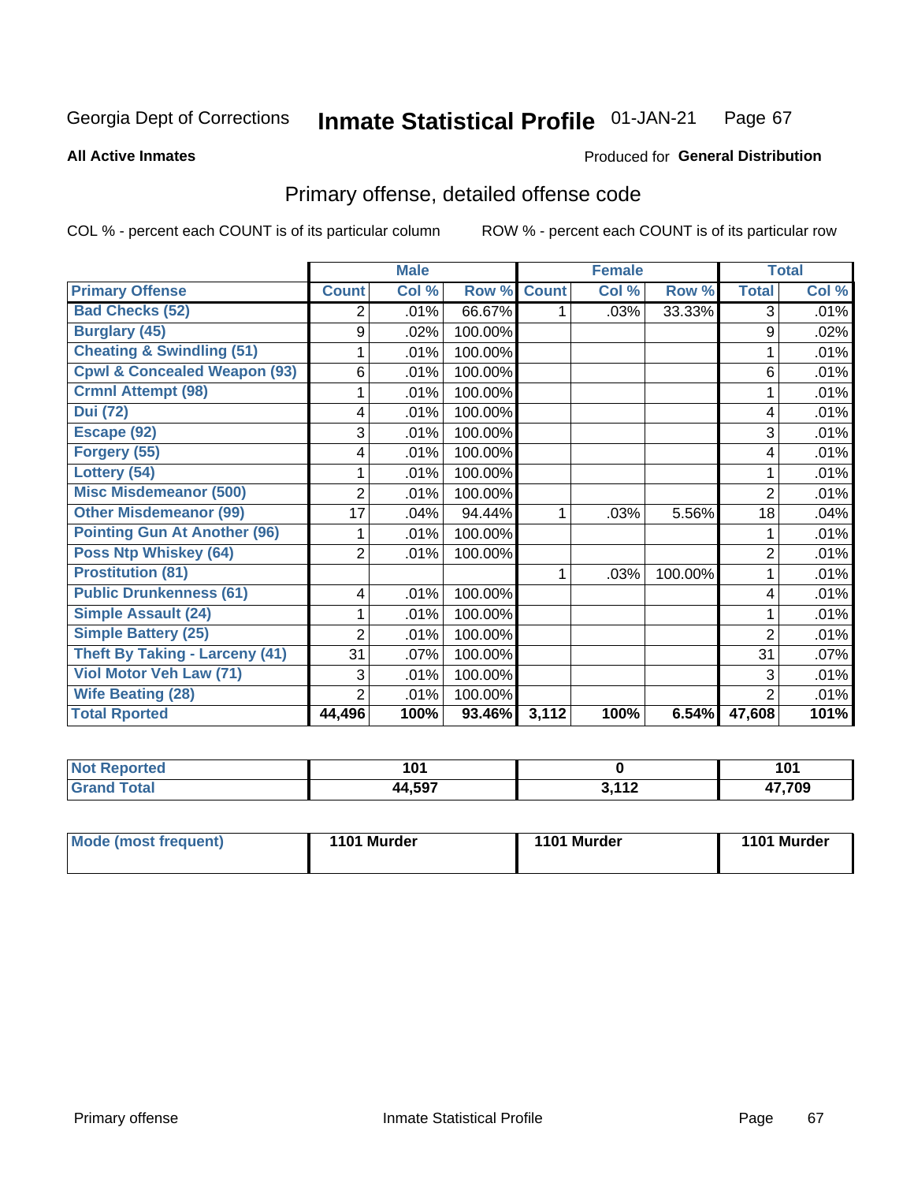Georgia Dept of Corrections **Inmate Statistical Profile** 01-JAN-21

**All Active Inmates**

Produced for **General Distribution**

## Primary offense, detailed offense code

COL % - percent each COUNT is of its particular column ROW % - percent each COUNT is of its particular row

| | Male | | | Female | | | Total | |
|---|---|---|---|---|---|---|---|---|
| **Primary Offense** | **Count** | **Col %** | **Row %** | **Count** | **Col %** | **Row %** | **Total** | **Col %** |
| **Bad Checks (52)** | 2 | .01% | 66.67% | 1 | .03% | 33.33% | 3 | .01% |
| **Burglary (45)** | 9 | .02% | 100.00% | | | | 9 | .02% |
| **Cheating & Swindling (51)** | 1 | .01% | 100.00% | | | | 1 | .01% |
| **Cpwl & Concealed Weapon (93)** | 6 | .01% | 100.00% | | | | 6 | .01% |
| **Crmnl Attempt (98)** | 1 | .01% | 100.00% | | | | 1 | .01% |
| **Dui (72)** | 4 | .01% | 100.00% | | | | 4 | .01% |
| **Escape (92)** | 3 | .01% | 100.00% | | | | 3 | .01% |
| **Forgery (55)** | 4 | .01% | 100.00% | | | | 4 | .01% |
| **Lottery (54)** | 1 | .01% | 100.00% | | | | 1 | .01% |
| **Misc Misdemeanor (500)** | 2 | .01% | 100.00% | | | | 2 | .01% |
| **Other Misdemeanor (99)** | 17 | .04% | 94.44% | 1 | .03% | 5.56% | 18 | .04% |
| **Pointing Gun At Another (96)** | 1 | .01% | 100.00% | | | | 1 | .01% |
| **Poss Ntp Whiskey (64)** | 2 | .01% | 100.00% | | | | 2 | .01% |
| **Prostitution (81)** | | | | 1 | .03% | 100.00% | 1 | .01% |
| **Public Drunkenness (61)** | 4 | .01% | 100.00% | | | | 4 | .01% |
| **Simple Assault (24)** | 1 | .01% | 100.00% | | | | 1 | .01% |
| **Simple Battery (25)** | 2 | .01% | 100.00% | | | | 2 | .01% |
| **Theft By Taking - Larceny (41)** | 31 | .07% | 100.00% | | | | 31 | .07% |
| **Viol Motor Veh Law (71)** | 3 | .01% | 100.00% | | | | 3 | .01% |
| **Wife Beating (28)** | 2 | .01% | 100.00% | | | | 2 | .01% |
| **Total Rported** | **44,496** | **100%** | **93.46%** | **3,112** | **100%** | **6.54%** | **47,608** | **101%** |

| | Male | Female | Total |
|---|---|---|---|
| **Not Reported** | **101** | **0** | **101** |
| **Grand Total** | **44,597** | **3,112** | **47,709** |

| | Male | Female | Total |
|---|---|---|---|
| **Mode (most frequent)** | **1101 Murder** | **1101 Murder** | **1101 Murder** |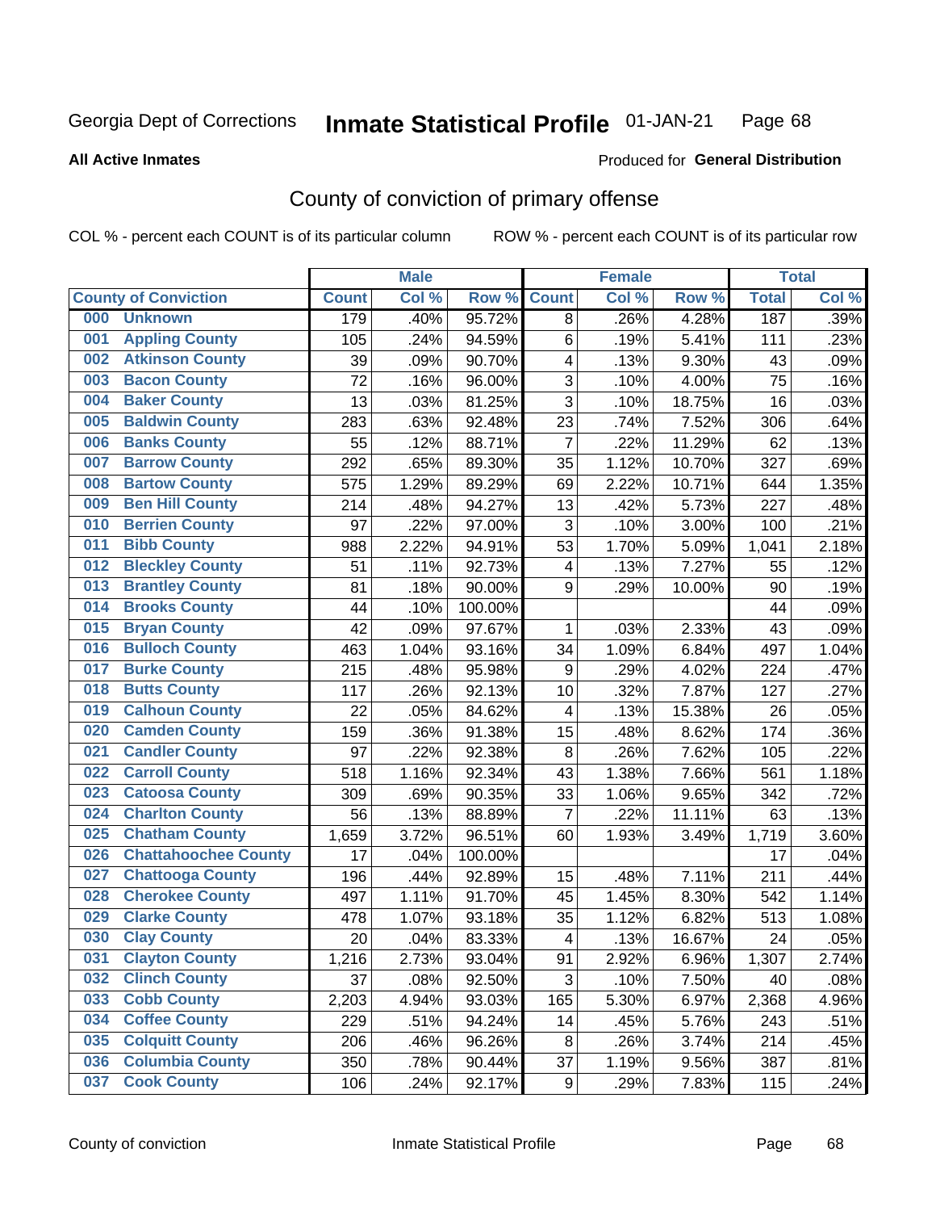Georgia Dept of Corrections **Inmate Statistical Profile** 01-JAN-21

**All Active Inmates** Produced for **General Distribution**

## County of conviction of primary offense

COL % - percent each COUNT is of its particular column ROW % - percent each COUNT is of its particular row

| County of Conviction | Male | | | Female | | | Total | |
|---|---|---|---|---|---|---|---|---|
| | Count | Col % | Row % | Count | Col % | Row % | Total | Col % |
| 000 Unknown | 179 | .40% | 95.72% | 8 | .26% | 4.28% | 187 | .39% |
| 001 Appling County | 105 | .24% | 94.59% | 6 | .19% | 5.41% | 111 | .23% |
| 002 Atkinson County | 39 | .09% | 90.70% | 4 | .13% | 9.30% | 43 | .09% |
| 003 Bacon County | 72 | .16% | 96.00% | 3 | .10% | 4.00% | 75 | .16% |
| 004 Baker County | 13 | .03% | 81.25% | 3 | .10% | 18.75% | 16 | .03% |
| 005 Baldwin County | 283 | .63% | 92.48% | 23 | .74% | 7.52% | 306 | .64% |
| 006 Banks County | 55 | .12% | 88.71% | 7 | .22% | 11.29% | 62 | .13% |
| 007 Barrow County | 292 | .65% | 89.30% | 35 | 1.12% | 10.70% | 327 | .69% |
| 008 Bartow County | 575 | 1.29% | 89.29% | 69 | 2.22% | 10.71% | 644 | 1.35% |
| 009 Ben Hill County | 214 | .48% | 94.27% | 13 | .42% | 5.73% | 227 | .48% |
| 010 Berrien County | 97 | .22% | 97.00% | 3 | .10% | 3.00% | 100 | .21% |
| 011 Bibb County | 988 | 2.22% | 94.91% | 53 | 1.70% | 5.09% | 1,041 | 2.18% |
| 012 Bleckley County | 51 | .11% | 92.73% | 4 | .13% | 7.27% | 55 | .12% |
| 013 Brantley County | 81 | .18% | 90.00% | 9 | .29% | 10.00% | 90 | .19% |
| 014 Brooks County | 44 | .10% | 100.00% | | | | 44 | .09% |
| 015 Bryan County | 42 | .09% | 97.67% | 1 | .03% | 2.33% | 43 | .09% |
| 016 Bulloch County | 463 | 1.04% | 93.16% | 34 | 1.09% | 6.84% | 497 | 1.04% |
| 017 Burke County | 215 | .48% | 95.98% | 9 | .29% | 4.02% | 224 | .47% |
| 018 Butts County | 117 | .26% | 92.13% | 10 | .32% | 7.87% | 127 | .27% |
| 019 Calhoun County | 22 | .05% | 84.62% | 4 | .13% | 15.38% | 26 | .05% |
| 020 Camden County | 159 | .36% | 91.38% | 15 | .48% | 8.62% | 174 | .36% |
| 021 Candler County | 97 | .22% | 92.38% | 8 | .26% | 7.62% | 105 | .22% |
| 022 Carroll County | 518 | 1.16% | 92.34% | 43 | 1.38% | 7.66% | 561 | 1.18% |
| 023 Catoosa County | 309 | .69% | 90.35% | 33 | 1.06% | 9.65% | 342 | .72% |
| 024 Charlton County | 56 | .13% | 88.89% | 7 | .22% | 11.11% | 63 | .13% |
| 025 Chatham County | 1,659 | 3.72% | 96.51% | 60 | 1.93% | 3.49% | 1,719 | 3.60% |
| 026 Chattahoochee County | 17 | .04% | 100.00% | | | | 17 | .04% |
| 027 Chattooga County | 196 | .44% | 92.89% | 15 | .48% | 7.11% | 211 | .44% |
| 028 Cherokee County | 497 | 1.11% | 91.70% | 45 | 1.45% | 8.30% | 542 | 1.14% |
| 029 Clarke County | 478 | 1.07% | 93.18% | 35 | 1.12% | 6.82% | 513 | 1.08% |
| 030 Clay County | 20 | .04% | 83.33% | 4 | .13% | 16.67% | 24 | .05% |
| 031 Clayton County | 1,216 | 2.73% | 93.04% | 91 | 2.92% | 6.96% | 1,307 | 2.74% |
| 032 Clinch County | 37 | .08% | 92.50% | 3 | .10% | 7.50% | 40 | .08% |
| 033 Cobb County | 2,203 | 4.94% | 93.03% | 165 | 5.30% | 6.97% | 2,368 | 4.96% |
| 034 Coffee County | 229 | .51% | 94.24% | 14 | .45% | 5.76% | 243 | .51% |
| 035 Colquitt County | 206 | .46% | 96.26% | 8 | .26% | 3.74% | 214 | .45% |
| 036 Columbia County | 350 | .78% | 90.44% | 37 | 1.19% | 9.56% | 387 | .81% |
| 037 Cook County | 106 | .24% | 92.17% | 9 | .29% | 7.83% | 115 | .24% |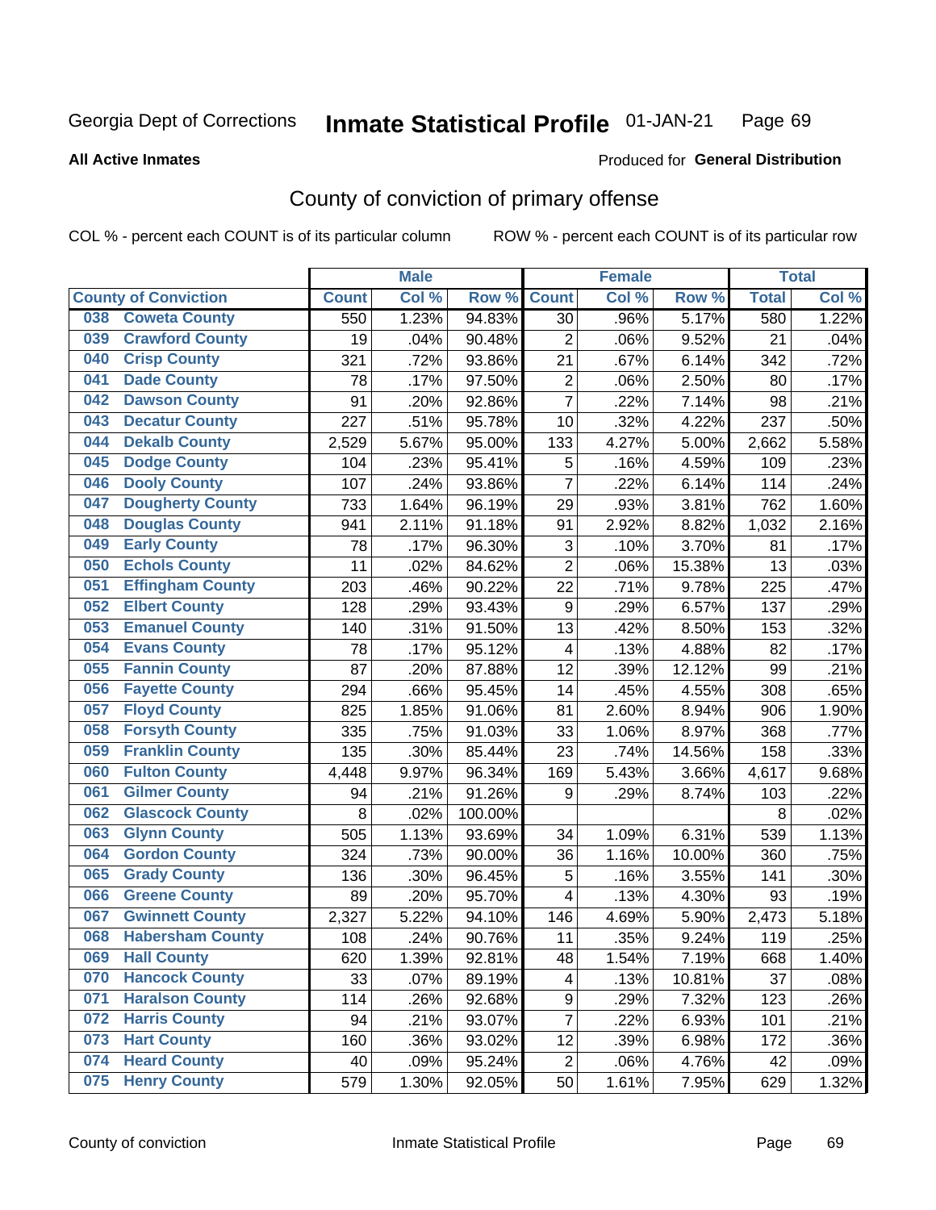Georgia Dept of Corrections **Inmate Statistical Profile** 01-JAN-21

**All Active Inmates**

Produced for **General Distribution**

## County of conviction of primary offense

COL % - percent each COUNT is of its particular column ROW % - percent each COUNT is of its particular row

| County of Conviction | | Male | | | Female | | | Total | |
|---|---|---|---|---|---|---|---|---|---|
| | | Count | Col % | Row % | Count | Col % | Row % | Total | Col % |
| 038 | Coweta County | 550 | 1.23% | 94.83% | 30 | .96% | 5.17% | 580 | 1.22% |
| 039 | Crawford County | 19 | .04% | 90.48% | 2 | .06% | 9.52% | 21 | .04% |
| 040 | Crisp County | 321 | .72% | 93.86% | 21 | .67% | 6.14% | 342 | .72% |
| 041 | Dade County | 78 | .17% | 97.50% | 2 | .06% | 2.50% | 80 | .17% |
| 042 | Dawson County | 91 | .20% | 92.86% | 7 | .22% | 7.14% | 98 | .21% |
| 043 | Decatur County | 227 | .51% | 95.78% | 10 | .32% | 4.22% | 237 | .50% |
| 044 | Dekalb County | 2,529 | 5.67% | 95.00% | 133 | 4.27% | 5.00% | 2,662 | 5.58% |
| 045 | Dodge County | 104 | .23% | 95.41% | 5 | .16% | 4.59% | 109 | .23% |
| 046 | Dooly County | 107 | .24% | 93.86% | 7 | .22% | 6.14% | 114 | .24% |
| 047 | Dougherty County | 733 | 1.64% | 96.19% | 29 | .93% | 3.81% | 762 | 1.60% |
| 048 | Douglas County | 941 | 2.11% | 91.18% | 91 | 2.92% | 8.82% | 1,032 | 2.16% |
| 049 | Early County | 78 | .17% | 96.30% | 3 | .10% | 3.70% | 81 | .17% |
| 050 | Echols County | 11 | .02% | 84.62% | 2 | .06% | 15.38% | 13 | .03% |
| 051 | Effingham County | 203 | .46% | 90.22% | 22 | .71% | 9.78% | 225 | .47% |
| 052 | Elbert County | 128 | .29% | 93.43% | 9 | .29% | 6.57% | 137 | .29% |
| 053 | Emanuel County | 140 | .31% | 91.50% | 13 | .42% | 8.50% | 153 | .32% |
| 054 | Evans County | 78 | .17% | 95.12% | 4 | .13% | 4.88% | 82 | .17% |
| 055 | Fannin County | 87 | .20% | 87.88% | 12 | .39% | 12.12% | 99 | .21% |
| 056 | Fayette County | 294 | .66% | 95.45% | 14 | .45% | 4.55% | 308 | .65% |
| 057 | Floyd County | 825 | 1.85% | 91.06% | 81 | 2.60% | 8.94% | 906 | 1.90% |
| 058 | Forsyth County | 335 | .75% | 91.03% | 33 | 1.06% | 8.97% | 368 | .77% |
| 059 | Franklin County | 135 | .30% | 85.44% | 23 | .74% | 14.56% | 158 | .33% |
| 060 | Fulton County | 4,448 | 9.97% | 96.34% | 169 | 5.43% | 3.66% | 4,617 | 9.68% |
| 061 | Gilmer County | 94 | .21% | 91.26% | 9 | .29% | 8.74% | 103 | .22% |
| 062 | Glascock County | 8 | .02% | 100.00% | | | | 8 | .02% |
| 063 | Glynn County | 505 | 1.13% | 93.69% | 34 | 1.09% | 6.31% | 539 | 1.13% |
| 064 | Gordon County | 324 | .73% | 90.00% | 36 | 1.16% | 10.00% | 360 | .75% |
| 065 | Grady County | 136 | .30% | 96.45% | 5 | .16% | 3.55% | 141 | .30% |
| 066 | Greene County | 89 | .20% | 95.70% | 4 | .13% | 4.30% | 93 | .19% |
| 067 | Gwinnett County | 2,327 | 5.22% | 94.10% | 146 | 4.69% | 5.90% | 2,473 | 5.18% |
| 068 | Habersham County | 108 | .24% | 90.76% | 11 | .35% | 9.24% | 119 | .25% |
| 069 | Hall County | 620 | 1.39% | 92.81% | 48 | 1.54% | 7.19% | 668 | 1.40% |
| 070 | Hancock County | 33 | .07% | 89.19% | 4 | .13% | 10.81% | 37 | .08% |
| 071 | Haralson County | 114 | .26% | 92.68% | 9 | .29% | 7.32% | 123 | .26% |
| 072 | Harris County | 94 | .21% | 93.07% | 7 | .22% | 6.93% | 101 | .21% |
| 073 | Hart County | 160 | .36% | 93.02% | 12 | .39% | 6.98% | 172 | .36% |
| 074 | Heard County | 40 | .09% | 95.24% | 2 | .06% | 4.76% | 42 | .09% |
| 075 | Henry County | 579 | 1.30% | 92.05% | 50 | 1.61% | 7.95% | 629 | 1.32% |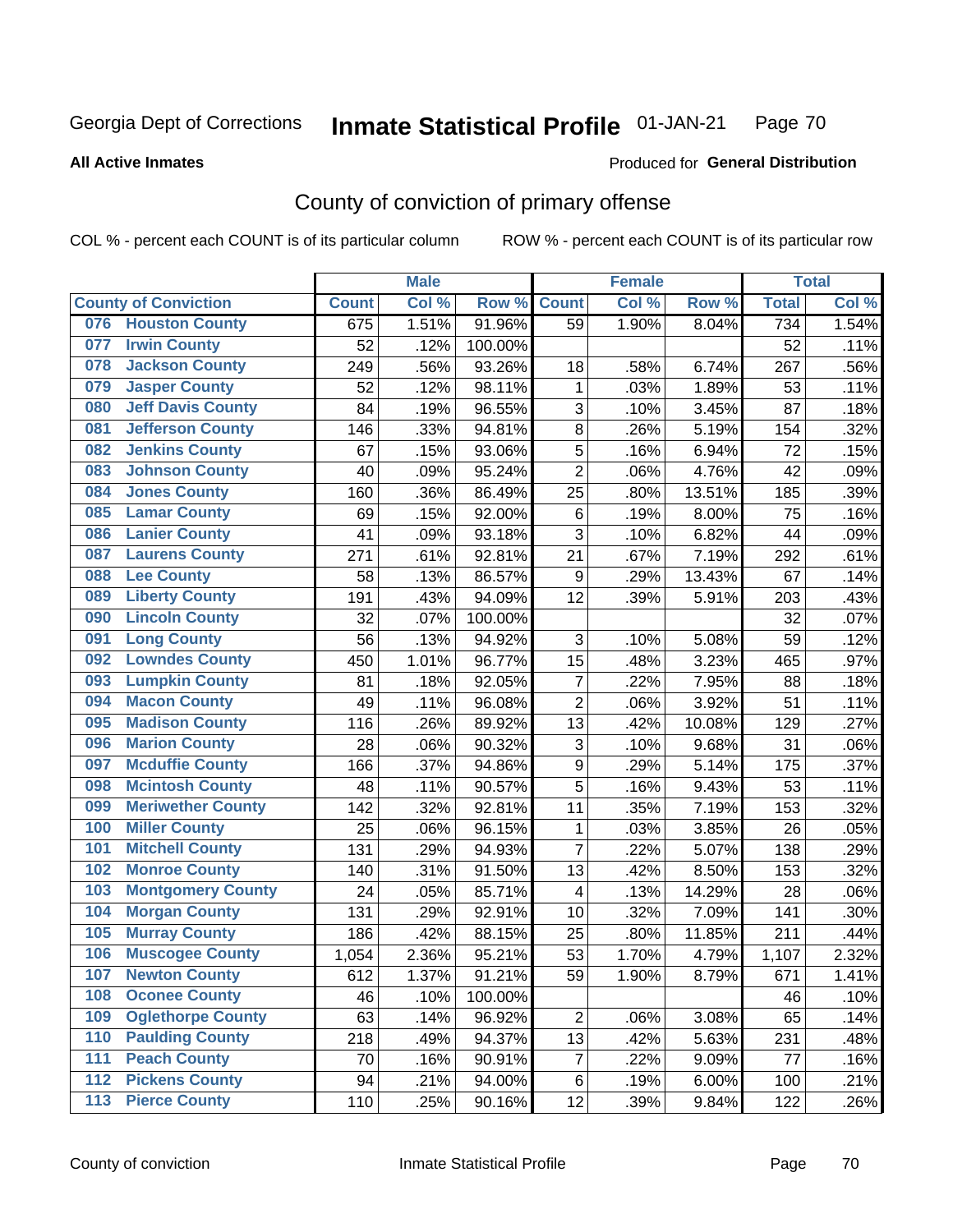Georgia Dept of Corrections **Inmate Statistical Profile** 01-JAN-21

**All Active Inmates**

Produced for **General Distribution**

## County of conviction of primary offense

COL % - percent each COUNT is of its particular column    ROW % - percent each COUNT is of its particular row

| County of Conviction | Male | | | Female | | | Total | |
|---|---|---|---|---|---|---|---|---|
| | Count | Col % | Row % | Count | Col % | Row % | Total | Col % |
| 076 Houston County | 675 | 1.51% | 91.96% | 59 | 1.90% | 8.04% | 734 | 1.54% |
| 077 Irwin County | 52 | .12% | 100.00% | | | | 52 | .11% |
| 078 Jackson County | 249 | .56% | 93.26% | 18 | .58% | 6.74% | 267 | .56% |
| 079 Jasper County | 52 | .12% | 98.11% | 1 | .03% | 1.89% | 53 | .11% |
| 080 Jeff Davis County | 84 | .19% | 96.55% | 3 | .10% | 3.45% | 87 | .18% |
| 081 Jefferson County | 146 | .33% | 94.81% | 8 | .26% | 5.19% | 154 | .32% |
| 082 Jenkins County | 67 | .15% | 93.06% | 5 | .16% | 6.94% | 72 | .15% |
| 083 Johnson County | 40 | .09% | 95.24% | 2 | .06% | 4.76% | 42 | .09% |
| 084 Jones County | 160 | .36% | 86.49% | 25 | .80% | 13.51% | 185 | .39% |
| 085 Lamar County | 69 | .15% | 92.00% | 6 | .19% | 8.00% | 75 | .16% |
| 086 Lanier County | 41 | .09% | 93.18% | 3 | .10% | 6.82% | 44 | .09% |
| 087 Laurens County | 271 | .61% | 92.81% | 21 | .67% | 7.19% | 292 | .61% |
| 088 Lee County | 58 | .13% | 86.57% | 9 | .29% | 13.43% | 67 | .14% |
| 089 Liberty County | 191 | .43% | 94.09% | 12 | .39% | 5.91% | 203 | .43% |
| 090 Lincoln County | 32 | .07% | 100.00% | | | | 32 | .07% |
| 091 Long County | 56 | .13% | 94.92% | 3 | .10% | 5.08% | 59 | .12% |
| 092 Lowndes County | 450 | 1.01% | 96.77% | 15 | .48% | 3.23% | 465 | .97% |
| 093 Lumpkin County | 81 | .18% | 92.05% | 7 | .22% | 7.95% | 88 | .18% |
| 094 Macon County | 49 | .11% | 96.08% | 2 | .06% | 3.92% | 51 | .11% |
| 095 Madison County | 116 | .26% | 89.92% | 13 | .42% | 10.08% | 129 | .27% |
| 096 Marion County | 28 | .06% | 90.32% | 3 | .10% | 9.68% | 31 | .06% |
| 097 Mcduffie County | 166 | .37% | 94.86% | 9 | .29% | 5.14% | 175 | .37% |
| 098 Mcintosh County | 48 | .11% | 90.57% | 5 | .16% | 9.43% | 53 | .11% |
| 099 Meriwether County | 142 | .32% | 92.81% | 11 | .35% | 7.19% | 153 | .32% |
| 100 Miller County | 25 | .06% | 96.15% | 1 | .03% | 3.85% | 26 | .05% |
| 101 Mitchell County | 131 | .29% | 94.93% | 7 | .22% | 5.07% | 138 | .29% |
| 102 Monroe County | 140 | .31% | 91.50% | 13 | .42% | 8.50% | 153 | .32% |
| 103 Montgomery County | 24 | .05% | 85.71% | 4 | .13% | 14.29% | 28 | .06% |
| 104 Morgan County | 131 | .29% | 92.91% | 10 | .32% | 7.09% | 141 | .30% |
| 105 Murray County | 186 | .42% | 88.15% | 25 | .80% | 11.85% | 211 | .44% |
| 106 Muscogee County | 1,054 | 2.36% | 95.21% | 53 | 1.70% | 4.79% | 1,107 | 2.32% |
| 107 Newton County | 612 | 1.37% | 91.21% | 59 | 1.90% | 8.79% | 671 | 1.41% |
| 108 Oconee County | 46 | .10% | 100.00% | | | | 46 | .10% |
| 109 Oglethorpe County | 63 | .14% | 96.92% | 2 | .06% | 3.08% | 65 | .14% |
| 110 Paulding County | 218 | .49% | 94.37% | 13 | .42% | 5.63% | 231 | .48% |
| 111 Peach County | 70 | .16% | 90.91% | 7 | .22% | 9.09% | 77 | .16% |
| 112 Pickens County | 94 | .21% | 94.00% | 6 | .19% | 6.00% | 100 | .21% |
| 113 Pierce County | 110 | .25% | 90.16% | 12 | .39% | 9.84% | 122 | .26% |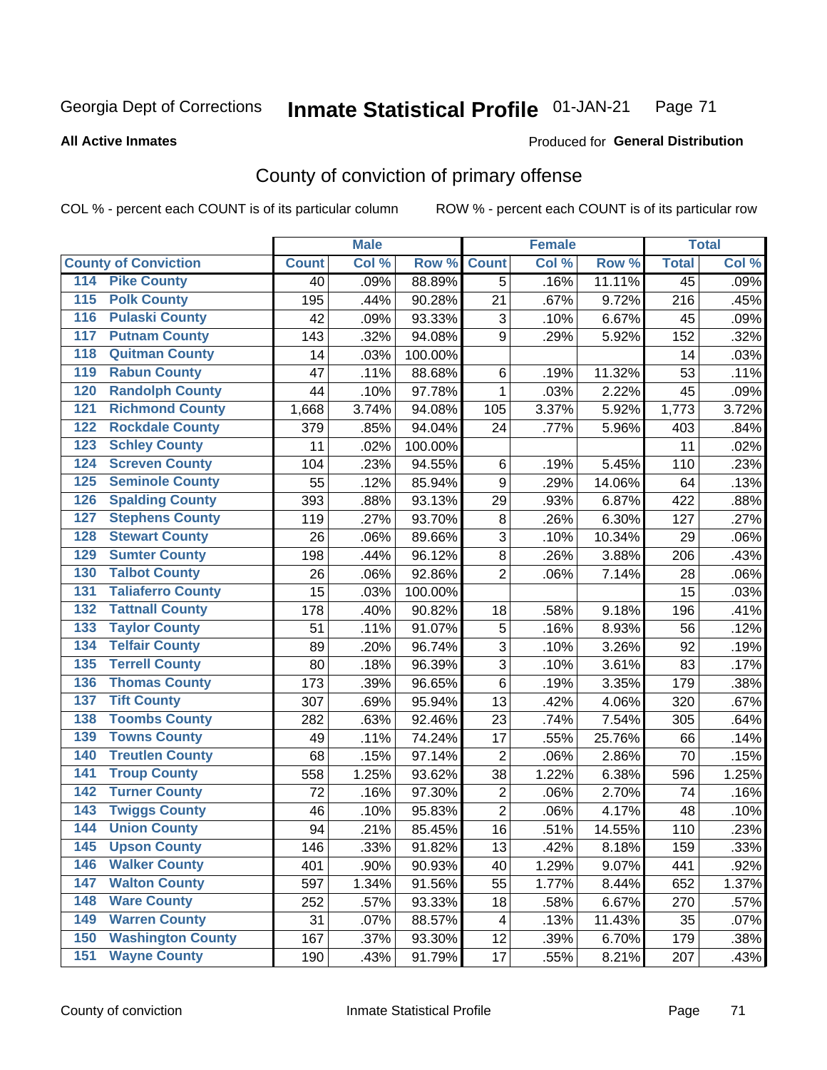Georgia Dept of Corrections **Inmate Statistical Profile** 01-JAN-21

**All Active Inmates**

Produced for **General Distribution**

## County of conviction of primary offense

COL % - percent each COUNT is of its particular column ROW % - percent each COUNT is of its particular row

| County of Conviction | | Male | | | Female | | | Total | |
|---|---|---|---|---|---|---|---|---|---|
| | | Count | Col % | Row % | Count | Col % | Row % | Total | Col % |
| 114 | Pike County | 40 | .09% | 88.89% | 5 | .16% | 11.11% | 45 | .09% |
| 115 | Polk County | 195 | .44% | 90.28% | 21 | .67% | 9.72% | 216 | .45% |
| 116 | Pulaski County | 42 | .09% | 93.33% | 3 | .10% | 6.67% | 45 | .09% |
| 117 | Putnam County | 143 | .32% | 94.08% | 9 | .29% | 5.92% | 152 | .32% |
| 118 | Quitman County | 14 | .03% | 100.00% | | | | 14 | .03% |
| 119 | Rabun County | 47 | .11% | 88.68% | 6 | .19% | 11.32% | 53 | .11% |
| 120 | Randolph County | 44 | .10% | 97.78% | 1 | .03% | 2.22% | 45 | .09% |
| 121 | Richmond County | 1,668 | 3.74% | 94.08% | 105 | 3.37% | 5.92% | 1,773 | 3.72% |
| 122 | Rockdale County | 379 | .85% | 94.04% | 24 | .77% | 5.96% | 403 | .84% |
| 123 | Schley County | 11 | .02% | 100.00% | | | | 11 | .02% |
| 124 | Screven County | 104 | .23% | 94.55% | 6 | .19% | 5.45% | 110 | .23% |
| 125 | Seminole County | 55 | .12% | 85.94% | 9 | .29% | 14.06% | 64 | .13% |
| 126 | Spalding County | 393 | .88% | 93.13% | 29 | .93% | 6.87% | 422 | .88% |
| 127 | Stephens County | 119 | .27% | 93.70% | 8 | .26% | 6.30% | 127 | .27% |
| 128 | Stewart County | 26 | .06% | 89.66% | 3 | .10% | 10.34% | 29 | .06% |
| 129 | Sumter County | 198 | .44% | 96.12% | 8 | .26% | 3.88% | 206 | .43% |
| 130 | Talbot County | 26 | .06% | 92.86% | 2 | .06% | 7.14% | 28 | .06% |
| 131 | Taliaferro County | 15 | .03% | 100.00% | | | | 15 | .03% |
| 132 | Tattnall County | 178 | .40% | 90.82% | 18 | .58% | 9.18% | 196 | .41% |
| 133 | Taylor County | 51 | .11% | 91.07% | 5 | .16% | 8.93% | 56 | .12% |
| 134 | Telfair County | 89 | .20% | 96.74% | 3 | .10% | 3.26% | 92 | .19% |
| 135 | Terrell County | 80 | .18% | 96.39% | 3 | .10% | 3.61% | 83 | .17% |
| 136 | Thomas County | 173 | .39% | 96.65% | 6 | .19% | 3.35% | 179 | .38% |
| 137 | Tift County | 307 | .69% | 95.94% | 13 | .42% | 4.06% | 320 | .67% |
| 138 | Toombs County | 282 | .63% | 92.46% | 23 | .74% | 7.54% | 305 | .64% |
| 139 | Towns County | 49 | .11% | 74.24% | 17 | .55% | 25.76% | 66 | .14% |
| 140 | Treutlen County | 68 | .15% | 97.14% | 2 | .06% | 2.86% | 70 | .15% |
| 141 | Troup County | 558 | 1.25% | 93.62% | 38 | 1.22% | 6.38% | 596 | 1.25% |
| 142 | Turner County | 72 | .16% | 97.30% | 2 | .06% | 2.70% | 74 | .16% |
| 143 | Twiggs County | 46 | .10% | 95.83% | 2 | .06% | 4.17% | 48 | .10% |
| 144 | Union County | 94 | .21% | 85.45% | 16 | .51% | 14.55% | 110 | .23% |
| 145 | Upson County | 146 | .33% | 91.82% | 13 | .42% | 8.18% | 159 | .33% |
| 146 | Walker County | 401 | .90% | 90.93% | 40 | 1.29% | 9.07% | 441 | .92% |
| 147 | Walton County | 597 | 1.34% | 91.56% | 55 | 1.77% | 8.44% | 652 | 1.37% |
| 148 | Ware County | 252 | .57% | 93.33% | 18 | .58% | 6.67% | 270 | .57% |
| 149 | Warren County | 31 | .07% | 88.57% | 4 | .13% | 11.43% | 35 | .07% |
| 150 | Washington County | 167 | .37% | 93.30% | 12 | .39% | 6.70% | 179 | .38% |
| 151 | Wayne County | 190 | .43% | 91.79% | 17 | .55% | 8.21% | 207 | .43% |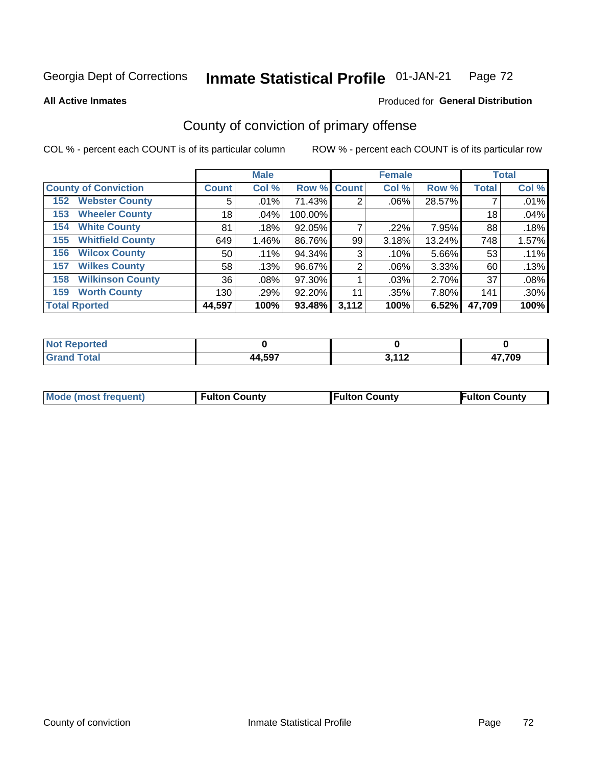Georgia Dept of Corrections **Inmate Statistical Profile** 01-JAN-21

**All Active Inmates**

Produced for **General Distribution**

## County of conviction of primary offense

COL % - percent each COUNT is of its particular column

ROW % - percent each COUNT is of its particular row

| | Male | | | Female | | | Total | |
|---|---|---|---|---|---|---|---|---|
| **County of Conviction** | **Count** | **Col %** | **Row %** | **Count** | **Col %** | **Row %** | **Total** | **Col %** |
| **152 Webster County** | 5 | .01% | 71.43% | 2 | .06% | 28.57% | 7 | .01% |
| **153 Wheeler County** | 18 | .04% | 100.00% | | | | 18 | .04% |
| **154 White County** | 81 | .18% | 92.05% | 7 | .22% | 7.95% | 88 | .18% |
| **155 Whitfield County** | 649 | 1.46% | 86.76% | 99 | 3.18% | 13.24% | 748 | 1.57% |
| **156 Wilcox County** | 50 | .11% | 94.34% | 3 | .10% | 5.66% | 53 | .11% |
| **157 Wilkes County** | 58 | .13% | 96.67% | 2 | .06% | 3.33% | 60 | .13% |
| **158 Wilkinson County** | 36 | .08% | 97.30% | 1 | .03% | 2.70% | 37 | .08% |
| **159 Worth County** | 130 | .29% | 92.20% | 11 | .35% | 7.80% | 141 | .30% |
| **Total Rported** | **44,597** | **100%** | **93.48%** | **3,112** | **100%** | **6.52%** | **47,709** | **100%** |

| | Male | Female | Total |
|---|---|---|---|
| **Not Reported** | **0** | **0** | **0** |
| **Grand Total** | **44,597** | **3,112** | **47,709** |

| | Male | Female | Total |
|---|---|---|---|
| **Mode (most frequent)** | **Fulton County** | **Fulton County** | **Fulton County** |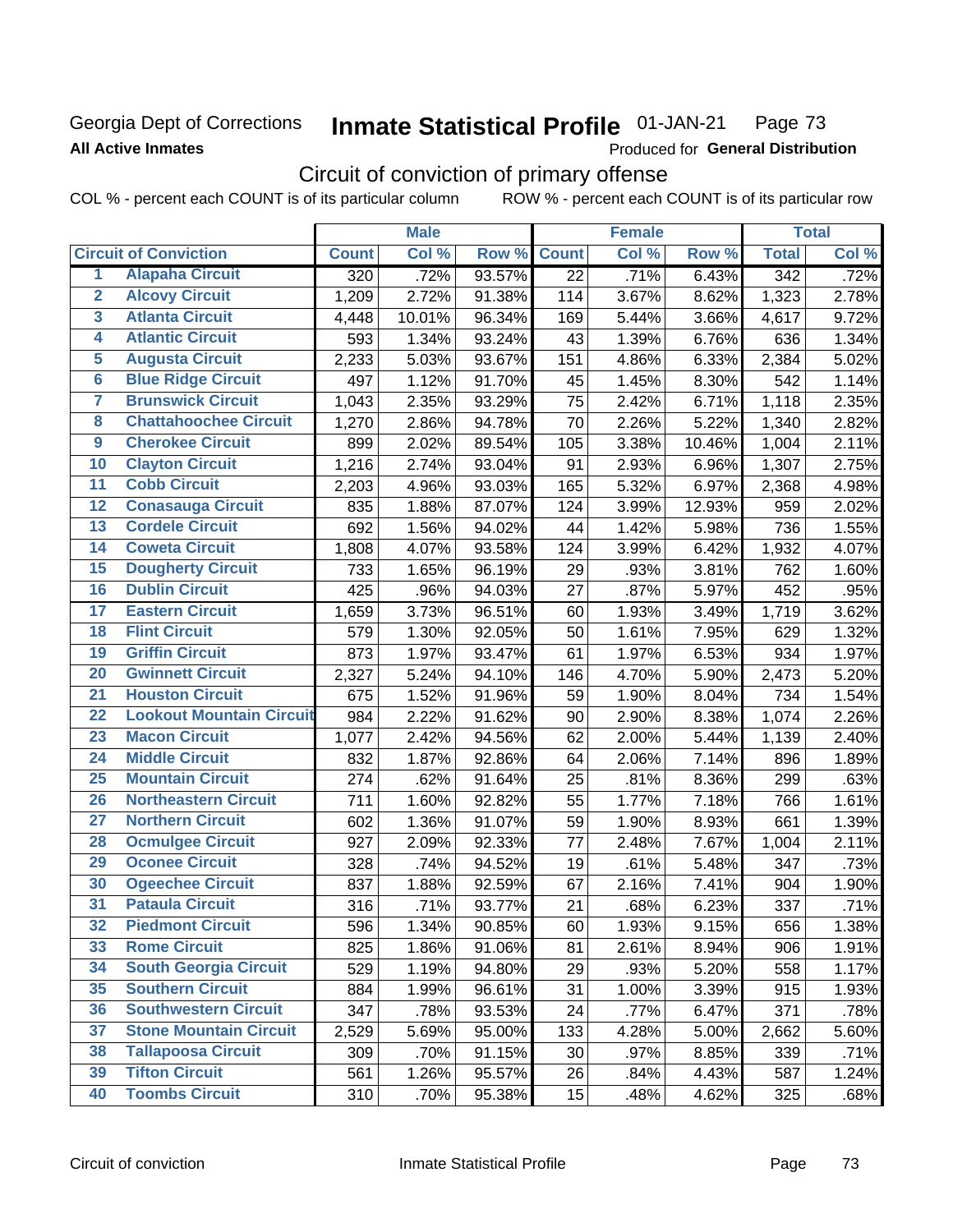Georgia Dept of Corrections **Inmate Statistical Profile** 01-JAN-21

**All Active Inmates**

Produced for **General Distribution**

## Circuit of conviction of primary offense

COL % - percent each COUNT is of its particular column ROW % - percent each COUNT is of its particular row

| | | Male | | | Female | | | Total | |
|---|---|---|---|---|---|---|---|---|---|
| **Circuit of Conviction** | | **Count** | **Col %** | **Row %** | **Count** | **Col %** | **Row %** | **Total** | **Col %** |
| 1 | Alapaha Circuit | 320 | .72% | 93.57% | 22 | .71% | 6.43% | 342 | .72% |
| 2 | Alcovy Circuit | 1,209 | 2.72% | 91.38% | 114 | 3.67% | 8.62% | 1,323 | 2.78% |
| 3 | Atlanta Circuit | 4,448 | 10.01% | 96.34% | 169 | 5.44% | 3.66% | 4,617 | 9.72% |
| 4 | Atlantic Circuit | 593 | 1.34% | 93.24% | 43 | 1.39% | 6.76% | 636 | 1.34% |
| 5 | Augusta Circuit | 2,233 | 5.03% | 93.67% | 151 | 4.86% | 6.33% | 2,384 | 5.02% |
| 6 | Blue Ridge Circuit | 497 | 1.12% | 91.70% | 45 | 1.45% | 8.30% | 542 | 1.14% |
| 7 | Brunswick Circuit | 1,043 | 2.35% | 93.29% | 75 | 2.42% | 6.71% | 1,118 | 2.35% |
| 8 | Chattahoochee Circuit | 1,270 | 2.86% | 94.78% | 70 | 2.26% | 5.22% | 1,340 | 2.82% |
| 9 | Cherokee Circuit | 899 | 2.02% | 89.54% | 105 | 3.38% | 10.46% | 1,004 | 2.11% |
| 10 | Clayton Circuit | 1,216 | 2.74% | 93.04% | 91 | 2.93% | 6.96% | 1,307 | 2.75% |
| 11 | Cobb Circuit | 2,203 | 4.96% | 93.03% | 165 | 5.32% | 6.97% | 2,368 | 4.98% |
| 12 | Conasauga Circuit | 835 | 1.88% | 87.07% | 124 | 3.99% | 12.93% | 959 | 2.02% |
| 13 | Cordele Circuit | 692 | 1.56% | 94.02% | 44 | 1.42% | 5.98% | 736 | 1.55% |
| 14 | Coweta Circuit | 1,808 | 4.07% | 93.58% | 124 | 3.99% | 6.42% | 1,932 | 4.07% |
| 15 | Dougherty Circuit | 733 | 1.65% | 96.19% | 29 | .93% | 3.81% | 762 | 1.60% |
| 16 | Dublin Circuit | 425 | .96% | 94.03% | 27 | .87% | 5.97% | 452 | .95% |
| 17 | Eastern Circuit | 1,659 | 3.73% | 96.51% | 60 | 1.93% | 3.49% | 1,719 | 3.62% |
| 18 | Flint Circuit | 579 | 1.30% | 92.05% | 50 | 1.61% | 7.95% | 629 | 1.32% |
| 19 | Griffin Circuit | 873 | 1.97% | 93.47% | 61 | 1.97% | 6.53% | 934 | 1.97% |
| 20 | Gwinnett Circuit | 2,327 | 5.24% | 94.10% | 146 | 4.70% | 5.90% | 2,473 | 5.20% |
| 21 | Houston Circuit | 675 | 1.52% | 91.96% | 59 | 1.90% | 8.04% | 734 | 1.54% |
| 22 | Lookout Mountain Circuit | 984 | 2.22% | 91.62% | 90 | 2.90% | 8.38% | 1,074 | 2.26% |
| 23 | Macon Circuit | 1,077 | 2.42% | 94.56% | 62 | 2.00% | 5.44% | 1,139 | 2.40% |
| 24 | Middle Circuit | 832 | 1.87% | 92.86% | 64 | 2.06% | 7.14% | 896 | 1.89% |
| 25 | Mountain Circuit | 274 | .62% | 91.64% | 25 | .81% | 8.36% | 299 | .63% |
| 26 | Northeastern Circuit | 711 | 1.60% | 92.82% | 55 | 1.77% | 7.18% | 766 | 1.61% |
| 27 | Northern Circuit | 602 | 1.36% | 91.07% | 59 | 1.90% | 8.93% | 661 | 1.39% |
| 28 | Ocmulgee Circuit | 927 | 2.09% | 92.33% | 77 | 2.48% | 7.67% | 1,004 | 2.11% |
| 29 | Oconee Circuit | 328 | .74% | 94.52% | 19 | .61% | 5.48% | 347 | .73% |
| 30 | Ogeechee Circuit | 837 | 1.88% | 92.59% | 67 | 2.16% | 7.41% | 904 | 1.90% |
| 31 | Pataula Circuit | 316 | .71% | 93.77% | 21 | .68% | 6.23% | 337 | .71% |
| 32 | Piedmont Circuit | 596 | 1.34% | 90.85% | 60 | 1.93% | 9.15% | 656 | 1.38% |
| 33 | Rome Circuit | 825 | 1.86% | 91.06% | 81 | 2.61% | 8.94% | 906 | 1.91% |
| 34 | South Georgia Circuit | 529 | 1.19% | 94.80% | 29 | .93% | 5.20% | 558 | 1.17% |
| 35 | Southern Circuit | 884 | 1.99% | 96.61% | 31 | 1.00% | 3.39% | 915 | 1.93% |
| 36 | Southwestern Circuit | 347 | .78% | 93.53% | 24 | .77% | 6.47% | 371 | .78% |
| 37 | Stone Mountain Circuit | 2,529 | 5.69% | 95.00% | 133 | 4.28% | 5.00% | 2,662 | 5.60% |
| 38 | Tallapoosa Circuit | 309 | .70% | 91.15% | 30 | .97% | 8.85% | 339 | .71% |
| 39 | Tifton Circuit | 561 | 1.26% | 95.57% | 26 | .84% | 4.43% | 587 | 1.24% |
| 40 | Toombs Circuit | 310 | .70% | 95.38% | 15 | .48% | 4.62% | 325 | .68% |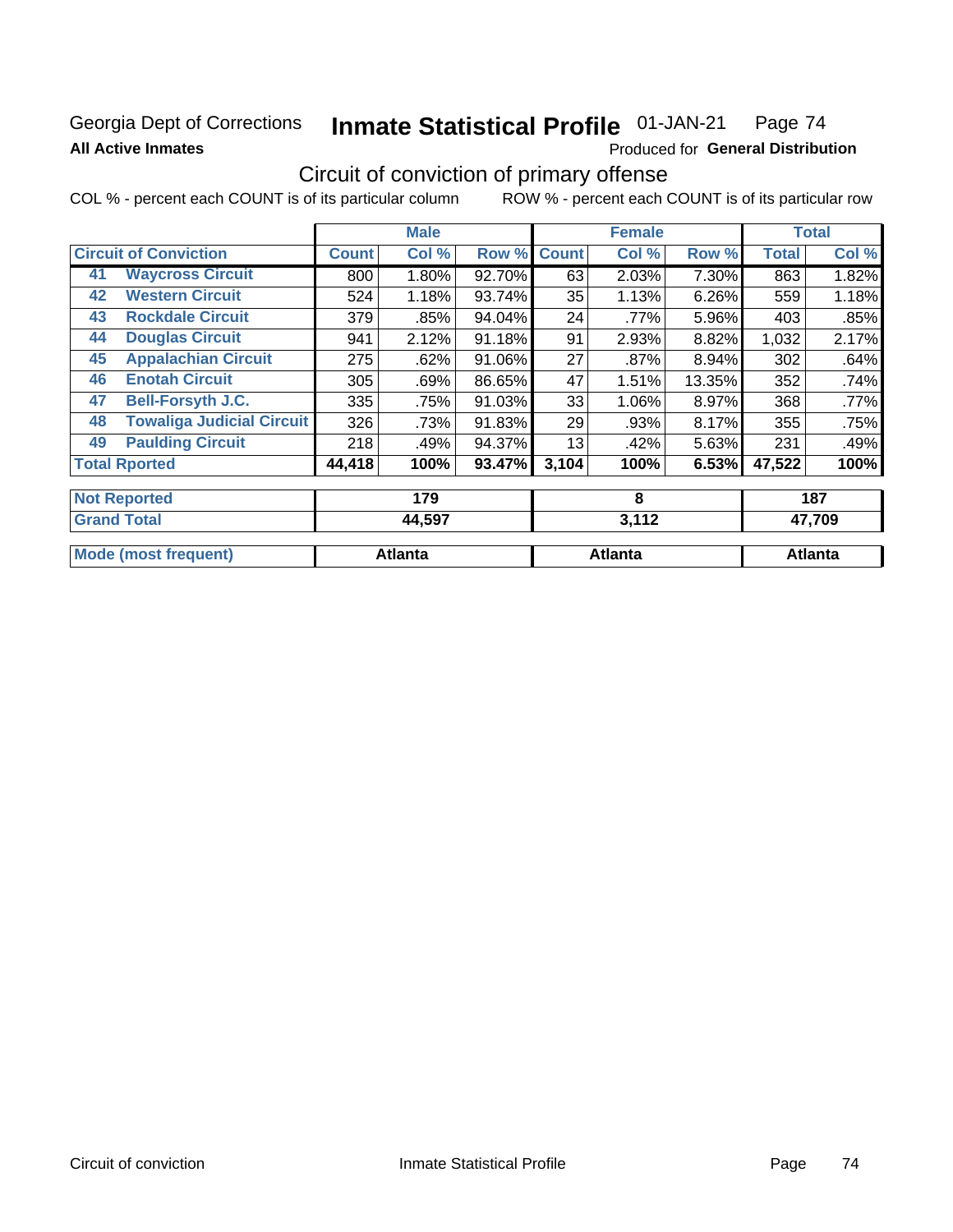Georgia Dept of Corrections **Inmate Statistical Profile** 01-JAN-21 Page 74

**All Active Inmates**

Produced for **General Distribution**

## Circuit of conviction of primary offense

COL % - percent each COUNT is of its particular column ROW % - percent each COUNT is of its particular row

| Circuit of Conviction | | Male | | | Female | | | Total | |
|---|---|---|---|---|---|---|---|---|---|
| | | Count | Col % | Row % | Count | Col % | Row % | Total | Col % |
| 41 | Waycross Circuit | 800 | 1.80% | 92.70% | 63 | 2.03% | 7.30% | 863 | 1.82% |
| 42 | Western Circuit | 524 | 1.18% | 93.74% | 35 | 1.13% | 6.26% | 559 | 1.18% |
| 43 | Rockdale Circuit | 379 | .85% | 94.04% | 24 | .77% | 5.96% | 403 | .85% |
| 44 | Douglas Circuit | 941 | 2.12% | 91.18% | 91 | 2.93% | 8.82% | 1,032 | 2.17% |
| 45 | Appalachian Circuit | 275 | .62% | 91.06% | 27 | .87% | 8.94% | 302 | .64% |
| 46 | Enotah Circuit | 305 | .69% | 86.65% | 47 | 1.51% | 13.35% | 352 | .74% |
| 47 | Bell-Forsyth J.C. | 335 | .75% | 91.03% | 33 | 1.06% | 8.97% | 368 | .77% |
| 48 | Towaliga Judicial Circuit | 326 | .73% | 91.83% | 29 | .93% | 8.17% | 355 | .75% |
| 49 | Paulding Circuit | 218 | .49% | 94.37% | 13 | .42% | 5.63% | 231 | .49% |
| Total Rported | | 44,418 | 100% | 93.47% | 3,104 | 100% | 6.53% | 47,522 | 100% |

| | Male | Female | Total |
|---|---|---|---|
| Not Reported | 179 | 8 | 187 |
| Grand Total | 44,597 | 3,112 | 47,709 |
| Mode (most frequent) | Atlanta | Atlanta | Atlanta |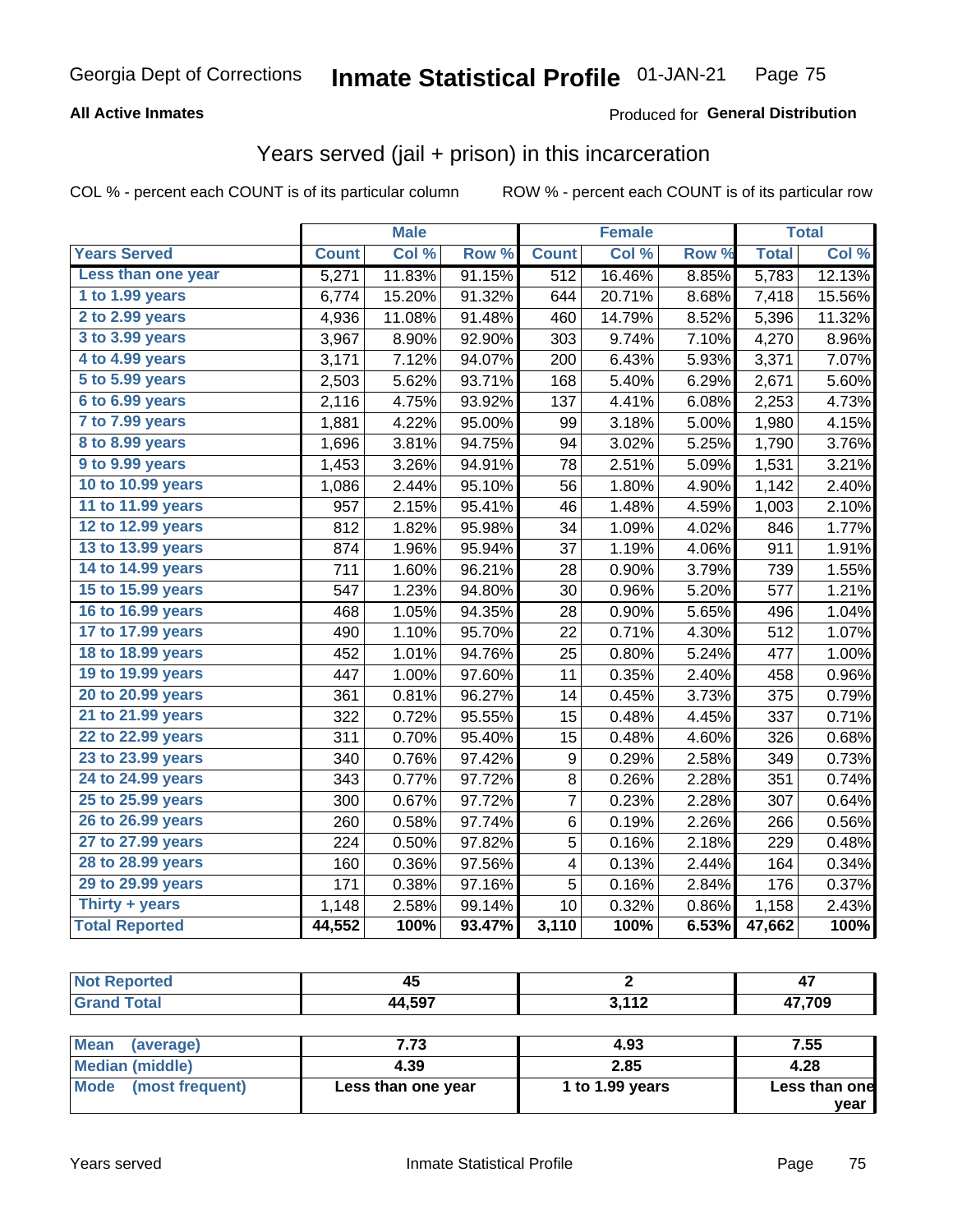Georgia Dept of Corrections **Inmate Statistical Profile** 01-JAN-21

**All Active Inmates**

Produced for **General Distribution**

## Years served (jail + prison) in this incarceration

COL % - percent each COUNT is of its particular column ROW % - percent each COUNT is of its particular row

| | Male | | | Female | | | Total | |
|---|---|---|---|---|---|---|---|---|
| **Years Served** | **Count** | **Col %** | **Row %** | **Count** | **Col %** | **Row %** | **Total** | **Col %** |
| Less than one year | 5,271 | 11.83% | 91.15% | 512 | 16.46% | 8.85% | 5,783 | 12.13% |
| 1 to 1.99 years | 6,774 | 15.20% | 91.32% | 644 | 20.71% | 8.68% | 7,418 | 15.56% |
| 2 to 2.99 years | 4,936 | 11.08% | 91.48% | 460 | 14.79% | 8.52% | 5,396 | 11.32% |
| 3 to 3.99 years | 3,967 | 8.90% | 92.90% | 303 | 9.74% | 7.10% | 4,270 | 8.96% |
| 4 to 4.99 years | 3,171 | 7.12% | 94.07% | 200 | 6.43% | 5.93% | 3,371 | 7.07% |
| 5 to 5.99 years | 2,503 | 5.62% | 93.71% | 168 | 5.40% | 6.29% | 2,671 | 5.60% |
| 6 to 6.99 years | 2,116 | 4.75% | 93.92% | 137 | 4.41% | 6.08% | 2,253 | 4.73% |
| 7 to 7.99 years | 1,881 | 4.22% | 95.00% | 99 | 3.18% | 5.00% | 1,980 | 4.15% |
| 8 to 8.99 years | 1,696 | 3.81% | 94.75% | 94 | 3.02% | 5.25% | 1,790 | 3.76% |
| 9 to 9.99 years | 1,453 | 3.26% | 94.91% | 78 | 2.51% | 5.09% | 1,531 | 3.21% |
| 10 to 10.99 years | 1,086 | 2.44% | 95.10% | 56 | 1.80% | 4.90% | 1,142 | 2.40% |
| 11 to 11.99 years | 957 | 2.15% | 95.41% | 46 | 1.48% | 4.59% | 1,003 | 2.10% |
| 12 to 12.99 years | 812 | 1.82% | 95.98% | 34 | 1.09% | 4.02% | 846 | 1.77% |
| 13 to 13.99 years | 874 | 1.96% | 95.94% | 37 | 1.19% | 4.06% | 911 | 1.91% |
| 14 to 14.99 years | 711 | 1.60% | 96.21% | 28 | 0.90% | 3.79% | 739 | 1.55% |
| 15 to 15.99 years | 547 | 1.23% | 94.80% | 30 | 0.96% | 5.20% | 577 | 1.21% |
| 16 to 16.99 years | 468 | 1.05% | 94.35% | 28 | 0.90% | 5.65% | 496 | 1.04% |
| 17 to 17.99 years | 490 | 1.10% | 95.70% | 22 | 0.71% | 4.30% | 512 | 1.07% |
| 18 to 18.99 years | 452 | 1.01% | 94.76% | 25 | 0.80% | 5.24% | 477 | 1.00% |
| 19 to 19.99 years | 447 | 1.00% | 97.60% | 11 | 0.35% | 2.40% | 458 | 0.96% |
| 20 to 20.99 years | 361 | 0.81% | 96.27% | 14 | 0.45% | 3.73% | 375 | 0.79% |
| 21 to 21.99 years | 322 | 0.72% | 95.55% | 15 | 0.48% | 4.45% | 337 | 0.71% |
| 22 to 22.99 years | 311 | 0.70% | 95.40% | 15 | 0.48% | 4.60% | 326 | 0.68% |
| 23 to 23.99 years | 340 | 0.76% | 97.42% | 9 | 0.29% | 2.58% | 349 | 0.73% |
| 24 to 24.99 years | 343 | 0.77% | 97.72% | 8 | 0.26% | 2.28% | 351 | 0.74% |
| 25 to 25.99 years | 300 | 0.67% | 97.72% | 7 | 0.23% | 2.28% | 307 | 0.64% |
| 26 to 26.99 years | 260 | 0.58% | 97.74% | 6 | 0.19% | 2.26% | 266 | 0.56% |
| 27 to 27.99 years | 224 | 0.50% | 97.82% | 5 | 0.16% | 2.18% | 229 | 0.48% |
| 28 to 28.99 years | 160 | 0.36% | 97.56% | 4 | 0.13% | 2.44% | 164 | 0.34% |
| 29 to 29.99 years | 171 | 0.38% | 97.16% | 5 | 0.16% | 2.84% | 176 | 0.37% |
| Thirty + years | 1,148 | 2.58% | 99.14% | 10 | 0.32% | 0.86% | 1,158 | 2.43% |
| **Total Reported** | **44,552** | **100%** | **93.47%** | **3,110** | **100%** | **6.53%** | **47,662** | **100%** |

| | Male | Female | Total |
|---|---|---|---|
| Not Reported | 45 | 2 | 47 |
| Grand Total | 44,597 | 3,112 | 47,709 |

| | Male | Female | Total |
|---|---|---|---|
| Mean (average) | 7.73 | 4.93 | 7.55 |
| Median (middle) | 4.39 | 2.85 | 4.28 |
| Mode (most frequent) | Less than one year | 1 to 1.99 years | Less than one year |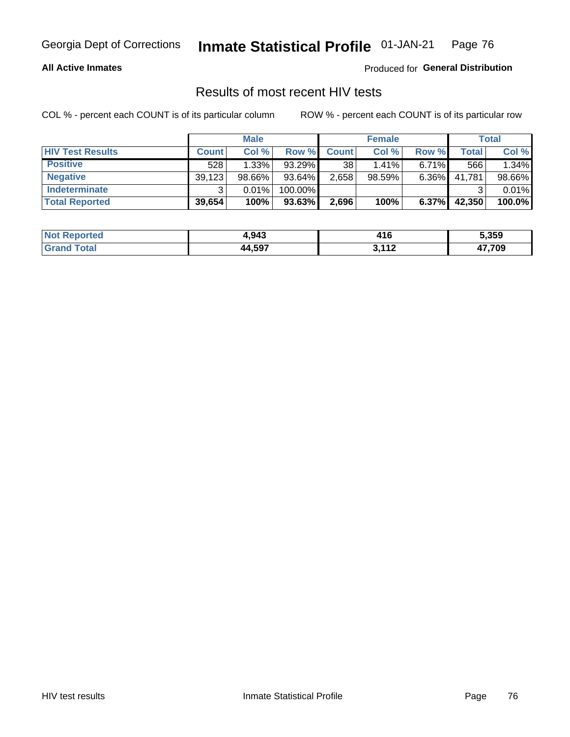Georgia Dept of Corrections **Inmate Statistical Profile** 01-JAN-21

**All Active Inmates**

Produced for **General Distribution**

## Results of most recent HIV tests

COL % - percent each COUNT is of its particular column

ROW % - percent each COUNT is of its particular row

| | Male | | | Female | | | Total | |
|---|---|---|---|---|---|---|---|---|
| **HIV Test Results** | **Count** | **Col %** | **Row %** | **Count** | **Col %** | **Row %** | **Total** | **Col %** |
| **Positive** | 528 | 1.33% | 93.29% | 38 | 1.41% | 6.71% | 566 | 1.34% |
| **Negative** | 39,123 | 98.66% | 93.64% | 2,658 | 98.59% | 6.36% | 41,781 | 98.66% |
| **Indeterminate** | 3 | 0.01% | 100.00% | | | | 3 | 0.01% |
| **Total Reported** | **39,654** | **100%** | **93.63%** | **2,696** | **100%** | **6.37%** | **42,350** | **100.0%** |

| | Male | Female | Total |
|---|---|---|---|
| **Not Reported** | **4,943** | **416** | **5,359** |
| **Grand Total** | **44,597** | **3,112** | **47,709** |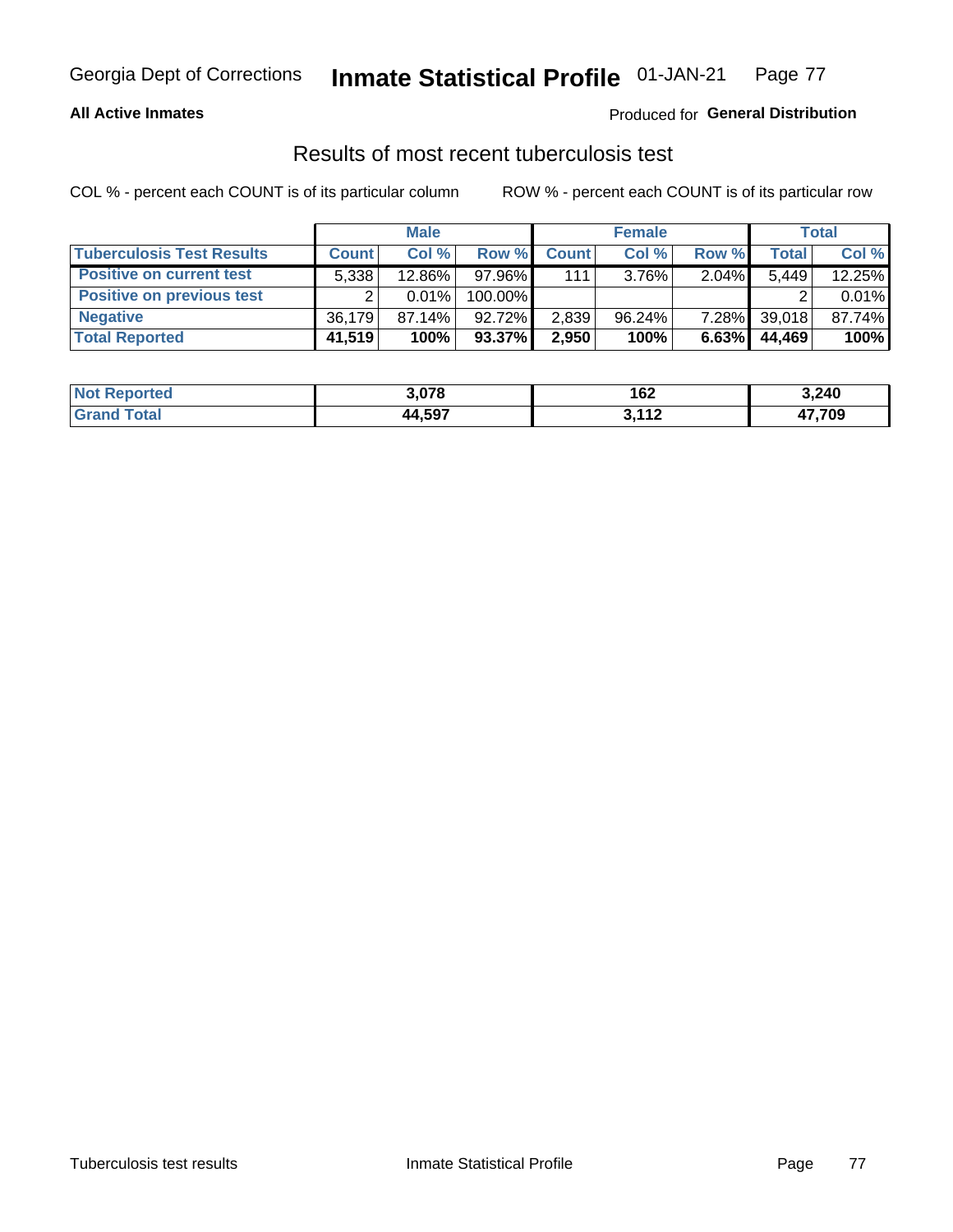Georgia Dept of Corrections **Inmate Statistical Profile** 01-JAN-21

**All Active Inmates**

Produced for **General Distribution**

## Results of most recent tuberculosis test

COL % - percent each COUNT is of its particular column

ROW % - percent each COUNT is of its particular row

| | Male | | | Female | | | Total | |
|---|---|---|---|---|---|---|---|---|
| **Tuberculosis Test Results** | **Count** | **Col %** | **Row %** | **Count** | **Col %** | **Row %** | **Total** | **Col %** |
| **Positive on current test** | 5,338 | 12.86% | 97.96% | 111 | 3.76% | 2.04% | 5,449 | 12.25% |
| **Positive on previous test** | 2 | 0.01% | 100.00% | | | | 2 | 0.01% |
| **Negative** | 36,179 | 87.14% | 92.72% | 2,839 | 96.24% | 7.28% | 39,018 | 87.74% |
| **Total Reported** | **41,519** | **100%** | **93.37%** | **2,950** | **100%** | **6.63%** | **44,469** | **100%** |

| | Male | Female | Total |
|---|---|---|---|
| **Not Reported** | **3,078** | **162** | **3,240** |
| **Grand Total** | **44,597** | **3,112** | **47,709** |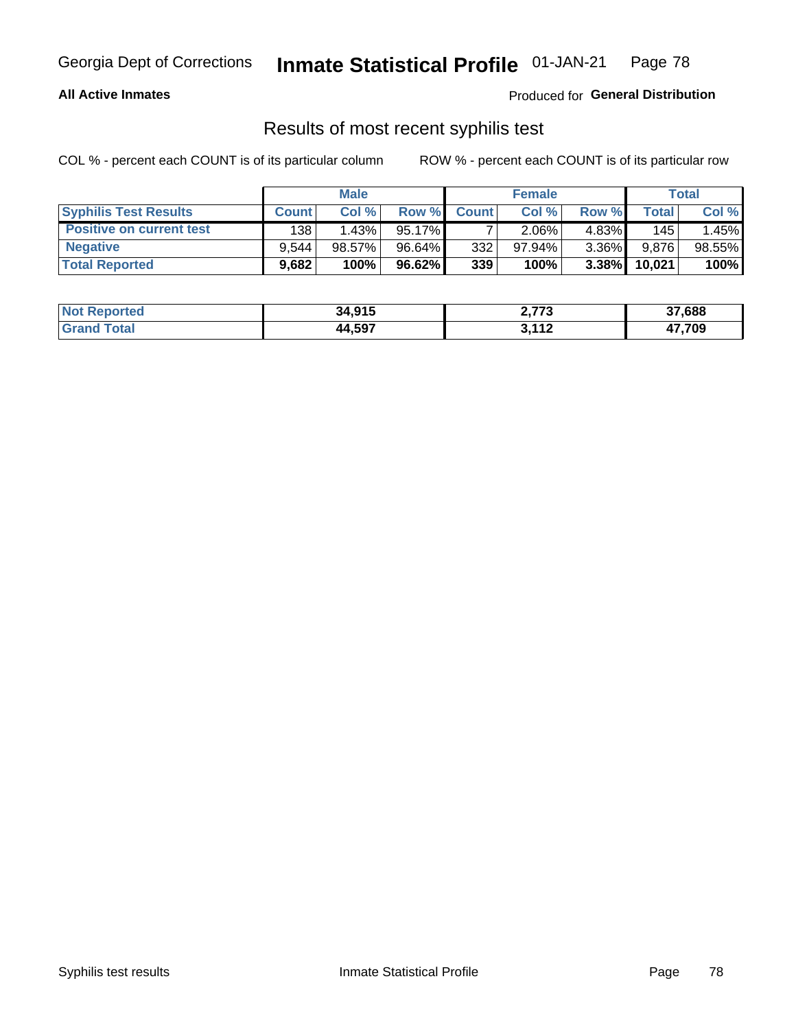Georgia Dept of Corrections **Inmate Statistical Profile** 01-JAN-21

**All Active Inmates**

Produced for **General Distribution**

## Results of most recent syphilis test

COL % - percent each COUNT is of its particular column ROW % - percent each COUNT is of its particular row

| | Male | | | Female | | | Total | |
|---|---|---|---|---|---|---|---|---|
| **Syphilis Test Results** | **Count** | **Col %** | **Row %** | **Count** | **Col %** | **Row %** | **Total** | **Col %** |
| **Positive on current test** | 138 | 1.43% | 95.17% | 7 | 2.06% | 4.83% | 145 | 1.45% |
| **Negative** | 9,544 | 98.57% | 96.64% | 332 | 97.94% | 3.36% | 9,876 | 98.55% |
| **Total Reported** | **9,682** | **100%** | **96.62%** | **339** | **100%** | **3.38%** | **10,021** | **100%** |

| | Male | Female | Total |
|---|---|---|---|
| **Not Reported** | **34,915** | **2,773** | **37,688** |
| **Grand Total** | **44,597** | **3,112** | **47,709** |

Syphilis test results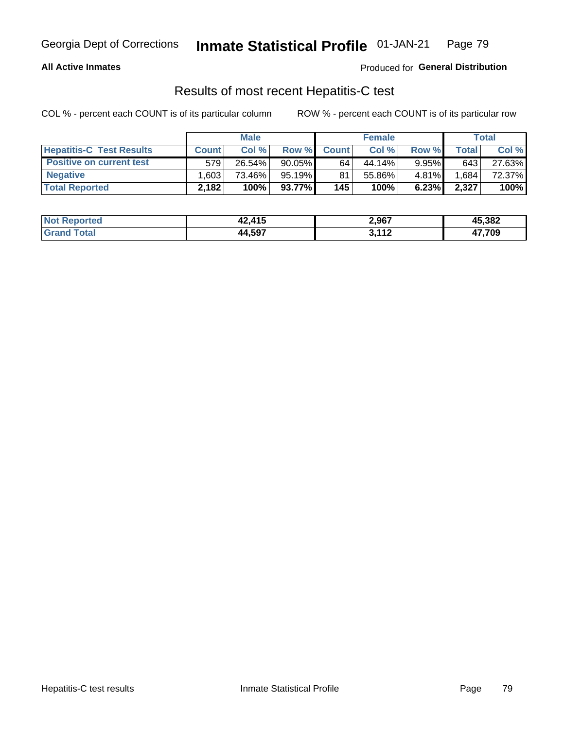Georgia Dept of Corrections **Inmate Statistical Profile** 01-JAN-21

**All Active Inmates** Produced for **General Distribution**

## Results of most recent Hepatitis-C test

COL % - percent each COUNT is of its particular column ROW % - percent each COUNT is of its particular row

| | Male | | | Female | | | Total | |
|---|---|---|---|---|---|---|---|---|
| **Hepatitis-C Test Results** | **Count** | **Col %** | **Row %** | **Count** | **Col %** | **Row %** | **Total** | **Col %** |
| **Positive on current test** | 579 | 26.54% | 90.05% | 64 | 44.14% | 9.95% | 643 | 27.63% |
| **Negative** | 1,603 | 73.46% | 95.19% | 81 | 55.86% | 4.81% | 1,684 | 72.37% |
| **Total Reported** | **2,182** | **100%** | **93.77%** | **145** | **100%** | **6.23%** | **2,327** | **100%** |

| | Male | Female | Total |
|---|---|---|---|
| **Not Reported** | **42,415** | **2,967** | **45,382** |
| **Grand Total** | **44,597** | **3,112** | **47,709** |